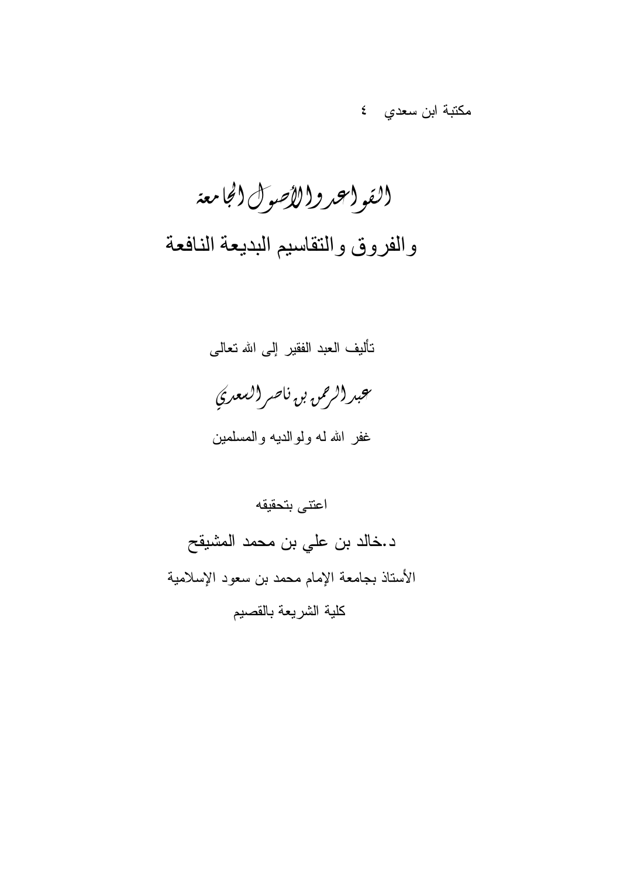مكتبة ابن سعدي ٤

# القواعد والأصول الجامعة

## والفروق والتقاسيم البديعة النافعة

تأليف العبد الفقير إلى الله تعالى

عبد الرحمن بن ناصر السعدي

غفر الله له ولوالديه والمسلمين

اعتنى بتحقيقه

د.خالد بن علي بن محمد المشيقح

الأستاذ بجامعة الإمام محمد بن سعود الإسلامية

كلية الشريعة بالقصيم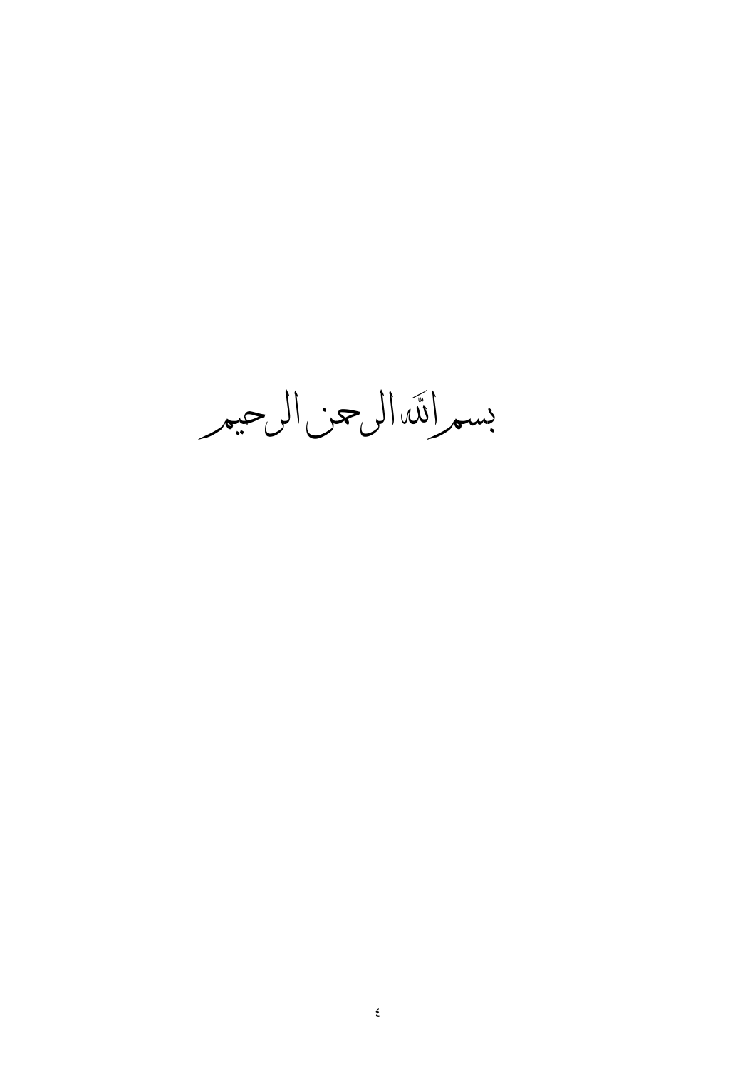بسم الله الرحمن الرحيم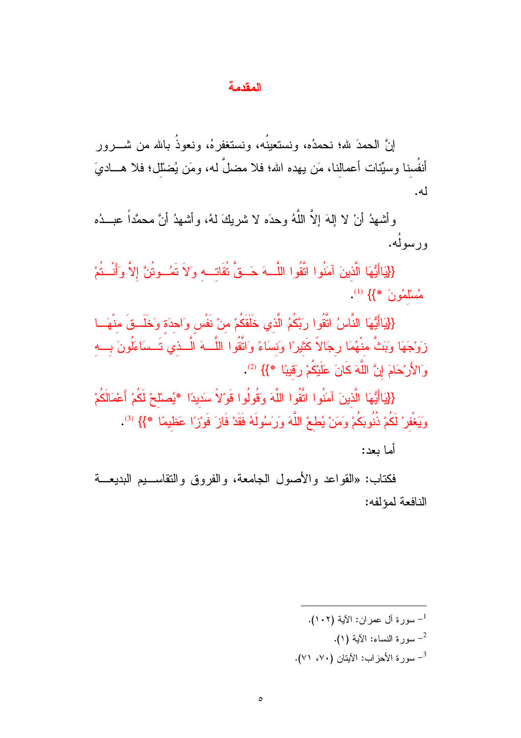# المقدمة

إنَّ الحمدَ لله؛ نحمدُه، ونستعينُه، ونستغفرهُ، ونعوذُ بالله من شرور أنفُسنا وسيِّئات أعمالنا، مَن يهده الله؛ فلا مضلَّ له، ومَن يُضْلل؛ فلا هاديَ له.

وأشهدُ أنْ لا إلهَ إلاَّ اللَّهُ وحدَه لا شريكَ لهُ، وأشهدُ أنَّ محمَّداً عبدُه ورسولُه.

{{يَاأَيُّهَا الَّذِينَ آمَنُوا اتَّقُوا اللَّهَ حَقَّ تُقَاتِهِ وَلاَ تَمُوتُنَّ إِلاَّ وَأَنْتُمْ مُسْلِمُونَ *}} [1].

{{يَاأَيُّهَا النَّاسُ اتَّقُوا رَبَّكُمُ الَّذِي خَلَقَكُمْ مِنْ نَفْسٍ وَاحِدَةٍ وَخَلَقَ مِنْهَا زَوْجَهَا وَبَثَّ مِنْهُمَا رِجَالاً كَثِيرًا وَنِسَاءً وَاتَّقُوا اللَّهَ الَّذِي تَسَاءَلُونَ بِهِ وَالأَرْحَامَ إِنَّ اللَّهَ كَانَ عَلَيْكُمْ رَقِيبًا *}} [2].

{{يَاأَيُّهَا الَّذِينَ آمَنُوا اتَّقُوا اللَّهَ وَقُولُوا قَوْلاً سَدِيدًا *يُصْلِحْ لَكُمْ أَعْمَالَكُمْ وَيَغْفِرْ لَكُمْ ذُنُوبَكُمْ وَمَنْ يُطِعْ اللَّهَ وَرَسُولَهُ فَقَدْ فَازَ فَوْزًا عَظِيمًا *}} [3].

أما بعد:

فكتاب: «القواعد والأصول الجامعة، والفروق والتقاسيم البديعة النافعة لمؤلفه:

---

[1]- سورة آل عمران: الآية (١٠٢).

[2]- سورة النساء: الآية (١).

[3]- سورة الأحزاب: الآيتان (٧٠، ٧١).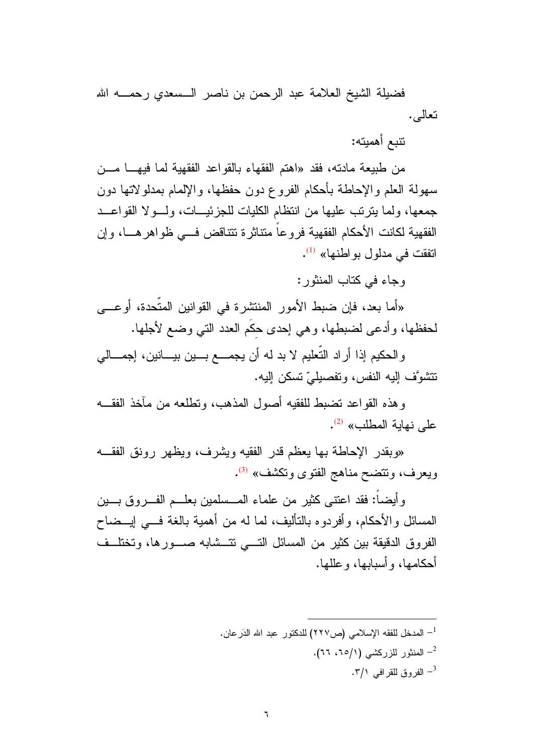فضيلة الشيخ العلامة عبد الرحمن بن ناصر السعدي رحمه الله تعالى.

تتبع أهميته:

من طبيعة مادته، فقد «اهتم الفقهاء بالقواعد الفقهية لما فيها من سهولة العلم والإحاطة بأحكام الفروع دون حفظها، والإلمام بمدلولاتها دون جمعها، ولما يترتب عليها من انتظام الكليات للجزئيات، ولولا القواعد الفقهية لكانت الأحكام الفقهية فروعاً متناثرة تتناقض في ظواهرها، وإن اتفقت في مدلول بواطنها» [1].

وجاء في كتاب المنثور:

«أما بعد، فإن ضبط الأمور المنتشرة في القوانين المتّحدة، أوعى لحفظها، وأدعى لضبطها، وهي إحدى حِكَم العدد التي وضع لأجلها.

والحكيم إذا أراد التّعليم لا بد له أن يجمع بين بيانين، إجمالي تتشوّف إليه النفس، وتفصيليّ تسكن إليه.

وهذه القواعد تضبط للفقيه أصول المذهب، وتطلعه من مآخذ الفقه على نهاية المطلب» [2].

«وبقدر الإحاطة بها يعظم قدر الفقيه ويشرف، ويظهر رونق الفقه ويعرف، وتتضح مناهج الفتوى وتكشف» [3].

وأيضاً: فقد اعتنى كثير من علماء المسلمين بعلم الفروق بين المسائل والأحكام، وأفردوه بالتأليف، لما له من أهمية بالغة في إيضاح الفروق الدقيقة بين كثير من المسائل التي تتشابه صورها، وتختلف أحكامها، وأسبابها، وعللها.

---

[1] المدخل للفقه الإسلامي (ص٢٢٧) للدكتور عبد الله الدَرعان.

[2] المنثور للزركشي (٦٥/١، ٦٦).

[3] الفروق للقرافي ٣/١.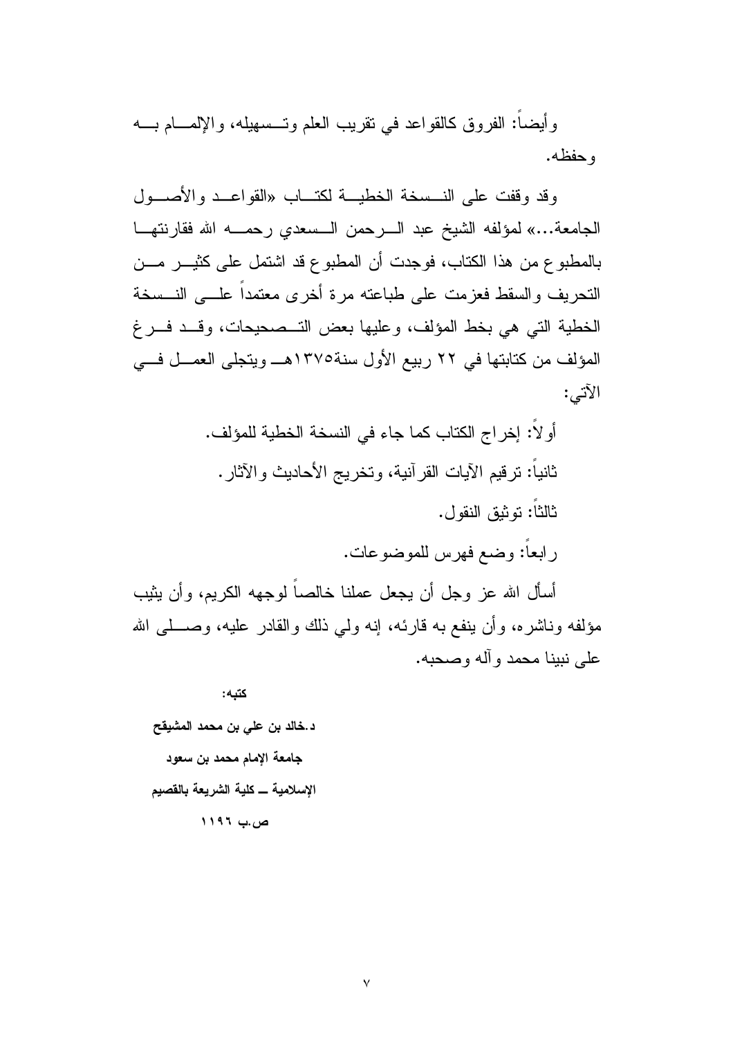وأيضاً: الفروق كالقواعد في تقريب العلم وتسهيله، والإلمام به وحفظه.

وقد وقفت على النسخة الخطية لكتاب «القواعد والأصول الجامعة...» لمؤلفه الشيخ عبد الرحمن السعدي رحمه الله فقارنتها بالمطبوع من هذا الكتاب، فوجدت أن المطبوع قد اشتمل على كثير من التحريف والسقط فعزمت على طباعته مرة أخرى معتمداً على النسخة الخطية التي هي بخط المؤلف، وعليها بعض التصحيحات، وقد فرغ المؤلف من كتابتها في ٢٢ ربيع الأول سنة١٣٧٥هـ ويتجلى العمل في الآتي:

أولاً: إخراج الكتاب كما جاء في النسخة الخطية للمؤلف.

ثانياً: ترقيم الآيات القرآنية، وتخريج الأحاديث والآثار.

ثالثاً: توثيق النقول.

رابعاً: وضع فهرس للموضوعات.

أسأل الله عز وجل أن يجعل عملنا خالصاً لوجهه الكريم، وأن يثيب مؤلفه وناشره، وأن ينفع به قارئه، إنه ولي ذلك والقادر عليه، وصلى الله على نبينا محمد وآله وصحبه.

**كتبه:**

**د.خالد بن علي بن محمد المشيقح**

**جامعة الإمام محمد بن سعود**

**الإسلامية ــ كلية الشريعة بالقصيم**

**ص.ب ١١٩٦**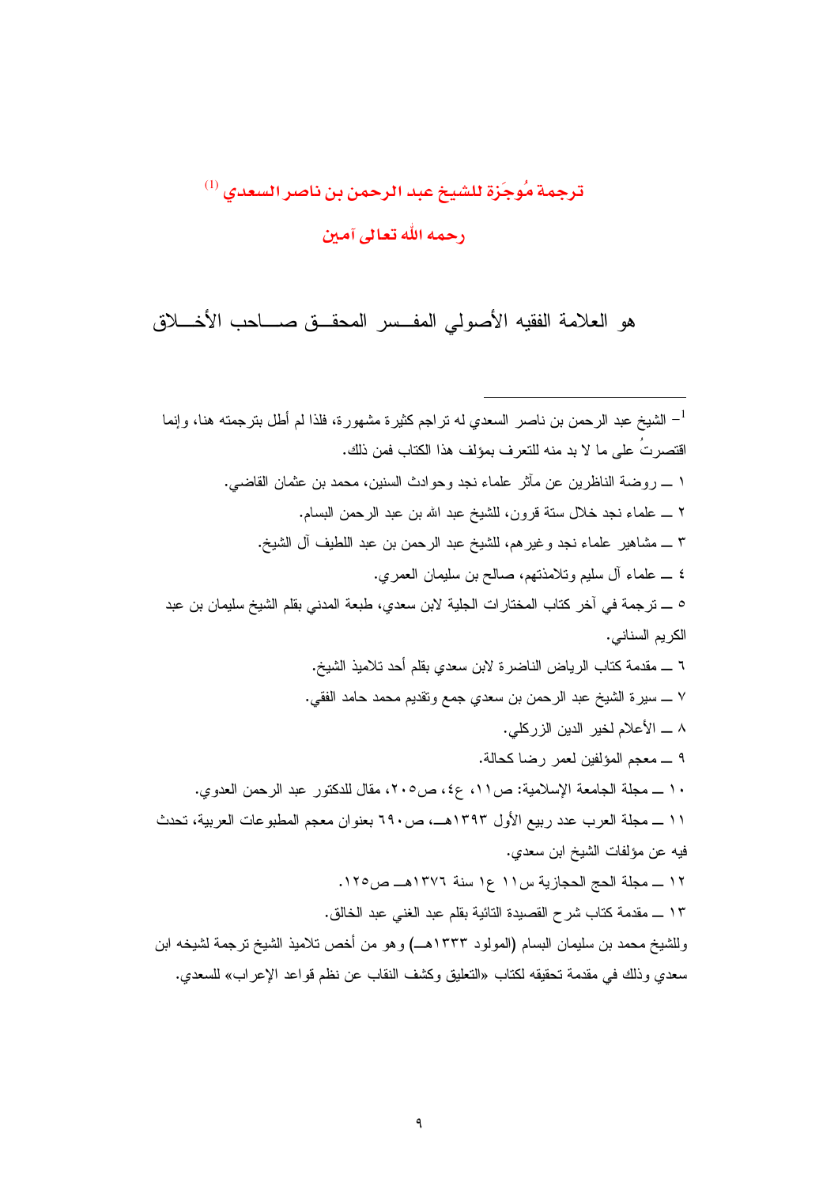## ترجمة مُوجَزة للشيخ عبد الرحمن بن ناصر السعدي [1]

## رحمه الله تعالى آمين

هو العلامة الفقيه الأصولي المفسر المحقق صاحب الأخلاق

---

[1] – الشيخ عبد الرحمن بن ناصر السعدي له تراجم كثيرة مشهورة، فلذا لم أطل بترجمته هنا، وإنما اقتصرتُ على ما لا بد منه للتعرف بمؤلف هذا الكتاب فمن ذلك.

١ ــ روضة الناظرين عن مآثر علماء نجد وحوادث السنين، محمد بن عثمان القاضي.

٢ ــ علماء نجد خلال ستة قرون، للشيخ عبد الله بن عبد الرحمن البسام.

٣ ــ مشاهير علماء نجد وغيرهم، للشيخ عبد الرحمن بن عبد اللطيف آل الشيخ.

٤ ــ علماء آل سليم وتلامذتهم، صالح بن سليمان العمري.

٥ ــ ترجمة في آخر كتاب المختارات الجلية لابن سعدي، طبعة المدني بقلم الشيخ سليمان بن عبد الكريم السناني.

٦ ــ مقدمة كتاب الرياض الناضرة لابن سعدي بقلم أحد تلاميذ الشيخ.

٧ ــ سيرة الشيخ عبد الرحمن بن سعدي جمع وتقديم محمد حامد الفقي.

٨ ــ الأعلام لخير الدين الزركلي.

٩ ــ معجم المؤلفين لعمر رضا كحالة.

١٠ ــ مجلة الجامعة الإسلامية: ص١١، ع٤، ص٢٠٥، مقال للدكتور عبد الرحمن العدوي.

١١ ــ مجلة العرب عدد ربيع الأول ١٣٩٣هــ، ص٦٩٠ بعنوان معجم المطبوعات العربية، تحدث فيه عن مؤلفات الشيخ ابن سعدي.

١٢ ــ مجلة الحج الحجازية س١١ ع١ سنة ١٣٧٦هــ ص١٢٥.

١٣ ــ مقدمة كتاب شرح القصيدة التائية بقلم عبد الغني عبد الخالق.

وللشيخ محمد بن سليمان البسام (المولود ١٣٣٣هــ) وهو من أخص تلاميذ الشيخ ترجمة لشيخه ابن سعدي وذلك في مقدمة تحقيقه لكتاب «التعليق وكشف النقاب عن نظم قواعد الإعراب» للسعدي.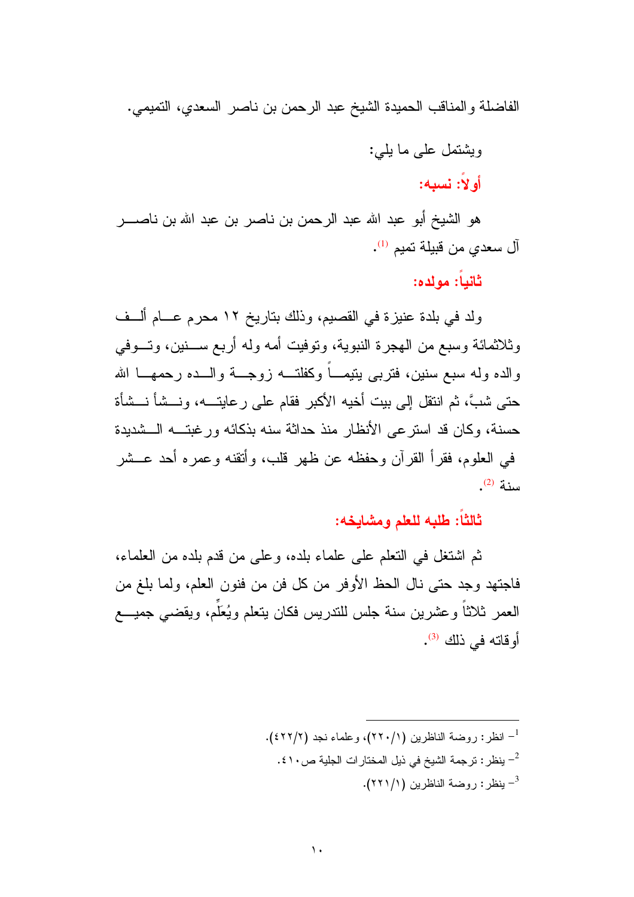الفاضلة والمناقب الحميدة الشيخ عبد الرحمن بن ناصر السعدي، التميمي.

ويشتمل على ما يلي:

### أولاً: نسبه:

هو الشيخ أبو عبد الله عبد الرحمن بن ناصر بن عبد الله بن ناصر آل سعدي من قبيلة تميم [1].

### ثانياً: مولده:

ولد في بلدة عنيزة في القصيم، وذلك بتاريخ ١٢ محرم عام ألف وثلاثمائة وسبع من الهجرة النبوية، وتوفيت أمه وله أربع سنين، وتوفي والده وله سبع سنين، فتربى يتيماً وكفلته زوجة والده رحمهما الله حتى شبَّ، ثم انتقل إلى بيت أخيه الأكبر فقام على رعايته، ونشأ نشأة حسنة، وكان قد استرعى الأنظار منذ حداثة سنه بذكائه ورغبته الشديدة في العلوم، فقرأ القرآن وحفظه عن ظهر قلب، وأتقنه وعمره أحد عشر سنة [2].

### ثالثاً: طلبه للعلم ومشايخه:

ثم اشتغل في التعلم على علماء بلده، وعلى من قدم بلده من العلماء، فاجتهد وجد حتى نال الحظ الأوفر من كل فن من فنون العلم، ولما بلغ من العمر ثلاثاً وعشرين سنة جلس للتدريس فكان يتعلم ويُعلِّم، ويقضي جميع أوقاته في ذلك [3].

---

[1] - انظر: روضة الناظرين (٢٢٠/١)، وعلماء نجد (٤٢٢/٢).

[2] - ينظر: ترجمة الشيخ في ذيل المختارات الجلية ص٤١٠.

[3] - ينظر: روضة الناظرين (٢٢١/١).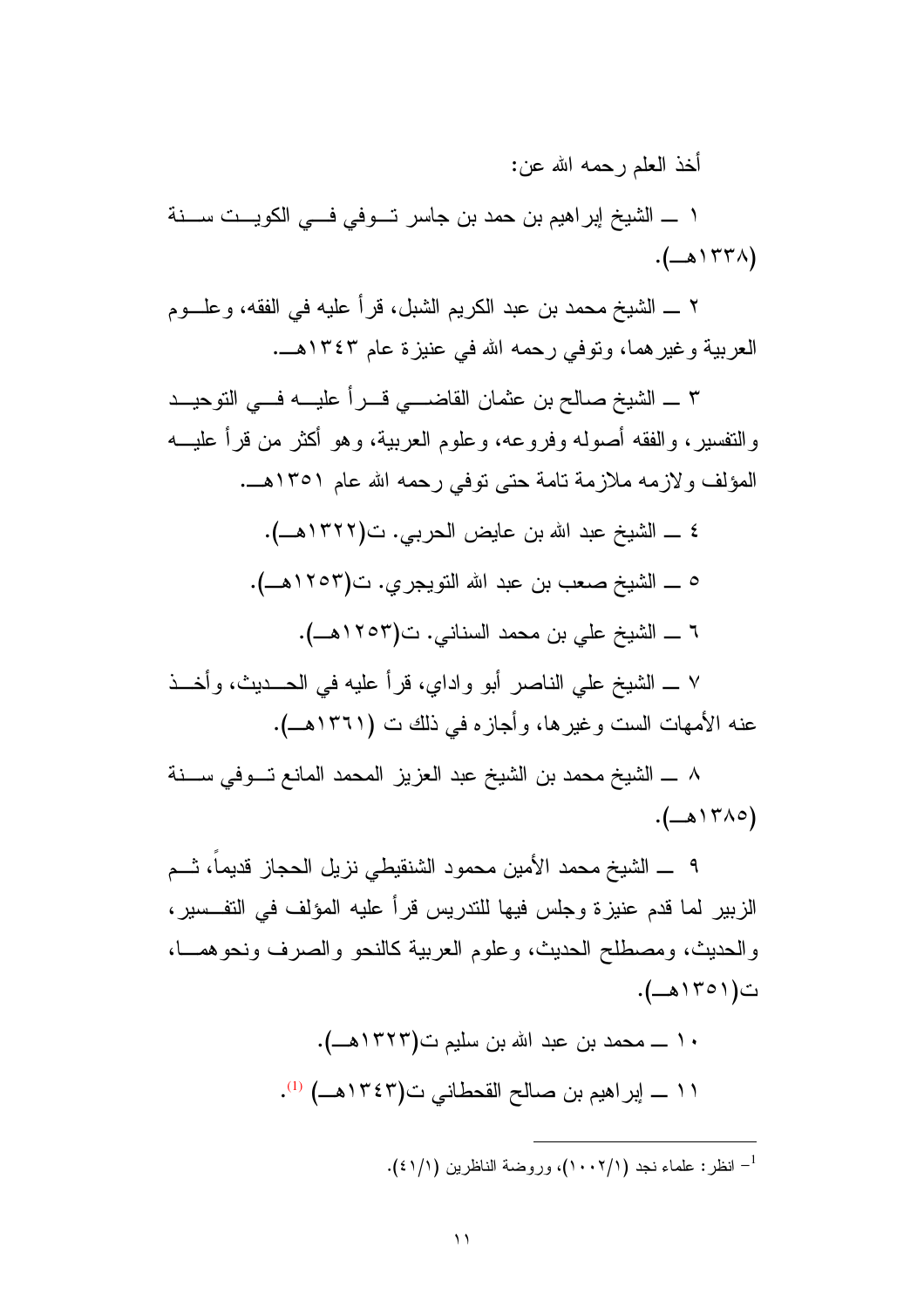أخذ العلم رحمه الله عن:

١ ــ الشيخ إبراهيم بن حمد بن جاسر تــوفي فــي الكويــت ســنة (١٣٣٨هــ).

٢ ــ الشيخ محمد بن عبد الكريم الشبل، قرأ عليه في الفقه، وعلــوم العربية وغيرهما، وتوفي رحمه الله في عنيزة عام ١٣٤٣هــ.

٣ ــ الشيخ صالح بن عثمان القاضــي قــرأ عليــه فــي التوحيــد والتفسير، والفقه أصوله وفروعه، وعلوم العربية، وهو أكثر من قرأ عليــه المؤلف ولازمه ملازمة تامة حتى توفي رحمه الله عام ١٣٥١هــ.

٤ ــ الشيخ عبد الله بن عايض الحربي. ت(١٣٢٢هــ).

٥ ــ الشيخ صعب بن عبد الله التويجري. ت(١٢٥٣هــ).

٦ ــ الشيخ علي بن محمد السناني. ت(١٢٥٣هــ).

٧ ــ الشيخ علي الناصر أبو واداي، قرأ عليه في الحــديث، وأخــذ عنه الأمهات الست وغيرها، وأجازه في ذلك ت (١٣٦١هــ).

٨ ــ الشيخ محمد بن الشيخ عبد العزيز المحمد المانع تــوفي ســنة (١٣٨٥هــ).

٩ ــ الشيخ محمد الأمين محمود الشنقيطي نزيل الحجاز قديماً، ثــم الزبير لما قدم عنيزة وجلس فيها للتدريس قرأ عليه المؤلف في التفــسير، والحديث، ومصطلح الحديث، وعلوم العربية كالنحو والصرف ونحوهمــا، ت(١٣٥١هــ).

١٠ ــ محمد بن عبد الله بن سليم ت(١٣٢٣هــ).

١١ ــ إبراهيم بن صالح القحطاني ت(١٣٤٣هــ) [1].

---

[1] انظر: علماء نجد (١٠٠٢/١)، وروضة الناظرين (٤١/١).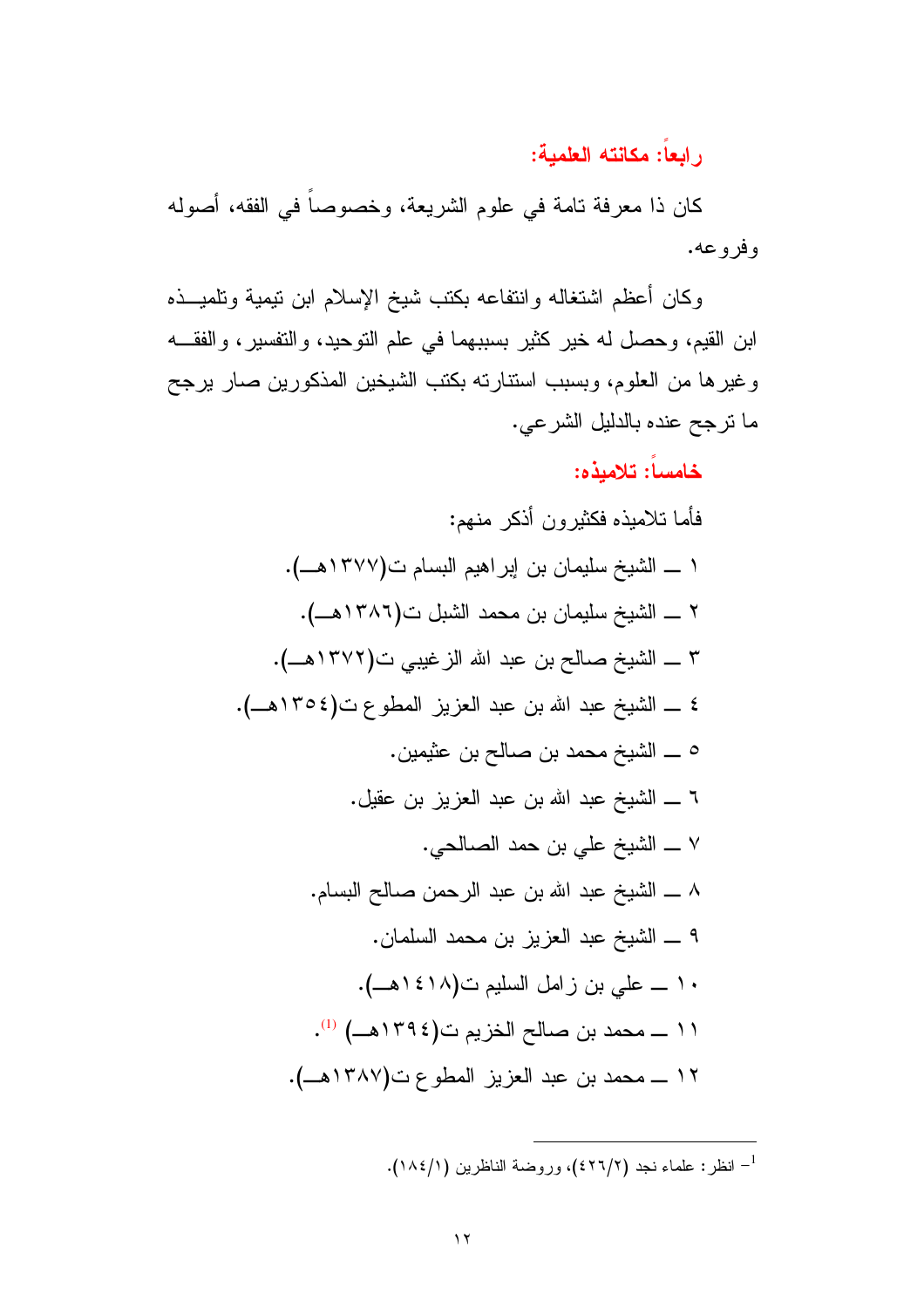### رابعاً: مكانته العلمية:

كان ذا معرفة تامة في علوم الشريعة، وخصوصاً في الفقه، أصوله وفروعه.

وكان أعظم اشتغاله وانتفاعه بكتب شيخ الإسلام ابن تيمية وتلميذه ابن القيم، وحصل له خير كثير بسببهما في علم التوحيد، والتفسير، والفقه وغيرها من العلوم، وبسبب استنارته بكتب الشيخين المذكورين صار يرجح ما ترجح عنده بالدليل الشرعي.

### خامساً: تلاميذه:

فأما تلاميذه فكثيرون أذكر منهم:

١ ـ الشيخ سليمان بن إبراهيم البسام ت(١٣٧٧هـ).

٢ ـ الشيخ سليمان بن محمد الشبل ت(١٣٨٦هـ).

٣ ـ الشيخ صالح بن عبد الله الزغيبي ت(١٣٧٢هـ).

٤ ـ الشيخ عبد الله بن عبد العزيز المطوع ت(١٣٥٤هـ).

٥ ـ الشيخ محمد بن صالح بن عثيمين.

٦ ـ الشيخ عبد الله بن عبد العزيز بن عقيل.

٧ ـ الشيخ علي بن حمد الصالحي.

٨ ـ الشيخ عبد الله بن عبد الرحمن صالح البسام.

٩ ـ الشيخ عبد العزيز بن محمد السلمان.

١٠ ـ علي بن زامل السليم ت(١٤١٨هـ).

١١ ـ محمد بن صالح الخزيم ت(١٣٩٤هـ) [1].

١٢ ـ محمد بن عبد العزيز المطوع ت(١٣٨٧هـ).

---

[1] انظر: علماء نجد (٤٢٦/٢)، وروضة الناظرين (١٨٤/١).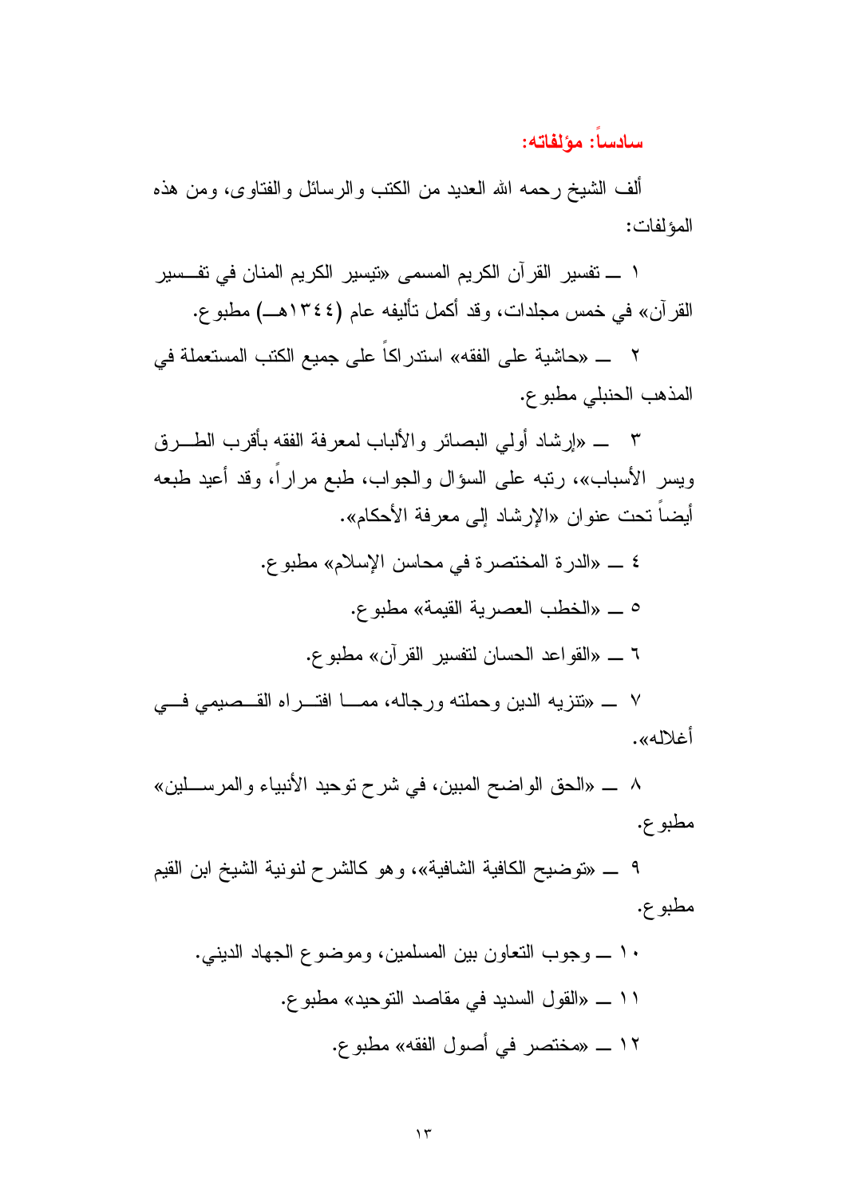### سادساً: مؤلفاته:

ألف الشيخ رحمه الله العديد من الكتب والرسائل والفتاوى، ومن هذه المؤلفات:

١ ــ تفسير القرآن الكريم المسمى «تيسير الكريم المنان في تفسير القرآن» في خمس مجلدات، وقد أكمل تأليفه عام (١٣٤٤هـ) مطبوع.

٢ ــ «حاشية على الفقه» استدراكاً على جميع الكتب المستعملة في المذهب الحنبلي مطبوع.

٣ ــ «إرشاد أولي البصائر والألباب لمعرفة الفقه بأقرب الطرق وييسر الأسباب»، رتبه على السؤال والجواب، طبع مراراً، وقد أعيد طبعه أيضاً تحت عنوان «الإرشاد إلى معرفة الأحكام».

٤ ــ «الدرة المختصرة في محاسن الإسلام» مطبوع.

٥ ــ «الخطب العصرية القيمة» مطبوع.

٦ ــ «القواعد الحسان لتفسير القرآن» مطبوع.

٧ ــ «تنزيه الدين وحملته ورجاله، مما افتراه القصيمي في أغلاله».

٨ ــ «الحق الواضح المبين، في شرح توحيد الأنبياء والمرسلين» مطبوع.

٩ ــ «توضيح الكافية الشافية»، وهو كالشرح لنونية الشيخ ابن القيم مطبوع.

١٠ ــ وجوب التعاون بين المسلمين، وموضوع الجهاد الديني.

١١ ــ «القول السديد في مقاصد التوحيد» مطبوع.

١٢ ــ «مختصر في أصول الفقه» مطبوع.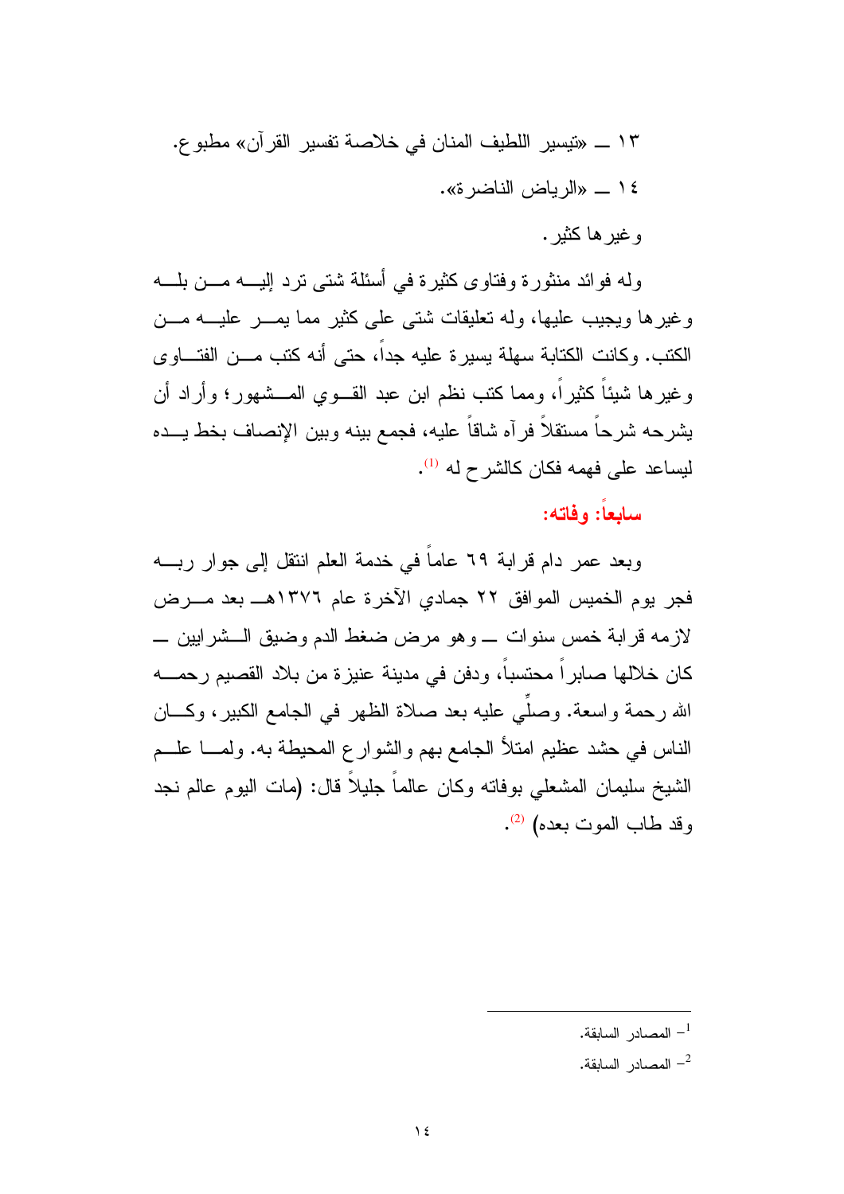١٣ ـ «تيسير اللطيف المنان في خلاصة تفسير القرآن» مطبوع.

١٤ ـ «الرياض الناضرة».

وغيرها كثير.

وله فوائد منثورة وفتاوى كثيرة في أسئلة شتى ترد إليه من بلده وغيرها ويجيب عليها، وله تعليقات شتى على كثير مما يمر عليه من الكتب. وكانت الكتابة سهلة يسيرة عليه جداً، حتى أنه كتب من الفتاوى وغيرها شيئاً كثيراً، ومما كتب نظم ابن عبد القوي المشهور؛ وأراد أن يشرحه شرحاً مستقلاً فرآه شاقاً عليه، فجمع بينه وبين الإنصاف بخط يده ليساعد على فهمه فكان كالشرح له [1].

### سابعاً: وفاته:

وبعد عمر دام قرابة ٦٩ عاماً في خدمة العلم انتقل إلى جوار ربه فجر يوم الخميس الموافق ٢٢ جمادي الآخرة عام ١٣٧٦هـ بعد مرض لازمه قرابة خمس سنوات ـ وهو مرض ضغط الدم وضيق الشرايين ـ كان خلالها صابراً محتسباً، ودفن في مدينة عنيزة من بلاد القصيم رحمه الله رحمة واسعة. وصلّي عليه بعد صلاة الظهر في الجامع الكبير، وكان الناس في حشد عظيم امتلأ الجامع بهم والشوارع المحيطة به. ولما علم الشيخ سليمان المشعلي بوفاته وكان عالماً جليلاً قال: (مات اليوم عالم نجد وقد طاب الموت بعده) [2].

---

[1] المصادر السابقة.

[2] المصادر السابقة.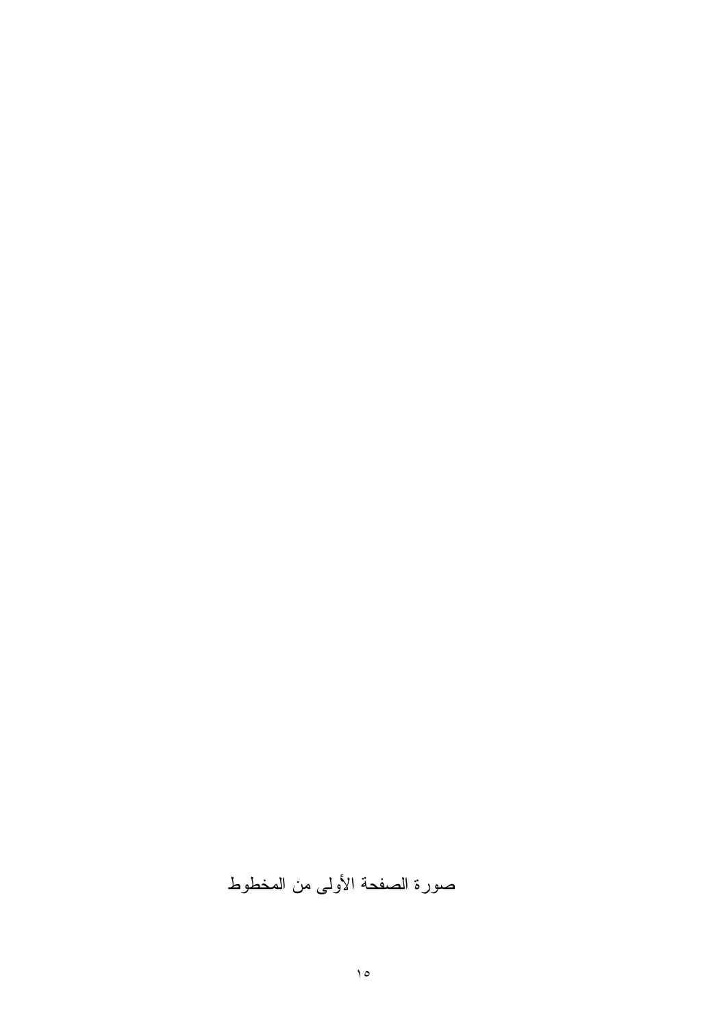صورة الصفحة الأولى من المخطوط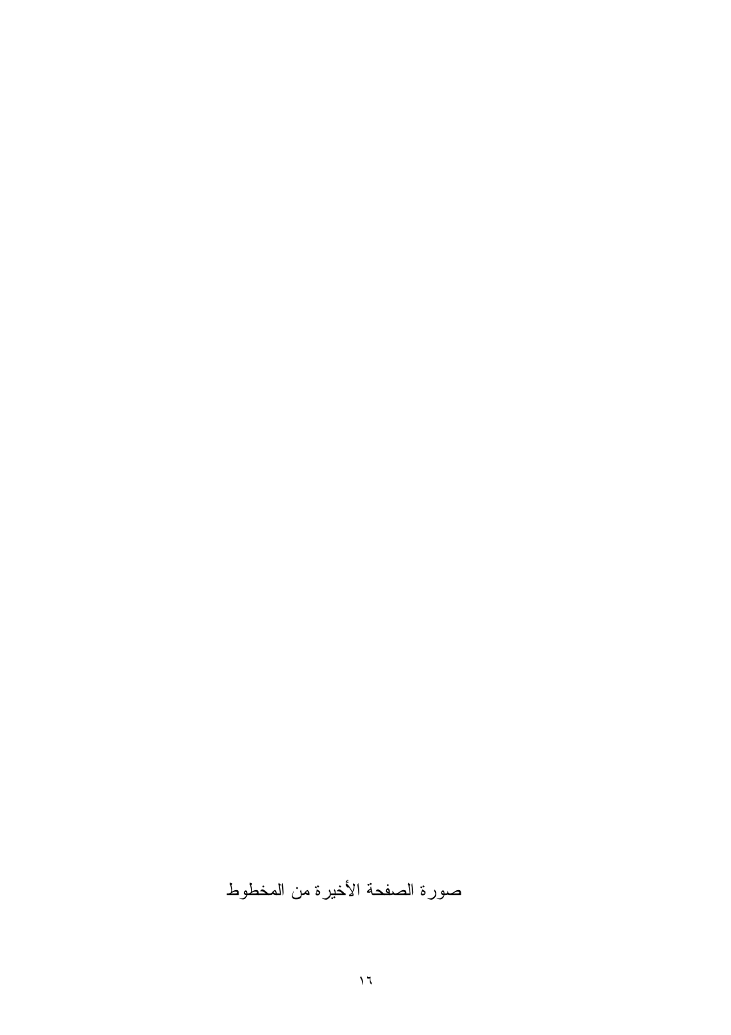صورة الصفحة الأخيرة من المخطوط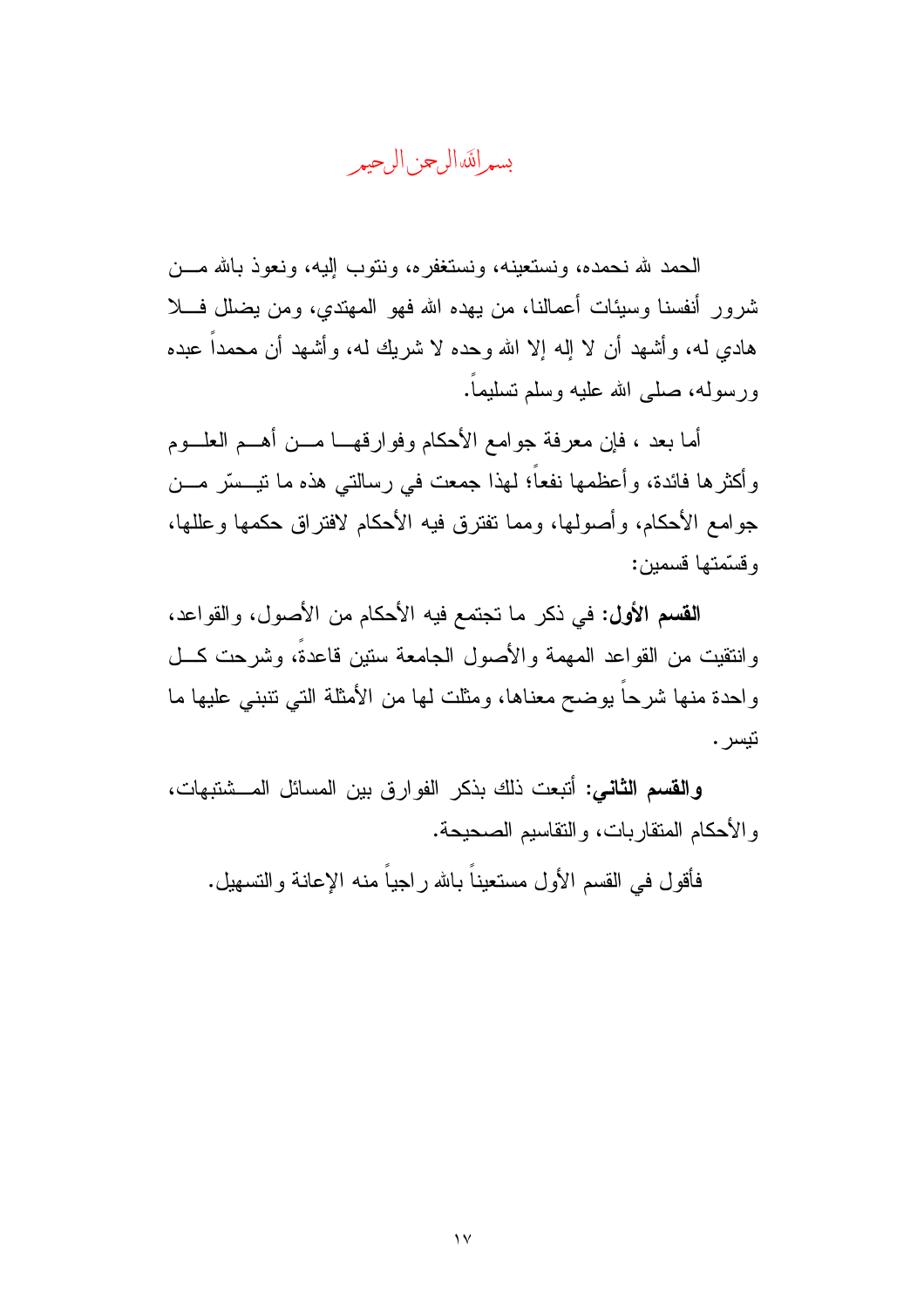بسم الله الرحمن الرحيم

الحمد لله نحمده، ونستعينه، ونستغفره، ونتوب إليه، ونعوذ بالله من شرور أنفسنا وسيئات أعمالنا، من يهده الله فهو المهتدي، ومن يضلل فلا هادي له، وأشهد أن لا إله إلا الله وحده لا شريك له، وأشهد أن محمداً عبده ورسوله، صلى الله عليه وسلم تسليماً.

أما بعد ، فإن معرفة جوامع الأحكام وفوارقها من أهم العلوم وأكثرها فائدة، وأعظمها نفعاً؛ لهذا جمعت في رسالتي هذه ما تيسّر من جوامع الأحكام، وأصولها، ومما تفترق فيه الأحكام لافتراق حكمها وعللها، وقسّمتها قسمين:

**القسم الأول:** في ذكر ما تجتمع فيه الأحكام من الأصول، والقواعد، وانتقيت من القواعد المهمة والأصول الجامعة ستين قاعدةً، وشرحت كل واحدة منها شرحاً يوضح معناها، ومثلت لها من الأمثلة التي تنبني عليها ما تيسر.

**والقسم الثاني:** أتبعت ذلك بذكر الفوارق بين المسائل المشتبهات، والأحكام المتقاربات، والتقاسيم الصحيحة.

فأقول في القسم الأول مستعيناً بالله راجياً منه الإعانة والتسهيل.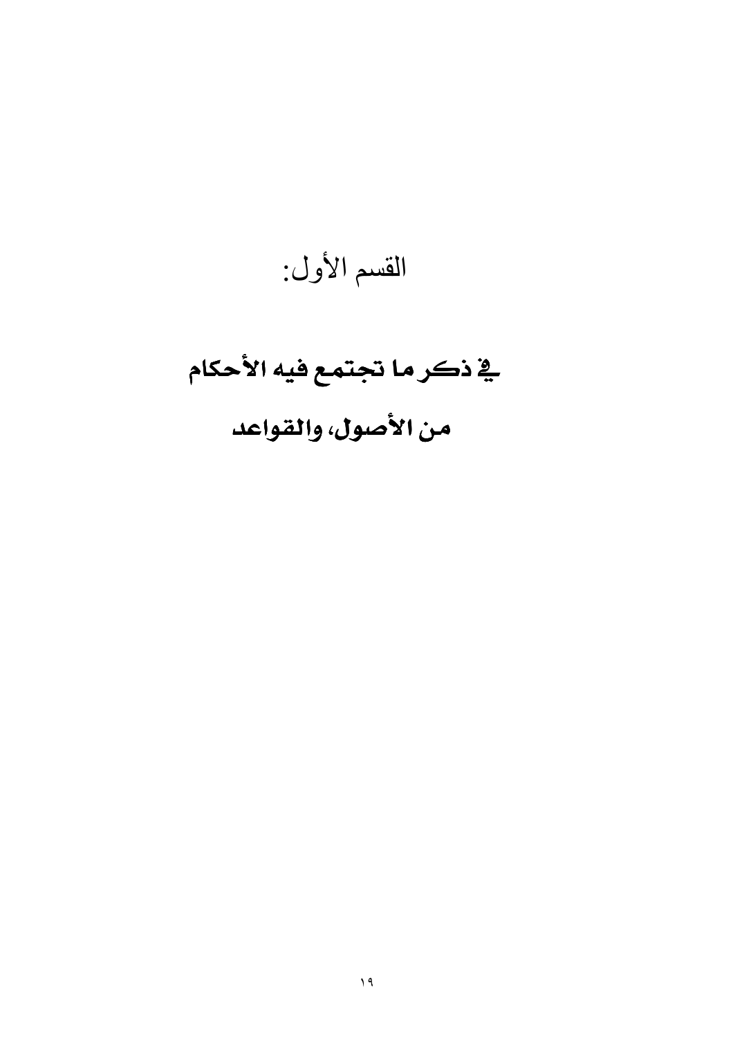# القسم الأول:

## في ذكر ما تجتمع فيه الأحكام

## من الأصول، والقواعد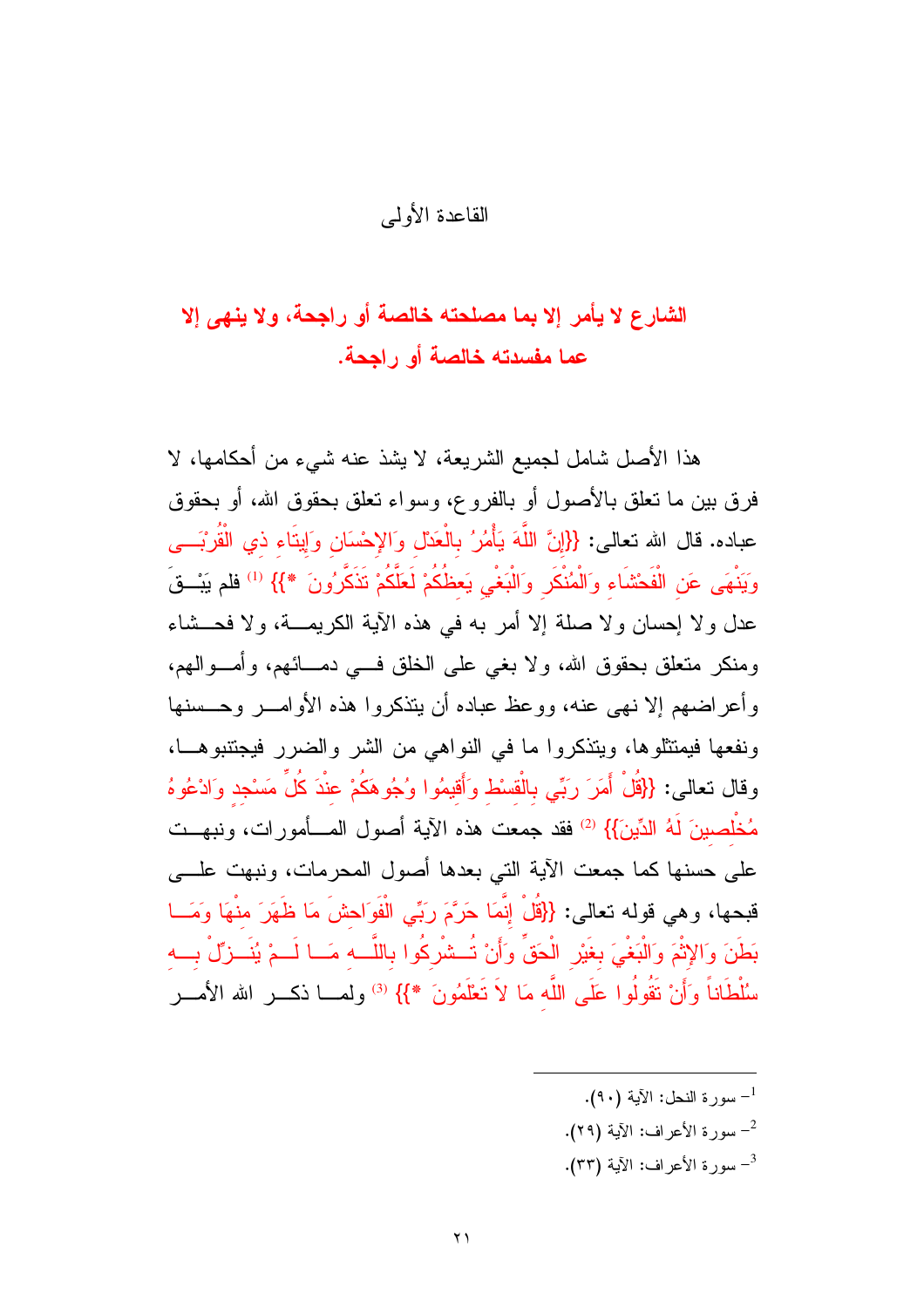## القاعدة الأولى

### الشارع لا يأمر إلا بما مصلحته خالصة أو راجحة، ولا ينهى إلا عما مفسدته خالصة أو راجحة.

هذا الأصل شامل لجميع الشريعة، لا يشذ عنه شيء من أحكامها، لا فرق بين ما تعلق بالأصول أو بالفروع، وسواء تعلق بحقوق الله، أو بحقوق عباده. قال الله تعالى: {{إِنَّ اللَّهَ يَأْمُرُ بِالْعَدْلِ وَالإِحْسَانِ وَإِيتَاءِ ذِي الْقُرْبَى وَيَنْهَى عَنِ الْفَحْشَاءِ وَالْمُنْكَرِ وَالْبَغْيِ يَعِظُكُمْ لَعَلَّكُمْ تَذَكَّرُونَ *}} [1] فلم يَبْقَ عدل ولا إحسان ولا صلة إلا أمر به في هذه الآية الكريمة، ولا فحشاء ومنكر متعلق بحقوق الله، ولا بغي على الخلق في دمائهم، وأموالهم، وأعراضهم إلا نهى عنه، ووعظ عباده أن يتذكروا هذه الأوامر وحسنها ونفعها فيمتثلوها، ويتذكروا ما في النواهي من الشر والضرر فيجتنبوها، وقال تعالى: {{قُلْ أَمَرَ رَبِّي بِالْقِسْطِ وَأَقِيمُوا وُجُوهَكُمْ عِنْدَ كُلِّ مَسْجِدٍ وَادْعُوهُ مُخْلِصِينَ لَهُ الدِّينَ}} [2] فقد جمعت هذه الآية أصول المأمورات، ونبهت على حسنها كما جمعت الآية التي بعدها أصول المحرمات، ونبهت على قبحها، وهي قوله تعالى: {{قُلْ إِنَّمَا حَرَّمَ رَبِّيَ الْفَوَاحِشَ مَا ظَهَرَ مِنْهَا وَمَا بَطَنَ وَالإِثْمَ وَالْبَغْيَ بِغَيْرِ الْحَقِّ وَأَنْ تُشْرِكُوا بِاللَّهِ مَا لَمْ يُنَزِّلْ بِهِ سُلْطَانًا وَأَنْ تَقُولُوا عَلَى اللَّهِ مَا لاَ تَعْلَمُونَ *}} [3] ولما ذكر الله الأمر

---

[1] - سورة النحل: الآية (٩٠).

[2] - سورة الأعراف: الآية (٢٩).

[3] - سورة الأعراف: الآية (٣٣).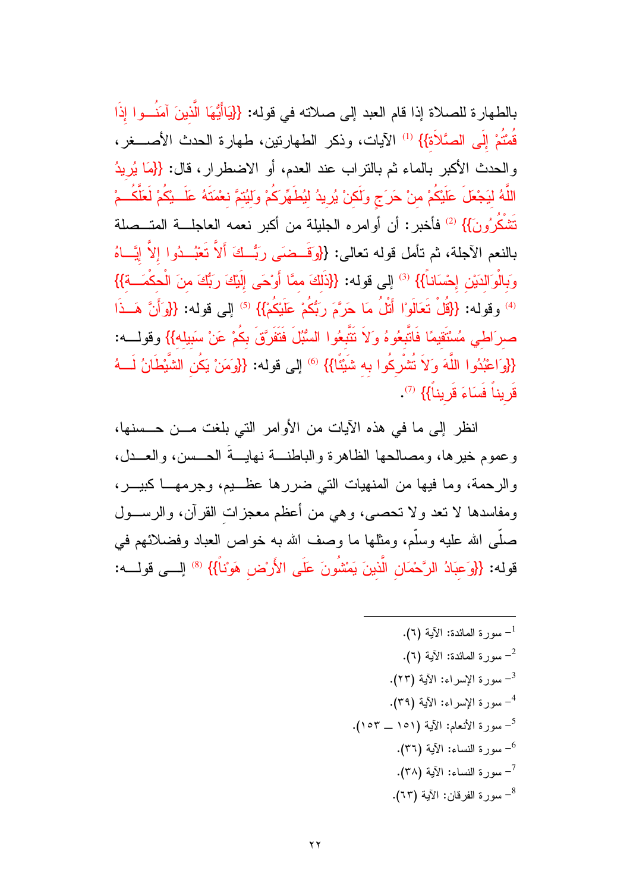بالطهارة للصلاة إذا قام العبد إلى صلاته في قوله: {{يَاأَيُّهَا الَّذِينَ آمَنُوا إِذَا قُمْتُمْ إِلَى الصَّلاَةِ}} [1] الآيات، وذكر الطهارتين، طهارة الحدث الأصغر، والحدث الأكبر بالماء ثم بالتراب عند العدم، أو الاضطرار، قال: {{مَا يُرِيدُ اللَّهُ لِيَجْعَلَ عَلَيْكُمْ مِنْ حَرَجٍ وَلَكِنْ يُرِيدُ لِيُطَهِّرَكُمْ وَلِيُتِمَّ نِعْمَتَهُ عَلَيْكُمْ لَعَلَّكُمْ تَشْكُرُونَ}} [2] فأخبر: أن أوامره الجليلة من أكبر نعمه العاجلة المتصلة بالنعم الآجلة، ثم تأمل قوله تعالى: {{وَقَضَى رَبُّكَ أَلاَّ تَعْبُدُوا إِلاَّ إِيَّاهُ وَبِالْوَالِدَيْنِ إِحْسَاناً}} [3] إلى قوله: {{ذَلِكَ مِمَّا أَوْحَى إِلَيْكَ رَبُّكَ مِنَ الْحِكْمَةِ}} [4] وقوله: {{قُلْ تَعَالَوْا أَتْلُ مَا حَرَّمَ رَبُّكُمْ عَلَيْكُمْ}} [5] إلى قوله: {{وَأَنَّ هَذَا صِرَاطِي مُسْتَقِيمًا فَاتَّبِعُوهُ وَلاَ تَتَّبِعُوا السُّبُلَ فَتَفَرَّقَ بِكُمْ عَنْ سَبِيلِهِ}} وقوله: {{وَاعْبُدُوا اللَّهَ وَلاَ تُشْرِكُوا بِهِ شَيْئًا}} [6] إلى قوله: {{وَمَنْ يَكُنِ الشَّيْطَانُ لَهُ قَرِيناً فَسَاءَ قَرِيناً}} [7].

انظر إلى ما في هذه الآيات من الأوامر التي بلغت من حسنها، وعموم خيرها، ومصالحها الظاهرة والباطنة نهايةَ الحسن، والعدل، والرحمة، وما فيها من المنهيات التي ضررها عظيم، وجرمها كبير، ومفاسدها لا تعد ولا تحصى، وهي من أعظم معجزات القرآن، والرسول صلّى الله عليه وسلّم، ومثلها ما وصف الله به خواص العباد وفضلائهم في قوله: {{وَعِبَادُ الرَّحْمَانِ الَّذِينَ يَمْشُونَ عَلَى الأَرْضِ هَوْناً}} [8] إلى قوله:

---

[1] سورة المائدة: الآية (٦).

[2] سورة المائدة: الآية (٦).

[3] سورة الإسراء: الآية (٢٣).

[4] سورة الإسراء: الآية (٣٩).

[5] سورة الأنعام: الآية (١٥١ ــ ١٥٣).

[6] سورة النساء: الآية (٣٦).

[7] سورة النساء: الآية (٣٨).

[8] سورة الفرقان: الآية (٦٣).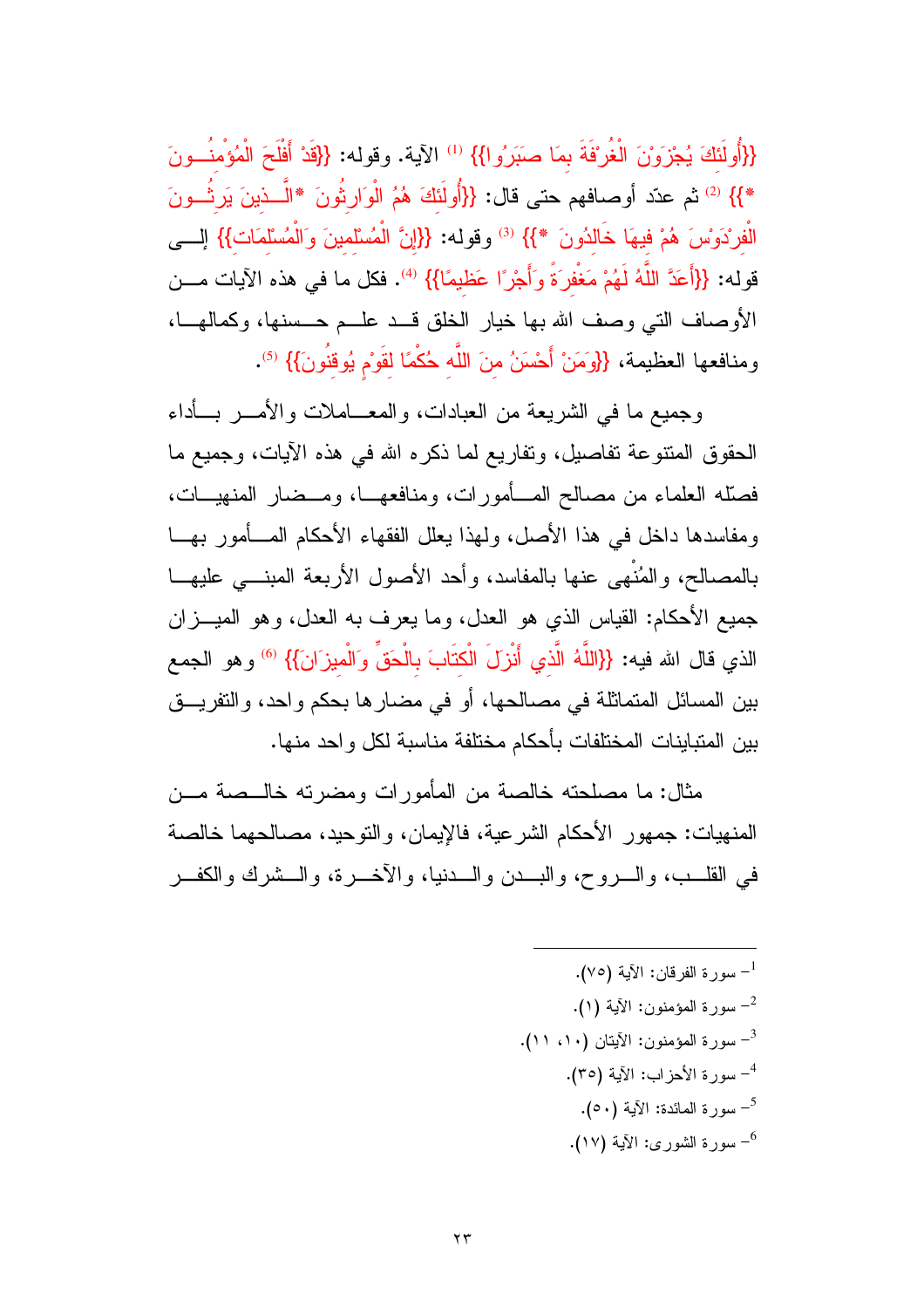{{أُولَئِكَ يُجْزَوْنَ الْغُرْفَةَ بِمَا صَبَرُوا}} [1] الآية. وقوله: {{قَدْ أَفْلَحَ الْمُؤْمِنُونَ *}} [2] ثم عدّد أوصافهم حتى قال: {{أُولَئِكَ هُمُ الْوَارِثُونَ *الَّذِينَ يَرِثُونَ الْفِرْدَوْسَ هُمْ فِيهَا خَالِدُونَ *}} [3] وقوله: {{إِنَّ الْمُسْلِمِينَ وَالْمُسْلِمَاتِ}} إلى قوله: {{أَعَدَّ اللَّهُ لَهُمْ مَغْفِرَةً وَأَجْرًا عَظِيمًا}} [4]. فكل ما في هذه الآيات من الأوصاف التي وصف الله بها خيار الخلق قد علم حسنها، وكمالها، ومنافعها العظيمة، {{وَمَنْ أَحْسَنُ مِنَ اللَّهِ حُكْمًا لِقَوْمٍ يُوقِنُونَ}} [5].

وجميع ما في الشريعة من العبادات، والمعاملات والأمر بأداء الحقوق المتنوعة تفاصيل، وتفاريع لما ذكره الله في هذه الآيات، وجميع ما فصّله العلماء من مصالح المأمورات، ومنافعها، ومضار المنهيات، ومفاسدها داخل في هذا الأصل، ولهذا يعلل الفقهاء الأحكام المأمور بها بالمصالح، والمنْهى عنها بالمفاسد، وأحد الأصول الأربعة المبني عليها جميع الأحكام: القياس الذي هو العدل، وما يعرف به العدل، وهو الميزان الذي قال الله فيه: {{اللَّهُ الَّذِي أَنْزَلَ الْكِتَابَ بِالْحَقِّ وَالْمِيزَانَ}} [6] وهو الجمع بين المسائل المتماثلة في مصالحها، أو في مضارها بحكم واحد، والتفريق بين المتباينات المختلفات بأحكام مختلفة مناسبة لكل واحد منها.

مثال: ما مصلحته خالصة من المأمورات ومضرته خالصة من المنهيات: جمهور الأحكام الشرعية، فالإيمان، والتوحيد، مصالحهما خالصة في القلب، والروح، والبدن والدنيا، والآخرة، والشرك والكفر

---

[1] سورة الفرقان: الآية (٧٥).
[2] سورة المؤمنون: الآية (١).
[3] سورة المؤمنون: الآيتان (١٠، ١١).
[4] سورة الأحزاب: الآية (٣٥).
[5] سورة المائدة: الآية (٥٠).
[6] سورة الشورى: الآية (١٧).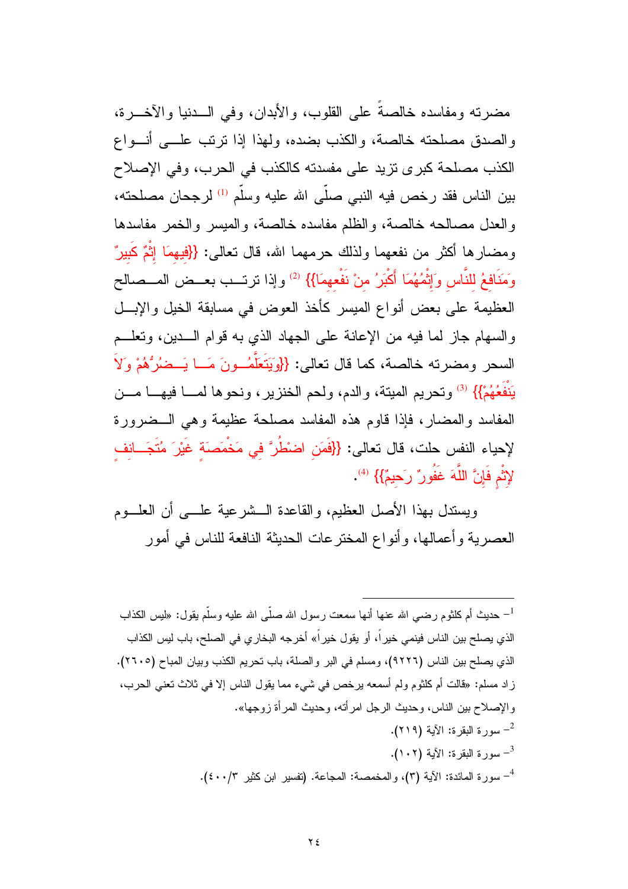مضرته ومفاسده خالصةً على القلوب، والأبدان، وفي الدنيا والآخرة، والصدق مصلحته خالصة، والكذب بضده، ولهذا إذا ترتب على أنواع الكذب مصلحة كبرى تزيد على مفسدته كالكذب في الحرب، وفي الإصلاح بين الناس فقد رخص فيه النبي صلّى الله عليه وسلّم [1] لرجحان مصلحته، والعدل مصالحه خالصة، والظلم مفاسده خالصة، والميسر والخمر مفاسدها ومضارها أكثر من نفعهما ولذلك حرمهما الله، قال تعالى: {{فِيهِمَا إِثْمٌ كَبِيرٌ وَمَنَافِعُ لِلنَّاسِ وَإِثْمُهُمَا أَكْبَرُ مِنْ نَفْعِهِمَا}} [2] وإذا ترتب بعض المصالح العظيمة على بعض أنواع الميسر كأخذ العوض في مسابقة الخيل والإبل والسهام جاز لما فيه من الإعانة على الجهاد الذي به قوام الدين، وتعلم السحر ومضرته خالصة، كما قال تعالى: {{وَيَتَعَلَّمُونَ مَا يَضُرُّهُمْ وَلاَ يَنْفَعُهُمْ}} [3] وتحريم الميتة، والدم، ولحم الخنزير، ونحوها لما فيها من المفاسد والمضار، فإذا قاوم هذه المفاسد مصلحة عظيمة وهي الضرورة لإحياء النفس حلت، قال تعالى: {{فَمَنِ اضْطُرَّ فِي مَخْمَصَةٍ غَيْرَ مُتَجَانِفٍ لِإِثْمٍ فَإِنَّ اللَّهَ غَفُورٌ رَحِيمٌ}} [4].

ويستدل بهذا الأصل العظيم، والقاعدة الشرعية على أن العلوم العصرية وأعمالها، وأنواع المخترعات الحديثة النافعة للناس في أمور

---

[1] - حديث أم كلثوم رضي الله عنها أنها سمعت رسول الله صلّى الله عليه وسلّم يقول: «ليس الكذاب الذي يصلح بين الناس فينمي خيراً، أو يقول خيراً» أخرجه البخاري في الصلح، باب ليس الكذاب الذي يصلح بين الناس (٢٦٩٢)، ومسلم في البر والصلة، باب تحريم الكذب وبيان المباح (٢٦٠٥). زاد مسلم: «قالت أم كلثوم ولم أسمعه يرخص في شيء مما يقول الناس إلا في ثلاث تعني الحرب، والإصلاح بين الناس، وحديث الرجل امرأته، وحديث المرأة زوجها».

[2] - سورة البقرة: الآية (٢١٩).

[3] - سورة البقرة: الآية (١٠٢).

[4] - سورة المائدة: الآية (٣)، والمخمصة: المجاعة. (تفسير ابن كثير ٣/٤٠٠).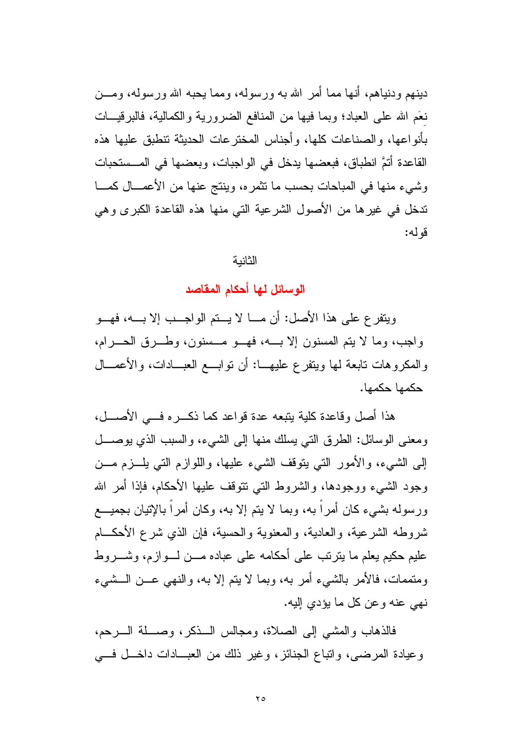دينهم ودنياهم، أنها مما أمر الله به ورسوله، ومما يحبه الله ورسوله، ومن نعَم الله على العباد؛ وبما فيها من المنافع الضرورية والكمالية، فالبرقيات بأنواعها، والصناعات كلها، وأجناس المخترعات الحديثة تنطبق عليها هذه القاعدة أتمَّ انطباق، فبعضها يدخل في الواجبات، وبعضها في المستحبات وشيء منها في المباحات بحسب ما تثمره، وينتج عنها من الأعمال كما تدخل في غيرها من الأصول الشرعية التي منها هذه القاعدة الكبرى وهي قوله:

الثانية

## الوسائل لها أحكام المقاصد

ويتفرع على هذا الأصل: أن ما لا يتم الواجب إلا به، فهو واجب، وما لا يتم المسنون إلا به، فهو مسنون، وطرق الحرام، والمكروهات تابعة لها ويتفرع عليها: أن توابع العبادات، والأعمال حكمها حكمها.

هذا أصل وقاعدة كلية يتبعه عدة قواعد كما ذكره في الأصل، ومعنى الوسائل: الطرق التي يسلك منها إلى الشيء، والسبب الذي يوصل إلى الشيء، والأمور التي يتوقف الشيء عليها، واللوازم التي يلزم من وجود الشيء ووجودها، والشروط التي تتوقف عليها الأحكام، فإذا أمر الله ورسوله بشيء كان أمراً به، وبما لا يتم إلا به، وكان أمراً بالإتيان بجميع شروطه الشرعية، والعادية، والمعنوية والحسية، فإن الذي شرع الأحكام عليم حكيم يعلم ما يترتب على أحكامه على عباده من لوازم، وشروط ومتممات، فالأمر بالشيء أمر به، وبما لا يتم إلا به، والنهي عن الشيء نهي عنه وعن كل ما يؤدي إليه.

فالذهاب والمشي إلى الصلاة، ومجالس الذكر، وصلة الرحم، وعيادة المرضى، واتباع الجنائز، وغير ذلك من العبادات داخل في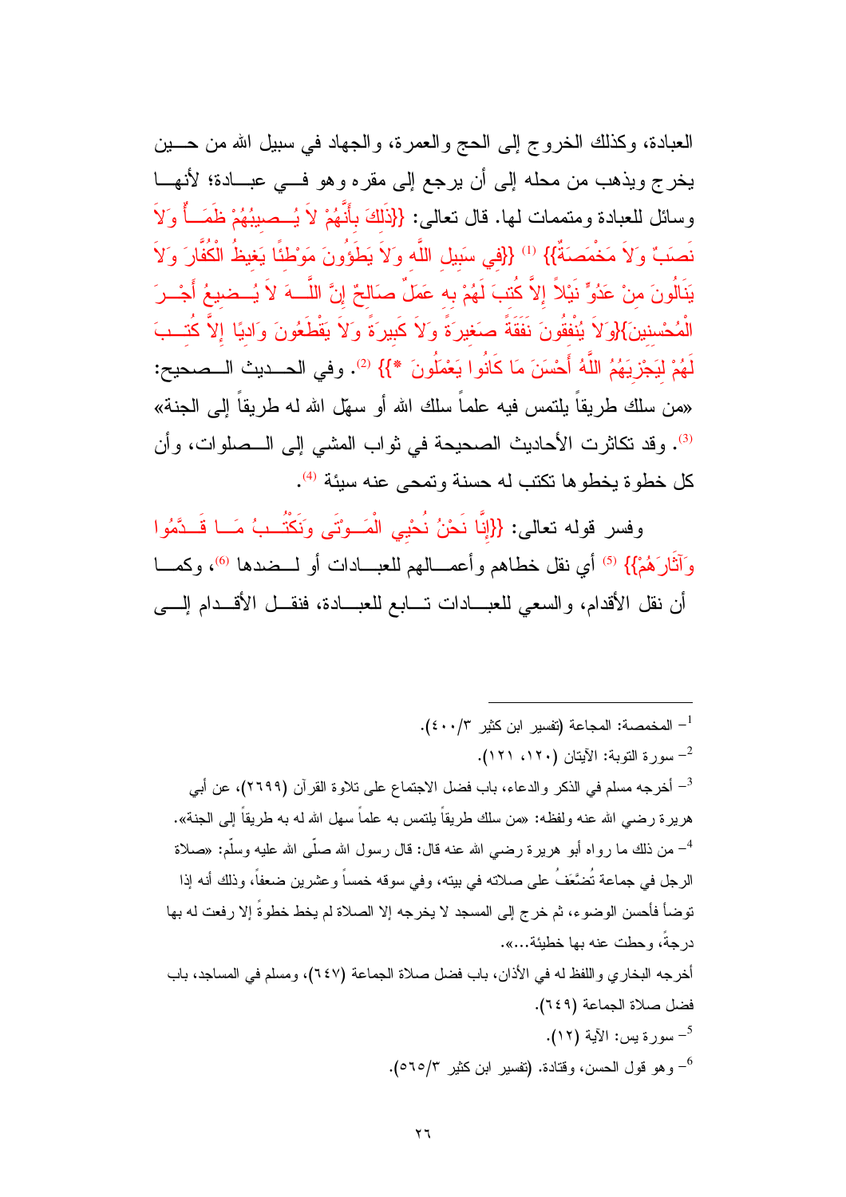العبادة، وكذلك الخروج إلى الحج والعمرة، والجهاد في سبيل الله من حين يخرج ويذهب من محله إلى أن يرجع إلى مقره وهو في عبادة؛ لأنها وسائل للعبادة ومتممات لها. قال تعالى: {{ذَلِكَ بِأَنَّهُمْ لاَ يُصِيبُهُمْ ظَمَأٌ وَلاَ نَصَبٌ وَلاَ مَخْمَصَةٌ}} [1] {{فِي سَبِيلِ اللَّهِ وَلاَ يَطَؤُونَ مَوْطِئًا يَغِيظُ الْكُفَّارَ وَلاَ يَنَالُونَ مِنْ عَدُوٍّ نَيْلاً إِلاَّ كُتِبَ لَهُمْ بِهِ عَمَلٌ صَالِحٌ إِنَّ اللَّهَ لاَ يُضِيعُ أَجْرَ الْمُحْسِنِينَ}{وَلاَ يُنْفِقُونَ نَفَقَةً صَغِيرَةً وَلاَ كَبِيرَةً وَلاَ يَقْطَعُونَ وَادِيًا إِلاَّ كُتِبَ لَهُمْ لِيَجْزِيَهُمُ اللَّهُ أَحْسَنَ مَا كَانُوا يَعْمَلُونَ *}} [2]. وفي الحديث الصحيح: «من سلك طريقاً يلتمس فيه علماً سلك الله أو سهّل الله له طريقاً إلى الجنة» [3]. وقد تكاثرت الأحاديث الصحيحة في ثواب المشي إلى الصلوات، وأن كل خطوة يخطوها تكتب له حسنة وتمحى عنه سيئة [4].

وفسر قوله تعالى: {{إِنَّا نَحْنُ نُحْيِي الْمَوْتَى وَنَكْتُبُ مَا قَدَّمُوا وَآثَارَهُمْ}} [5] أي نقل خطاهم وأعمالهم للعبادات أو لضدها [6]، وكما أن نقل الأقدام، والسعي للعبادات تابع للعبادة، فنقل الأقدام إلى

---

[1] المخمصة: المجاعة (تفسير ابن كثير ٣/٤٠٠).

[2] سورة التوبة: الآيتان (١٢٠، ١٢١).

[3] أخرجه مسلم في الذكر والدعاء، باب فضل الاجتماع على تلاوة القرآن (٢٦٩٩)، عن أبي هريرة رضي الله عنه ولفظه: «من سلك طريقاً يلتمس به علماً سهل الله له به طريقاً إلى الجنة».

[4] من ذلك ما رواه أبو هريرة رضي الله عنه قال: قال رسول الله صلّى الله عليه وسلّم: «صلاة الرجل في جماعة تُضَعَّفُ على صلاته في بيته، وفي سوقه خمساً وعشرين ضعفاً، وذلك أنه إذا توضأ فأحسن الوضوء، ثم خرج إلى المسجد لا يخرجه إلا الصلاة لم يخط خطوةً إلا رفعت له بها درجةً، وحطت عنه بها خطيئة...».

أخرجه البخاري واللفظ له في الأذان، باب فضل صلاة الجماعة (٦٤٧)، ومسلم في المساجد، باب فضل صلاة الجماعة (٦٤٩).

[5] سورة يس: الآية (١٢).

[6] وهو قول الحسن، وقتادة. (تفسير ابن كثير ٣/٥٦٥).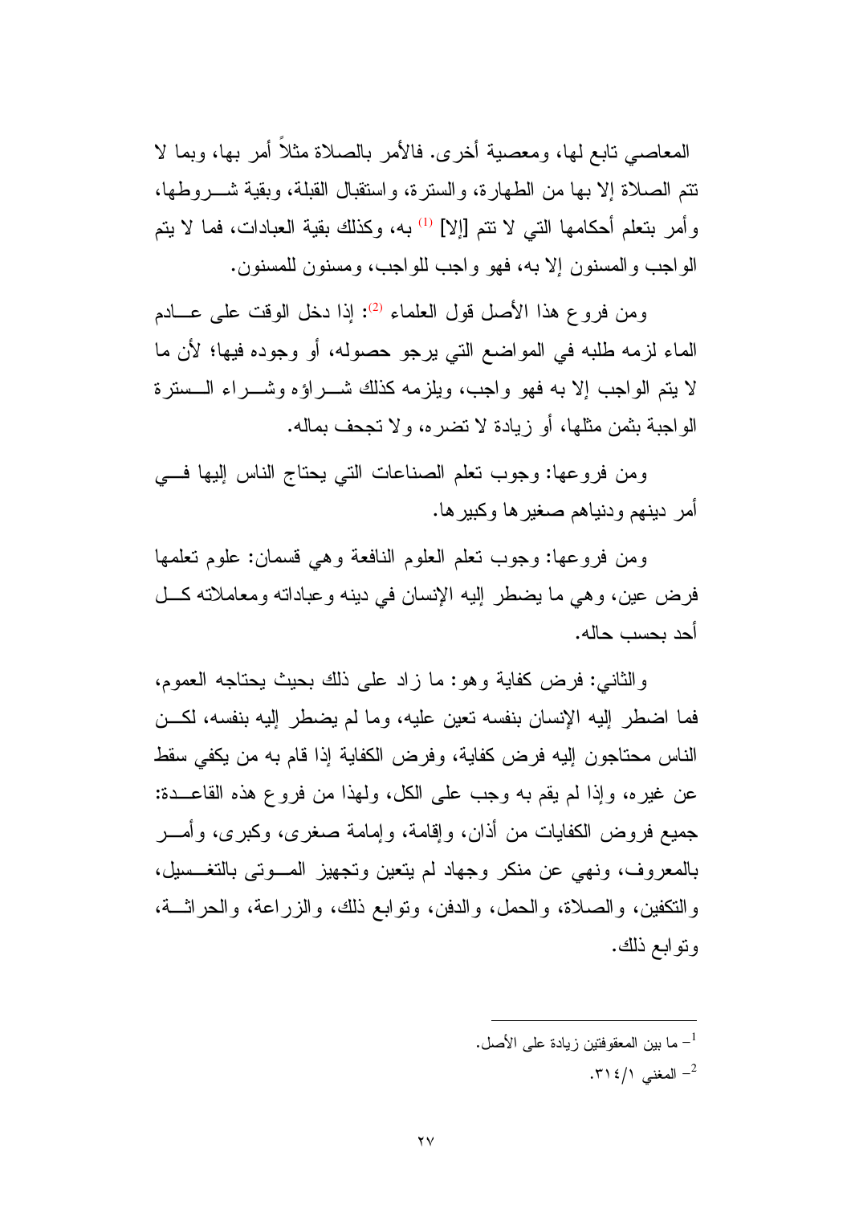المعاصي تابع لها، ومعصية أخرى. فالأمر بالصلاة مثلاً أمر بها، وبما لا تتم الصلاة إلا بها من الطهارة، والسترة، واستقبال القبلة، وبقية شروطها، وأمر بتعلم أحكامها التي لا تتم [إلا] [1] به، وكذلك بقية العبادات، فما لا يتم الواجب والمسنون إلا به، فهو واجب للواجب، ومسنون للمسنون.

ومن فروع هذا الأصل قول العلماء [2]: إذا دخل الوقت على عادم الماء لزمه طلبه في المواضع التي يرجو حصوله، أو وجوده فيها؛ لأن ما لا يتم الواجب إلا به فهو واجب، ويلزمه كذلك شراؤه وشراء السترة الواجبة بثمن مثلها، أو زيادة لا تضره، ولا تجحف بماله.

ومن فروعها: وجوب تعلم الصناعات التي يحتاج الناس إليها في أمر دينهم ودنياهم صغيرها وكبيرها.

ومن فروعها: وجوب تعلم العلوم النافعة وهي قسمان: علوم تعلمها فرض عين، وهي ما يضطر إليه الإنسان في دينه وعباداته ومعاملاته كل أحد بحسب حاله.

والثاني: فرض كفاية وهو: ما زاد على ذلك بحيث يحتاجه العموم، فما اضطر إليه الإنسان بنفسه تعين عليه، وما لم يضطر إليه بنفسه، لكن الناس محتاجون إليه فرض كفاية، وفرض الكفاية إذا قام به من يكفي سقط عن غيره، وإذا لم يقم به وجب على الكل، ولهذا من فروع هذه القاعدة: جميع فروض الكفايات من أذان، وإقامة، وإمامة صغرى، وكبرى، وأمر بالمعروف، ونهي عن منكر وجهاد لم يتعين وتجهيز الموتى بالتغسيل، والتكفين، والصلاة، والحمل، والدفن، وتوابع ذلك، والزراعة، والحراثة، وتوابع ذلك.

---

[1] - ما بين المعقوفتين زيادة على الأصل.

[2] - المغني ١/٣١٤.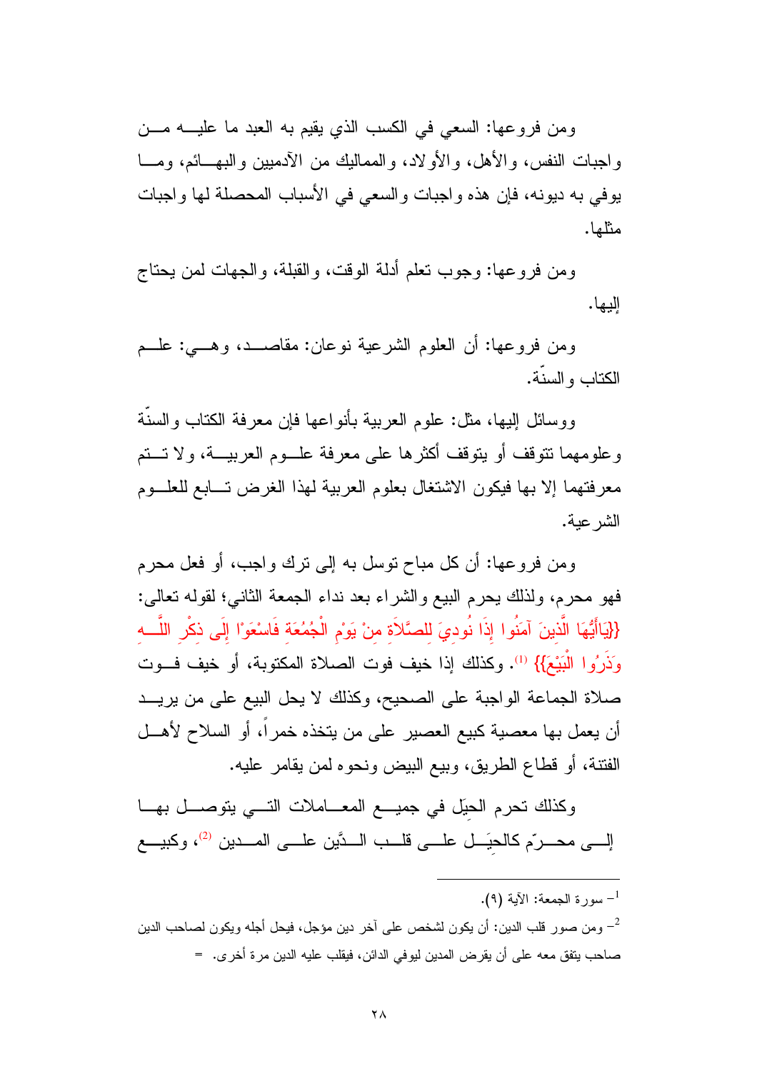ومن فروعها: السعي في الكسب الذي يقيم به العبد ما عليه من واجبات النفس، والأهل، والأولاد، والمماليك من الآدميين والبهائم، وما يوفي به ديونه، فإن هذه واجبات والسعي في الأسباب المحصلة لها واجبات مثلها.

ومن فروعها: وجوب تعلم أدلة الوقت، والقبلة، والجهات لمن يحتاج إليها.

ومن فروعها: أن العلوم الشرعية نوعان: مقاصد، وهي: علم الكتاب والسنّة.

ووسائل إليها، مثل: علوم العربية بأنواعها فإن معرفة الكتاب والسنّة وعلومهما تتوقف أو يتوقف أكثرها على معرفة علوم العربية، ولا تتم معرفتهما إلا بها فيكون الاشتغال بعلوم العربية لهذا الغرض تابع للعلوم الشرعية.

ومن فروعها: أن كل مباح توسل به إلى ترك واجب، أو فعل محرم فهو محرم، ولذلك يحرم البيع والشراء بعد نداء الجمعة الثاني؛ لقوله تعالى: {يَاأَيُّهَا الَّذِينَ آمَنُوا إِذَا نُودِيَ لِلصَّلَاةِ مِنْ يَوْمِ الْجُمُعَةِ فَاسْعَوْا إِلَى ذِكْرِ اللَّهِ وَذَرُوا الْبَيْعَ} [1]. وكذلك إذا خيف فوت الصلاة المكتوبة، أو خيف فوت صلاة الجماعة الواجبة على الصحيح، وكذلك لا يحل البيع على من يريد أن يعمل بها معصية كبيع العصير على من يتخذه خمراً، أو السلاح لأهل الفتنة، أو قطاع الطريق، وبيع البيض ونحوه لمن يقامر عليه.

وكذلك تحرم الحِيَل في جميع المعاملات التي يتوصل بها إلى محرّم كالحِيَل على قلب الدَّين على المدين [2]، وكبيع

---

[1] سورة الجمعة: الآية (٩).

[2] ومن صور قلب الدين: أن يكون لشخص على آخر دين مؤجل، فيحل أجله ويكون لصاحب الدين صاحب يتفق معه على أن يقرض المدين ليوفي الدائن، فيقلب عليه الدين مرة أخرى. =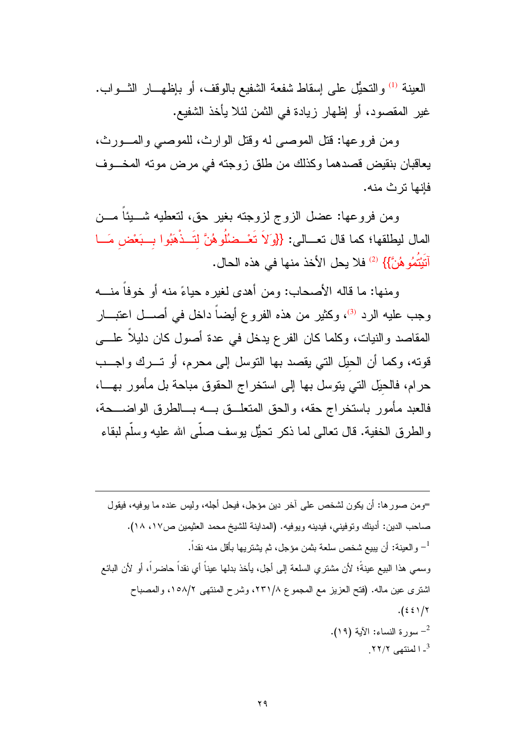العينة [1] والتحيُّل على إسقاط شفعة الشفيع بالوقف، أو بإظهار الثواب. غير المقصود، أو إظهار زيادة في الثمن لئلا يأخذ الشفيع.

ومن فروعها: قتل الموصى له وقتل الوارث، للموصي والمورث، يعاقبان بنقيض قصدهما وكذلك من طلق زوجته في مرض موته المخوف فإنها ترث منه.

ومن فروعها: عضل الزوج لزوجته بغير حق، لتعطيه شيئاً من المال ليطلقها؛ كما قال تعالى: {وَلاَ تَعْضُلُوهُنَّ لِتَذْهَبُوا بِبَعْضِ مَا آتَيْتُمُوهُنَّ} [2] فلا يحل الأخذ منها في هذه الحال.

ومنها: ما قاله الأصحاب: ومن أهدى لغيره حياءً منه أو خوفاً منه وجب عليه الرد [3]، وكثير من هذه الفروع أيضاً داخل في أصل اعتبار المقاصد والنيات، وكلما كان الفرع يدخل في عدة أصول كان دليلاً على قوته، وكما أن الحيَل التي يقصد بها التوسل إلى محرم، أو ترك واجب حرام، فالحيَل التي يتوسل بها إلى استخراج الحقوق مباحة بل مأمور بها، فالعبد مأمور باستخراج حقه، والحق المتعلق به بالطرق الواضحة، والطرق الخفية. قال تعالى لما ذكر تحيُّل يوسف صلّى الله عليه وسلّم لبقاء

---

=ومن صورها: أن يكون لشخص على آخر دين مؤجل، فيحل أجله، وليس عنده ما يوفيه، فيقول صاحب الدين: أدينك وتوفيني، فيدينه ويوفيه. (المداينة للشيخ محمد العثيمين ص١٧، ١٨).

[1] والعينة: أن يبيع شخص سلعة بثمن مؤجل، ثم يشتريها بأقل منه نقداً.
وسمي هذا البيع عينةً؛ لأن مشتري السلعة إلى أجل، يأخذ بدلها عيناً أي نقداً حاضراً، أو لأن البائع اشترى عين ماله. (فتح العزيز مع المجموع ٨/٢٣١، وشرح المنتهى ٢/١٥٨، والمصباح ٢/٤٤١).

[2] سورة النساء: الآية (١٩).

[3] المنتهى ٢/٢٢.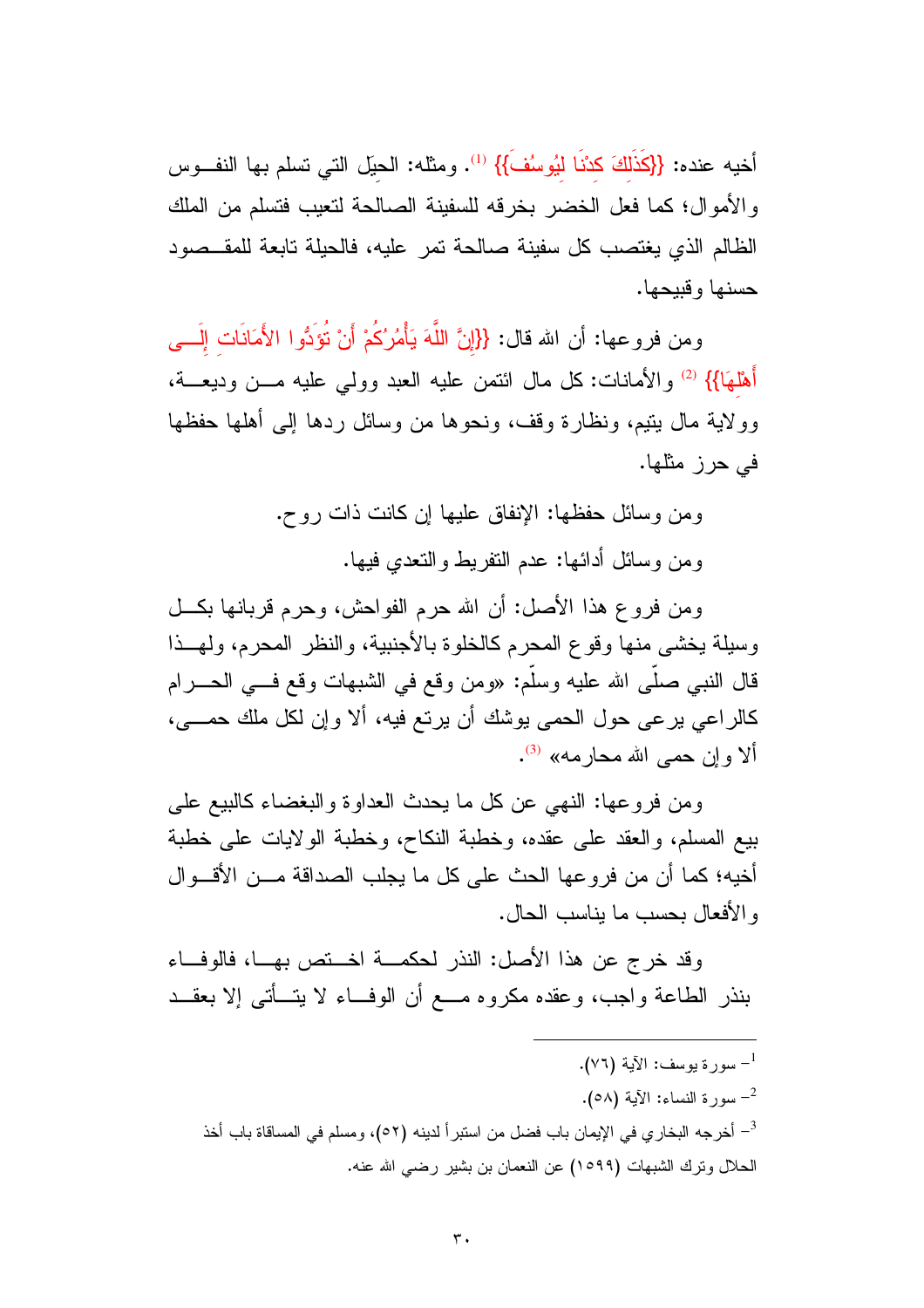أخيه عنده: {{كَذَلِكَ كِدْنَا لِيُوسُفَ}} [1]. ومثله: الحِيَل التي تسلم بها النفوس والأموال؛ كما فعل الخضر بخرقه للسفينة الصالحة لتعيب فتسلم من الملك الظالم الذي يغتصب كل سفينة صالحة تمر عليه، فالحيلة تابعة للمقصود حسنها وقبيحها.

ومن فروعها: أن الله قال: {{إِنَّ اللَّهَ يَأْمُرُكُمْ أَنْ تُؤَدُّوا الأَمَانَاتِ إِلَى أَهْلِهَا}} [2] والأمانات: كل مال ائتمن عليه العبد وولي عليه من وديعة، وولاية مال يتيم، ونظارة وقف، ونحوها من وسائل ردها إلى أهلها حفظها في حرز مثلها.

ومن وسائل حفظها: الإنفاق عليها إن كانت ذات روح.

ومن وسائل أدائها: عدم التفريط والتعدي فيها.

ومن فروع هذا الأصل: أن الله حرم الفواحش، وحرم قربانها بكل وسيلة يخشى منها وقوع المحرم كالخلوة بالأجنبية، والنظر المحرم، ولهذا قال النبي صلّى الله عليه وسلّم: «ومن وقع في الشبهات وقع في الحرام كالراعي يرعى حول الحمى يوشك أن يرتع فيه، ألا وإن لكل ملك حمى، ألا وإن حمى الله محارمه» [3].

ومن فروعها: النهي عن كل ما يحدث العداوة والبغضاء كالبيع على بيع المسلم، والعقد على عقده، وخطبة النكاح، وخطبة الولايات على خطبة أخيه؛ كما أن من فروعها الحث على كل ما يجلب الصداقة من الأقوال والأفعال بحسب ما يناسب الحال.

وقد خرج عن هذا الأصل: النذر لحكمة اختص بها، فالوفاء بنذر الطاعة واجب، وعقده مكروه مع أن الوفاء لا يتأتى إلا بعقد

---

[1] – سورة يوسف: الآية (٧٦).

[2] – سورة النساء: الآية (٥٨).

[3] – أخرجه البخاري في الإيمان باب فضل من استبرأ لدينه (٥٢)، ومسلم في المساقاة باب أخذ الحلال وترك الشبهات (١٥٩٩) عن النعمان بن بشير رضي الله عنه.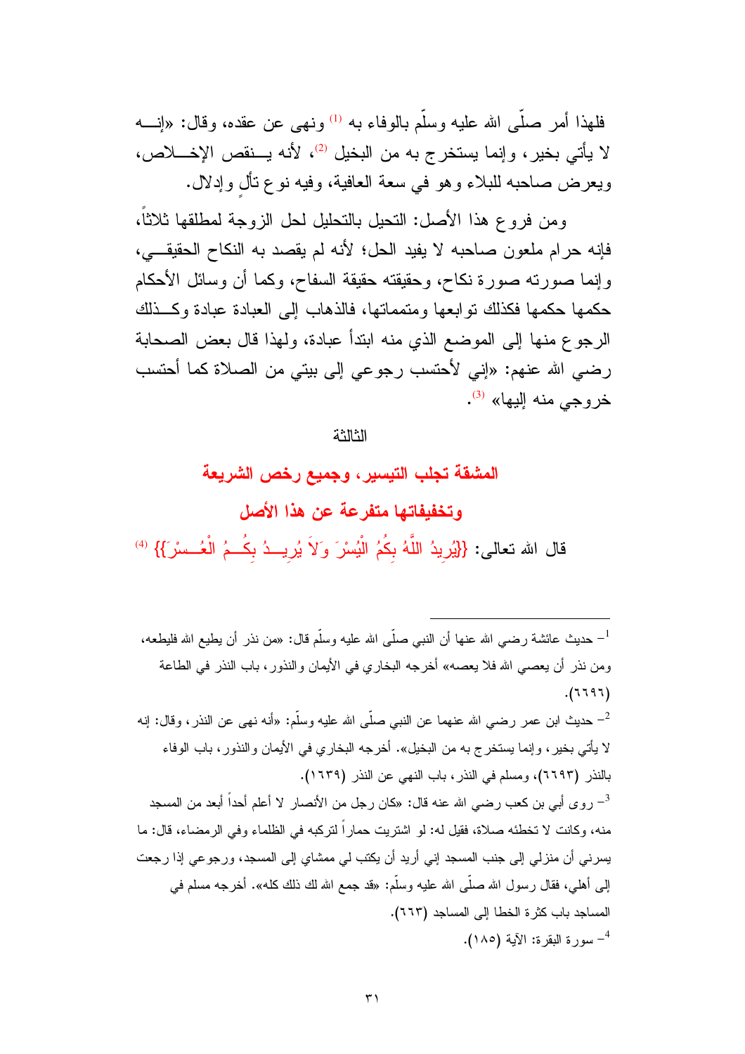فلهذا أمر صلّى الله عليه وسلّم بالوفاء به [1] ونهى عن عقده، وقال: «إنه لا يأتي بخير، وإنما يستخرج به من البخيل [2]، لأنه ينقص الإخلاص، ويعرض صاحبه للبلاء وهو في سعة العافية، وفيه نوع تألٍ وإدلال.

ومن فروع هذا الأصل: التحيل بالتحليل لحل الزوجة لمطلقها ثلاثاً، فإنه حرام ملعون صاحبه لا يفيد الحل؛ لأنه لم يقصد به النكاح الحقيقي، وإنما صورته صورة نكاح، وحقيقته حقيقة السفاح، وكما أن وسائل الأحكام حكمها حكمها فكذلك توابعها ومتمماتها، فالذهاب إلى العبادة عبادة وكذلك الرجوع منها إلى الموضع الذي منه ابتدأ عبادة، ولهذا قال بعض الصحابة رضي الله عنهم: «إني لأحتسب رجوعي إلى بيتي من الصلاة كما أحتسب خروجي منه إليها» [3].

الثالثة

## المشقة تجلب التيسير، وجميع رخص الشريعة وتخفيفاتها متفرعة عن هذا الأصل

قال الله تعالى: {{يُرِيدُ اللَّهُ بِكُمُ الْيُسْرَ وَلاَ يُرِيدُ بِكُمُ الْعُسْرَ}} [4]

---

[1] حديث عائشة رضي الله عنها أن النبي صلّى الله عليه وسلّم قال: «من نذر أن يطيع الله فليطعه، ومن نذر أن يعصي الله فلا يعصه» أخرجه البخاري في الأيمان والنذور، باب النذر في الطاعة (٦٦٩٦).

[2] حديث ابن عمر رضي الله عنهما عن النبي صلّى الله عليه وسلّم: «أنه نهى عن النذر، وقال: إنه لا يأتي بخير، وإنما يستخرج به من البخيل». أخرجه البخاري في الأيمان والنذور، باب الوفاء بالنذر (٦٦٩٣)، ومسلم في النذر، باب النهي عن النذر (١٦٣٩).

[3] روى أبي بن كعب رضي الله عنه قال: «كان رجل من الأنصار لا أعلم أحداً أبعد من المسجد منه، وكانت لا تخطئه صلاة، فقيل له: لو اشتريت حماراً لتركبه في الظلماء وفي الرمضاء، قال: ما يسرني أن منزلي إلى جنب المسجد إني أريد أن يكتب لي ممشاي إلى المسجد، ورجوعي إذا رجعت إلى أهلي، فقال رسول الله صلّى الله عليه وسلّم: «قد جمع الله لك ذلك كله». أخرجه مسلم في المساجد باب كثرة الخطا إلى المساجد (٦٦٣).

[4] سورة البقرة: الآية (١٨٥).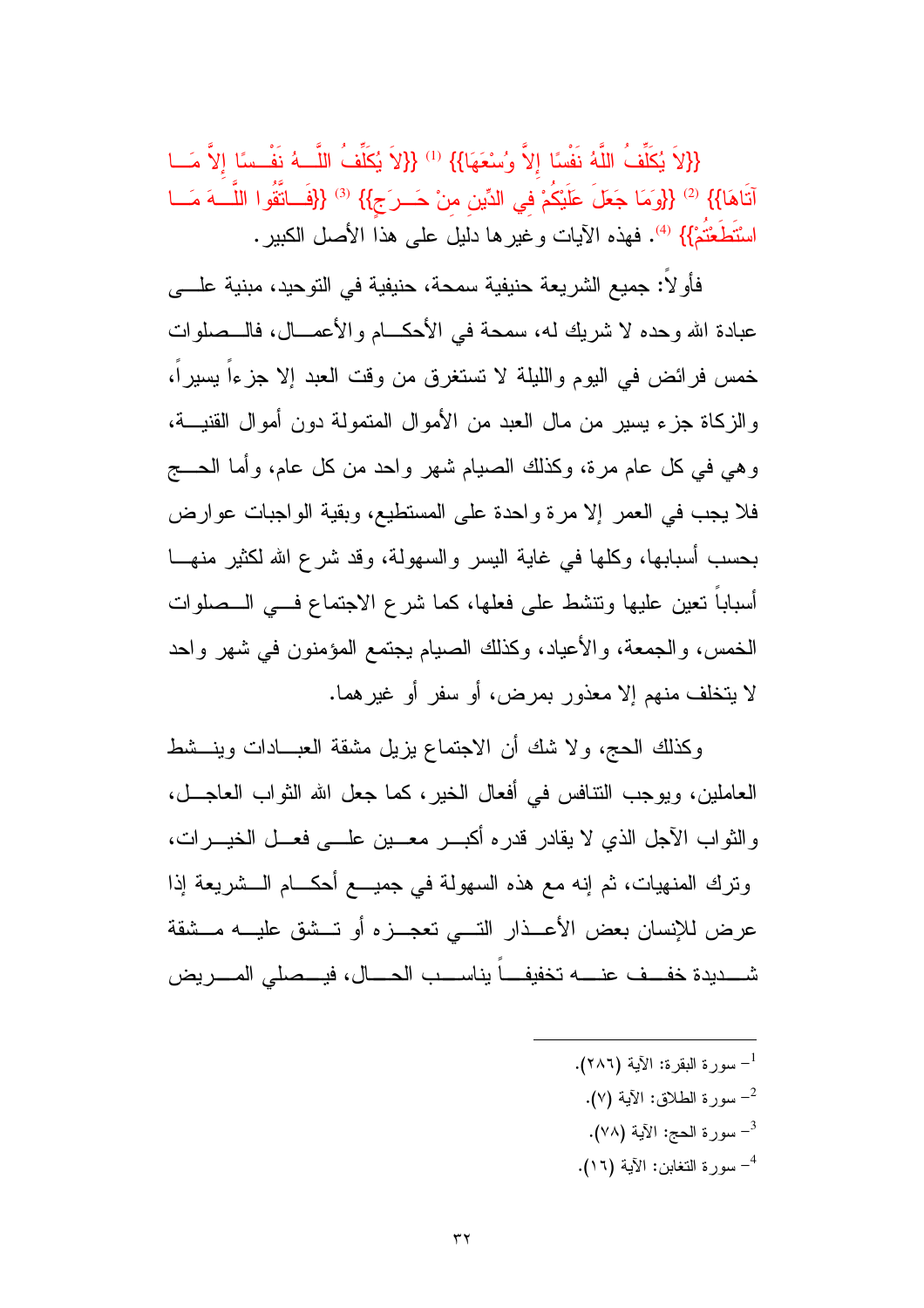{{لاَ يُكَلِّفُ اللَّهُ نَفْسًا إِلاَّ وُسْعَهَا}} [1] {{لاَ يُكَلِّفُ اللَّهُ نَفْسًا إِلاَّ مَا آتَاهَا}} [2] {{وَمَا جَعَلَ عَلَيْكُمْ فِي الدِّينِ مِنْ حَرَجٍ}} [3] {{فَاتَّقُوا اللَّهَ مَا اسْتَطَعْتُمْ}} [4]. فهذه الآيات وغيرها دليل على هذا الأصل الكبير.

فأولاً: جميع الشريعة حنيفية سمحة، حنيفية في التوحيد، مبنية على عبادة الله وحده لا شريك له، سمحة في الأحكام والأعمال، فالصلوات خمس فرائض في اليوم والليلة لا تستغرق من وقت العبد إلا جزءاً يسيراً، والزكاة جزء يسير من مال العبد من الأموال المتمولة دون أموال القنية، وهي في كل عام مرة، وكذلك الصيام شهر واحد من كل عام، وأما الحج فلا يجب في العمر إلا مرة واحدة على المستطيع، وبقية الواجبات عوارض بحسب أسبابها، وكلها في غاية اليسر والسهولة، وقد شرع الله لكثير منها أسباباً تعين عليها وتنشط على فعلها، كما شرع الاجتماع في الصلوات الخمس، والجمعة، والأعياد، وكذلك الصيام يجتمع المؤمنون في شهر واحد لا يتخلف منهم إلا معذور بمرض، أو سفر أو غيرهما.

وكذلك الحج، ولا شك أن الاجتماع يزيل مشقة العبادات وينشط العاملين، ويوجب التنافس في أفعال الخير، كما جعل الله الثواب العاجل، والثواب الآجل الذي لا يقادر قدره أكبر معين على فعل الخيرات، وترك المنهيات، ثم إنه مع هذه السهولة في جميع أحكام الشريعة إذا عرض للإنسان بعض الأعذار التي تعجزه أو تشق عليه مشقة شديدة خفف عنه تخفيفاً يناسب الحال، فيصلي المريض

---

[1] - سورة البقرة: الآية (٢٨٦).

[2] - سورة الطلاق: الآية (٧).

[3] - سورة الحج: الآية (٧٨).

[4] - سورة التغابن: الآية (١٦).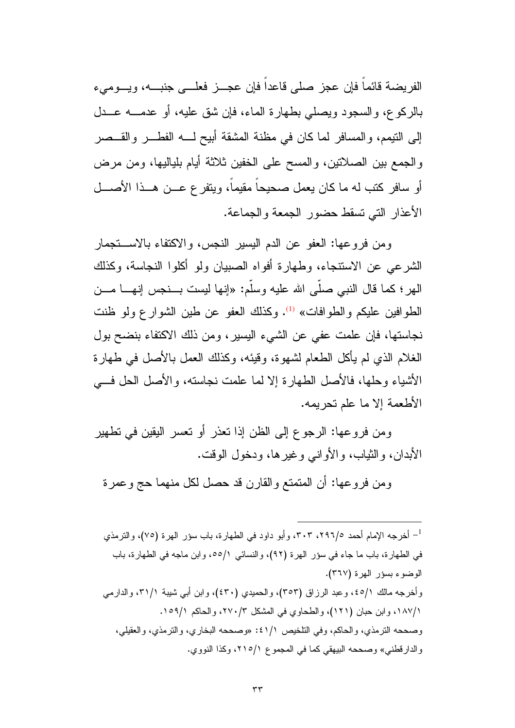الفريضة قائماً فإن عجز صلى قاعداً فإن عجز فعلى جنبه، ويومىء بالركوع، والسجود ويصلي بطهارة الماء، فإن شق عليه، أو عدمه عدل إلى التيمم، والمسافر لما كان في مظنة المشقة أبيح له الفطر والقصر والجمع بين الصلاتين، والمسح على الخفين ثلاثة أيام بلياليها، ومن مرض أو سافر كتب له ما كان يعمل صحيحاً مقيماً، ويتفرع عن هذا الأصل الأعذار التي تسقط حضور الجمعة والجماعة.

ومن فروعها: العفو عن الدم اليسير النجس، والاكتفاء بالاستجمار الشرعي عن الاستنجاء، وطهارة أفواه الصبيان ولو أكلوا النجاسة، وكذلك الهر؛ كما قال النبي صلّى الله عليه وسلّم: «إنها ليست بنجس إنها من الطوافين عليكم والطوافات» [1]. وكذلك العفو عن طين الشوارع ولو ظنت نجاستها، فإن علمت عفي عن الشيء اليسير، ومن ذلك الاكتفاء بنضح بول الغلام الذي لم يأكل الطعام لشهوة، وقيئه، وكذلك العمل بالأصل في طهارة الأشياء وحلها، فالأصل الطهارة إلا لما علمت نجاسته، والأصل الحل في الأطعمة إلا ما علم تحريمه.

ومن فروعها: الرجوع إلى الظن إذا تعذر أو تعسر اليقين في تطهير الأبدان، والثياب، والأواني وغيرها، ودخول الوقت.

ومن فروعها: أن المتمتع والقارن قد حصل لكل منهما حج وعمرة

---

[1] - أخرجه الإمام أحمد ٢٩٦/٥، ٣٠٣، وأبو داود في الطهارة، باب سؤر الهرة (٧٥)، والترمذي في الطهارة، باب ما جاء في سؤر الهرة (٩٢)، والنسائي ٥٥/١، وابن ماجه في الطهارة، باب الوضوء بسؤر الهرة (٣٦٧).
وأخرجه مالك ٤٥/١، وعبد الرزاق (٣٥٣)، والحميدي (٤٣٠)، وابن أبي شيبة ٣١/١، والدارمي ١٨٧/١، وابن حبان (١٢١)، والطحاوي في المشكل ٢٧٠/٣، والحاكم ١٥٩/١.
وصححه الترمذي، والحاكم، وفي التلخيص ٤١/١: «وصححه البخاري، والترمذي، والعقيلي، والدارقطني» وصححه البيهقي كما في المجموع ٢١٥/١، وكذا النووي.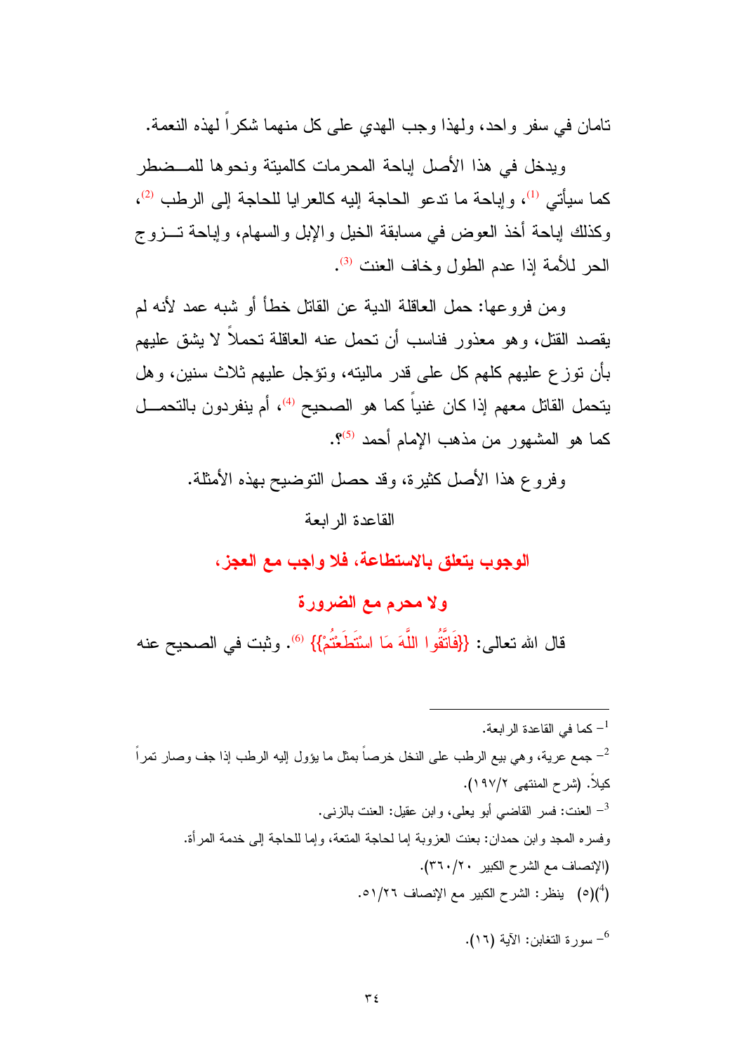تامان في سفر واحد، ولهذا وجب الهدي على كل منهما شكراً لهذه النعمة.

ويدخل في هذا الأصل إباحة المحرمات كالميتة ونحوها للمضطر كما سيأتي [1]، وإباحة ما تدعو الحاجة إليه كالعرايا للحاجة إلى الرطب [2]، وكذلك إباحة أخذ العوض في مسابقة الخيل والإبل والسهام، وإباحة تزوج الحر للأمة إذا عدم الطول وخاف العنت [3].

ومن فروعها: حمل العاقلة الدية عن القاتل خطأ أو شبه عمد لأنه لم يقصد القتل، وهو معذور فناسب أن تحمل عنه العاقلة تحملاً لا يشق عليهم بأن توزع عليهم كلهم كل على قدر ماليته، وتؤجل عليهم ثلاث سنين، وهل يتحمل القاتل معهم إذا كان غنياً كما هو الصحيح [4]، أم ينفردون بالتحمل كما هو المشهور من مذهب الإمام أحمد [5]؟.

وفروع هذا الأصل كثيرة، وقد حصل التوضيح بهذه الأمثلة.

## القاعدة الرابعة

## الوجوب يتعلق بالاستطاعة، فلا واجب مع العجز، ولا محرم مع الضرورة

قال الله تعالى: {{فَاتَّقُوا اللَّهَ مَا اسْتَطَعْتُمْ}} [6]. وثبت في الصحيح عنه

---

[1]- كما في القاعدة الرابعة.

[2]- جمع عرية، وهي بيع الرطب على النخل خرصاً بمثل ما يؤول إليه الرطب إذا جف وصار تمراً كيلاً. (شرح المنتهى ٢/١٩٧).

[3]- العنت: فسر القاضي أبو يعلى، وابن عقيل: العنت بالزنى.

وفسره المجد وابن حمدان: بعنت العزوبة إما لحاجة المتعة، وإما للحاجة إلى خدمة المرأة. (الإنصاف مع الشرح الكبير ٢٠/٣٦٠).

[4](٥) ينظر: الشرح الكبير مع الإنصاف ٢٦/٥١.

[6]- سورة التغابن: الآية (١٦).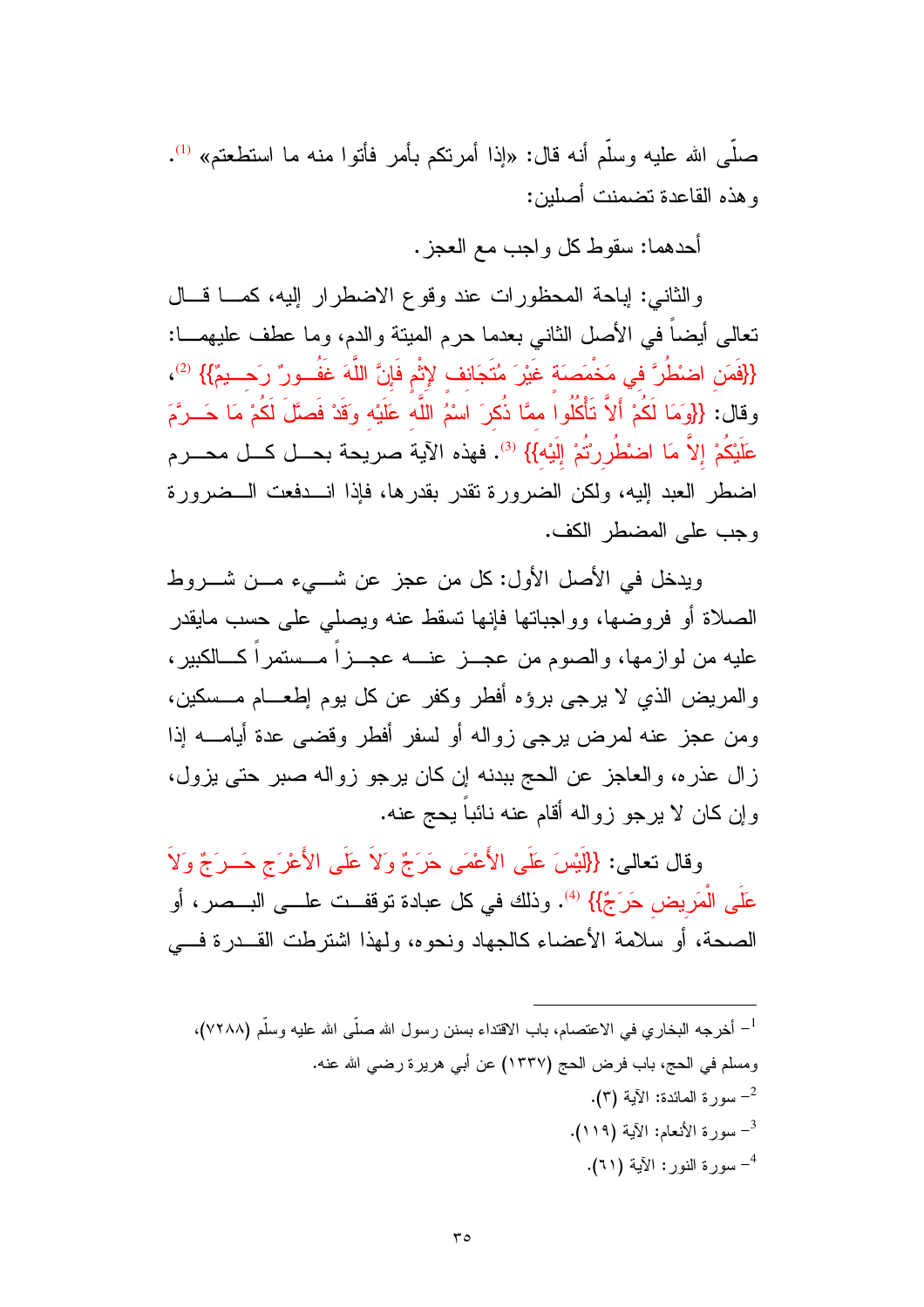صلّى الله عليه وسلّم أنه قال: «إذا أمرتكم بأمر فأتوا منه ما استطعتم» [1].

وهذه القاعدة تضمنت أصلين:

أحدهما: سقوط كل واجب مع العجز.

والثاني: إباحة المحظورات عند وقوع الاضطرار إليه، كما قال تعالى أيضاً في الأصل الثاني بعدما حرم الميتة والدم، وما عطف عليهما: {{فَمَنِ اضْطُرَّ فِي مَخْمَصَةٍ غَيْرَ مُتَجَانِفٍ لِإِثْمٍ فَإِنَّ اللَّهَ غَفُورٌ رَحِيمٌ}} [2]، وقال: {{وَمَا لَكُمْ أَلاَّ تَأْكُلُوا مِمَّا ذُكِرَ اسْمُ اللَّهِ عَلَيْهِ وَقَدْ فَصَّلَ لَكُمْ مَا حَرَّمَ عَلَيْكُمْ إِلاَّ مَا اضْطُرِرْتُمْ إِلَيْهِ}} [3]. فهذه الآية صريحة بحل كل محرم اضطر العبد إليه، ولكن الضرورة تقدر بقدرها، فإذا اندفعت الضرورة وجب على المضطر الكف.

ويدخل في الأصل الأول: كل من عجز عن شيء من شروط الصلاة أو فروضها، وواجباتها فإنها تسقط عنه ويصلي على حسب مايقدر عليه من لوازمها، والصوم من عجز عنه عجزاً مستمراً كالكبير، والمريض الذي لا يرجى برؤه أفطر وكفر عن كل يوم إطعام مسكين، ومن عجز عنه لمرض يرجى زواله أو لسفر أفطر وقضى عدة أيامه إذا زال عذره، والعاجز عن الحج ببدنه إن كان يرجو زواله صبر حتى يزول، وإن كان لا يرجو زواله أقام عنه نائباً يحج عنه.

وقال تعالى: {{لَيْسَ عَلَى الأَعْمَى حَرَجٌ وَلاَ عَلَى الأَعْرَجِ حَرَجٌ وَلاَ عَلَى الْمَرِيضِ حَرَجٌ}} [4]. وذلك في كل عبادة توقفت على البصر، أو الصحة، أو سلامة الأعضاء كالجهاد ونحوه، ولهذا اشترطت القدرة في

---

[1] - أخرجه البخاري في الاعتصام، باب الاقتداء بسنن رسول الله صلّى الله عليه وسلّم (٧٢٨٨)، ومسلم في الحج، باب فرض الحج (١٣٣٧) عن أبي هريرة رضي الله عنه.

[2] - سورة المائدة: الآية (٣).

[3] - سورة الأنعام: الآية (١١٩).

[4] - سورة النور: الآية (٦١).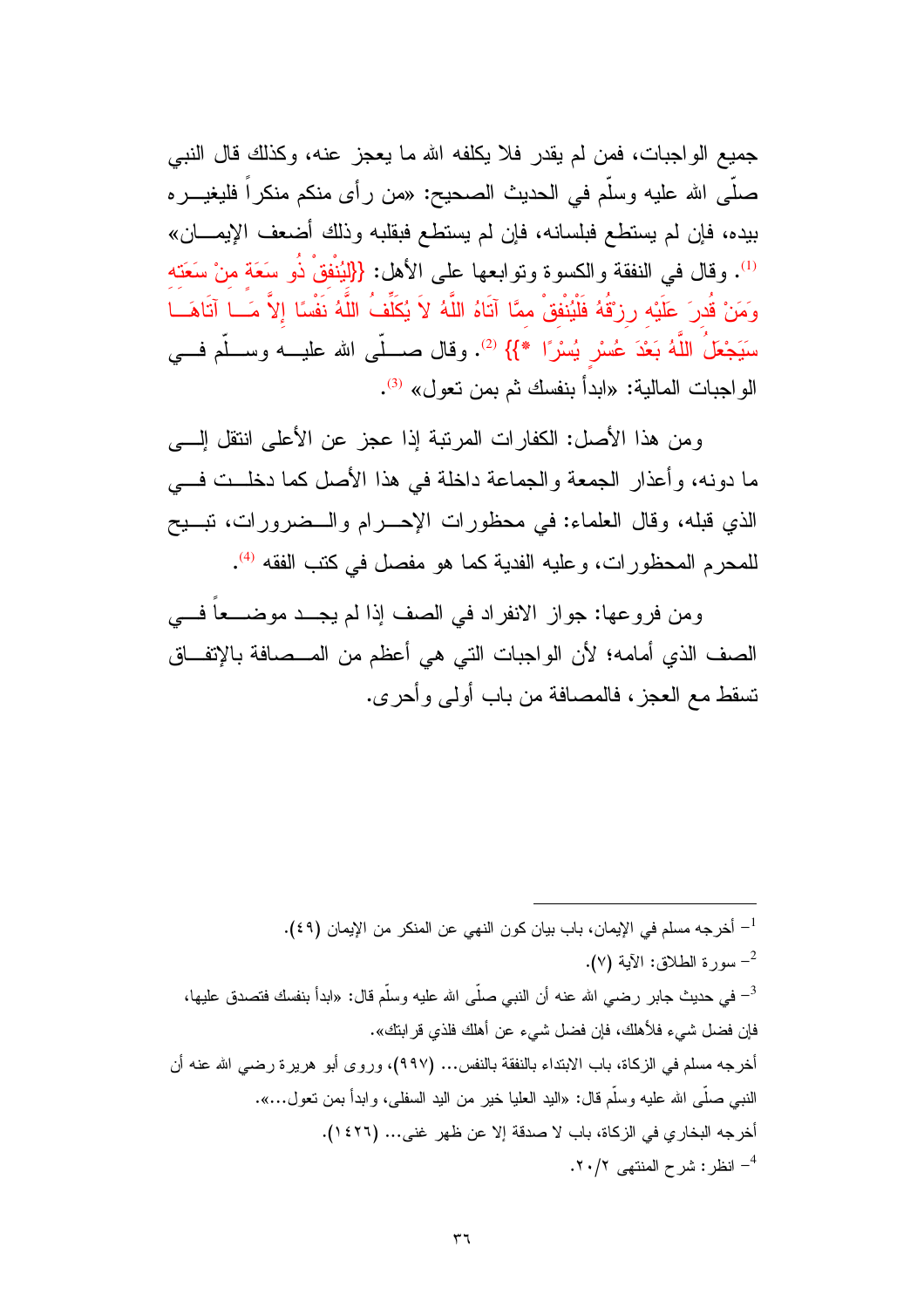جميع الواجبات، فمن لم يقدر فلا يكلفه الله ما يعجز عنه، وكذلك قال النبي صلّى الله عليه وسلّم في الحديث الصحيح: «من رأى منكم منكراً فليغيره بيده، فإن لم يستطع فبلسانه، فإن لم يستطع فبقلبه وذلك أضعف الإيمان» [1]. وقال في النفقة والكسوة وتوابعها على الأهل: {لِيُنْفِقْ ذُو سَعَةٍ مِنْ سَعَتِهِ وَمَنْ قُدِرَ عَلَيْهِ رِزْقُهُ فَلْيُنْفِقْ مِمَّا آتَاهُ اللَّهُ لاَ يُكَلِّفُ اللَّهُ نَفْسًا إِلاَّ مَا آتَاهَا سَيَجْعَلُ اللَّهُ بَعْدَ عُسْرٍ يُسْرًا *} [2]. وقال صلّى الله عليه وسلّم في الواجبات المالية: «ابدأ بنفسك ثم بمن تعول» [3].

ومن هذا الأصل: الكفارات المرتبة إذا عجز عن الأعلى انتقل إلى ما دونه، وأعذار الجمعة والجماعة داخلة في هذا الأصل كما دخلت في الذي قبله، وقال العلماء: في محظورات الإحرام والضرورات، تبيح للمحرم المحظورات، وعليه الفدية كما هو مفصل في كتب الفقه [4].

ومن فروعها: جواز الانفراد في الصف إذا لم يجد موضعاً في الصف الذي أمامه؛ لأن الواجبات التي هي أعظم من المصافة بالإتفاق تسقط مع العجز، فالمصافة من باب أولى وأحرى.

---

[1] أخرجه مسلم في الإيمان، باب بيان كون النهي عن المنكر من الإيمان (٤٩).

[2] سورة الطلاق: الآية (٧).

[3] في حديث جابر رضي الله عنه أن النبي صلّى الله عليه وسلّم قال: «ابدأ بنفسك فتصدق عليها، فإن فضل شيء فلأهلك، فإن فضل شيء عن أهلك فلذي قرابتك».
أخرجه مسلم في الزكاة، باب الابتداء بالنفقة بالنفس... (٩٩٧)، وروى أبو هريرة رضي الله عنه أن النبي صلّى الله عليه وسلّم قال: «اليد العليا خير من اليد السفلى، وابدأ بمن تعول...».
أخرجه البخاري في الزكاة، باب لا صدقة إلا عن ظهر غنى... (١٤٢٦).

[4] انظر: شرح المنتهى ٢/٢٠.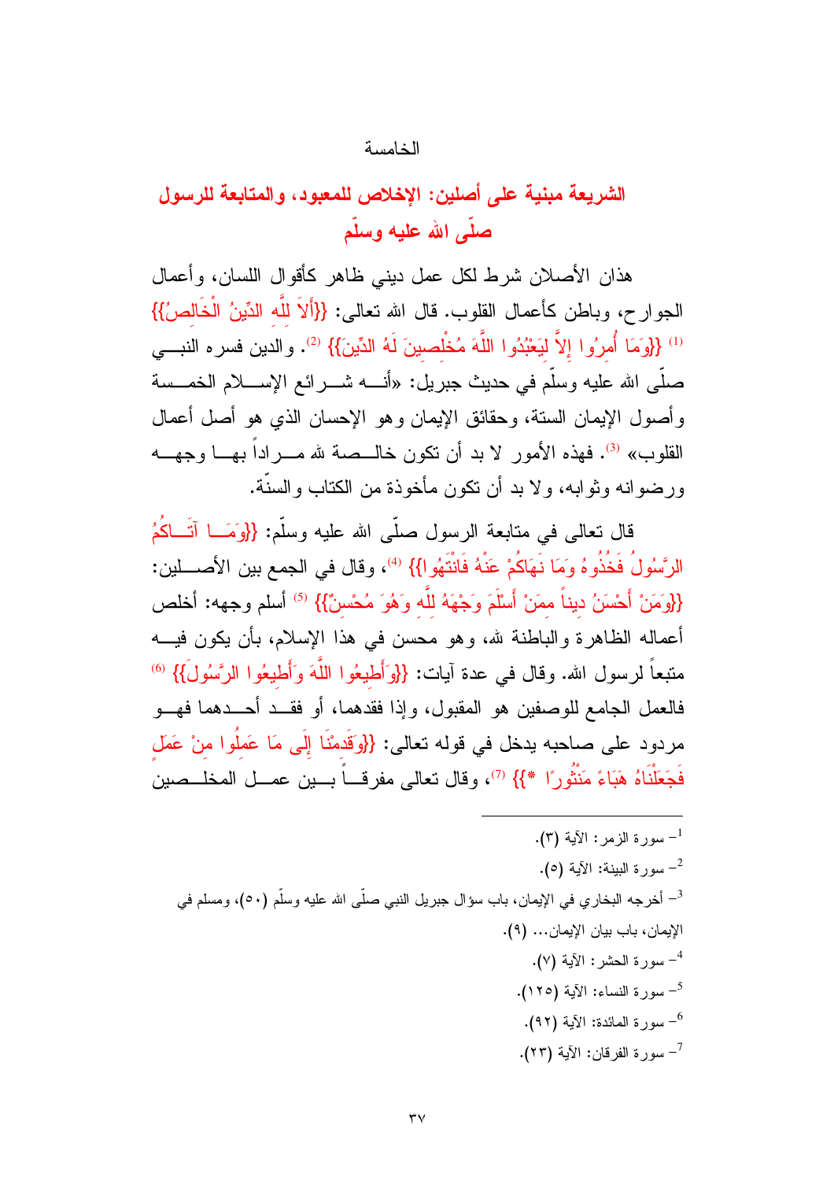الخامسة

## الشريعة مبنية على أصلين: الإخلاص للمعبود، والمتابعة للرسول صلّى الله عليه وسلّم

هذان الأصلان شرط لكل عمل ديني ظاهر كأقوال اللسان، وأعمال الجوارح، وباطن كأعمال القلوب. قال الله تعالى: {{أَلاَ لِلَّهِ الدِّينُ الْخَالِصُ}} [1] {{وَمَا أُمِرُوا إِلاَّ لِيَعْبُدُوا اللَّهَ مُخْلِصِينَ لَهُ الدِّينَ}} [2]. والدين فسره النبي صلّى الله عليه وسلّم في حديث جبريل: «أنه شرائع الإسلام الخمسة وأصول الإيمان الستة، وحقائق الإيمان وهو الإحسان الذي هو أصل أعمال القلوب» [3]. فهذه الأمور لا بد أن تكون خالصة لله مراداً بها وجهه ورضوانه وثوابه، ولا بد أن تكون مأخوذة من الكتاب والسنّة.

قال تعالى في متابعة الرسول صلّى الله عليه وسلّم: {{وَمَا آتَاكُمُ الرَّسُولُ فَخُذُوهُ وَمَا نَهَاكُمْ عَنْهُ فَانْتَهُوا}} [4]، وقال في الجمع بين الأصلين: {{وَمَنْ أَحْسَنُ دِيناً مِمَّنْ أَسْلَمَ وَجْهَهُ لِلَّهِ وَهُوَ مُحْسِنٌ}} [5] أسلم وجهه: أخلص أعماله الظاهرة والباطنة لله، وهو محسن في هذا الإسلام، بأن يكون فيه متبعاً لرسول الله. وقال في عدة آيات: {{وَأَطِيعُوا اللَّهَ وَأَطِيعُوا الرَّسُولَ}} [6] فالعمل الجامع للوصفين هو المقبول، وإذا فقدهما، أو فقد أحدهما فهو مردود على صاحبه يدخل في قوله تعالى: {{وَقَدِمْنَا إِلَى مَا عَمِلُوا مِنْ عَمَلٍ فَجَعَلْنَاهُ هَبَاءً مَنْثُورًا *}} [7]، وقال تعالى مفرقاً بين عمل المخلصين

---

1- سورة الزمر: الآية (٣).

2- سورة البينة: الآية (٥).

3- أخرجه البخاري في الإيمان، باب سؤال جبريل النبي صلّى الله عليه وسلّم (٥٠)، ومسلم في الإيمان، باب بيان الإيمان... (٩).

4- سورة الحشر: الآية (٧).

5- سورة النساء: الآية (١٢٥).

6- سورة المائدة: الآية (٩٢).

7- سورة الفرقان: الآية (٢٣).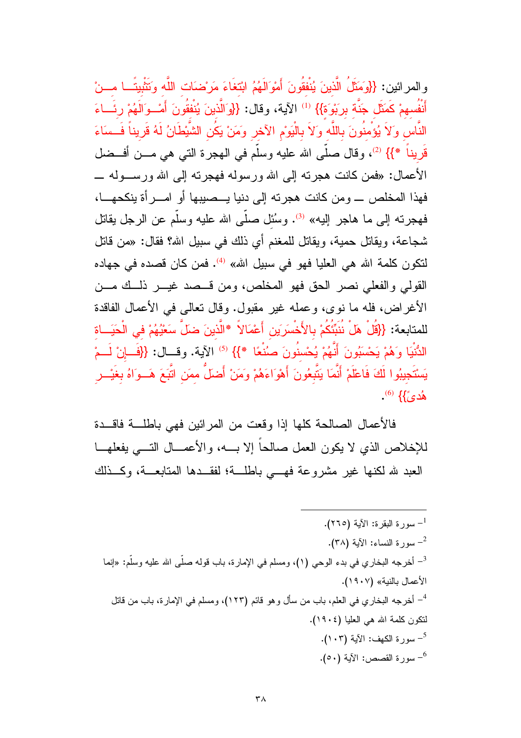والمرائين: {{وَمَثَلُ الَّذِينَ يُنْفِقُونَ أَمْوَالَهُمُ ابْتِغَاءَ مَرْضَاتِ اللَّهِ وَتَثْبِيتًا مِنْ أَنْفُسِهِمْ كَمَثَلِ جَنَّةٍ بِرَبْوَةٍ}} [1] الآية، وقال: {{وَالَّذِينَ يُنْفِقُونَ أَمْوَالَهُمْ رِئَاءَ النَّاسِ وَلاَ يُؤْمِنُونَ بِاللَّهِ وَلاَ بِالْيَوْمِ الآخِرِ وَمَنْ يَكُنِ الشَّيْطَانُ لَهُ قَرِيناً فَسَاءَ قَرِيناً *}} [2]، وقال صلّى الله عليه وسلّم في الهجرة التي هي من أفضل الأعمال: «فمن كانت هجرته إلى الله ورسوله فهجرته إلى الله ورسوله ــ فهذا المخلص ــ ومن كانت هجرته إلى دنيا يصيبها أو امرأة ينكحها، فهجرته إلى ما هاجر إليه» [3]. وسُئل صلّى الله عليه وسلّم عن الرجل يقاتل شجاعة، ويقاتل حمية، ويقاتل للمغنم أي ذلك في سبيل الله؟ فقال: «من قاتل لتكون كلمة الله هي العليا فهو في سبيل الله» [4]. فمن كان قصده في جهاده القولي والفعلي نصر الحق فهو المخلص، ومن قصد غير ذلك من الأغراض، فله ما نوى، وعمله غير مقبول. وقال تعالى في الأعمال الفاقدة للمتابعة: {{قُلْ هَلْ نُنَبِّئُكُمْ بِالأَخْسَرِينَ أَعْمَالاً *الَّذِينَ ضَلَّ سَعْيُهُمْ فِي الْحَيَاةِ الدُّنْيَا وَهُمْ يَحْسَبُونَ أَنَّهُمْ يُحْسِنُونَ صُنْعًا *}} [5] الآية. وقال: {{فَإِنْ لَمْ يَسْتَجِيبُوا لَكَ فَاعْلَمْ أَنَّمَا يَتَّبِعُونَ أَهْوَاءَهُمْ وَمَنْ أَضَلُّ مِمَنِ اتَّبَعَ هَوَاهُ بِغَيْرِ هُدًى}} [6].

فالأعمال الصالحة كلها إذا وقعت من المرائين فهي باطلة فاقدة للإخلاص الذي لا يكون العمل صالحاً إلا به، والأعمال التي يفعلها العبد لله لكنها غير مشروعة فهي باطلة؛ لفقدها المتابعة، وكذلك

---

[1] سورة البقرة: الآية (٢٦٥).

[2] سورة النساء: الآية (٣٨).

[3] أخرجه البخاري في بدء الوحي (١)، ومسلم في الإمارة، باب قوله صلّى الله عليه وسلّم: «إنما الأعمال بالنية» (١٩٠٧).

[4] أخرجه البخاري في العلم، باب من سأل وهو قائم (١٢٣)، ومسلم في الإمارة، باب من قاتل لتكون كلمة الله هي العليا (١٩٠٤).

[5] سورة الكهف: الآية (١٠٣).

[6] سورة القصص: الآية (٥٠).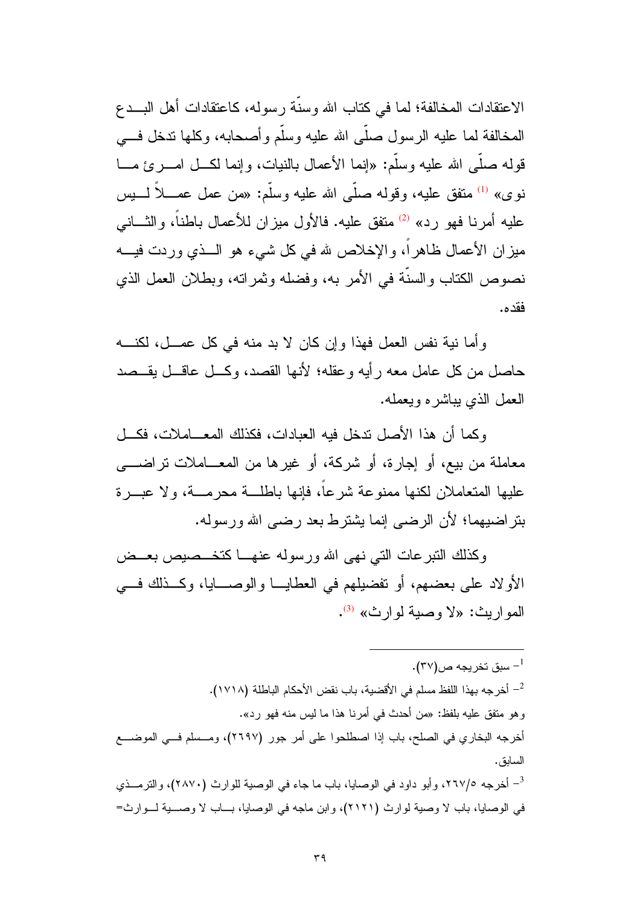الاعتقادات المخالفة؛ لما في كتاب الله وسنّة رسوله، كاعتقادات أهل البدع المخالفة لما عليه الرسول صلّى الله عليه وسلّم وأصحابه، وكلها تدخل في قوله صلّى الله عليه وسلّم: «إنما الأعمال بالنيات، وإنما لكل امرئ ما نوى» [1] متفق عليه، وقوله صلّى الله عليه وسلّم: «من عمل عملاً ليس عليه أمرنا فهو رد» [2] متفق عليه. فالأول ميزان للأعمال باطناً، والثاني ميزان الأعمال ظاهراً، والإخلاص لله في كل شيء هو الذي وردت فيه نصوص الكتاب والسنّة في الأمر به، وفضله وثمراته، وبطلان العمل الذي فقده.

وأما نية نفس العمل فهذا وإن كان لا بد منه في كل عمل، لكنه حاصل من كل عامل معه رأيه وعقله؛ لأنها القصد، وكل عاقل يقصد العمل الذي يباشره ويعمله.

وكما أن هذا الأصل تدخل فيه العبادات، فكذلك المعاملات، فكل معاملة من بيع، أو إجارة، أو شركة، أو غيرها من المعاملات تراضى عليها المتعاملان لكنها ممنوعة شرعاً، فإنها باطلة محرمة، ولا عبرة بتراضيهما؛ لأن الرضى إنما يشترط بعد رضى الله ورسوله.

وكذلك التبرعات التي نهى الله ورسوله عنها كتخصيص بعض الأولاد على بعضهم، أو تفضيلهم في العطايا والوصايا، وكذلك في المواريث: «لا وصية لوارث» [3].

---

[1] - سبق تخريجه ص(٣٧).

[2] - أخرجه بهذا اللفظ مسلم في الأقضية، باب نقض الأحكام الباطلة (١٧١٨).

وهو متفق عليه بلفظ: «من أحدث في أمرنا هذا ما ليس منه فهو رد».

أخرجه البخاري في الصلح، باب إذا اصطلحوا على أمر جور (٢٦٩٧)، ومسلم في الموضع السابق.

[3] - أخرجه ٥/٢٦٧، وأبو داود في الوصايا، باب ما جاء في الوصية للوارث (٢٨٧٠)، والترمذي في الوصايا، باب لا وصية لوارث (٢١٢١)، وابن ماجه في الوصايا، باب لا وصية لوارث=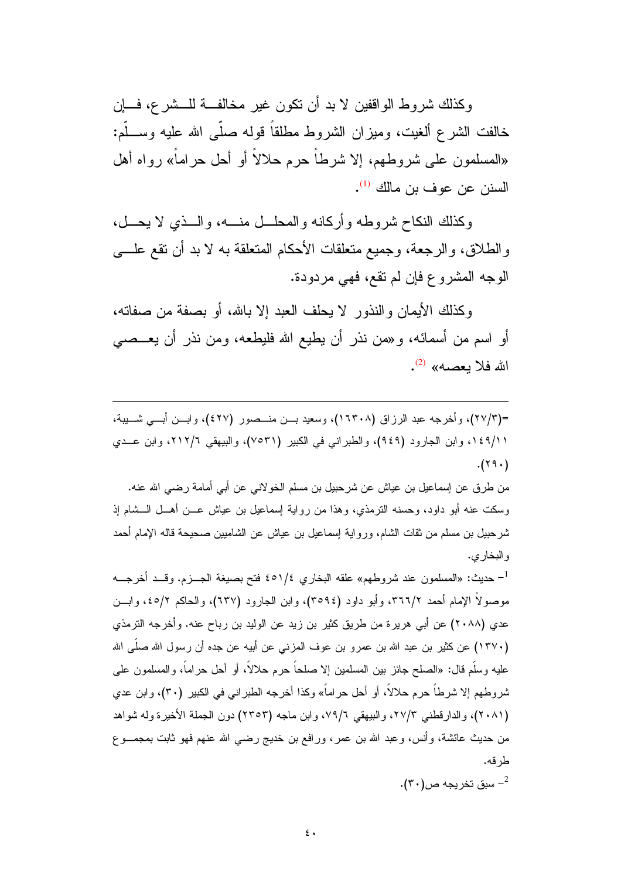وكذلك شروط الواقفين لا بد أن تكون غير مخالفة للشرع، فإن خالفت الشرع ألغيت، وميزان الشروط مطلقاً قوله صلّى الله عليه وسلّم: «المسلمون على شروطهم، إلا شرطاً حرم حلالاً أو أحل حراماً» رواه أهل السنن عن عوف بن مالك [1].

وكذلك النكاح شروطه وأركانه والمحلل منه، والذي لا يحل، والطلاق، والرجعة، وجميع متعلقات الأحكام المتعلقة به لا بد أن تقع على الوجه المشروع فإن لم تقع، فهي مردودة.

وكذلك الأيمان والنذور لا يحلف العبد إلا بالله، أو بصفة من صفاته، أو اسم من أسمائه، و«من نذر أن يطيع الله فليطعه، ومن نذر أن يعصي الله فلا يعصه» [2].

---

=(٢٧/٣)، وأخرجه عبد الرزاق (١٦٣٠٨)، وسعيد بن منصور (٤٢٧)، وابن أبي شيبة، ١٤٩/١١، وابن الجارود (٩٤٩)، والطبراني في الكبير (٧٥٣١)، والبيهقي ٢١٢/٦، وابن عدي (٢٩٠).

من طرق عن إسماعيل بن عياش عن شرحبيل بن مسلم الخولاني عن أبي أمامة رضي الله عنه. وسكت عنه أبو داود، وحسنه الترمذي، وهذا من رواية إسماعيل بن عياش عن أهل الشام إذ شرحبيل بن مسلم من ثقات الشام، ورواية إسماعيل بن عياش عن الشاميين صحيحة قاله الإمام أحمد والبخاري.

[1] حديث: «المسلمون عند شروطهم» علقه البخاري ٤٥١/٤ فتح بصيغة الجزم. وقد أخرجه موصولاً الإمام أحمد ٣٦٦/٢، وأبو داود (٣٥٩٤)، وابن الجارود (٦٣٧)، والحاكم ٤٥/٢، وابن عدي (٢٠٨٨) عن أبي هريرة من طريق كثير بن زيد عن الوليد بن رباح عنه. وأخرجه الترمذي (١٣٧٠) عن كثير بن عبد الله بن عمرو بن عوف المزني عن أبيه عن جده أن رسول الله صلّى الله عليه وسلّم قال: «الصلح جائز بين المسلمين إلا صلحاً حرم حلالاً، أو أحل حراماً، والمسلمون على شروطهم إلا شرطاً حرم حلالاً، أو أحل حراماً» وكذا أخرجه الطبراني في الكبير (٣٠)، وابن عدي (٢٠٨١)، والدارقطني ٢٧/٣، والبيهقي ٧٩/٦، وابن ماجه (٢٣٥٣) دون الجملة الأخيرة وله شواهد من حديث عائشة، وأنس، وعبد الله بن عمر، ورافع بن خديج رضي الله عنهم فهو ثابت بمجموع طرقه.

[2] سبق تخريجه ص(٣٠).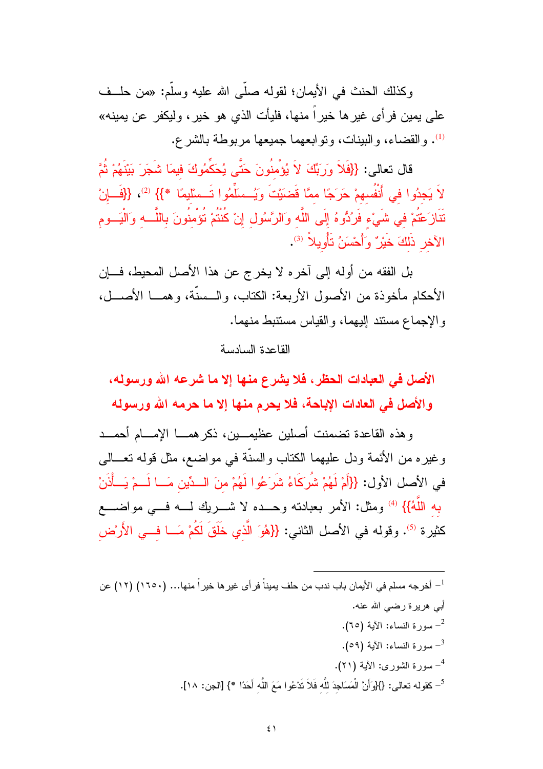وكذلك الحنث في الأيمان؛ لقوله صلّى الله عليه وسلّم: «من حلف على يمين فرأى غيرها خيراً منها، فليأت الذي هو خير، وليكفر عن يمينه»[1]. والقضاء، والبينات، وتوابعهما جميعها مربوطة بالشرع.

قال تعالى: {{فَلاَ وَرَبِّكَ لاَ يُؤْمِنُونَ حَتَّى يُحَكِّمُوكَ فِيمَا شَجَرَ بَيْنَهُمْ ثُمَّ لاَ يَجِدُوا فِي أَنْفُسِهِمْ حَرَجًا مِمَّا قَضَيْتَ وَيُسَلِّمُوا تَسْلِيمًا *}}[2]، {{فَإِنْ تَنَازَعْتُمْ فِي شَيْءٍ فَرُدُّوهُ إِلَى اللَّهِ وَالرَّسُولِ إِنْ كُنْتُمْ تُؤْمِنُونَ بِاللَّهِ وَالْيَوْمِ الآخِرِ ذَلِكَ خَيْرٌ وَأَحْسَنُ تَأْوِيلاً}}[3].

بل الفقه من أوله إلى آخره لا يخرج عن هذا الأصل المحيط، فإن الأحكام مأخوذة من الأصول الأربعة: الكتاب، والسنّة، وهما الأصل، والإجماع مستند إليهما، والقياس مستنبط منهما.

القاعدة السادسة

## الأصل في العبادات الحظر، فلا يشرع منها إلا ما شرعه الله ورسوله، والأصل في العادات الإباحة، فلا يحرم منها إلا ما حرمه الله ورسوله

وهذه القاعدة تضمنت أصلين عظيمين، ذكرهما الإمام أحمد وغيره من الأئمة ودل عليهما الكتاب والسنّة في مواضع، مثل قوله تعالى في الأصل الأول: {{أَمْ لَهُمْ شُرَكَاءُ شَرَعُوا لَهُمْ مِنَ الدِّينِ مَا لَمْ يَأْذَنْ بِهِ اللَّهُ}}[4] ومثل: الأمر بعبادته وحده لا شريك له في مواضع كثيرة[5]. وقوله في الأصل الثاني: {{هُوَ الَّذِي خَلَقَ لَكُمْ مَا فِي الأَرْضِ

---

[1]- أخرجه مسلم في الأيمان باب ندب من حلف يميناً فرأى غيرها خيراً منها... (١٦٥٠) (١٢) عن أبي هريرة رضي الله عنه.

[2]- سورة النساء: الآية (٦٥).

[3]- سورة النساء: الآية (٥٩).

[4]- سورة الشورى: الآية (٢١).

[5]- كقوله تعالى: {{وَأَنَّ الْمَسَاجِدَ لِلَّهِ فَلاَ تَدْعُوا مَعَ اللَّهِ أَحَدًا *}} [الجن: ١٨].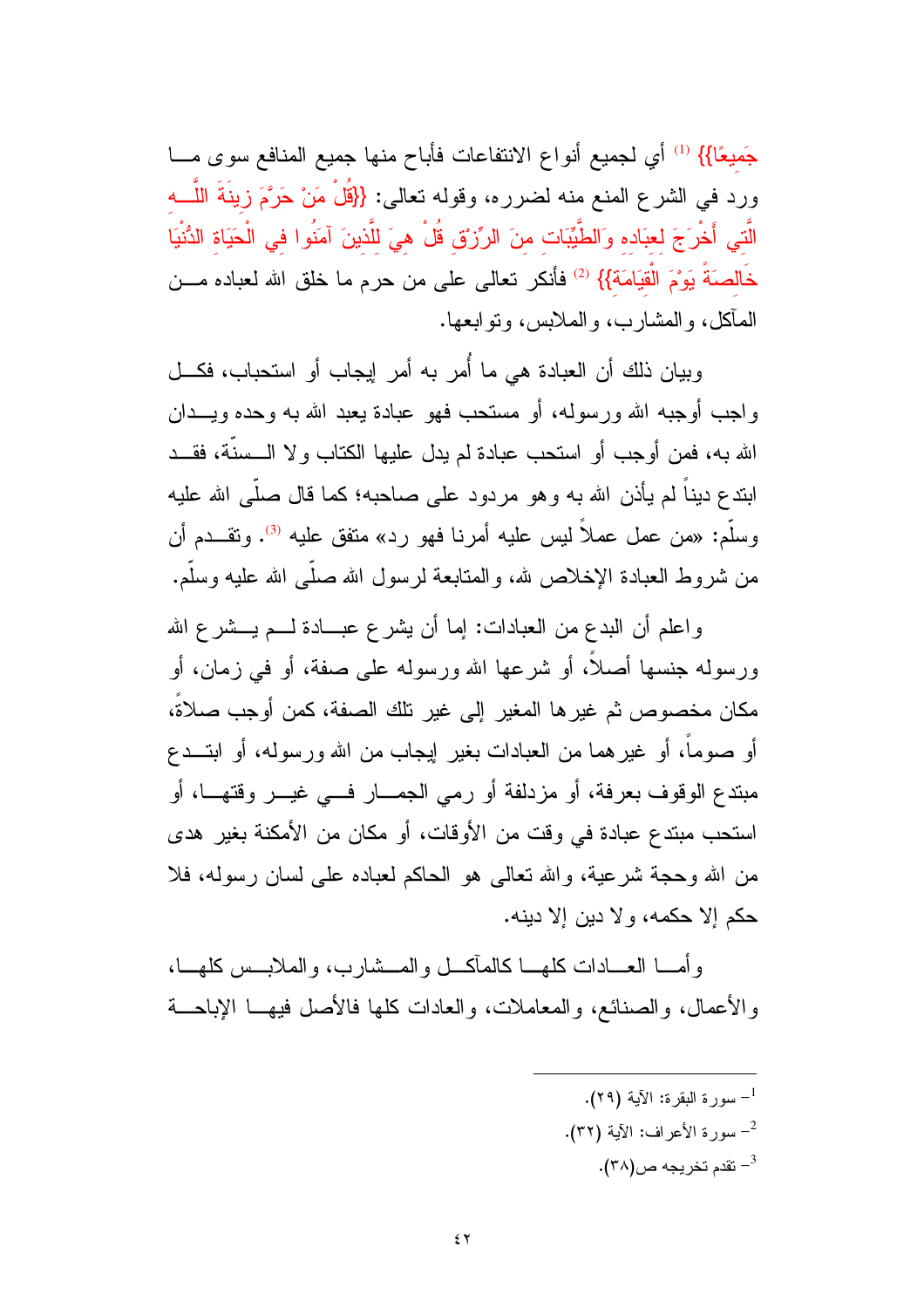جَمِيعًا}} [1] أي لجميع أنواع الانتفاعات فأباح منها جميع المنافع سوى ما ورد في الشرع المنع منه لضرره، وقوله تعالى: {{قُلْ مَنْ حَرَّمَ زِينَةَ اللَّهِ الَّتِي أَخْرَجَ لِعِبَادِهِ وَالطَّيِّبَاتِ مِنَ الرِّزْقِ قُلْ هِيَ لِلَّذِينَ آمَنُوا فِي الْحَيَاةِ الدُّنْيَا خَالِصَةً يَوْمَ الْقِيَامَةِ}} [2] فأنكر تعالى على من حرم ما خلق الله لعباده من المآكل، والمشارب، والملابس، وتوابعها.

وبيان ذلك أن العبادة هي ما أُمر به أمر إيجاب أو استحباب، فكل واجب أوجبه الله ورسوله، أو مستحب فهو عبادة يعبد الله به وحده ويدان الله به، فمن أوجب أو استحب عبادة لم يدل عليها الكتاب ولا السنّة، فقد ابتدع ديناً لم يأذن الله به وهو مردود على صاحبه؛ كما قال صلّى الله عليه وسلّم: «من عمل عملاً ليس عليه أمرنا فهو رد» متفق عليه [3]. وتقدم أن من شروط العبادة الإخلاص لله، والمتابعة لرسول الله صلّى الله عليه وسلّم.

واعلم أن البدع من العبادات: إما أن يشرع عبادة لم يشرع الله ورسوله جنسها أصلاً، أو شرعها الله ورسوله على صفة، أو في زمان، أو مكان مخصوص ثم غيرها المغير إلى غير تلك الصفة، كمن أوجب صلاةً، أو صوماً، أو غيرهما من العبادات بغير إيجاب من الله ورسوله، أو ابتدع مبتدع الوقوف بعرفة، أو مزدلفة أو رمي الجمار في غير وقتها، أو استحب مبتدع عبادة في وقت من الأوقات، أو مكان من الأمكنة بغير هدى من الله وحجة شرعية، والله تعالى هو الحاكم لعباده على لسان رسوله، فلا حكم إلا حكمه، ولا دين إلا دينه.

وأما العادات كلها كالمآكل والمشارب، والملابس كلها، والأعمال، والصنائع، والمعاملات، والعادات كلها فالأصل فيها الإباحة

---

[1] سورة البقرة: الآية (٢٩).

[2] سورة الأعراف: الآية (٣٢).

[3] تقدم تخريجه ص(٣٨).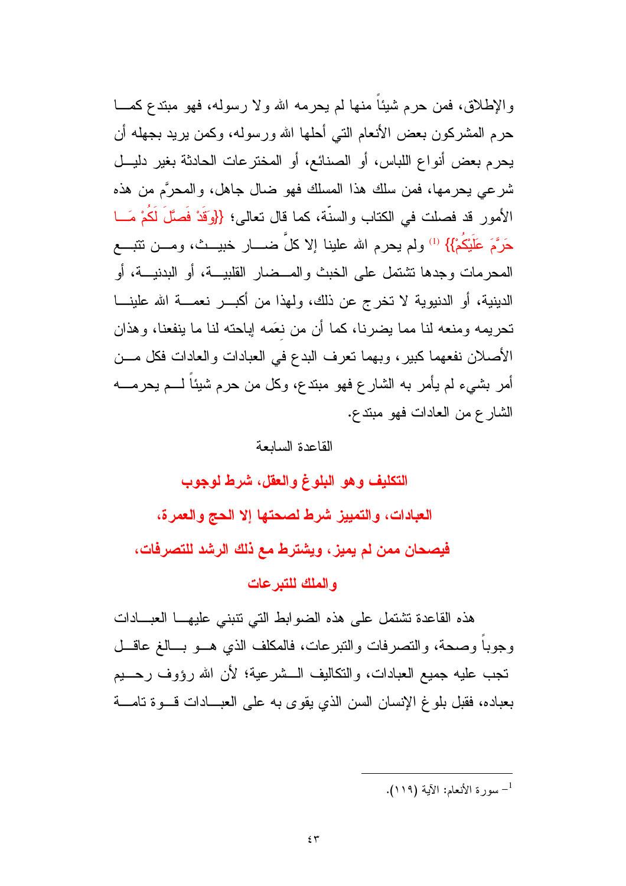والإطلاق، فمن حرم شيئاً منها لم يحرمه الله ولا رسوله، فهو مبتدع كما حرم المشركون بعض الأنعام التي أحلها الله ورسوله، وكمن يريد بجهله أن يحرم بعض أنواع اللباس، أو الصنائع، أو المخترعات الحادثة بغير دليل شرعي يحرمها، فمن سلك هذا المسلك فهو ضال جاهل، والمحرَّم من هذه الأمور قد فصلت في الكتاب والسنّة، كما قال تعالى؛ {{وَقَدْ فَصَّلَ لَكُمْ مَا حَرَّمَ عَلَيْكُمْ}} [1] ولم يحرم الله علينا إلا كلَّ ضار خبيث، ومن تتبع المحرمات وجدها تشتمل على الخبث والمضار القلبية، أو البدنية، أو الدينية، أو الدنيوية لا تخرج عن ذلك، ولهذا من أكبر نعمة الله علينا تحريمه ومنعه لنا مما يضرنا، كما أن من نِعَمه إباحته لنا ما ينفعنا، وهذان الأصلان نفعهما كبير، وبهما تعرف البدع في العبادات والعادات فكل من أمر بشيء لم يأمر به الشارع فهو مبتدع، وكل من حرم شيئاً لم يحرمه الشارع من العادات فهو مبتدع.

## القاعدة السابعة

## **التكليف وهو البلوغ والعقل، شرط لوجوب العبادات، والتمييز شرط لصحتها إلا الحج والعمرة، فيصحان ممن لم يميز، ويشترط مع ذلك الرشد للتصرفات، والملك للتبرعات**

هذه القاعدة تشتمل على هذه الضوابط التي تنبني عليها العبادات وجوباً وصحة، والتصرفات والتبرعات، فالمكلف الذي هو بالغ عاقل تجب عليه جميع العبادات، والتكاليف الشرعية؛ لأن الله رؤوف رحيم بعباده، فقبل بلوغ الإنسان السن الذي يقوى به على العبادات قوة تامة

---

[1] سورة الأنعام: الآية (١١٩).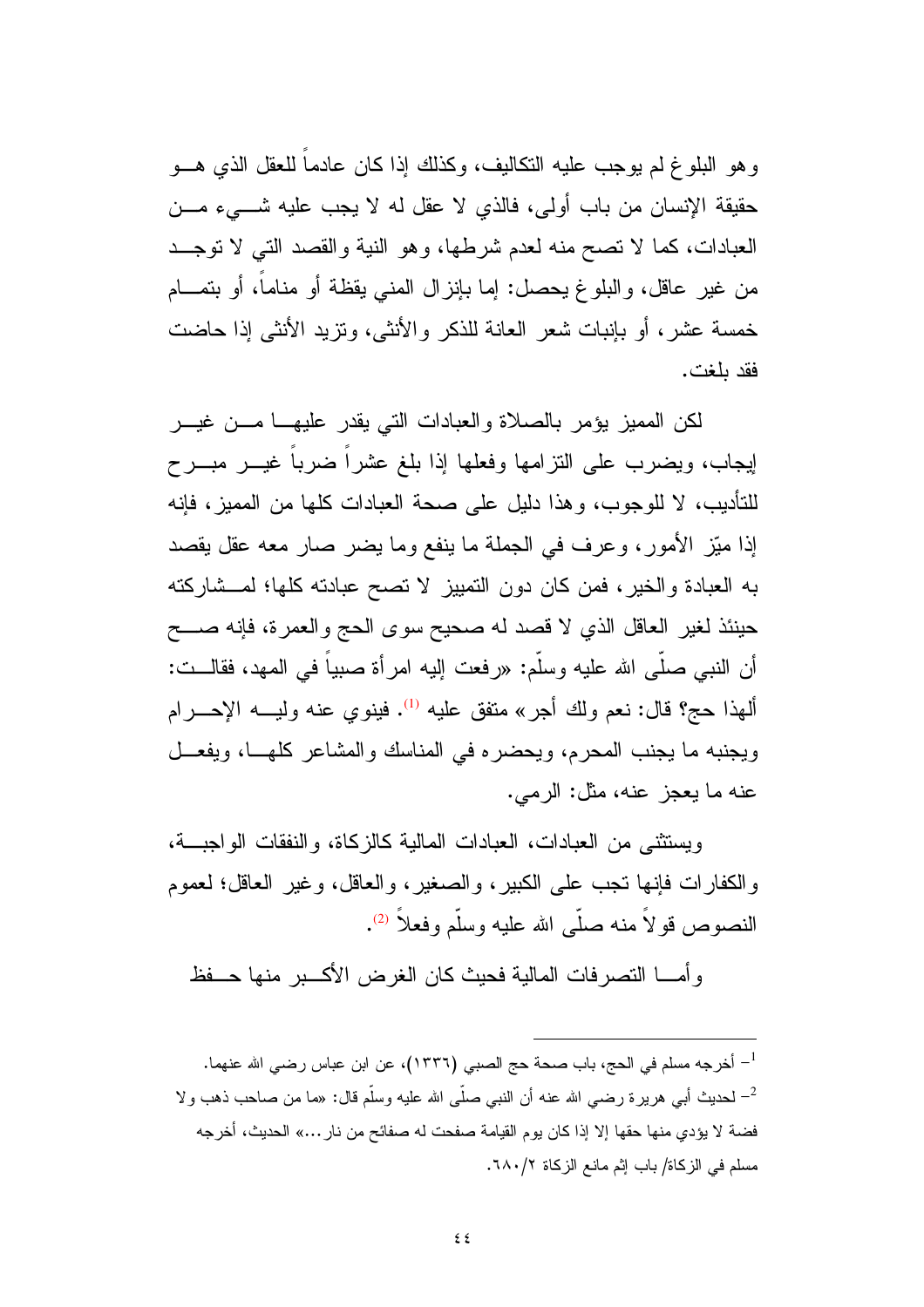وهو البلوغ لم يوجب عليه التكاليف، وكذلك إذا كان عادماً للعقل الذي هو حقيقة الإنسان من باب أولى، فالذي لا عقل له لا يجب عليه شيء من العبادات، كما لا تصح منه لعدم شرطها، وهو النية والقصد التي لا توجد من غير عاقل، والبلوغ يحصل: إما بإنزال المني يقظة أو مناماً، أو بتمام خمسة عشر، أو بإنبات شعر العانة للذكر والأنثى، وتزيد الأنثى إذا حاضت فقد بلغت.

لكن المميز يؤمر بالصلاة والعبادات التي يقدر عليها من غير إيجاب، ويضرب على التزامها وفعلها إذا بلغ عشراً ضرباً غير مبرح للتأديب، لا للوجوب، وهذا دليل على صحة العبادات كلها من المميز، فإنه إذا ميّز الأمور، وعرف في الجملة ما ينفع وما يضر صار معه عقل يقصد به العبادة والخير، فمن كان دون التمييز لا تصح عبادته كلها؛ لمشاركته حينئذ لغير العاقل الذي لا قصد له صحيح سوى الحج والعمرة، فإنه صح أن النبي صلّى الله عليه وسلّم: «رفعت إليه امرأة صبياً في المهد، فقالت: ألهذا حج؟ قال: نعم ولك أجر» متفق عليه [1]. فينوي عنه وليه الإحرام ويجنبه ما يجنب المحرم، ويحضره في المناسك والمشاعر كلها، ويفعل عنه ما يعجز عنه، مثل: الرمي.

ويستثنى من العبادات، العبادات المالية كالزكاة، والنفقات الواجبة، والكفارات فإنها تجب على الكبير، والصغير، والعاقل، وغير العاقل؛ لعموم النصوص قولاً منه صلّى الله عليه وسلّم وفعلاً [2].

وأما التصرفات المالية فحيث كان الغرض الأكبر منها حفظ

---

[1]– أخرجه مسلم في الحج، باب صحة حج الصبي (١٣٣٦)، عن ابن عباس رضي الله عنهما.

[2]– لحديث أبي هريرة رضي الله عنه أن النبي صلّى الله عليه وسلّم قال: «ما من صاحب ذهب ولا فضة لا يؤدي منها حقها إلا إذا كان يوم القيامة صفحت له صفائح من نار...» الحديث، أخرجه مسلم في الزكاة/ باب إثم مانع الزكاة ٢/٦٨٠.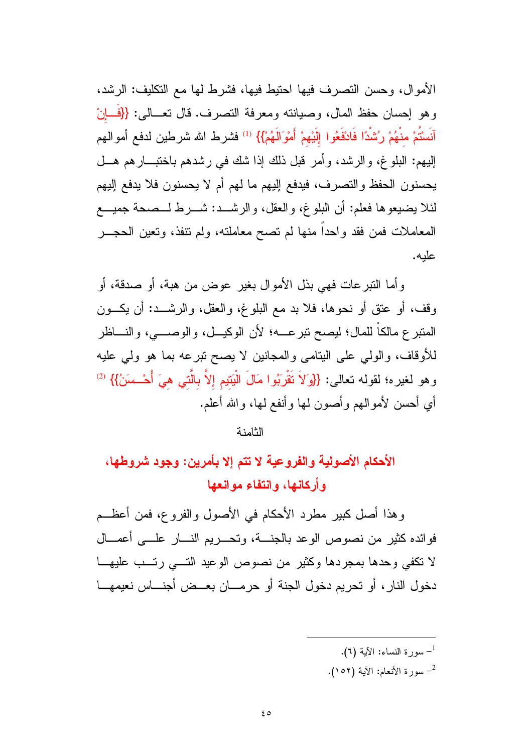الأموال، وحسن التصرف فيها احتيط فيها، فشرط لها مع التكليف: الرشد، وهو إحسان حفظ المال، وصيانته ومعرفة التصرف. قال تعالى: {{فَإِنْ آنَسْتُمْ مِنْهُمْ رُشْدًا فَادْفَعُوا إِلَيْهِمْ أَمْوَالَهُمْ}} [1] فشرط الله شرطين لدفع أموالهم إليهم: البلوغ، والرشد، وأمر قبل ذلك إذا شك في رشدهم باختبارهم هل يحسنون الحفظ والتصرف، فيدفع إليهم ما لهم أم لا يحسنون فلا يدفع إليهم لئلا يضيعوها فعلم: أن البلوغ، والعقل، والرشد: شرط لصحة جميع المعاملات فمن فقد واحداً منها لم تصح معاملته، ولم تنفذ، وتعين الحجر عليه.

وأما التبرعات فهي بذل الأموال بغير عوض من هبة، أو صدقة، أو وقف، أو عتق أو نحوها، فلا بد مع البلوغ، والعقل، والرشد: أن يكون المتبرع مالكاً للمال؛ ليصح تبرعه؛ لأن الوكيل، والوصي، والناظر للأوقاف، والولي على اليتامى والمجانين لا يصح تبرعه بما هو ولي عليه وهو لغيره؛ لقوله تعالى: {{وَلاَ تَقْرَبُوا مَالَ الْيَتِيمِ إِلاَّ بِالَّتِي هِيَ أَحْسَنُ}} [2] أي أحسن لأموالهم وأصون لها وأنفع لها، والله أعلم.

الثامنة

## الأحكام الأصولية والفروعية لا تتم إلا بأمرين: وجود شروطها، وأركانها، وانتفاء موانعها

وهذا أصل كبير مطرد الأحكام في الأصول والفروع، فمن أعظم فوائده كثير من نصوص الوعد بالجنة، وتحريم النار على أعمال لا تكفي وحدها بمجردها وكثير من نصوص الوعيد التي رتب عليها دخول النار، أو تحريم دخول الجنة أو حرمان بعض أجناس نعيمها

---

[1] - سورة النساء: الآية (٦).

[2] - سورة الأنعام: الآية (١٥٢).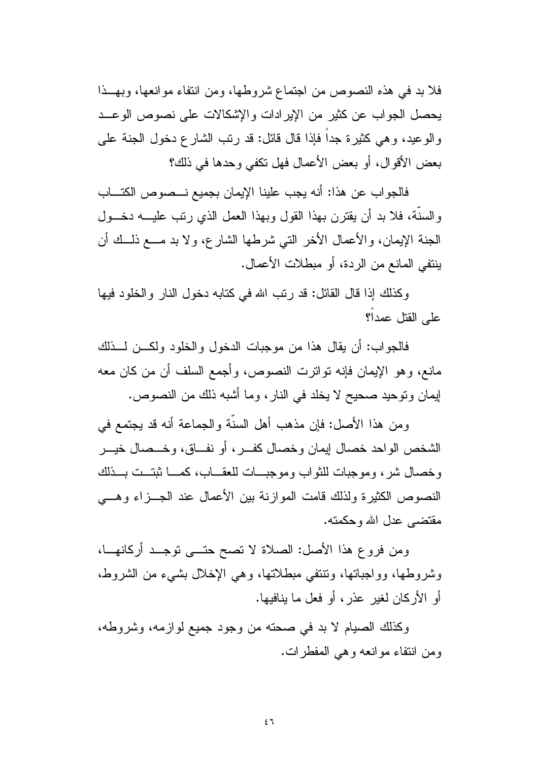فلا بد في هذه النصوص من اجتماع شروطها، ومن انتفاء موانعها، وبهذا يحصل الجواب عن كثير من الإيرادات والإشكالات على نصوص الوعد والوعيد، وهي كثيرة جداً فإذا قال قائل: قد رتب الشارع دخول الجنة على بعض الأقوال، أو بعض الأعمال فهل تكفي وحدها في ذلك؟

فالجواب عن هذا: أنه يجب علينا الإيمان بجميع نصوص الكتاب والسنّة، فلا بد أن يقترن بهذا القول وبهذا العمل الذي رتب عليه دخول الجنة الإيمان، والأعمال الأخر التي شرطها الشارع، ولا بد مع ذلك أن ينتفي المانع من الردة، أو مبطلات الأعمال.

وكذلك إذا قال القائل: قد رتب الله في كتابه دخول النار والخلود فيها على القتل عمداً؟

فالجواب: أن يقال هذا من موجبات الدخول والخلود ولكن لذلك مانع، وهو الإيمان فإنه تواترت النصوص، وأجمع السلف أن من كان معه إيمان وتوحيد صحيح لا يخلد في النار، وما أشبه ذلك من النصوص.

ومن هذا الأصل: فإن مذهب أهل السنّة والجماعة أنه قد يجتمع في الشخص الواحد خصال إيمان وخصال كفر، أو نفاق، وخصال خير وخصال شر، وموجبات للثواب وموجبات للعقاب، كما ثبتت بذلك النصوص الكثيرة ولذلك قامت الموازنة بين الأعمال عند الجزاء وهي مقتضى عدل الله وحكمته.

ومن فروع هذا الأصل: الصلاة لا تصح حتى توجد أركانها، وشروطها، وواجباتها، وتنتفي مبطلاتها، وهي الإخلال بشيء من الشروط، أو الأركان لغير عذر، أو فعل ما ينافيها.

وكذلك الصيام لا بد في صحته من وجود جميع لوازمه، وشروطه، ومن انتفاء موانعه وهي المفطرات.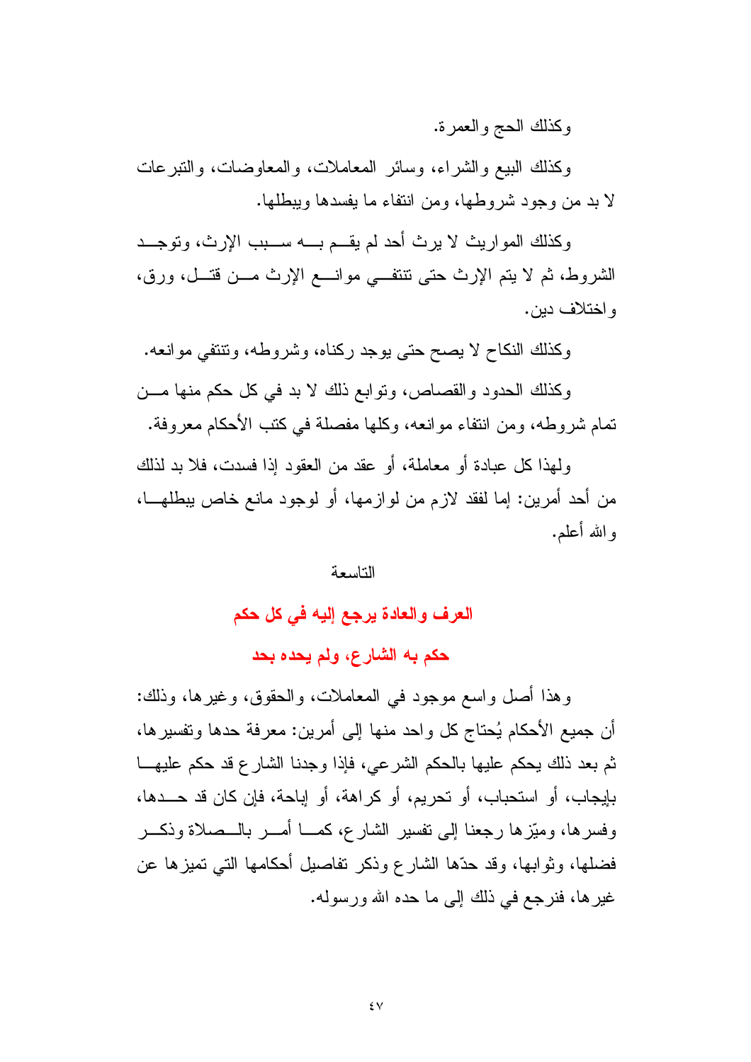وكذلك الحج والعمرة.

وكذلك البيع والشراء، وسائر المعاملات، والمعاوضات، والتبرعات لا بد من وجود شروطها، ومن انتفاء ما يفسدها ويبطلها.

وكذلك المواريث لا يرث أحد لم يقم به سبب الإرث، وتوجد الشروط، ثم لا يتم الإرث حتى تنتفي موانع الإرث من قتل، ورق، واختلاف دين.

وكذلك النكاح لا يصح حتى يوجد ركناه، وشروطه، وتنتفي موانعه.

وكذلك الحدود والقصاص، وتوابع ذلك لا بد في كل حكم منها من تمام شروطه، ومن انتفاء موانعه، وكلها مفصلة في كتب الأحكام معروفة.

ولهذا كل عبادة أو معاملة، أو عقد من العقود إذا فسدت، فلا بد لذلك من أحد أمرين: إما لفقد لازم من لوازمها، أو لوجود مانع خاص يبطلها، والله أعلم.

التاسعة

## العرف والعادة يرجع إليه في كل حكم حكم به الشارع، ولم يحده بحد

وهذا أصل واسع موجود في المعاملات، والحقوق، وغيرها، وذلك: أن جميع الأحكام يُحتاج كل واحد منها إلى أمرين: معرفة حدها وتفسيرها، ثم بعد ذلك يحكم عليها بالحكم الشرعي، فإذا وجدنا الشارع قد حكم عليها بإيجاب، أو استحباب، أو تحريم، أو كراهة، أو إباحة، فإن كان قد حدها، وفسرها، وميّزها رجعنا إلى تفسير الشارع، كما أمر بالصلاة وذكر فضلها، وثوابها، وقد حدّها الشارع وذكر تفاصيل أحكامها التي تميزها عن غيرها، فنرجع في ذلك إلى ما حده الله ورسوله.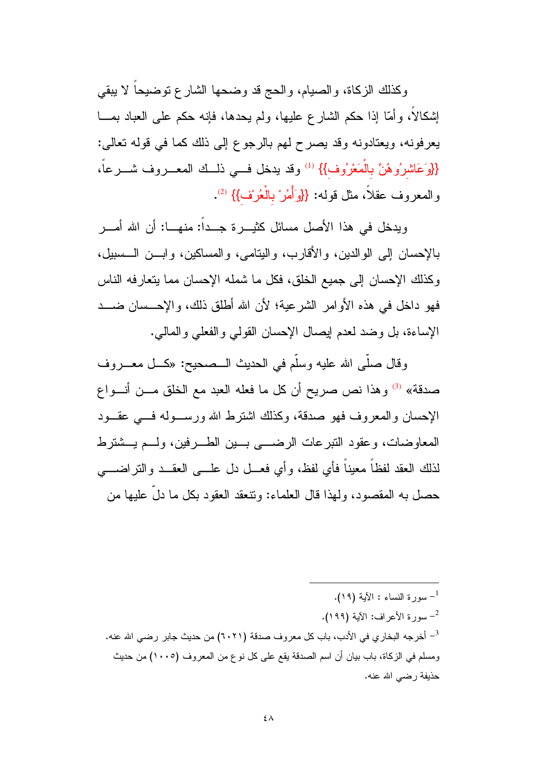وكذلك الزكاة، والصيام، والحج قد وضحها الشارع توضيحاً لا يبقي إشكالاً، وأمّا إذا حكم الشارع عليها، ولم يحدها، فإنه حكم على العباد بما يعرفونه، ويعتادونه وقد يصرح لهم بالرجوع إلى ذلك كما في قوله تعالى: {{وَعَاشِرُوهُنَّ بِالْمَعْرُوفِ}} [1] وقد يدخل في ذلك المعروف شرعاً، والمعروف عقلاً، مثل قوله: {{وَأْمُرْ بِالْعُرْفِ}} [2].

ويدخل في هذا الأصل مسائل كثيرة جداً: منها: أن الله أمر بالإحسان إلى الوالدين، والأقارب، واليتامى، والمساكين، وابن السبيل، وكذلك الإحسان إلى جميع الخلق، فكل ما شمله الإحسان مما يتعارفه الناس فهو داخل في هذه الأوامر الشرعية؛ لأن الله أطلق ذلك، والإحسان ضد الإساءة، بل وضد لعدم إيصال الإحسان القولي والفعلي والمالي.

وقال صلّى الله عليه وسلّم في الحديث الصحيح: «كل معروف صدقة» [3] وهذا نص صريح أن كل ما فعله العبد مع الخلق من أنواع الإحسان والمعروف فهو صدقة، وكذلك اشترط الله ورسوله في عقود المعاوضات، وعقود التبرعات الرضى بين الطرفين، ولم يشترط لذلك العقد لفظاً معيناً فأي لفظ، وأي فعل دل على العقد والتراضي حصل به المقصود، ولهذا قال العلماء: وتنعقد العقود بكل ما دلّ عليها من

---

[1] – سورة النساء : الآية (١٩).

[2] – سورة الأعراف: الآية (١٩٩).

[3] – أخرجه البخاري في الأدب، باب كل معروف صدقة (٦٠٢١) من حديث جابر رضي الله عنه. ومسلم في الزكاة، باب بيان أن اسم الصدقة يقع على كل نوع من المعروف (١٠٠٥) من حديث حذيفة رضي الله عنه.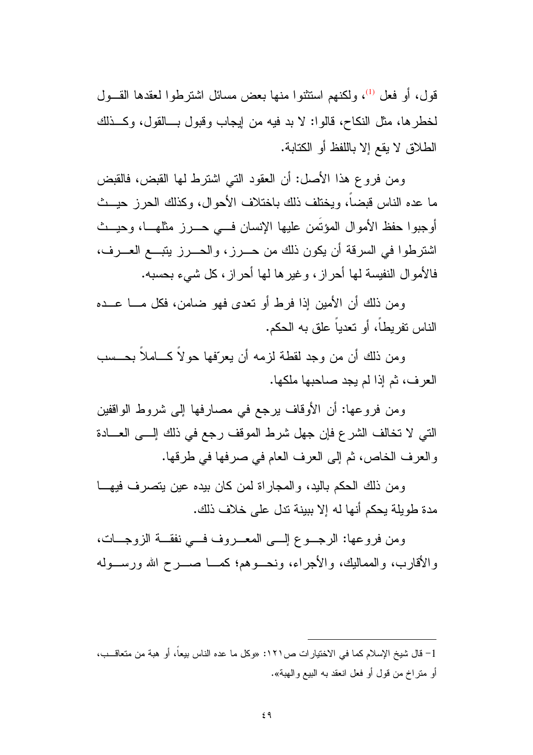قول، أو فعل [1]، ولكنهم استثنوا منها بعض مسائل اشترطوا لعقدها القول لخطرها، مثل النكاح، قالوا: لا بد فيه من إيجاب وقبول بالقول، وكذلك الطلاق لا يقع إلا باللفظ أو الكتابة.

ومن فروع هذا الأصل: أن العقود التي اشترط لها القبض، فالقبض ما عده الناس قبضاً، ويختلف ذلك باختلاف الأحوال، وكذلك الحرز حيث أوجبوا حفظ الأموال المؤتَمن عليها الإنسان في حرز مثلها، وحيث اشترطوا في السرقة أن يكون ذلك من حرز، والحرز يتبع العرف، فالأموال النفيسة لها أحراز، وغيرها لها أحراز، كل شيء بحسبه.

ومن ذلك أن الأمين إذا فرط أو تعدى فهو ضامن، فكل ما عده الناس تفريطاً، أو تعدياً علق به الحكم.

ومن ذلك أن من وجد لقطة لزمه أن يعرّفها حولاً كاملاً بحسب العرف، ثم إذا لم يجد صاحبها ملكها.

ومن فروعها: أن الأوقاف يرجع في مصارفها إلى شروط الواقفين التي لا تخالف الشرع فإن جهل شرط الموقف رجع في ذلك إلى العادة والعرف الخاص، ثم إلى العرف العام في صرفها في طرقها.

ومن ذلك الحكم باليد، والمجاراة لمن كان بيده عين يتصرف فيها مدة طويلة يحكم أنها له إلا ببينة تدل على خلاف ذلك.

ومن فروعها: الرجوع إلى المعروف في نفقة الزوجات، والأقارب، والمماليك، والأجراء، ونحوهم؛ كما صرح الله ورسوله

---

1- قال شيخ الإسلام كما في الاختيارات ص١٢١: «وكل ما عده الناس بيعاً، أو هبة من متعاقب، أو متراخ من قول أو فعل انعقد به البيع والهبة».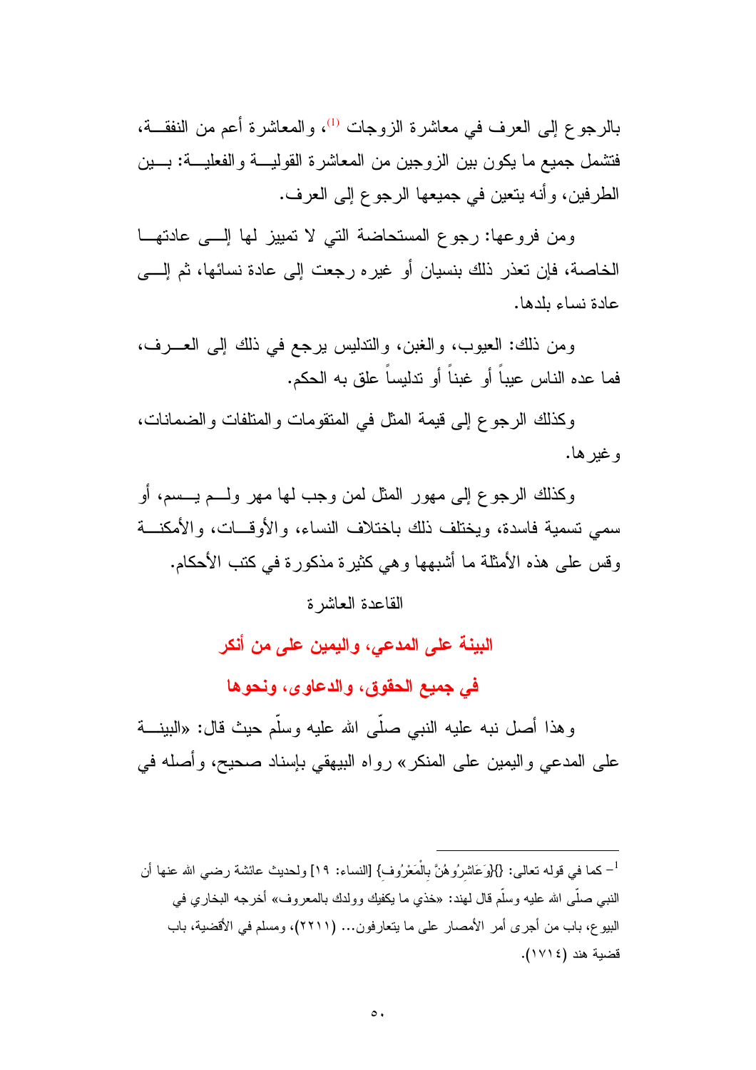بالرجوع إلى العرف في معاشرة الزوجات [1]، والمعاشرة أعم من النفقة، فتشمل جميع ما يكون بين الزوجين من المعاشرة القولية والفعلية: بين الطرفين، وأنه يتعين في جميعها الرجوع إلى العرف.

ومن فروعها: رجوع المستحاضة التي لا تمييز لها إلى عادتها الخاصة، فإن تعذر ذلك بنسيان أو غيره رجعت إلى عادة نسائها، ثم إلى عادة نساء بلدها.

ومن ذلك: العيوب، والغبن، والتدليس يرجع في ذلك إلى العرف، فما عده الناس عيباً أو غبناً أو تدليساً علق به الحكم.

وكذلك الرجوع إلى قيمة المثل في المتقومات والمتلفات والضمانات، وغيرها.

وكذلك الرجوع إلى مهور المثل لمن وجب لها مهر ولم يسم، أو سمي تسمية فاسدة، ويختلف ذلك باختلاف النساء، والأوقات، والأمكنة وقس على هذه الأمثلة ما أشبهها وهي كثيرة مذكورة في كتب الأحكام.

القاعدة العاشرة

## البينة على المدعي، واليمين على من أنكر في جميع الحقوق، والدعاوى، ونحوها

وهذا أصل نبه عليه النبي صلّى الله عليه وسلّم حيث قال: «البينة على المدعي واليمين على المنكر» رواه البيهقي بإسناد صحيح، وأصله في

---

[1] - كما في قوله تعالى: {وَعَاشِرُوهُنَّ بِالْمَعْرُوفِ} [النساء: ١٩] ولحديث عائشة رضي الله عنها أن النبي صلّى الله عليه وسلّم قال لهند: «خذي ما يكفيك وولدك بالمعروف» أخرجه البخاري في البيوع، باب من أجرى أمر الأمصار على ما يتعارفون... (٢٢١١)، ومسلم في الأقضية، باب قضية هند (١٧١٤).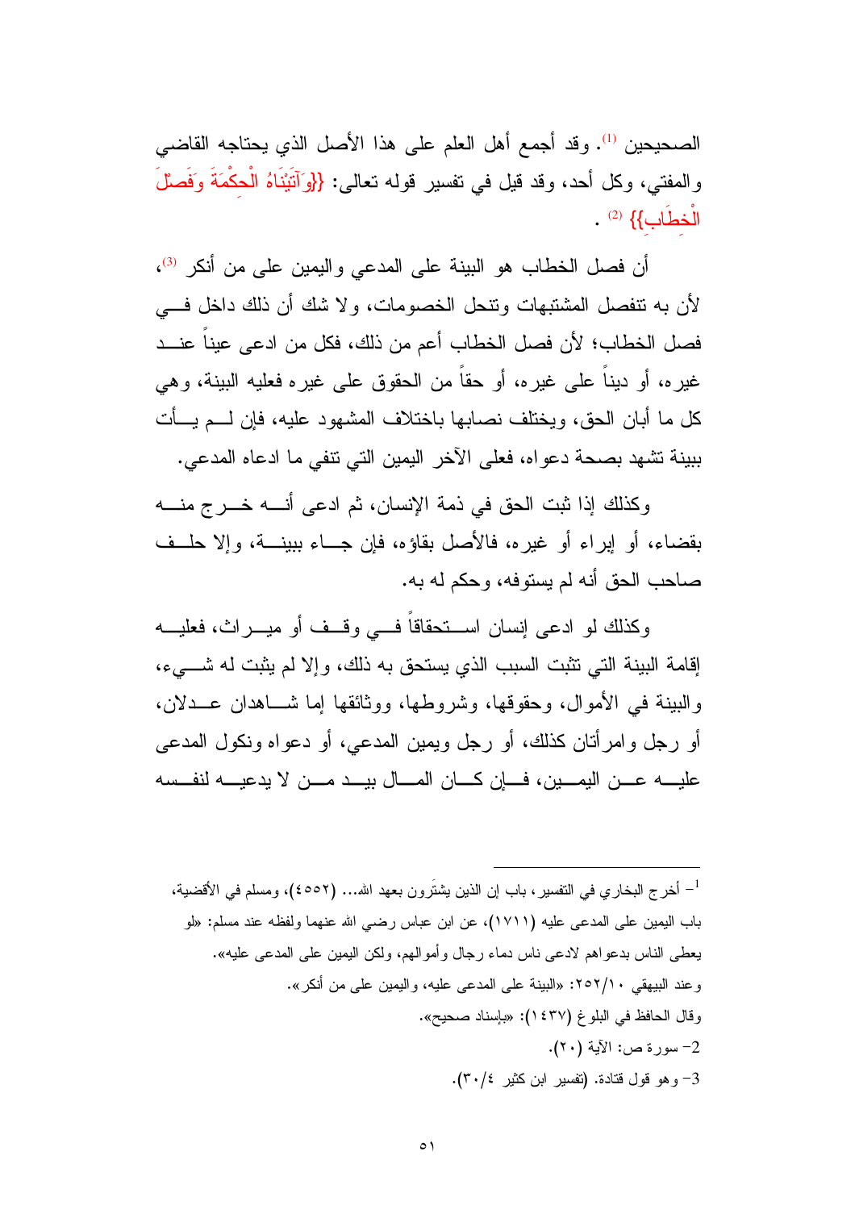الصحيحين [1]. وقد أجمع أهل العلم على هذا الأصل الذي يحتاجه القاضي والمفتي، وكل أحد، وقد قيل في تفسير قوله تعالى: {{وَآتَيْنَاهُ الْحِكْمَةَ وَفَصْلَ الْخِطَابِ}} [2].

أن فصل الخطاب هو البينة على المدعي واليمين على من أنكر [3]، لأن به تنفصل المشتبهات وتنحل الخصومات، ولا شك أن ذلك داخل في فصل الخطاب؛ لأن فصل الخطاب أعم من ذلك، فكل من ادعى عيناً عند غيره، أو ديناً على غيره، أو حقاً من الحقوق على غيره فعليه البينة، وهي كل ما أبان الحق، ويختلف نصابها باختلاف المشهود عليه، فإن لم يأت ببينة تشهد بصحة دعواه، فعلى الآخر اليمين التي تنفي ما ادعاه المدعي.

وكذلك إذا ثبت الحق في ذمة الإنسان، ثم ادعى أنه خرج منه بقضاء، أو إبراء أو غيره، فالأصل بقاؤه، فإن جاء ببينة، وإلا حلف صاحب الحق أنه لم يستوفه، وحكم له به.

وكذلك لو ادعى إنسان استحقاقاً في وقف أو ميراث، فعليه إقامة البينة التي تثبت السبب الذي يستحق به ذلك، وإلا لم يثبت له شيء، والبينة في الأموال، وحقوقها، وشروطها، ووثائقها إما شاهدان عدلان، أو رجل وامرأتان كذلك، أو رجل ويمين المدعي، أو دعواه ونكول المدعى عليه عن اليمين، فإن كان المال بيد من لا يدعيه لنفسه

---

1- أخرج البخاري في التفسير، باب إن الذين يشترون بعهد الله... (٤٥٥٢)، ومسلم في الأقضية، باب اليمين على المدعى عليه (١٧١١)، عن ابن عباس رضي الله عنهما ولفظه عند مسلم: «لو يعطى الناس بدعواهم لادعى ناس دماء رجال وأموالهم، ولكن اليمين على المدعى عليه».
وعند البيهقي ٢٥٢/١٠: «البينة على المدعى عليه، واليمين على من أنكر».
وقال الحافظ في البلوغ (١٤٣٧): «بإسناد صحيح».

2- سورة ص: الآية (٢٠).

3- وهو قول قتادة. (تفسير ابن كثير ٣٠/٤).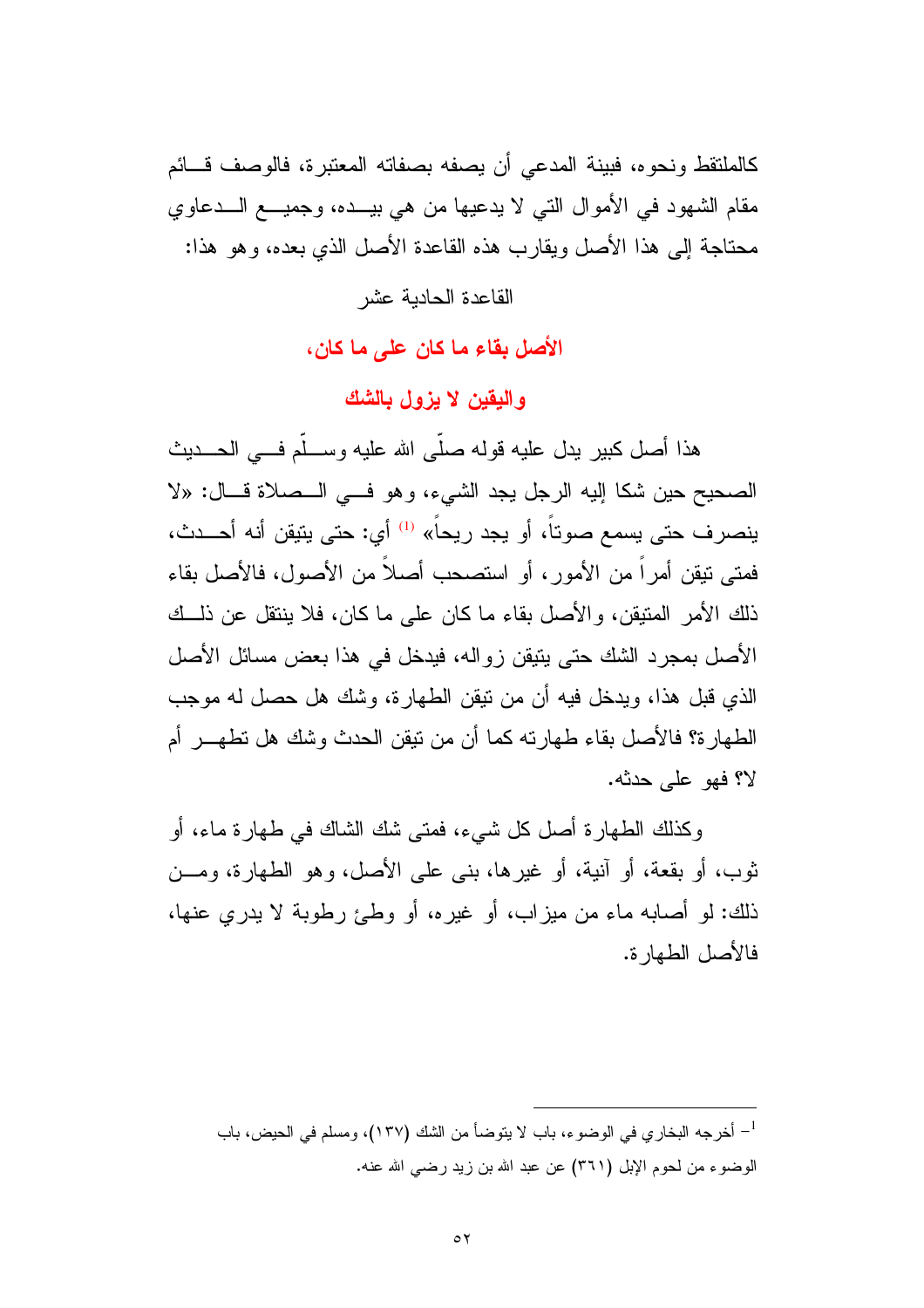كالملتقط ونحوه، فبينة المدعي أن يصفه بصفاته المعتبرة، فالوصف قائم مقام الشهود في الأموال التي لا يدعيها من هي بيده، وجميع الدعاوي محتاجة إلى هذا الأصل ويقارب هذه القاعدة الأصل الذي بعده، وهو هذا:

## القاعدة الحادية عشر

## الأصل بقاء ما كان على ما كان، واليقين لا يزول بالشك

هذا أصل كبير يدل عليه قوله صلّى الله عليه وسلّم في الحديث الصحيح حين شكا إليه الرجل يجد الشيء، وهو في الصلاة قال: «لا ينصرف حتى يسمع صوتاً، أو يجد ريحاً» [1] أي: حتى يتيقن أنه أحدث، فمتى تيقن أمراً من الأمور، أو استصحب أصلاً من الأصول، فالأصل بقاء ذلك الأمر المتيقن، والأصل بقاء ما كان على ما كان، فلا ينتقل عن ذلك الأصل بمجرد الشك حتى يتيقن زواله، فيدخل في هذا بعض مسائل الأصل الذي قبل هذا، ويدخل فيه أن من تيقن الطهارة، وشك هل حصل له موجب الطهارة؟ فالأصل بقاء طهارته كما أن من تيقن الحدث وشك هل تطهر أم لا؟ فهو على حدثه.

وكذلك الطهارة أصل كل شيء، فمتى شك الشاك في طهارة ماء، أو ثوب، أو بقعة، أو آنية، أو غيرها، بنى على الأصل، وهو الطهارة، ومن ذلك: لو أصابه ماء من ميزاب، أو غيره، أو وطئ رطوبة لا يدري عنها، فالأصل الطهارة.

---

[1] – أخرجه البخاري في الوضوء، باب لا يتوضأ من الشك (١٣٧)، ومسلم في الحيض، باب الوضوء من لحوم الإبل (٣٦١) عن عبد الله بن زيد رضي الله عنه.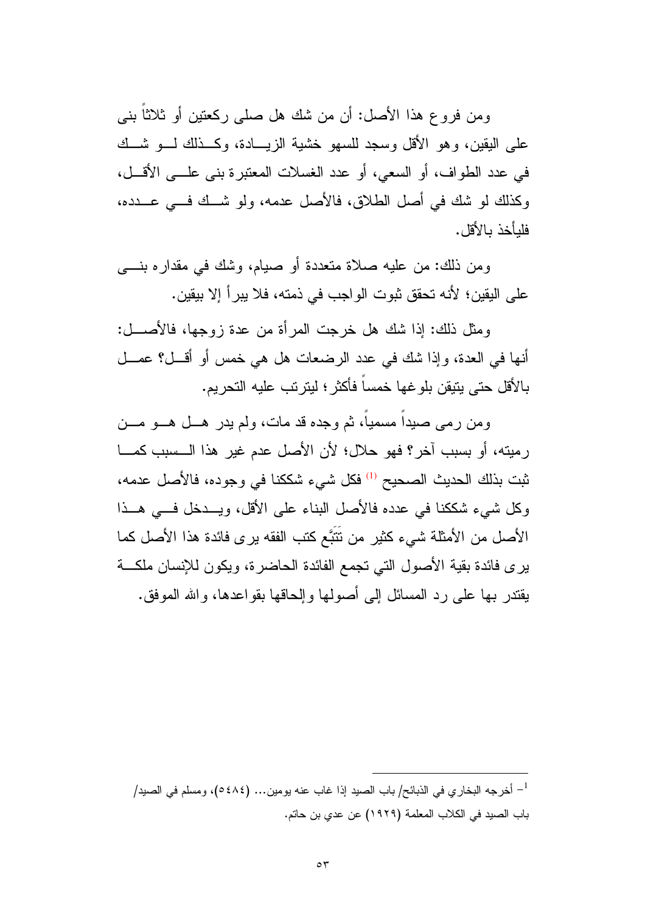ومن فروع هذا الأصل: أن من شك هل صلى ركعتين أو ثلاثاً بنى على اليقين، وهو الأقل وسجد للسهو خشية الزيادة، وكذلك لو شك في عدد الطواف، أو السعي، أو عدد الغسلات المعتبرة بنى على الأقل، وكذلك لو شك في أصل الطلاق، فالأصل عدمه، ولو شك في عدده، فليأخذ بالأقل.

ومن ذلك: من عليه صلاة متعددة أو صيام، وشك في مقداره بنى على اليقين؛ لأنه تحقق ثبوت الواجب في ذمته، فلا يبرأ إلا بيقين.

ومثل ذلك: إذا شك هل خرجت المرأة من عدة زوجها، فالأصل: أنها في العدة، وإذا شك في عدد الرضعات هل هي خمس أو أقل؟ عمل بالأقل حتى يتيقن بلوغها خمساً فأكثر؛ ليترتب عليه التحريم.

ومن رمى صيداً مسمياً، ثم وجده قد مات، ولم يدر هل هو من رميته، أو بسبب آخر؟ فهو حلال؛ لأن الأصل عدم غير هذا السبب كما ثبت بذلك الحديث الصحيح [1] فكل شيء شككنا في وجوده، فالأصل عدمه، وكل شيء شككنا في عدده فالأصل البناء على الأقل، ويدخل في هذا الأصل من الأمثلة شيء كثير من تَتَبَّع كتب الفقه يرى فائدة هذا الأصل كما يرى فائدة بقية الأصول التي تجمع الفائدة الحاضرة، ويكون للإنسان ملكة يقتدر بها على رد المسائل إلى أصولها وإلحاقها بقواعدها، والله الموفق.

---

[1] - أخرجه البخاري في الذبائح/ باب الصيد إذا غاب عنه يومين... (٥٤٨٤)، ومسلم في الصيد/ باب الصيد في الكلاب المعلمة (١٩٢٩) عن عدي بن حاتم.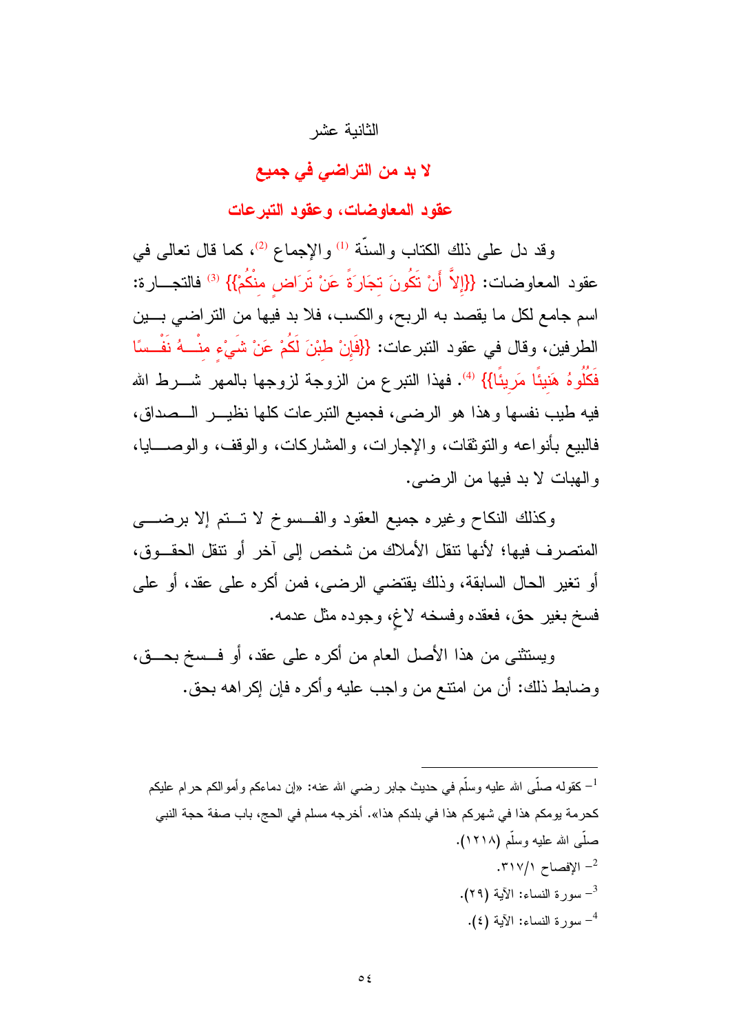الثانية عشر

## لا بد من التراضي في جميع عقود المعاوضات، وعقود التبرعات

وقد دل على ذلك الكتاب والسنّة [1] والإجماع [2]، كما قال تعالى في عقود المعاوضات: {{إِلاَّ أَنْ تَكُونَ تِجَارَةً عَنْ تَرَاضٍ مِنْكُمْ}} [3] فالتجارة: اسم جامع لكل ما يقصد به الربح، والكسب، فلا بد فيها من التراضي بين الطرفين، وقال في عقود التبرعات: {{فَإِنْ طِبْنَ لَكُمْ عَنْ شَيْءٍ مِنْهُ نَفْسًا فَكُلُوهُ هَنِيئًا مَرِيئًا}} [4]. فهذا التبرع من الزوجة لزوجها بالمهر شرط الله فيه طيب نفسها وهذا هو الرضى، فجميع التبرعات كلها نظير الصداق، فالبيع بأنواعه والتوثقات، والإجارات، والمشاركات، والوقف، والوصايا، والهبات لا بد فيها من الرضى.

وكذلك النكاح وغيره جميع العقود والفسوخ لا تتم إلا برضى المتصرف فيها؛ لأنها تنقل الأملاك من شخص إلى آخر أو تنقل الحقوق، أو تغير الحال السابقة، وذلك يقتضي الرضى، فمن أكره على عقد، أو على فسخ بغير حق، فعقده وفسخه لاغٍ، وجوده مثل عدمه.

ويستثنى من هذا الأصل العام من أكره على عقد، أو فسخ بحق، وضابط ذلك: أن من امتنع من واجب عليه وأكره فإن إكراهه بحق.

---

[1] كقوله صلّى الله عليه وسلّم في حديث جابر رضي الله عنه: «إن دماءكم وأموالكم حرام عليكم كحرمة يومكم هذا في شهركم هذا في بلدكم هذا». أخرجه مسلم في الحج، باب صفة حجة النبي صلّى الله عليه وسلّم (١٢١٨).

[2] الإفصاح ٣١٧/١.

[3] سورة النساء: الآية (٢٩).

[4] سورة النساء: الآية (٤).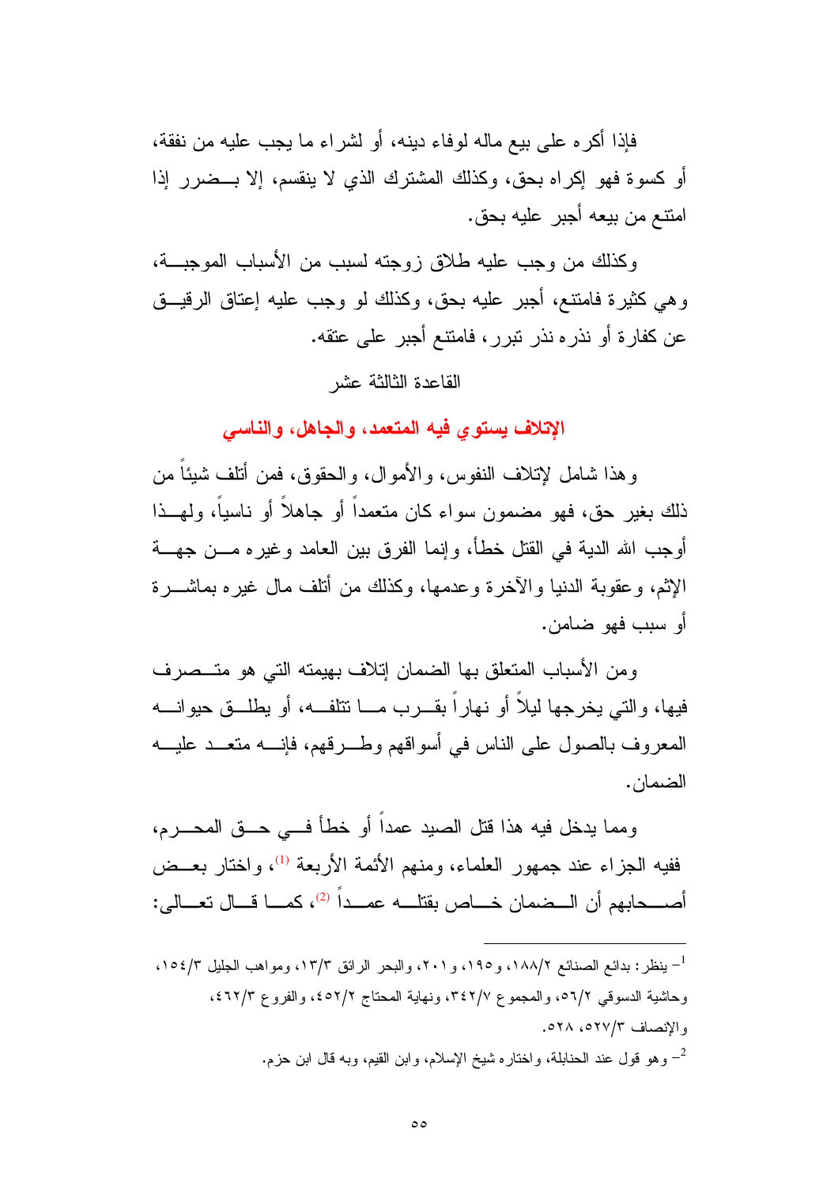فإذا أكره على بيع ماله لوفاء دينه، أو لشراء ما يجب عليه من نفقة، أو كسوة فهو إكراه بحق، وكذلك المشترك الذي لا ينقسم، إلا بضرر إذا امتنع من بيعه أجبر عليه بحق.

وكذلك من وجب عليه طلاق زوجته لسبب من الأسباب الموجبة، وهي كثيرة فامتنع، أجبر عليه بحق، وكذلك لو وجب عليه إعتاق الرقيق عن كفارة أو نذره نذر تبرر، فامتنع أجبر على عتقه.

## القاعدة الثالثة عشر

### الإتلاف يستوي فيه المتعمد، والجاهل، والناسي

وهذا شامل لإتلاف النفوس، والأموال، والحقوق، فمن أتلف شيئاً من ذلك بغير حق، فهو مضمون سواء كان متعمداً أو جاهلاً أو ناسياً، ولهذا أوجب الله الدية في القتل خطأ، وإنما الفرق بين العامد وغيره من جهة الإثم، وعقوبة الدنيا والآخرة وعدمها، وكذلك من أتلف مال غيره بماشرة أو سبب فهو ضامن.

ومن الأسباب المتعلق بها الضمان إتلاف بهيمته التي هو متصرف فيها، والتي يخرجها ليلاً أو نهاراً بقرب ما تتلفه، أو يطلق حيوانه المعروف بالصول على الناس في أسواقهم وطرقهم، فإنه متعد عليه الضمان.

ومما يدخل فيه هذا قتل الصيد عمداً أو خطأ في حق المحرم، ففيه الجزاء عند جمهور العلماء، ومنهم الأئمة الأربعة [1]، واختار بعض أصحابهم أن الضمان خاص بقتله عمداً [2]، كما قال تعالى:

---

[1]- ينظر: بدائع الصنائع ٢/١٨٨، و١٩٥، و٢٠١، والبحر الرائق ٣/١٣، ومواهب الجليل ٣/١٥٤، وحاشية الدسوقي ٢/٥٦، والمجموع ٧/٣٤٢، ونهاية المحتاج ٢/٤٥٢، والفروع ٣/٤٦٢، والإنصاف ٣/٥٢٧، ٥٢٨.

[2]- وهو قول عند الحنابلة، واختاره شيخ الإسلام، وابن القيم، وبه قال ابن حزم.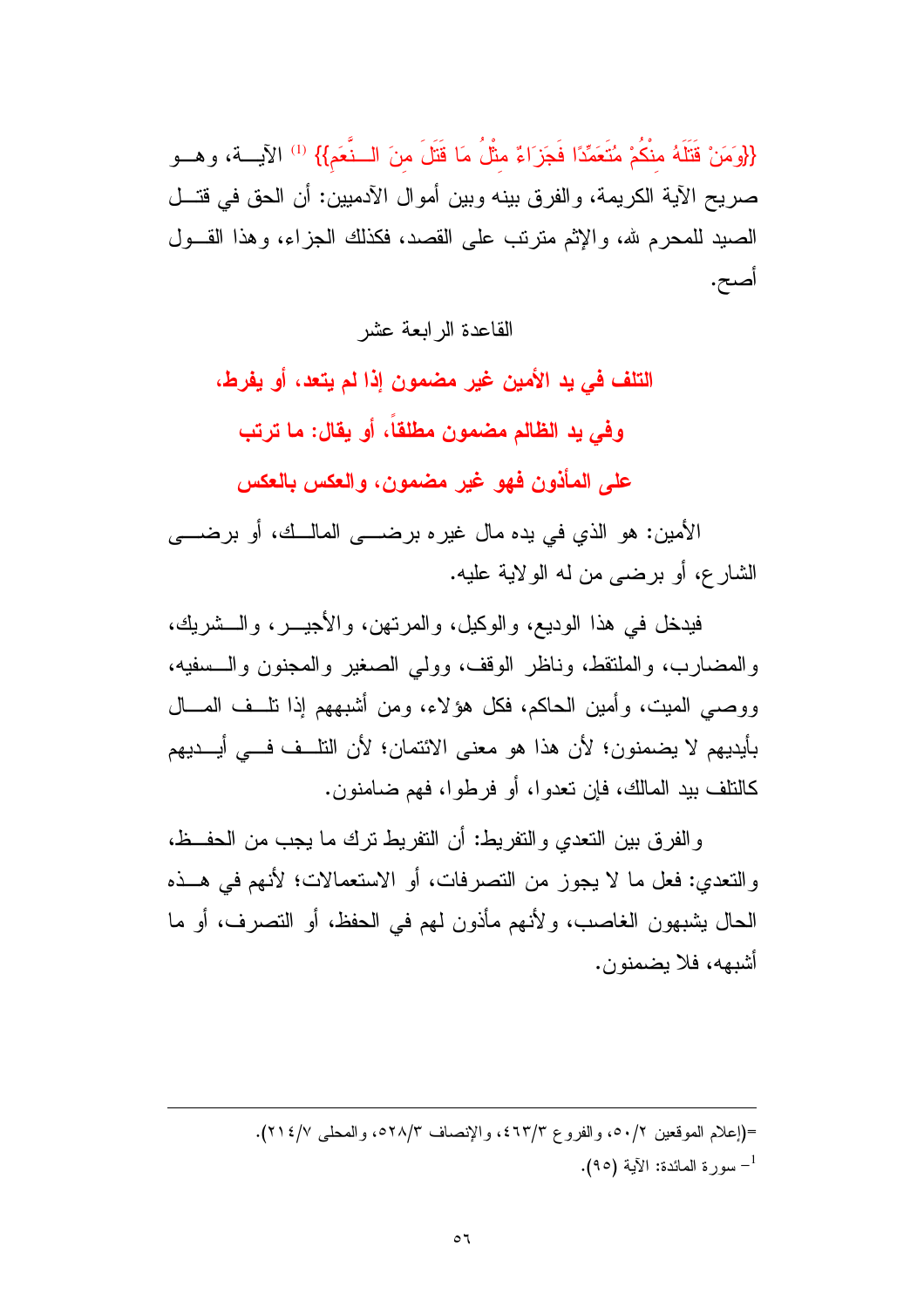{{وَمَنْ قَتَلَهُ مِنْكُمْ مُتَعَمِّدًا فَجَزَاءٌ مِثْلُ مَا قَتَلَ مِنَ النَّعَمِ}} [1] الآية، وهو صريح الآية الكريمة، والفرق بينه وبين أموال الآدميين: أن الحق في قتل الصيد للمحرم لله، والإثم مترتب على القصد، فكذلك الجزاء، وهذا القول أصح.

## القاعدة الرابعة عشر

### التلف في يد الأمين غير مضمون إذا لم يتعد، أو يفرط، وفي يد الظالم مضمون مطلقاً، أو يقال: ما ترتب على المأذون فهو غير مضمون، والعكس بالعكس

الأمين: هو الذي في يده مال غيره برضى المالك، أو برضى الشارع، أو برضى من له الولاية عليه.

فيدخل في هذا الوديع، والوكيل، والمرتهن، والأجير، والشريك، والمضارب، والملتقط، وناظر الوقف، وولي الصغير والمجنون والسفيه، ووصي الميت، وأمين الحاكم، فكل هؤلاء، ومن أشبههم إذا تلف المال بأيديهم لا يضمنون؛ لأن هذا هو معنى الائتمان؛ لأن التلف في أيديهم كالتلف بيد المالك، فإن تعدوا، أو فرطوا، فهم ضامنون.

والفرق بين التعدي والتفريط: أن التفريط ترك ما يجب من الحفظ، والتعدي: فعل ما لا يجوز من التصرفات، أو الاستعمالات؛ لأنهم في هذه الحال يشبهون الغاصب، ولأنهم مأذون لهم في الحفظ، أو التصرف، أو ما أشبهه، فلا يضمنون.

---

=(إعلام الموقعين ٢/٥٠، والفروع ٣/٤٦٣، والإنصاف ٣/٥٢٨، والمحلى ٧/٢١٤).

[1] - سورة المائدة: الآية (٩٥).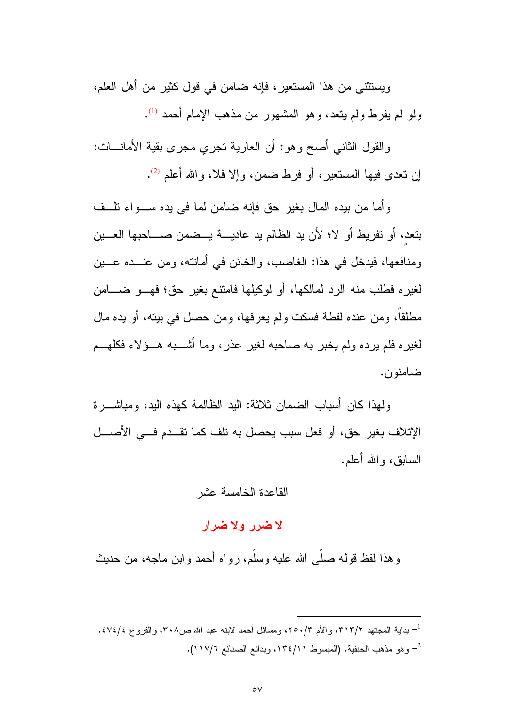ويستثنى من هذا المستعير، فإنه ضامن في قول كثير من أهل العلم، ولو لم يفرط ولم يتعد، وهو المشهور من مذهب الإمام أحمد [1].

والقول الثاني أصح وهو: أن العارية تجري مجرى بقية الأمانات: إن تعدى فيها المستعير، أو فرط ضمن، وإلا فلا، والله أعلم [2].

وأما من بيده المال بغير حق فإنه ضامن لما في يده سواء تلف بتعدٍ، أو تفريط أو لا؛ لأن يد الظالم يد عادية يضمن صاحبها العين ومنافعها، فيدخل في هذا: الغاصب، والخائن في أمانته، ومن عنده عين لغيره فطلب منه الرد لمالكها، أو لوكيلها فامتنع بغير حق؛ فهو ضامن مطلقاً، ومن عنده لقطة فسكت ولم يعرفها، ومن حصل في بيته، أو يده مال لغيره فلم يرده ولم يخبر به صاحبه لغير عذر، وما أشبه هؤلاء فكلهم ضامنون.

ولهذا كان أسباب الضمان ثلاثة: اليد الظالمة كهذه اليد، ومباشرة الإتلاف بغير حق، أو فعل سبب يحصل به تلف كما تقدم في الأصل السابق، والله أعلم.

## القاعدة الخامسة عشر

## لا ضرر ولا ضرار

وهذا لفظ قوله صلّى الله عليه وسلّم، رواه أحمد وابن ماجه، من حديث

---

[1] - بداية المجتهد ٣١٣/٢، والأم ٢٥٠/٣، ومسائل أحمد لابنه عبد الله ص٣٠٨، والفروع ٤٧٤/٤.

[2] - وهو مذهب الحنفية. (المبسوط ١٣٤/١١، وبدائع الصنائع ١١٧/٦).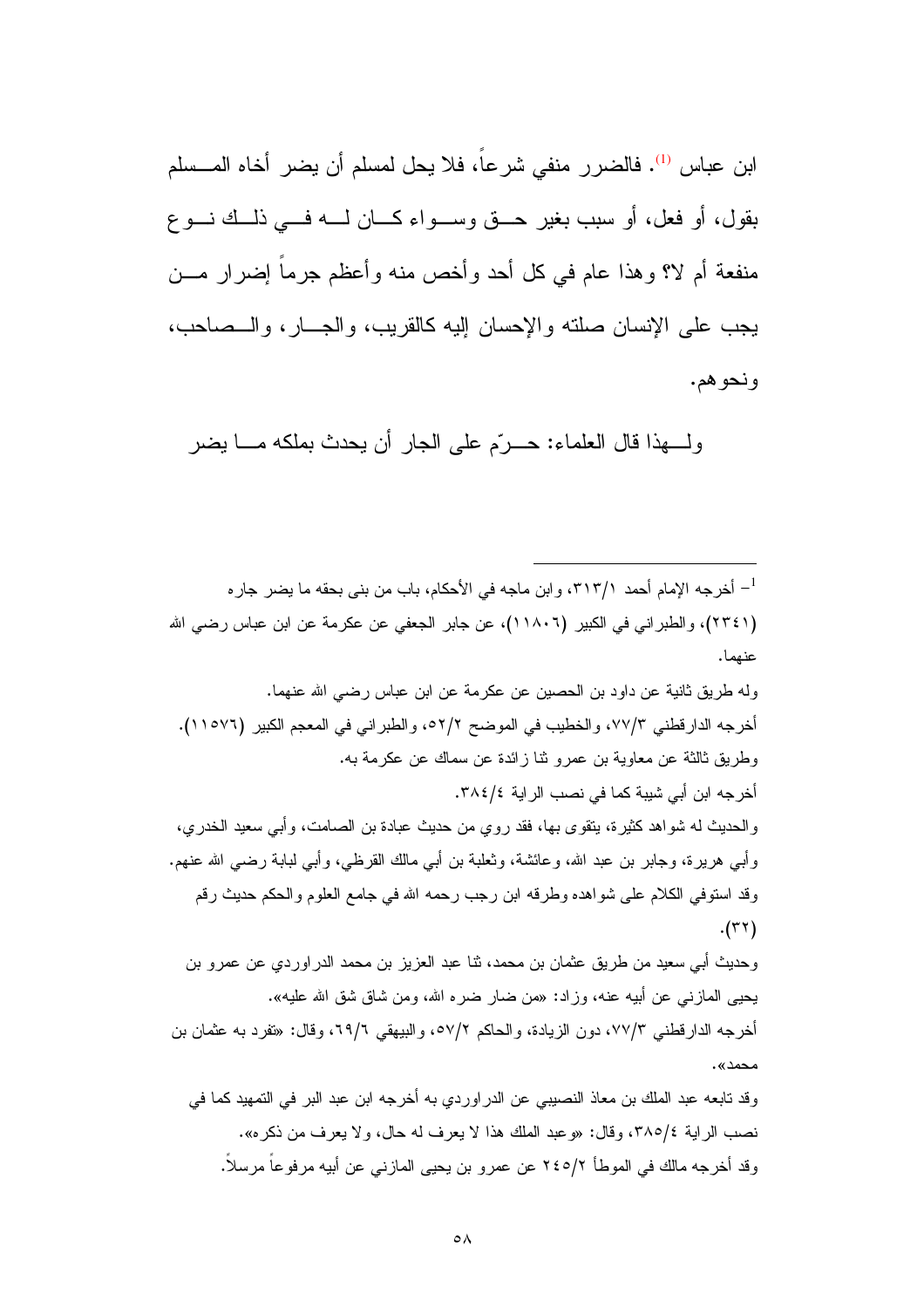ابن عباس [1]. فالضرر منفي شرعاً، فلا يحل لمسلم أن يضر أخاه المسلم بقول، أو فعل، أو سبب بغير حق وسواء كان له في ذلك نوع منفعة أم لا؟ وهذا عام في كل أحد وأخص منه وأعظم جرماً إضرار من يجب على الإنسان صلته والإحسان إليه كالقريب، والجار، والصاحب، ونحوهم.

ولهذا قال العلماء: حرّم على الجار أن يحدث بملكه ما يضر

---

[1] - أخرجه الإمام أحمد ٣١٣/١، وابن ماجه في الأحكام، باب من بنى بحقه ما يضر جاره (٢٣٤١)، والطبراني في الكبير (١١٨٠٦)، عن جابر الجعفي عن عكرمة عن ابن عباس رضي الله عنهما.

وله طريق ثانية عن داود بن الحصين عن عكرمة عن ابن عباس رضي الله عنهما.

أخرجه الدارقطني ٧٧/٣، والخطيب في الموضح ٥٢/٢، والطبراني في المعجم الكبير (١١٥٧٦).

وطريق ثالثة عن معاوية بن عمرو ثنا زائدة عن سماك عن عكرمة به.

أخرجه ابن أبي شيبة كما في نصب الراية ٣٨٤/٤.

والحديث له شواهد كثيرة، يتقوى بها، فقد روي من حديث عبادة بن الصامت، وأبي سعيد الخدري، وأبي هريرة، وجابر بن عبد الله، وعائشة، وثعلبة بن أبي مالك القرظي، وأبي لبابة رضي الله عنهم. وقد استوفى الكلام على شواهده وطرقه ابن رجب رحمه الله في جامع العلوم والحكم حديث رقم (٣٢).

وحديث أبي سعيد من طريق عثمان بن محمد، ثنا عبد العزيز بن محمد الدراوردي عن عمرو بن يحيى المازني عن أبيه عنه، وزاد: «من ضار ضره الله، ومن شاق شق الله عليه».

أخرجه الدارقطني ٧٧/٣، دون الزيادة، والحاكم ٥٧/٢، والبيهقي ٦٩/٦، وقال: «تفرد به عثمان بن محمد».

وقد تابعه عبد الملك بن معاذ النصيبي عن الدراوردي به أخرجه ابن عبد البر في التمهيد كما في نصب الراية ٣٨٥/٤، وقال: «وعبد الملك هذا لا يعرف له حال، ولا يعرف من ذكره».

وقد أخرجه مالك في الموطأ ٢٤٥/٢ عن عمرو بن يحيى المازني عن أبيه مرفوعاً مرسلاً.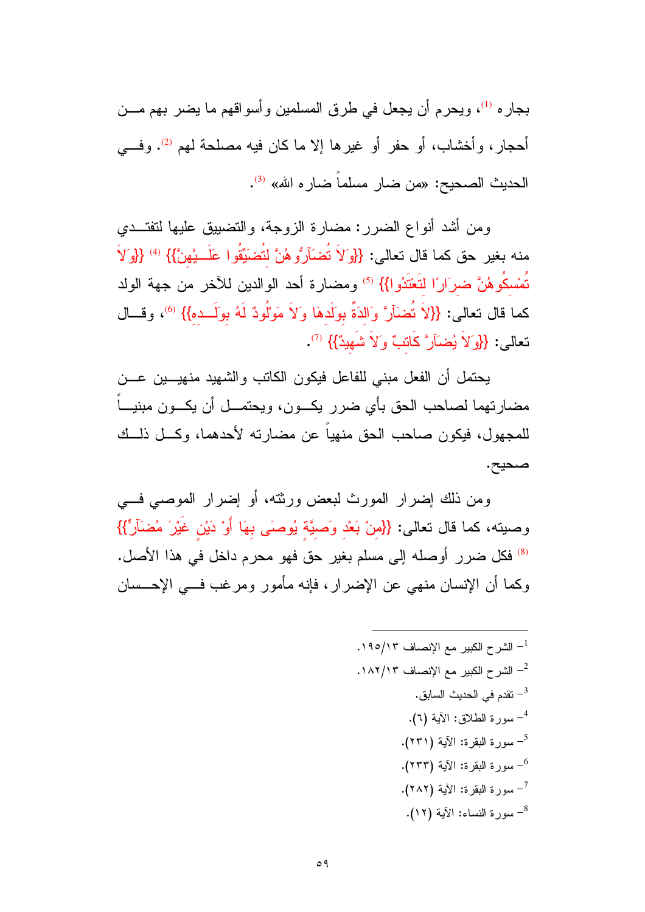بجاره [1]، ويحرم أن يجعل في طرق المسلمين وأسواقهم ما يضر بهم من أحجار، وأخشاب، أو حفر أو غيرها إلا ما كان فيه مصلحة لهم [2]. وفي الحديث الصحيح: «من ضار مسلماً ضاره الله» [3].

ومن أشد أنواع الضرر: مضارة الزوجة، والتضييق عليها لتفتدي منه بغير حق كما قال تعالى: {{وَلاَ تُضَآرُّوهُنَّ لِتُضَيِّقُوا عَلَيْهِنَّ}} [4] {{وَلاَ تُمْسِكُوهُنَّ ضِرَارًا لِتَعْتَدُوا}} [5] ومضارة أحد الوالدين للآخر من جهة الولد كما قال تعالى: {{لاَ تُضَآرَّ وَالِدَةٌ بِوَلَدِهَا وَلاَ مَوْلُودٌ لَهُ بِوَلَدِهِ}} [6]، وقال تعالى: {{وَلاَ يُضَآرَّ كَاتِبٌ وَلاَ شَهِيدٌ}} [7].

يحتمل أن الفعل مبني للفاعل فيكون الكاتب والشهيد منهيين عن مضارتهما لصاحب الحق بأي ضرر يكون، ويحتمل أن يكون مبنياً للمجهول، فيكون صاحب الحق منهياً عن مضارته لأحدهما، وكل ذلك صحيح.

ومن ذلك إضرار المورث لبعض ورثته، أو إضرار الموصي في وصيته، كما قال تعالى: {{مِنْ بَعْدِ وَصِيَّةٍ يُوصَى بِهَا أَوْ دَيْنٍ غَيْرَ مُضَآرٍّ}} [8] فكل ضرر أوصله إلى مسلم بغير حق فهو محرم داخل في هذا الأصل. وكما أن الإنسان منهي عن الإضرار، فإنه مأمور ومرغب في الإحسان

---

1- الشرح الكبير مع الإنصاف ١٣/١٩٥.

2- الشرح الكبير مع الإنصاف ١٣/١٨٢.

3- تقدم في الحديث السابق.

4- سورة الطلاق: الآية (٦).

5- سورة البقرة: الآية (٢٣١).

6- سورة البقرة: الآية (٢٣٣).

7- سورة البقرة: الآية (٢٨٢).

8- سورة النساء: الآية (١٢).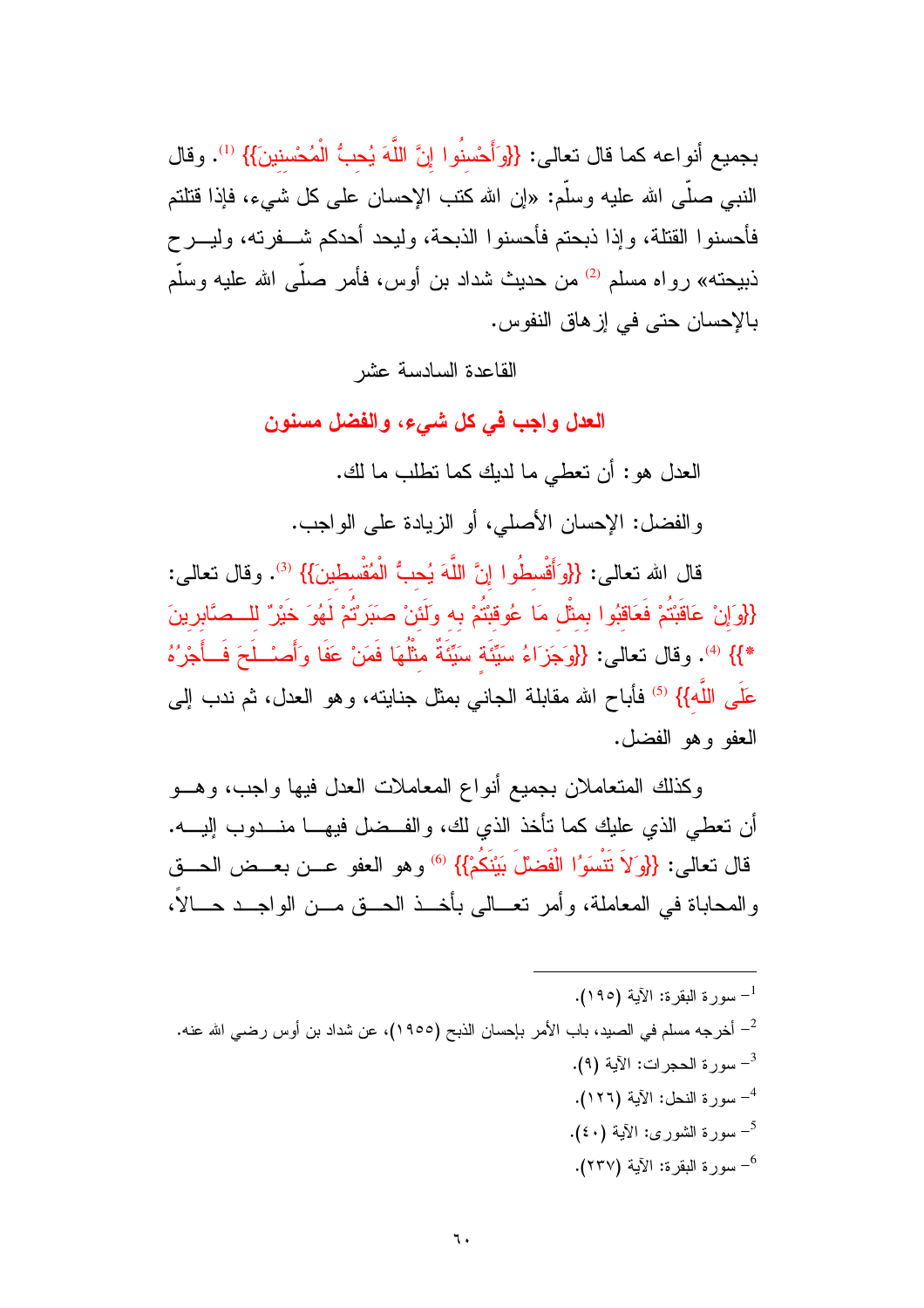بجميع أنواعه كما قال تعالى: {{وَأَحْسِنُوا إِنَّ اللَّهَ يُحِبُّ الْمُحْسِنِينَ}} [1]. وقال النبي صلّى الله عليه وسلّم: «إن الله كتب الإحسان على كل شيء، فإذا قتلتم فأحسنوا القتلة، وإذا ذبحتم فأحسنوا الذبحة، وليحد أحدكم شفرته، وليرح ذبيحته» رواه مسلم [2] من حديث شداد بن أوس، فأمر صلّى الله عليه وسلّم بالإحسان حتى في إزهاق النفوس.

## القاعدة السادسة عشر

## العدل واجب في كل شيء، والفضل مسنون

العدل هو: أن تعطي ما لديك كما تطلب ما لك.

والفضل: الإحسان الأصلي، أو الزيادة على الواجب.

قال الله تعالى: {{وَأَقْسِطُوا إِنَّ اللَّهَ يُحِبُّ الْمُقْسِطِينَ}} [3]. وقال تعالى: {{وَإِنْ عَاقَبْتُمْ فَعَاقِبُوا بِمِثْلِ مَا عُوقِبْتُمْ بِهِ وَلَئِنْ صَبَرْتُمْ لَهُوَ خَيْرٌ لِلصَّابِرِينَ *}} [4]. وقال تعالى: {{وَجَزَاءُ سَيِّئَةٍ سَيِّئَةٌ مِثْلُهَا فَمَنْ عَفَا وَأَصْلَحَ فَأَجْرُهُ عَلَى اللَّهِ}} [5] فأباح الله مقابلة الجاني بمثل جنايته، وهو العدل، ثم ندب إلى العفو وهو الفضل.

وكذلك المتعاملان بجميع أنواع المعاملات العدل فيها واجب، وهو أن تعطي الذي عليك كما تأخذ الذي لك، والفضل فيها مندوب إليه. قال تعالى: {{وَلَا تَنْسَوُا الْفَضْلَ بَيْنَكُمْ}} [6] وهو العفو عن بعض الحق والمحاباة في المعاملة، وأمر تعالى بأخذ الحق من الواجد حالاً،

---

[1] سورة البقرة: الآية (١٩٥).

[2] أخرجه مسلم في الصيد، باب الأمر بإحسان الذبح (١٩٥٥)، عن شداد بن أوس رضي الله عنه.

[3] سورة الحجرات: الآية (٩).

[4] سورة النحل: الآية (١٢٦).

[5] سورة الشورى: الآية (٤٠).

[6] سورة البقرة: الآية (٢٣٧).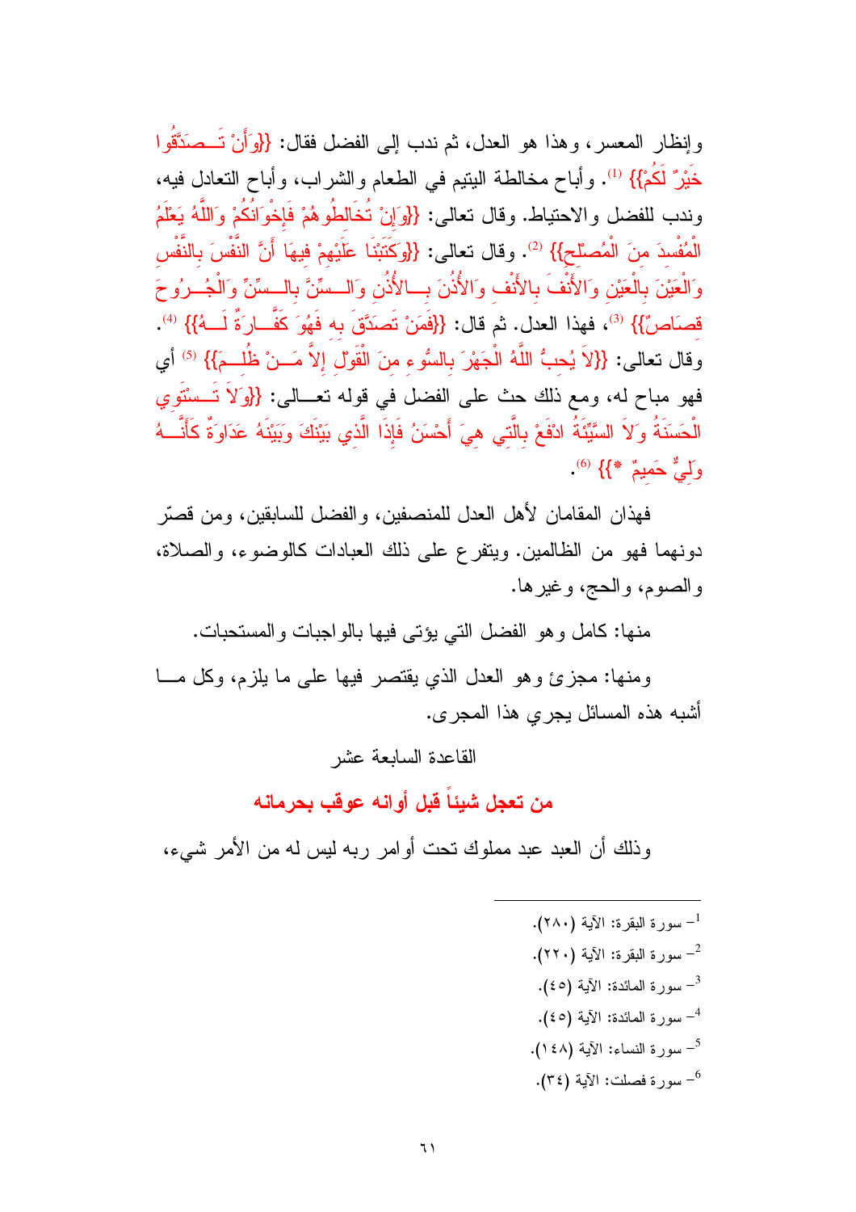وإنظار المعسر، وهذا هو العدل، ثم ندب إلى الفضل فقال: {{وَأَنْ تَصَدَّقُوا خَيْرٌ لَكُمْ}} [1]. وأباح مخالطة اليتيم في الطعام والشراب، وأباح التعادل فيه، وندب للفضل والاحتياط. وقال تعالى: {{وَإِنْ تُخَالِطُوهُمْ فَإِخْوَانُكُمْ وَاللَّهُ يَعْلَمُ الْمُفْسِدَ مِنَ الْمُصْلِحِ}} [2]. وقال تعالى: {{وَكَتَبْنَا عَلَيْهِمْ فِيهَا أَنَّ النَّفْسَ بِالنَّفْسِ وَالْعَيْنَ بِالْعَيْنِ وَالأَنْفَ بِالأَنْفِ وَالأُذُنَ بِالأُذُنِ وَالسِّنَّ بِالسِّنِّ وَالْجُرُوحَ قِصَاصٌ}} [3]، فهذا العدل. ثم قال: {{فَمَنْ تَصَدَّقَ بِهِ فَهُوَ كَفَّارَةٌ لَهُ}} [4]. وقال تعالى: {{لاَ يُحِبُّ اللَّهُ الْجَهْرَ بِالسُّوءِ مِنَ الْقَوْلِ إِلاَّ مَنْ ظُلِمَ}} [5] أي فهو مباح له، ومع ذلك حث على الفضل في قوله تعالى: {{وَلاَ تَسْتَوِي الْحَسَنَةُ وَلاَ السَّيِّئَةُ ادْفَعْ بِالَّتِي هِيَ أَحْسَنُ فَإِذَا الَّذِي بَيْنَكَ وَبَيْنَهُ عَدَاوَةٌ كَأَنَّهُ وَلِيٌّ حَمِيمٌ *}} [6].

فهذان المقامان لأهل العدل للمنصفين، والفضل للسابقين، ومن قصّر دونهما فهو من الظالمين. ويتفرع على ذلك العبادات كالوضوء، والصلاة، والصوم، والحج، وغيرها.

منها: كامل وهو الفضل التي يؤتى فيها بالواجبات والمستحبات.

ومنها: مجزئ وهو العدل الذي يقتصر فيها على ما يلزم، وكل ما أشبه هذه المسائل يجري هذا المجرى.

## القاعدة السابعة عشر

## من تعجل شيئاً قبل أوانه عوقب بحرمانه

وذلك أن العبد عبد مملوك تحت أوامر ربه ليس له من الأمر شيء،

---

[1] سورة البقرة: الآية (٢٨٠).

[2] سورة البقرة: الآية (٢٢٠).

[3] سورة المائدة: الآية (٤٥).

[4] سورة المائدة: الآية (٤٥).

[5] سورة النساء: الآية (١٤٨).

[6] سورة فصلت: الآية (٣٤).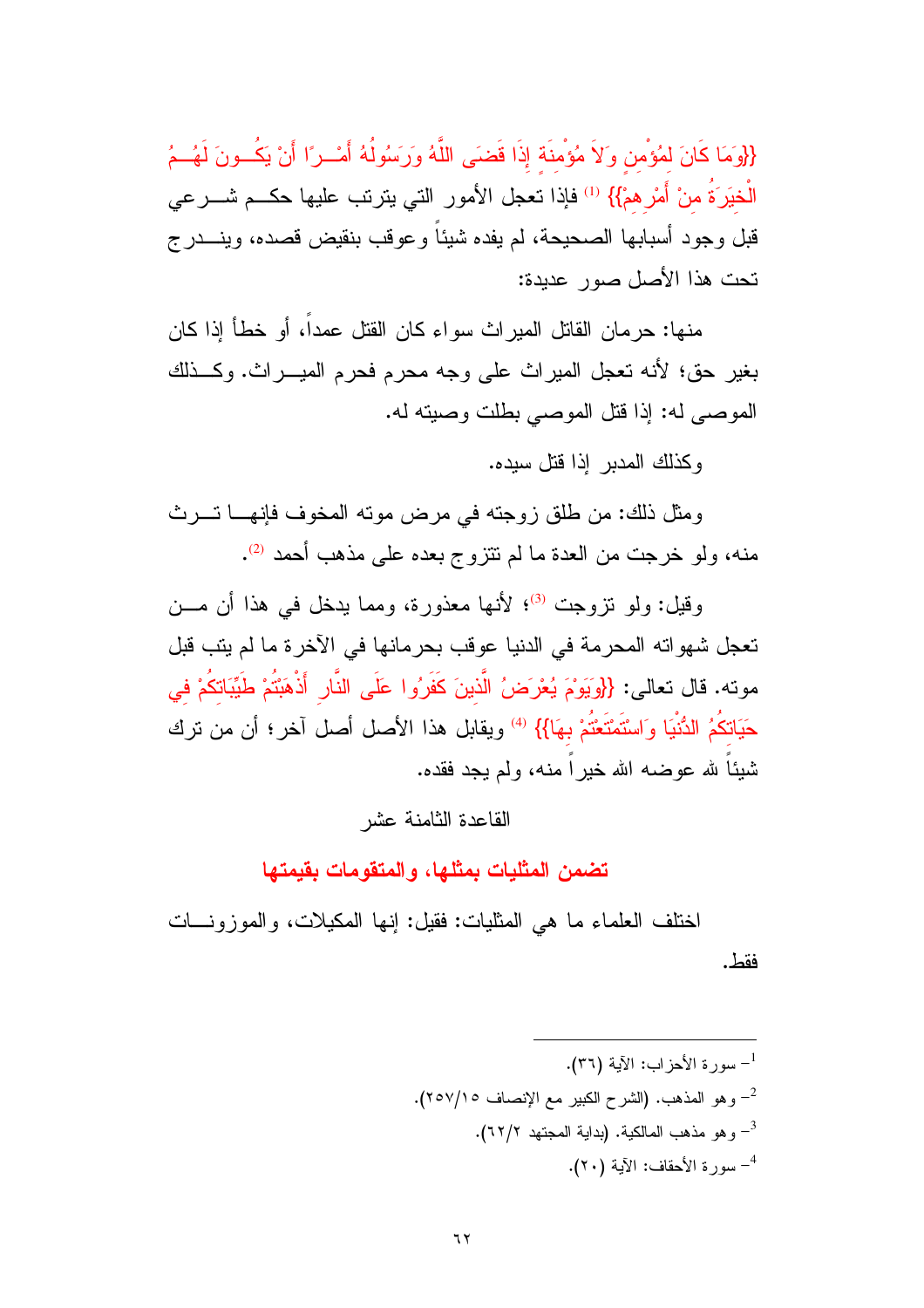{{وَمَا كَانَ لِمُؤْمِنٍ وَلاَ مُؤْمِنَةٍ إِذَا قَضَى اللَّهُ وَرَسُولُهُ أَمْرًا أَنْ يَكُونَ لَهُمُ الْخِيَرَةُ مِنْ أَمْرِهِمْ}} [1] فإذا تعجل الأمور التي يترتب عليها حكم شرعي قبل وجود أسبابها الصحيحة، لم يفده شيئاً وعوقب بنقيض قصده، ويندرج تحت هذا الأصل صور عديدة:

منها: حرمان القاتل الميراث سواء كان القتل عمداً، أو خطأ إذا كان بغير حق؛ لأنه تعجل الميراث على وجه محرم فحرم الميراث. وكذلك الموصى له: إذا قتل الموصي بطلت وصيته له.

وكذلك المدبر إذا قتل سيده.

ومثل ذلك: من طلق زوجته في مرض موته المخوف فإنها ترث منه، ولو خرجت من العدة ما لم تتزوج بعده على مذهب أحمد [2].

وقيل: ولو تزوجت [3]؛ لأنها معذورة، ومما يدخل في هذا أن من تعجل شهواته المحرمة في الدنيا عوقب بحرمانها في الآخرة ما لم يتب قبل موته. قال تعالى: {{وَيَوْمَ يُعْرَضُ الَّذِينَ كَفَرُوا عَلَى النَّارِ أَذْهَبْتُمْ طَيِّبَاتِكُمْ فِي حَيَاتِكُمُ الدُّنْيَا وَاسْتَمْتَعْتُمْ بِهَا}} [4] ويقابل هذا الأصل أصل آخر؛ أن من ترك شيئاً لله عوضه الله خيراً منه، ولم يجد فقده.

## القاعدة الثامنة عشر

## تضمن المثليات بمثلها، والمتقومات بقيمتها

اختلف العلماء ما هي المثليات: فقيل: إنها المكيلات، والموزونات فقط.

---

1- سورة الأحزاب: الآية (٣٦).

2- وهو المذهب. (الشرح الكبير مع الإنصاف ١٥/٢٥٧).

3- وهو مذهب المالكية. (بداية المجتهد ٢/٦٢).

4- سورة الأحقاف: الآية (٢٠).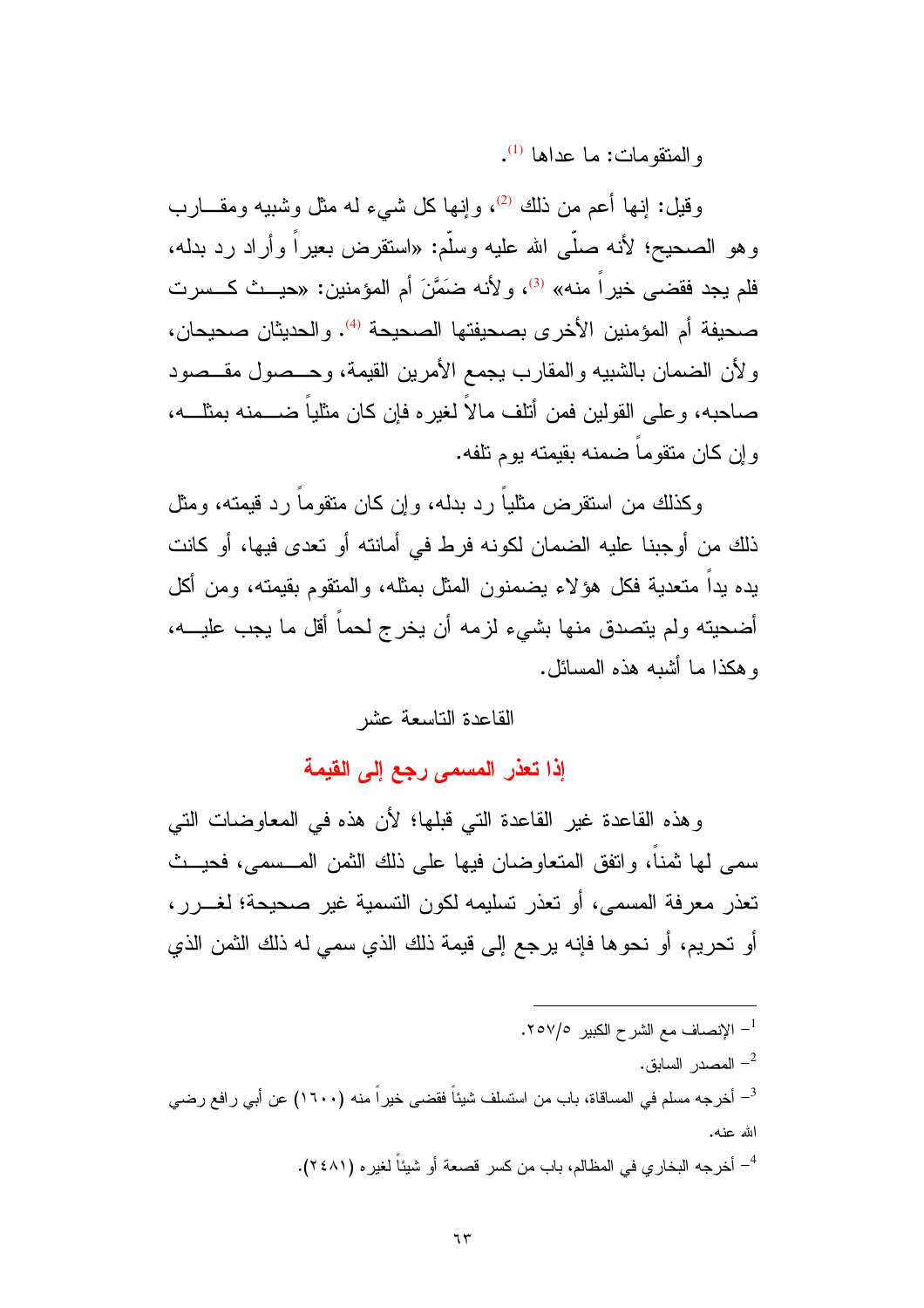والمتقومات: ما عداها [1].

وقيل: إنها أعم من ذلك [2]، وإنها كل شيء له مثل وشبيه ومقارب وهو الصحيح؛ لأنه صلّى الله عليه وسلّم: «استقرض بعيراً وأراد رد بدله، فلم يجد فقضى خيراً منه» [3]، ولأنه ضَمَّنَ أم المؤمنين: «حيث كسرت صحيفة أم المؤمنين الأخرى بصحيفتها الصحيحة [4]. والحديثان صحيحان، ولأن الضمان بالشبيه والمقارب يجمع الأمرين القيمة، وحصول مقصود صاحبه، وعلى القولين فمن أتلف مالاً لغيره فإن كان مثلياً ضمنه بمثله، وإن كان متقوماً ضمنه بقيمته يوم تلفه.

وكذلك من استقرض مثلياً رد بدله، وإن كان متقوماً رد قيمته، ومثل ذلك من أوجبنا عليه الضمان لكونه فرط في أمانته أو تعدى فيها، أو كانت يده يداً متعدية فكل هؤلاء يضمنون المثل بمثله، والمتقوم بقيمته، ومن أكل أضحيته ولم يتصدق منها بشيء لزمه أن يخرج لحماً أقل ما يجب عليه، وهكذا ما أشبه هذه المسائل.

## القاعدة التاسعة عشر

## إذا تعذر المسمى رجع إلى القيمة

وهذه القاعدة غير القاعدة التي قبلها؛ لأن هذه في المعاوضات التي سمى لها ثمناً، واتفق المتعاوضان فيها على ذلك الثمن المسمى، فحيث تعذر معرفة المسمى، أو تعذر تسليمه لكون التسمية غير صحيحة؛ لغرر، أو تحريم، أو نحوها فإنه يرجع إلى قيمة ذلك الذي سمي له ذلك الثمن الذي

---

[1] - الإنصاف مع الشرح الكبير ٥/٢٥٧.

[2] - المصدر السابق.

[3] - أخرجه مسلم في المساقاة، باب من استسلف شيئاً فقضى خيراً منه (١٦٠٠) عن أبي رافع رضي الله عنه.

[4] - أخرجه البخاري في المظالم، باب من كسر قصعة أو شيئاً لغيره (٢٤٨١).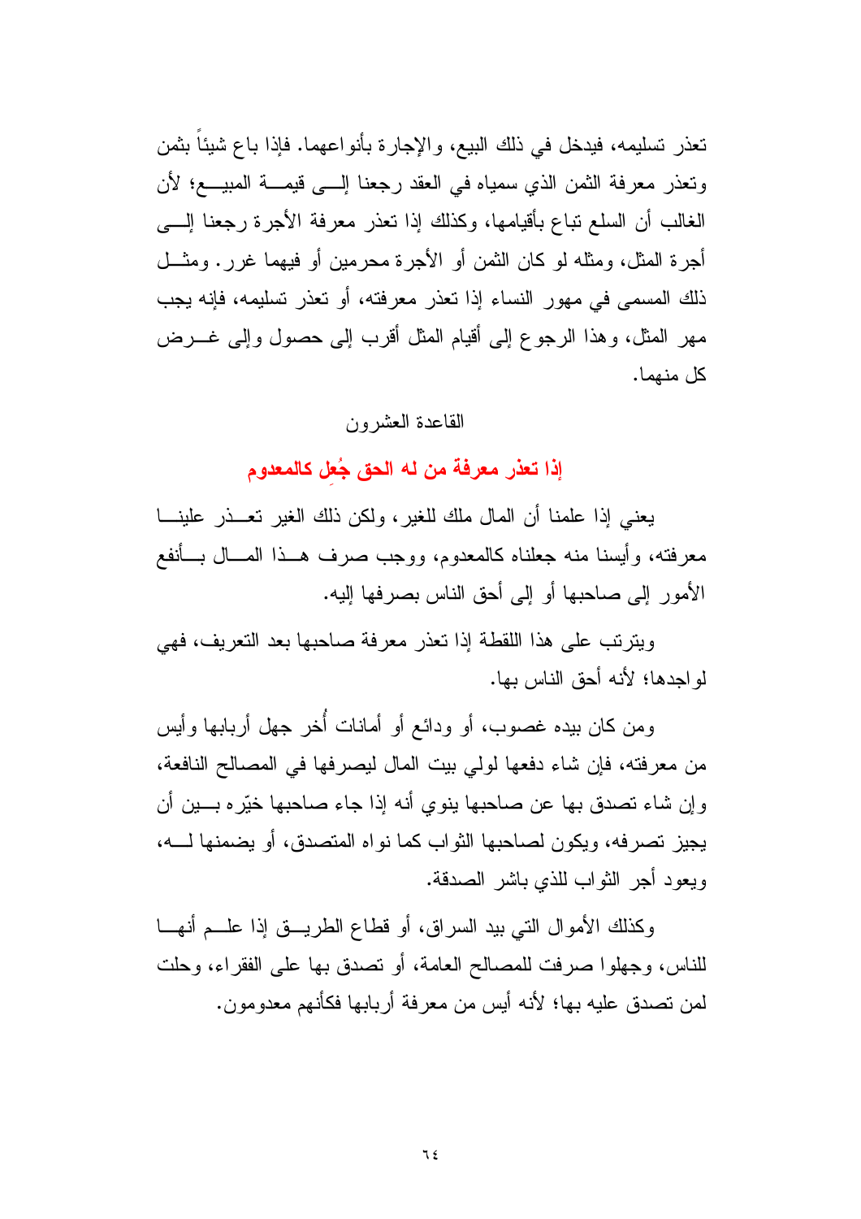تعذر تسليمه، فيدخل في ذلك البيع، والإجارة بأنواعهما. فإذا باع شيئاً بثمن وتعذر معرفة الثمن الذي سمياه في العقد رجعنا إلى قيمة المبيع؛ لأن الغالب أن السلع تباع بأقيامها، وكذلك إذا تعذر معرفة الأجرة رجعنا إلى أجرة المثل، ومثله لو كان الثمن أو الأجرة محرمين أو فيهما غرر. ومثل ذلك المسمى في مهور النساء إذا تعذر معرفته، أو تعذر تسليمه، فإنه يجب مهر المثل، وهذا الرجوع إلى أقيام المثل أقرب إلى حصول وإلى غرض كل منهما.

القاعدة العشرون

## إذا تعذر معرفة من له الحق جُعِل كالمعدوم

يعني إذا علمنا أن المال ملك للغير، ولكن ذلك الغير تعذر علينا معرفته، وأيسنا منه جعلناه كالمعدوم، ووجب صرف هذا المال بأنفع الأمور إلى صاحبها أو إلى أحق الناس بصرفها إليه.

ويترتب على هذا اللقطة إذا تعذر معرفة صاحبها بعد التعريف، فهي لواجدها؛ لأنه أحق الناس بها.

ومن كان بيده غصوب، أو ودائع أو أمانات أُخر جهل أربابها وأيس من معرفته، فإن شاء دفعها لولي بيت المال ليصرفها في المصالح النافعة، وإن شاء تصدق بها عن صاحبها ينوي أنه إذا جاء صاحبها خيّره بين أن يجيز تصرفه، ويكون لصاحبها الثواب كما نواه المتصدق، أو يضمنها له، ويعود أجر الثواب للذي باشر الصدقة.

وكذلك الأموال التي بيد السراق، أو قطاع الطريق إذا علم أنها للناس، وجهلوا صرفت للمصالح العامة، أو تصدق بها على الفقراء، وحلت لمن تصدق عليه بها؛ لأنه أيس من معرفة أربابها فكأنهم معدومون.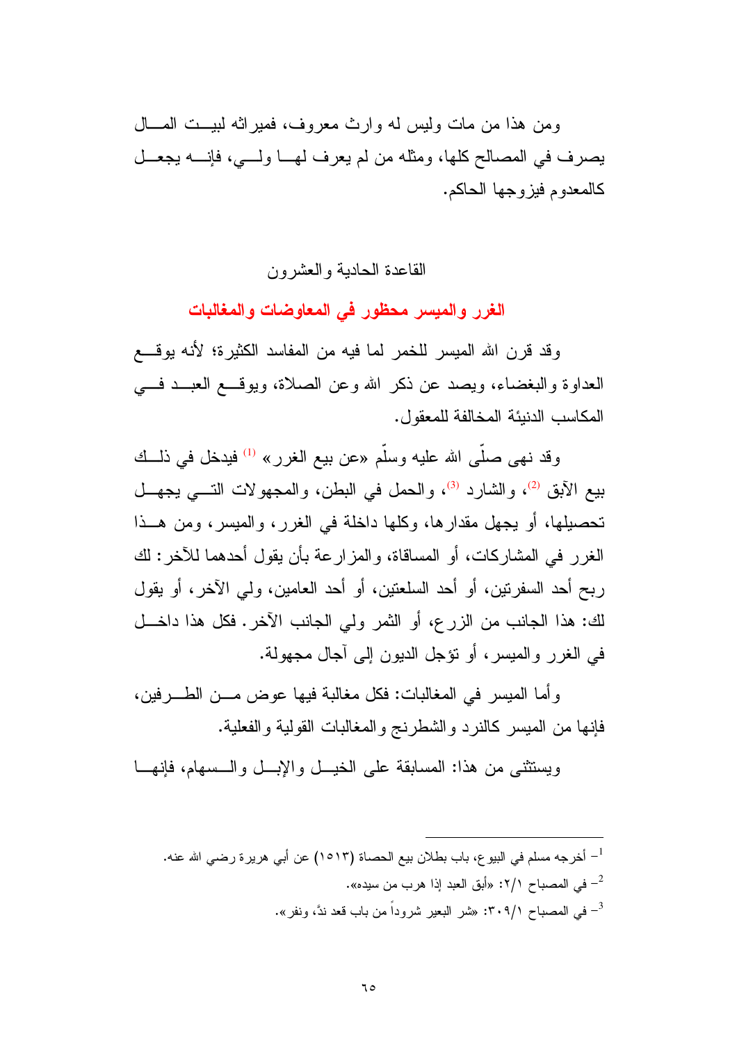ومن هذا من مات وليس له وارث معروف، فميراثه لبيت المال يصرف في المصالح كلها، ومثله من لم يعرف لها ولي، فإنه يجعل كالمعدوم فيزوجها الحاكم.

القاعدة الحادية والعشرون

## الغرر والميسر محظور في المعاوضات والمغالبات

وقد قرن الله الميسر للخمر لما فيه من المفاسد الكثيرة؛ لأنه يوقع العداوة والبغضاء، ويصد عن ذكر الله وعن الصلاة، ويوقع العبد في المكاسب الدنيئة المخالفة للمعقول.

وقد نهى صلّى الله عليه وسلّم «عن بيع الغرر» [1] فيدخل في ذلك بيع الآبق [2]، والشارد [3]، والحمل في البطن، والمجهولات التي يجهل تحصيلها، أو يجهل مقدارها، وكلها داخلة في الغرر، والميسر، ومن هذا الغرر في المشاركات، أو المساقاة، والمزارعة بأن يقول أحدهما للآخر: لك ربح أحد السفرتين، أو أحد السلعتين، أو أحد العامين، ولي الآخر، أو يقول لك: هذا الجانب من الزرع، أو الثمر ولي الجانب الآخر. فكل هذا داخل في الغرر والميسر، أو تؤجل الديون إلى آجال مجهولة.

وأما الميسر في المغالبات: فكل مغالبة فيها عوض من الطرفين، فإنها من الميسر كالنرد والشطرنج والمغالبات القولية والفعلية.

ويستثنى من هذا: المسابقة على الخيل والإبل والسهام، فإنها

---

[1] أخرجه مسلم في البيوع، باب بطلان بيع الحصاة (١٥١٣) عن أبي هريرة رضي الله عنه.

[2] في المصباح ٢/١: «أبق العبد إذا هرب من سيده».

[3] في المصباح ٣٠٩/١: «شر البعير شروداً من باب قعد ندّ، ونفر».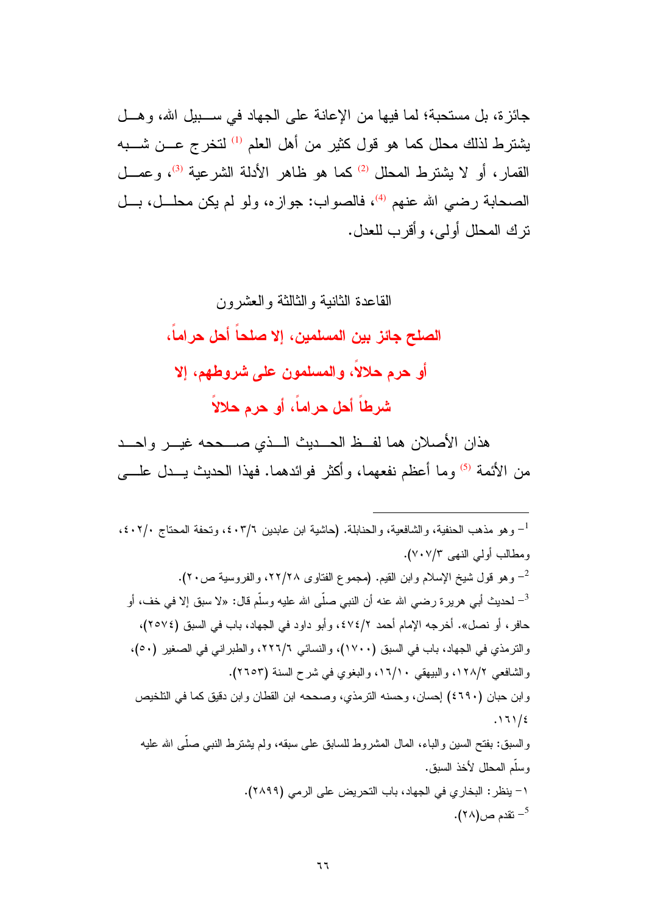جائزة، بل مستحبة؛ لما فيها من الإعانة على الجهاد في سبيل الله، وهل يشترط لذلك محلل كما هو قول كثير من أهل العلم [1] لتخرج عن شبه القمار، أو لا يشترط المحلل [2] كما هو ظاهر الأدلة الشرعية [3]، وعمل الصحابة رضي الله عنهم [4]، فالصواب: جوازه، ولو لم يكن محلل، بل ترك المحلل أولى، وأقرب للعدل.

## القاعدة الثانية والثالثة والعشرون

### الصلح جائز بين المسلمين، إلا صلحاً أحل حراماً، أو حرم حلالاً، والمسلمون على شروطهم، إلا شرطاً أحل حراماً، أو حرم حلالاً

هذان الأصلان هما لفظ الحديث الذي صححه غير واحد من الأئمة [5] وما أعظم نفعهما، وأكثر فوائدهما. فهذا الحديث يدل على

---

[1]- وهو مذهب الحنفية، والشافعية، والحنابلة. (حاشية ابن عابدين ٤٠٣/٦، وتحفة المحتاج ٤٠٢/١٠، ومطالب أولي النهى ٧٠٧/٣).

[2]- وهو قول شيخ الإسلام وابن القيم. (مجموع الفتاوى ٢٢/٢٨، والفروسية ص٢٠).

[3]- لحديث أبي هريرة رضي الله عنه أن النبي صلّى الله عليه وسلّم قال: «لا سبق إلا في خف، أو حافر، أو نصل». أخرجه الإمام أحمد ٤٧٤/٢، وأبو داود في الجهاد، باب في السبق (٢٥٧٤)، والترمذي في الجهاد، باب في السبق (١٧٠٠)، والنسائي ٢٢٦/٦، والطبراني في الصغير (٥٠)، والشافعي ١٢٨/٢، والبيهقي ١٦/١٠، والبغوي في شرح السنة (٢٦٥٣).

وابن حبان (٤٦٩٠) إحسان، وحسنه الترمذي، وصححه ابن القطان وابن دقيق كما في التلخيص ١٦١/٤.

والسبق: بفتح السين والباء، المال المشروط للسابق على سبقه، ولم يشترط النبي صلّى الله عليه وسلّم المحلل لأخذ السبق.

[4]- ينظر: البخاري في الجهاد، باب التحريض على الرمي (٢٨٩٩).

[5]- تقدم ص(٢٨).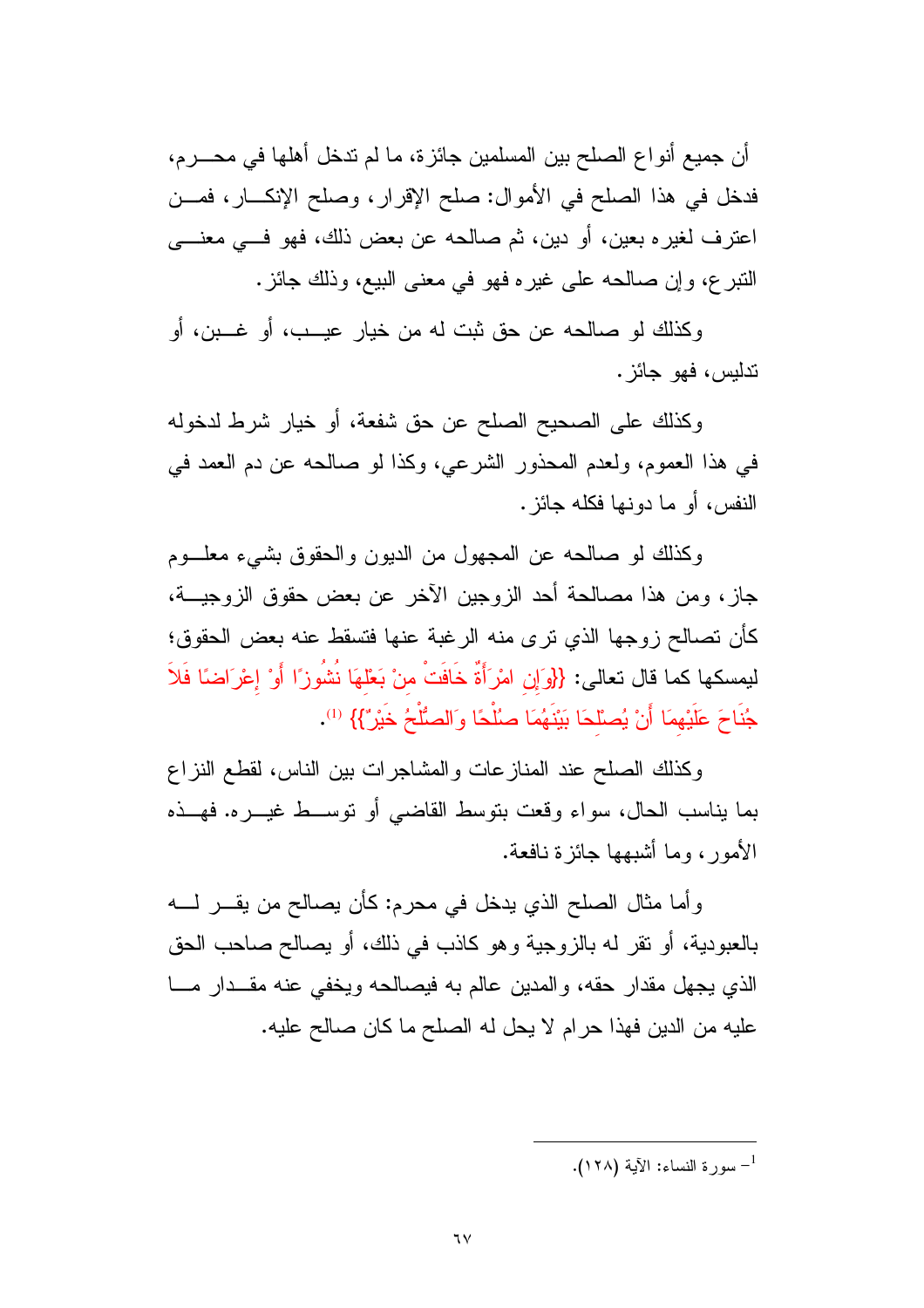أن جميع أنواع الصلح بين المسلمين جائزة، ما لم تدخل أهلها في محرم، فدخل في هذا الصلح في الأموال: صلح الإقرار، وصلح الإنكار، فمن اعترف لغيره بعين، أو دين، ثم صالحه عن بعض ذلك، فهو في معنى التبرع، وإن صالحه على غيره فهو في معنى البيع، وذلك جائز.

وكذلك لو صالحه عن حق ثبت له من خيار عيب، أو غبن، أو تدليس، فهو جائز.

وكذلك على الصحيح الصلح عن حق شفعة، أو خيار شرط لدخوله في هذا العموم، ولعدم المحذور الشرعي، وكذا لو صالحه عن دم العمد في النفس، أو ما دونها فكله جائز.

وكذلك لو صالحه عن المجهول من الديون والحقوق بشيء معلوم جاز، ومن هذا مصالحة أحد الزوجين الآخر عن بعض حقوق الزوجية، كأن تصالح زوجها الذي ترى منه الرغبة عنها فتسقط عنه بعض الحقوق؛ ليمسكها كما قال تعالى: {{وَإِنِ امْرَأَةٌ خَافَتْ مِنْ بَعْلِهَا نُشُوزًا أَوْ إِعْرَاضًا فَلاَ جُنَاحَ عَلَيْهِمَا أَنْ يُصْلِحَا بَيْنَهُمَا صُلْحًا وَالصُّلْحُ خَيْرٌ}} [1].

وكذلك الصلح عند المنازعات والمشاجرات بين الناس، لقطع النزاع بما يناسب الحال، سواء وقعت بتوسط القاضي أو توسط غيره. فهذه الأمور، وما أشبهها جائزة نافعة.

وأما مثال الصلح الذي يدخل في محرم: كأن يصالح من يقر له بالعبودية، أو تقر له بالزوجية وهو كاذب في ذلك، أو يصالح صاحب الحق الذي يجهل مقدار حقه، والمدين عالم به فيصالحه ويخفي عنه مقدار ما عليه من الدين فهذا حرام لا يحل له الصلح ما كان صالح عليه.

---

[1] - سورة النساء: الآية (١٢٨).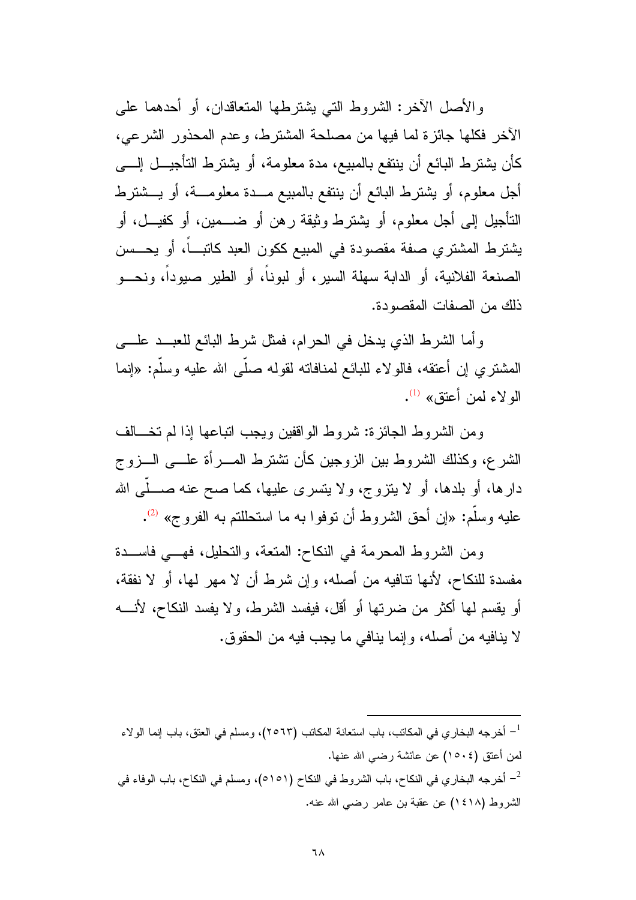والأصل الآخر: الشروط التي يشترطها المتعاقدان، أو أحدهما على الآخر فكلها جائزة لما فيها من مصلحة المشترط، وعدم المحذور الشرعي، كأن يشترط البائع أن ينتفع بالمبيع، مدة معلومة، أو يشترط التأجيل إلى أجل معلوم، أو يشترط البائع أن ينتفع بالمبيع مدة معلومة، أو يشترط التأجيل إلى أجل معلوم، أو يشترط وثيقة رهن أو ضمين، أو كفيل، أو يشترط المشتري صفة مقصودة في المبيع ككون العبد كاتباً، أو يحسن الصنعة الفلانية، أو الدابة سهلة السير، أو لبوناً، أو الطير صيوداً، ونحو ذلك من الصفات المقصودة.

وأما الشرط الذي يدخل في الحرام، فمثل شرط البائع للعبد على المشتري إن أعتقه، فالولاء للبائع لمنافاته لقوله صلّى الله عليه وسلّم: «إنما الولاء لمن أعتق» [1].

ومن الشروط الجائزة: شروط الواقفين ويجب اتباعها إذا لم تخالف الشرع، وكذلك الشروط بين الزوجين كأن تشترط المرأة على الزوج دارها، أو بلدها، أو لا يتزوج، ولا يتسرى عليها، كما صح عنه صلّى الله عليه وسلّم: «إن أحق الشروط أن توفوا به ما استحللتم به الفروج» [2].

ومن الشروط المحرمة في النكاح: المتعة، والتحليل، فهي فاسدة مفسدة للنكاح، لأنها تنافيه من أصله، وإن شرط أن لا مهر لها، أو لا نفقة، أو يقسم لها أكثر من ضرتها أو أقل، فيفسد الشرط، ولا يفسد النكاح، لأنه لا ينافيه من أصله، وإنما ينافي ما يجب فيه من الحقوق.

---

[1] - أخرجه البخاري في المكاتب، باب استعانة المكاتب (٢٥٦٣)، ومسلم في العتق، باب إنما الولاء لمن أعتق (١٥٠٤) عن عائشة رضي الله عنها.

[2] - أخرجه البخاري في النكاح، باب الشروط في النكاح (٥١٥١)، ومسلم في النكاح، باب الوفاء في الشروط (١٤١٨) عن عقبة بن عامر رضي الله عنه.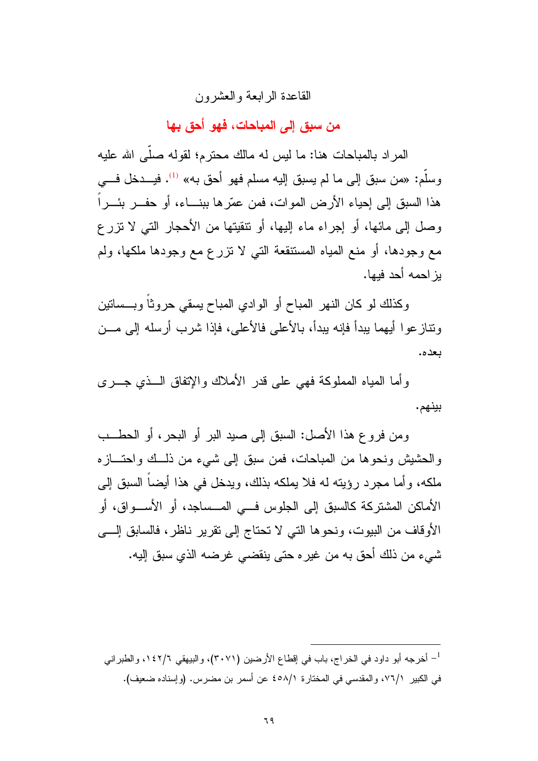القاعدة الرابعة والعشرون

## من سبق إلى المباحات، فهو أحق بها

المراد بالمباحات هنا: ما ليس له مالك محترم؛ لقوله صلّى الله عليه وسلّم: «من سبق إلى ما لم يسبق إليه مسلم فهو أحق به» [1]. فيدخل في هذا السبق إلى إحياء الأرض الموات، فمن عمّرها ببناء، أو حفر بئراً وصل إلى مائها، أو إجراء ماء إليها، أو تنقيتها من الأحجار التي لا تزرع مع وجودها، أو منع المياه المستنقعة التي لا تزرع مع وجودها ملكها، ولم يزاحمه أحد فيها.

وكذلك لو كان النهر المباح أو الوادي المباح يسقي حروثاً وبساتين وتنازعوا أيهما يبدأ فإنه يبدأ، بالأعلى فالأعلى، فإذا شرب أرسله إلى من بعده.

وأما المياه المملوكة فهي على قدر الأملاك والإتفاق الذي جرى بينهم.

ومن فروع هذا الأصل: السبق إلى صيد البر أو البحر، أو الحطب والحشيش ونحوها من المباحات، فمن سبق إلى شيء من ذلك واحتازه ملكه، وأما مجرد رؤيته له فلا يملكه بذلك، ويدخل في هذا أيضاً السبق إلى الأماكن المشتركة كالسبق إلى الجلوس في المساجد، أو الأسواق، أو الأوقاف من البيوت، ونحوها التي لا تحتاج إلى تقرير ناظر، فالسابق إلى شيء من ذلك أحق به من غيره حتى ينقضي غرضه الذي سبق إليه.

---

[1] - أخرجه أبو داود في الخراج، باب في إقطاع الأرضين (٣٠٧١)، والبيهقي ١٤٢/٦، والطبراني في الكبير ٧٦/١، والمقدسي في المختارة ٤٥٨/١ عن أسمر بن مضرس. (وإسناده ضعيف).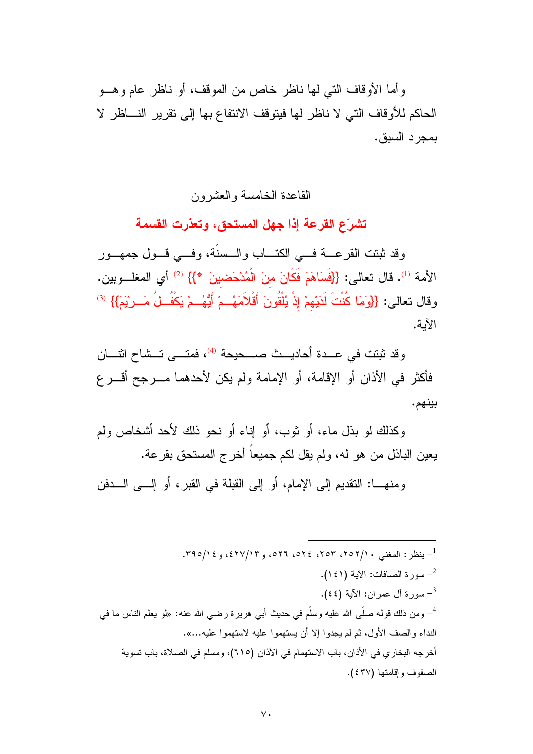وأما الأوقاف التي لها ناظر خاص من الموقف، أو ناظر عام وهو الحاكم للأوقاف التي لا ناظر لها فيتوقف الانتفاع بها إلى تقرير الناظر لا بمجرد السبق.

## القاعدة الخامسة والعشرون

### تشرّع القرعة إذا جهل المستحق، وتعذرت القسمة

وقد ثبتت القرعة في الكتاب والسنّة، وفي قول جمهور الأمة [1]. قال تعالى: {{فَسَاهَمَ فَكَانَ مِنَ الْمُدْحَضِينَ *}} [2] أي المغلوبين. وقال تعالى: {{وَمَا كُنْتَ لَدَيْهِمْ إِذْ يُلْقُونَ أَقْلَامَهُمْ أَيُّهُمْ يَكْفُلُ مَرْيَمَ}} [3] الآية.

وقد ثبتت في عدة أحاديث صحيحة [4]، فمتى تشاح اثنان فأكثر في الأذان أو الإقامة، أو الإمامة ولم يكن لأحدهما مرجح أقرع بينهم.

وكذلك لو بذل ماء، أو ثوب، أو إناء أو نحو ذلك لأحد أشخاص ولم يعين الباذل من هو له، ولم يقل لكم جميعاً أخرج المستحق بقرعة.

ومنها: التقديم إلى الإمام، أو إلى القبلة في القبر، أو إلى الدفن

---

1- ينظر: المغني ١٠/٢٥٢، ٢٥٣، ٥٢٤، ٥٢٦، و١٣/٤٢٧، و١٤/٣٩٥.

2- سورة الصافات: الآية (١٤١).

3- سورة آل عمران: الآية (٤٤).

4- ومن ذلك قوله صلّى الله عليه وسلّم في حديث أبي هريرة رضي الله عنه: «لو يعلم الناس ما في النداء والصف الأول، ثم لم يجدوا إلا أن يستهموا عليه لاستهموا عليه...».
أخرجه البخاري في الأذان، باب الاستهام في الأذان (٦١٥)، ومسلم في الصلاة، باب تسوية الصفوف وإقامتها (٤٣٧).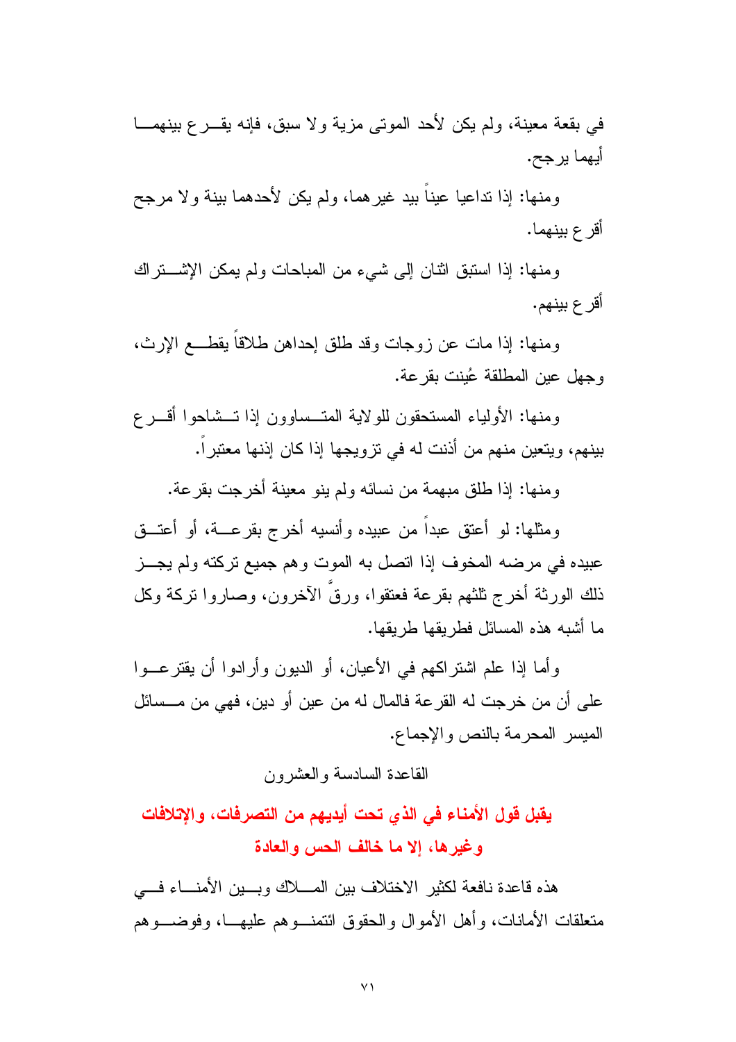في بقعة معينة، ولم يكن لأحد الموتى مزية ولا سبق، فإنه يقرع بينهما أيهما يرجح.

ومنها: إذا تداعيا عيناً بيد غيرهما، ولم يكن لأحدهما بينة ولا مرجح أقرع بينهما.

ومنها: إذا استبق اثنان إلى شيء من المباحات ولم يمكن الإشتراك أقرع بينهم.

ومنها: إذا مات عن زوجات وقد طلق إحداهن طلاقاً يقطع الإرث، وجهل عين المطلقة عُينت بقرعة.

ومنها: الأولياء المستحقون للولاية المتساوون إذا تشاحوا أقرع بينهم، ويتعين منهم من أذنت له في تزويجها إذا كان إذنها معتبراً.

ومنها: إذا طلق مبهمة من نسائه ولم ينو معينة أخرجت بقرعة.

ومثلها: لو أعتق عبداً من عبيده وأنسيه أخرج بقرعة، أو أعتق عبيده في مرضه المخوف إذا اتصل به الموت وهم جميع تركته ولم يجز ذلك الورثة أخرج ثلثهم بقرعة فعتقوا، ورقَّ الآخرون، وصاروا تركة وكل ما أشبه هذه المسائل فطريقها طريقها.

وأما إذا علم اشتراكهم في الأعيان، أو الديون وأرادوا أن يقترعوا على أن من خرجت له القرعة فالمال له من عين أو دين، فهي من مسائل الميسر المحرمة بالنص والإجماع.

القاعدة السادسة والعشرون

## يقبل قول الأمناء في الذي تحت أيديهم من التصرفات، والإتلافات وغيرها، إلا ما خالف الحس والعادة

هذه قاعدة نافعة لكثير الاختلاف بين الملاك وبين الأمناء في متعلقات الأمانات، وأهل الأموال والحقوق ائتمنوهم عليها، وفوضوهم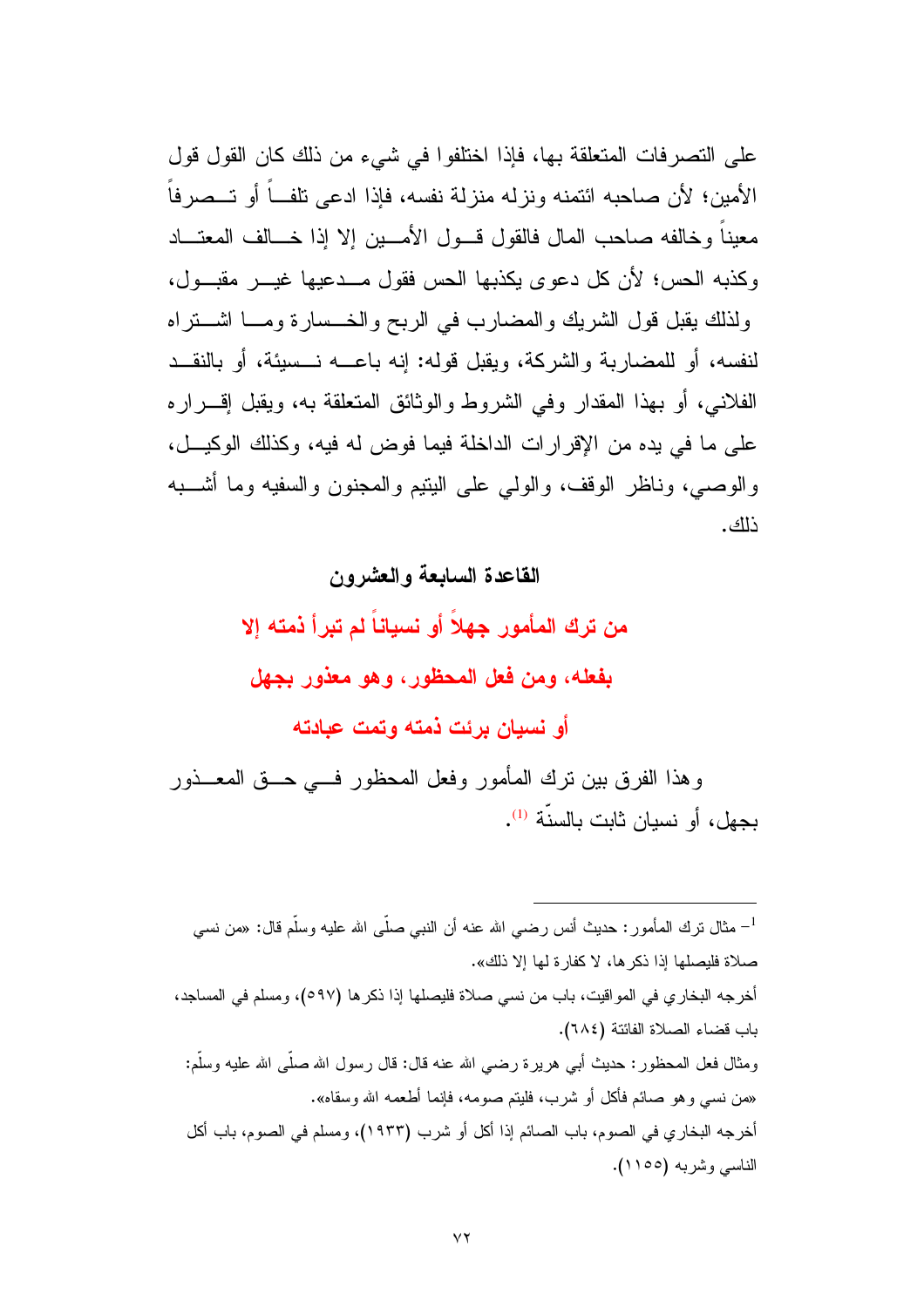على التصرفات المتعلقة بها، فإذا اختلفوا في شيء من ذلك كان القول قول الأمين؛ لأن صاحبه ائتمنه ونزله منزلة نفسه، فإذا ادعى تلفاً أو تصرفاً معيناً وخالفه صاحب المال فالقول قول الأمين إلا إذا خالف المعتاد وكذبه الحس؛ لأن كل دعوى يكذبها الحس فقول مدعيها غير مقبول، ولذلك يقبل قول الشريك والمضارب في الربح والخسارة وما اشتراه لنفسه، أو للمضاربة والشركة، ويقبل قوله: إنه باعه نسيئة، أو بالنقد الفلاني، أو بهذا المقدار وفي الشروط والوثائق المتعلقة به، ويقبل إقراره على ما في يده من الإقرارات الداخلة فيما فوض له فيه، وكذلك الوكيل، والوصي، وناظر الوقف، والولي على اليتيم والمجنون والسفيه وما أشبه ذلك.

## القاعدة السابعة والعشرون

### من ترك المأمور جهلاً أو نسياناً لم تبرأ ذمته إلا بفعله، ومن فعل المحظور، وهو معذور بجهل أو نسيان برئت ذمته وتمت عبادته

وهذا الفرق بين ترك المأمور وفعل المحظور في حق المعذور بجهل، أو نسيان ثابت بالسنّة [1].

---

[1] مثال ترك المأمور: حديث أنس رضي الله عنه أن النبي صلّى الله عليه وسلّم قال: «من نسي صلاة فليصلها إذا ذكرها، لا كفارة لها إلا ذلك».

أخرجه البخاري في المواقيت، باب من نسي صلاة فليصلها إذا ذكرها (٥٩٧)، ومسلم في المساجد، باب قضاء الصلاة الفائتة (٦٨٤).

ومثال فعل المحظور: حديث أبي هريرة رضي الله عنه قال: قال رسول الله صلّى الله عليه وسلّم: «من نسي وهو صائم فأكل أو شرب، فليتم صومه، فإنما أطعمه الله وسقاه».

أخرجه البخاري في الصوم، باب الصائم إذا أكل أو شرب (١٩٣٣)، ومسلم في الصوم، باب أكل الناسي وشربه (١١٥٥).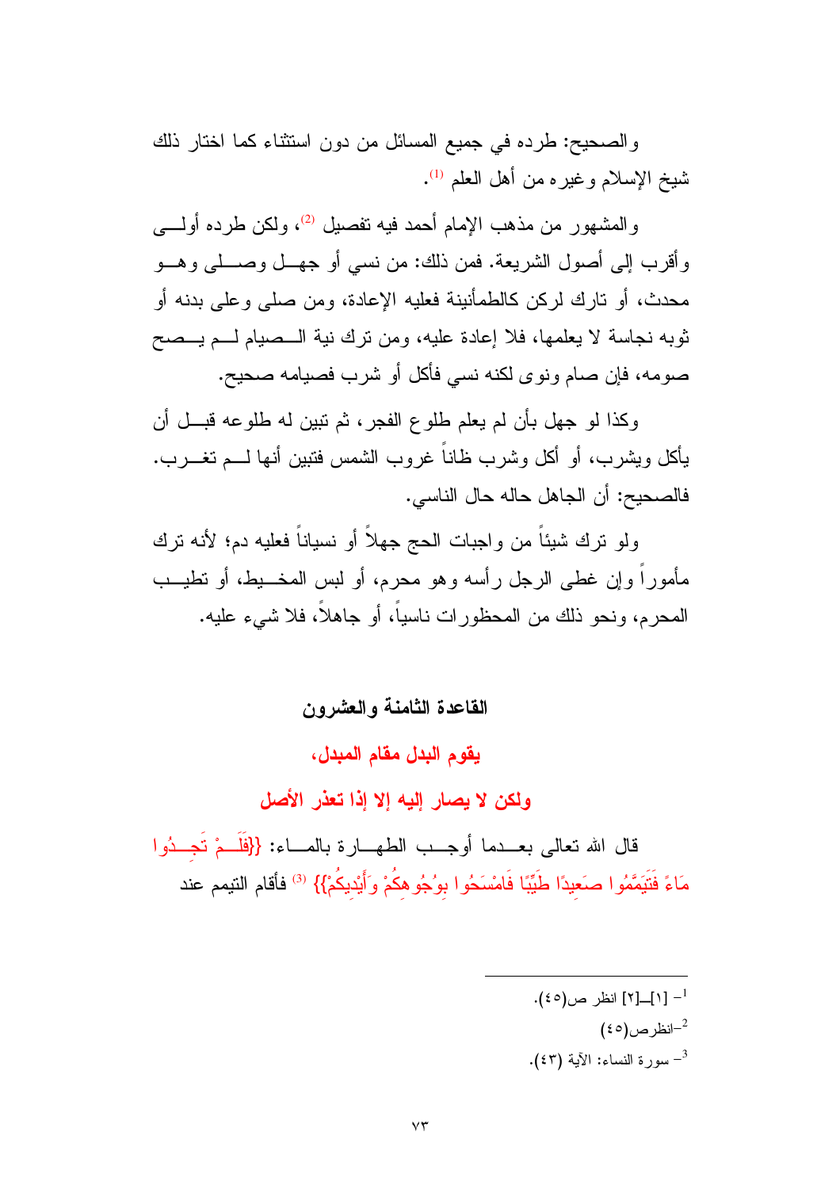والصحيح: طرده في جميع المسائل من دون استثناء كما اختار ذلك شيخ الإسلام وغيره من أهل العلم [1].

والمشهور من مذهب الإمام أحمد فيه تفصيل [2]، ولكن طرده أولى وأقرب إلى أصول الشريعة. فمن ذلك: من نسي أو جهل وصلى وهو محدث، أو تارك لركن كالطمأنينة فعليه الإعادة، ومن صلى وعلى بدنه أو ثوبه نجاسة لا يعلمها، فلا إعادة عليه، ومن ترك نية الصيام لم يصح صومه، فإن صام ونوى لكنه نسي فأكل أو شرب فصيامه صحيح.

وكذا لو جهل بأن لم يعلم طلوع الفجر، ثم تبين له طلوعه قبل أن يأكل ويشرب، أو أكل وشرب ظاناً غروب الشمس فتبين أنها لم تغرب. فالصحيح: أن الجاهل حاله حال الناسي.

ولو ترك شيئاً من واجبات الحج جهلاً أو نسياناً فعليه دم؛ لأنه ترك مأموراً وإن غطى الرجل رأسه وهو محرم، أو لبس المخيط، أو تطيب المحرم، ونحو ذلك من المحظورات ناسياً، أو جاهلاً، فلا شيء عليه.

### القاعدة الثامنة والعشرون

### يقوم البدل مقام المبدل، ولكن لا يصار إليه إلا إذا تعذر الأصل

قال الله تعالى بعدما أوجب الطهارة بالماء: {فَلَمْ تَجِدُوا مَاءً فَتَيَمَّمُوا صَعِيدًا طَيِّبًا فَامْسَحُوا بِوُجُوهِكُمْ وَأَيْدِيكُمْ} [3] فأقام التيمم عند

---

1- [١]_[٢] انظر ص(٤٥).

2- انظر ص(٤٥)

3- سورة النساء: الآية (٤٣).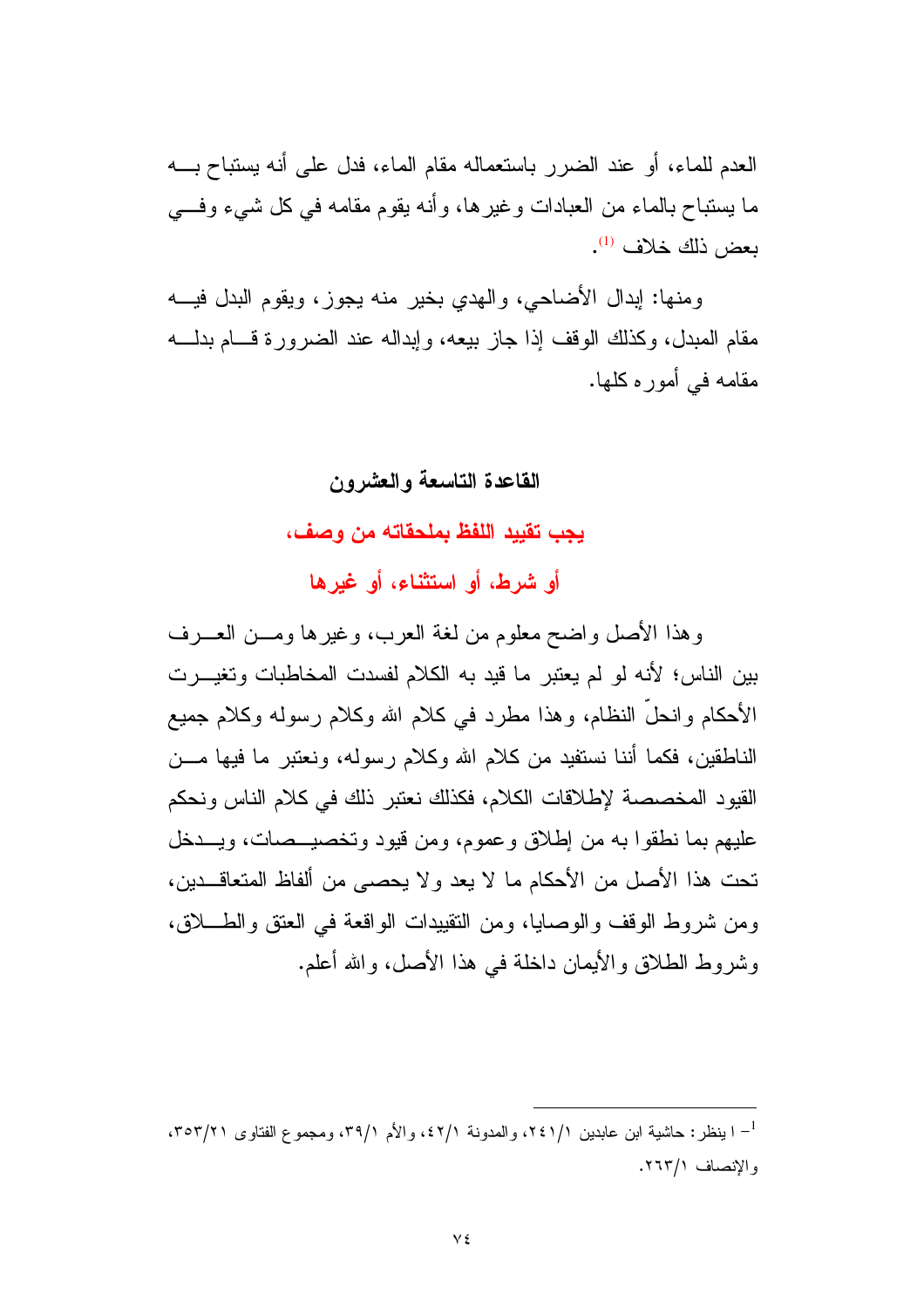العدم للماء، أو عند الضرر باستعماله مقام الماء، فدل على أنه يستباح بــه ما يستباح بالماء من العبادات وغيرها، وأنه يقوم مقامه في كل شيء وفــي بعض ذلك خلاف [1].

ومنها: إبدال الأضاحي، والهدي بخير منه يجوز، ويقوم البدل فيــه مقام المبدل، وكذلك الوقف إذا جاز بيعه، وإبداله عند الضرورة قــام بدلــه مقامه في أموره كلها.

### القاعدة التاسعة والعشرون

## يجب تقييد اللفظ بملحقاته من وصف، أو شرط، أو استثناء، أو غيرها

وهذا الأصل واضح معلوم من لغة العرب، وغيرها ومــن العــرف بين الناس؛ لأنه لو لم يعتبر ما قيد به الكلام لفسدت المخاطبات وتغيــرت الأحكام وانحلّ النظام، وهذا مطرد في كلام الله وكلام رسوله وكلام جميع الناطقين، فكما أننا نستفيد من كلام الله وكلام رسوله، ونعتبر ما فيها مــن القيود المخصصة لإطلاقات الكلام، فكذلك نعتبر ذلك في كلام الناس ونحكم عليهم بما نطقوا به من إطلاق وعموم، ومن قيود وتخصيــصات، ويــدخل تحت هذا الأصل من الأحكام ما لا يعد ولا يحصى من ألفاظ المتعاقــدين، ومن شروط الوقف والوصايا، ومن التقييدات الواقعة في العتق والطــلاق، وشروط الطلاق والأيمان داخلة في هذا الأصل، والله أعلم.

---

[1] - ينظر: حاشية ابن عابدين ١/٢٤١، والمدونة ١/٤٢، والأم ١/٣٩، ومجموع الفتاوى ٢١/٣٥٣، والإنصاف ١/٢٦٣.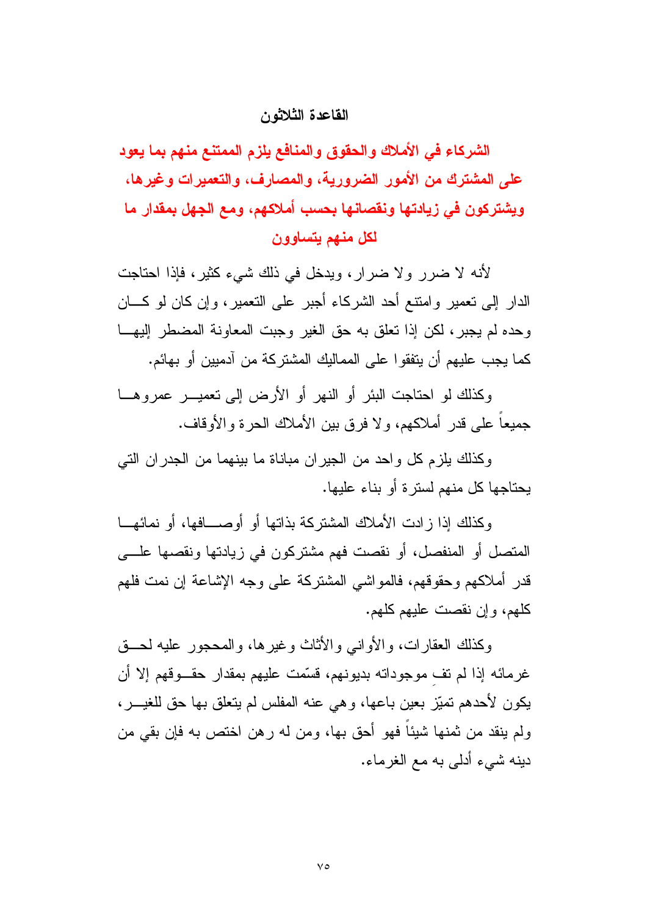## القاعدة الثلاثون

**الشركاء في الأملاك والحقوق والمنافع يلزم الممتنع منهم بما يعود على المشترك من الأمور الضرورية، والمصارف، والتعميرات وغيرها، ويشتركون في زيادتها ونقصانها بحسب أملاكهم، ومع الجهل بمقدار ما لكل منهم يتساوون**

لأنه لا ضرر ولا ضرار، ويدخل في ذلك شيء كثير، فإذا احتاجت الدار إلى تعمير وامتنع أحد الشركاء أجبر على التعمير، وإن كان لو كان وحده لم يجبر، لكن إذا تعلق به حق الغير وجبت المعاونة المضطر إليها كما يجب عليهم أن يتفقوا على المماليك المشتركة من آدميين أو بهائم.

وكذلك لو احتاجت البئر أو النهر أو الأرض إلى تعمير عمروها جميعاً على قدر أملاكهم، ولا فرق بين الأملاك الحرة والأوقاف.

وكذلك يلزم كل واحد من الجيران مباناة ما بينهما من الجدران التي يحتاجها كل منهم لسترة أو بناء عليها.

وكذلك إذا زادت الأملاك المشتركة بذاتها أو أوصافها، أو نمائها المتصل أو المنفصل، أو نقصت فهم مشتركون في زيادتها ونقصها على قدر أملاكهم وحقوقهم، فالمواشي المشتركة على وجه الإشاعة إن نمت فلهم كلهم، وإن نقصت عليهم كلهم.

وكذلك العقارات، والأواني والأثاث وغيرها، والمحجور عليه لحق غرمائه إذا لم تفِ موجوداته بديونهم، قسّمت عليهم بمقدار حقوقهم إلا أن يكون لأحدهم تميّز بعين باعها، وهي عنه المفلس لم يتعلق بها حق للغير، ولم ينقد من ثمنها شيئاً فهو أحق بها، ومن له رهن اختص به فإن بقي من دينه شيء أدلى به مع الغرماء.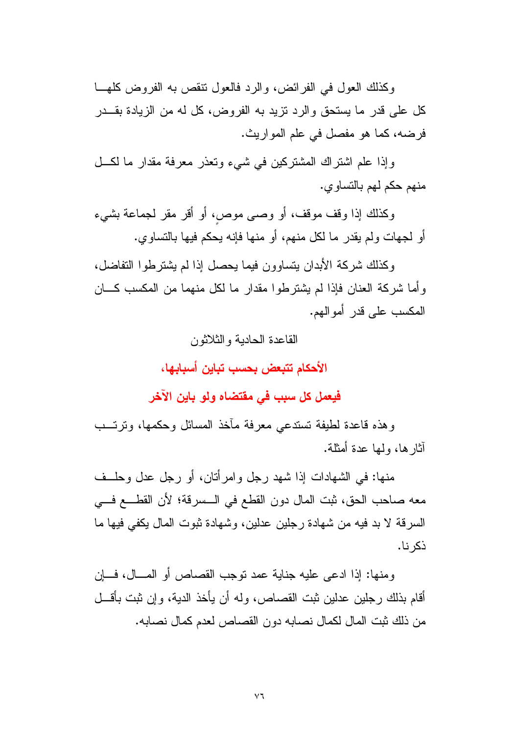وكذلك العول في الفرائض، والرد فالعول تنقص به الفروض كلها كل على قدر ما يستحق والرد تزيد به الفروض، كل له من الزيادة بقدر فرضه، كما هو مفصل في علم المواريث.

وإذا علم اشتراك المشتركين في شيء وتعذر معرفة مقدار ما لكل منهم حكم لهم بالتساوي.

وكذلك إذا وقف موقف، أو وصى موصٍ، أو أقر مقر لجماعة بشيء أو لجهات ولم يقدر ما لكل منهم، أو منها فإنه يحكم فيها بالتساوي.

وكذلك شركة الأبدان يتساوون فيما يحصل إذا لم يشترطوا التفاضل، وأما شركة العنان فإذا لم يشترطوا مقدار ما لكل منهما من المكسب كان المكسب على قدر أموالهم.

القاعدة الحادية والثلاثون

## الأحكام تتبعض بحسب تباين أسبابها، فيعمل كل سبب في مقتضاه ولو باين الآخر

وهذه قاعدة لطيفة تستدعي معرفة مآخذ المسائل وحكمها، وترتب آثارها، ولها عدة أمثلة.

منها: في الشهادات إذا شهد رجل وامرأتان، أو رجل عدل وحلف معه صاحب الحق، ثبت المال دون القطع في السرقة؛ لأن القطع في السرقة لا بد فيه من شهادة رجلين عدلين، وشهادة ثبوت المال يكفي فيها ما ذكرنا.

ومنها: إذا ادعى عليه جناية عمد توجب القصاص أو المال، فإن أقام بذلك رجلين عدلين ثبت القصاص، وله أن يأخذ الدية، وإن ثبت بأقل من ذلك ثبت المال لكمال نصابه دون القصاص لعدم كمال نصابه.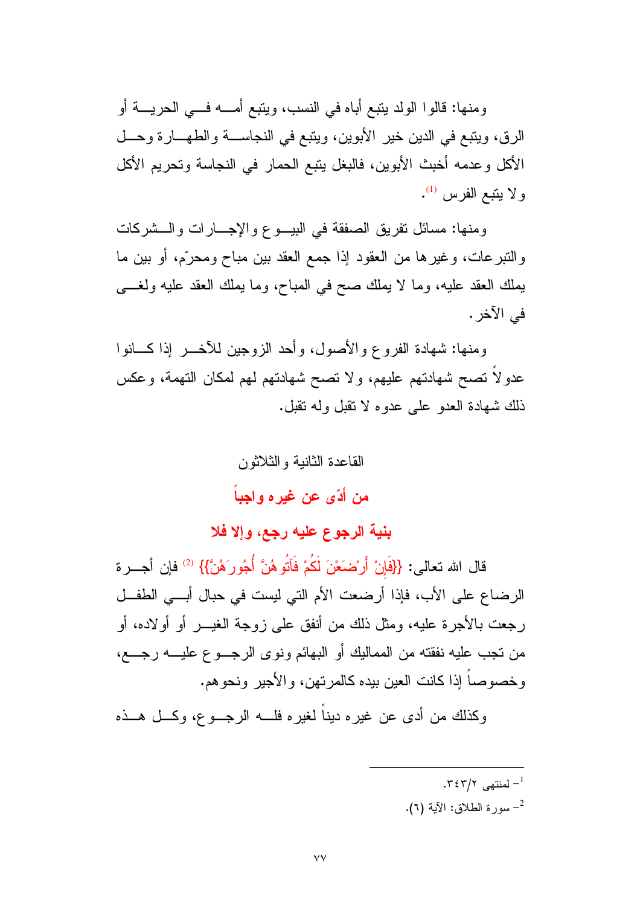ومنها: قالوا الولد يتبع أباه في النسب، ويتبع أمه في الحرية أو الرق، ويتبع في الدين خير الأبوين، ويتبع في النجاسة والطهارة وحل الأكل وعدمه أخبث الأبوين، فالبغل يتبع الحمار في النجاسة وتحريم الأكل ولا يتبع الفرس [1].

ومنها: مسائل تفريق الصفقة في البيوع والإجارات والشركات والتبرعات، وغيرها من العقود إذا جمع العقد بين مباح ومحرّم، أو بين ما يملك العقد عليه، وما لا يملك صح في المباح، وما يملك العقد عليه ولغى في الآخر.

ومنها: شهادة الفروع والأصول، وأحد الزوجين للآخر إذا كانوا عدولاً تصح شهادتهم عليهم، ولا تصح شهادتهم لهم لمكان التهمة، وعكس ذلك شهادة العدو على عدوه لا تقبل وله تقبل.

## القاعدة الثانية والثلاثون

## من أدّى عن غيره واجباً بنية الرجوع عليه رجع، وإلا فلا

قال الله تعالى: {فَإِنْ أَرْضَعْنَ لَكُمْ فَآتُوهُنَّ أُجُورَهُنَّ} [2] فإن أجرة الرضاع على الأب، فإذا أرضعت الأم التي ليست في حبال أبي الطفل رجعت بالأجرة عليه، ومثل ذلك من أنفق على زوجة الغير أو أولاده، أو من تجب عليه نفقته من المماليك أو البهائم ونوى الرجوع عليه رجع، وخصوصاً إذا كانت العين بيده كالمرتهن، والأجير ونحوهم.

وكذلك من أدى عن غيره ديناً لغيره فله الرجوع، وكل هذه

---

[1] لمنتهى ٢/٣٤٣.

[2] سورة الطلاق: الآية (٦).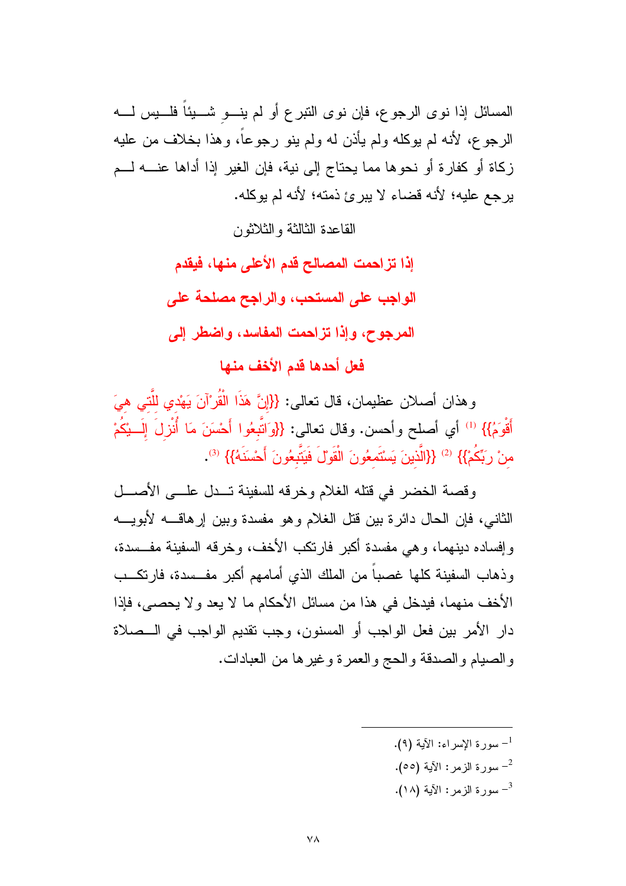المسائل إذا نوى الرجوع، فإن نوى التبرع أو لم ينـو شـيئاً فلـيس لـه الرجوع، لأنه لم يوكله ولم يأذن له ولم ينو رجوعاً، وهذا بخلاف من عليه زكاة أو كفارة أو نحوها مما يحتاج إلى نية، فإن الغير إذا أداها عنـه لـم يرجع عليه؛ لأنه قضاء لا يبرئ ذمته؛ لأنه لم يوكله.

القاعدة الثالثة والثلاثون

**إذا تزاحمت المصالح قدم الأعلى منها، فيقدم الواجب على المستحب، والراجح مصلحة على المرجوح، وإذا تزاحمت المفاسد، واضطر إلى فعل أحدها قدم الأخف منها**

وهذان أصلان عظيمان، قال تعالى: {{إِنَّ هَذَا الْقُرآنَ يَهْدِي لِلَّتِي هِيَ أَقْوَمُ}} [1] أي أصلح وأحسن. وقال تعالى: {{وَاتَّبِعُوا أَحْسَنَ مَا أُنْزِلَ إِلَـيْكُمْ مِنْ رَبِّكُمْ}} [2] {{الَّذِينَ يَسْتَمِعُونَ الْقَوْلَ فَيَتَّبِعُونَ أَحْسَنَهُ}} [3].

وقصة الخضر في قتله الغلام وخرقه للسفينة تـدل علـى الأصـل الثاني، فإن الحال دائرة بين قتل الغلام وهو مفسدة وبين إرهاقـه لأبويـه وإفساده دينهما، وهي مفسدة أكبر فارتكب الأخف، وخرقه السفينة مفـسدة، وذهاب السفينة كلها غصباً من الملك الذي أمامهم أكبر مفـسدة، فارتكـب الأخف منهما، فيدخل في هذا من مسائل الأحكام ما لا يعد ولا يحصى، فإذا دار الأمر بين فعل الواجب أو المسنون، وجب تقديم الواجب في الـصلاة والصيام والصدقة والحج والعمرة وغيرها من العبادات.

---

[1] - سورة الإسراء: الآية (٩).

[2] - سورة الزمر: الآية (٥٥).

[3] - سورة الزمر: الآية (١٨).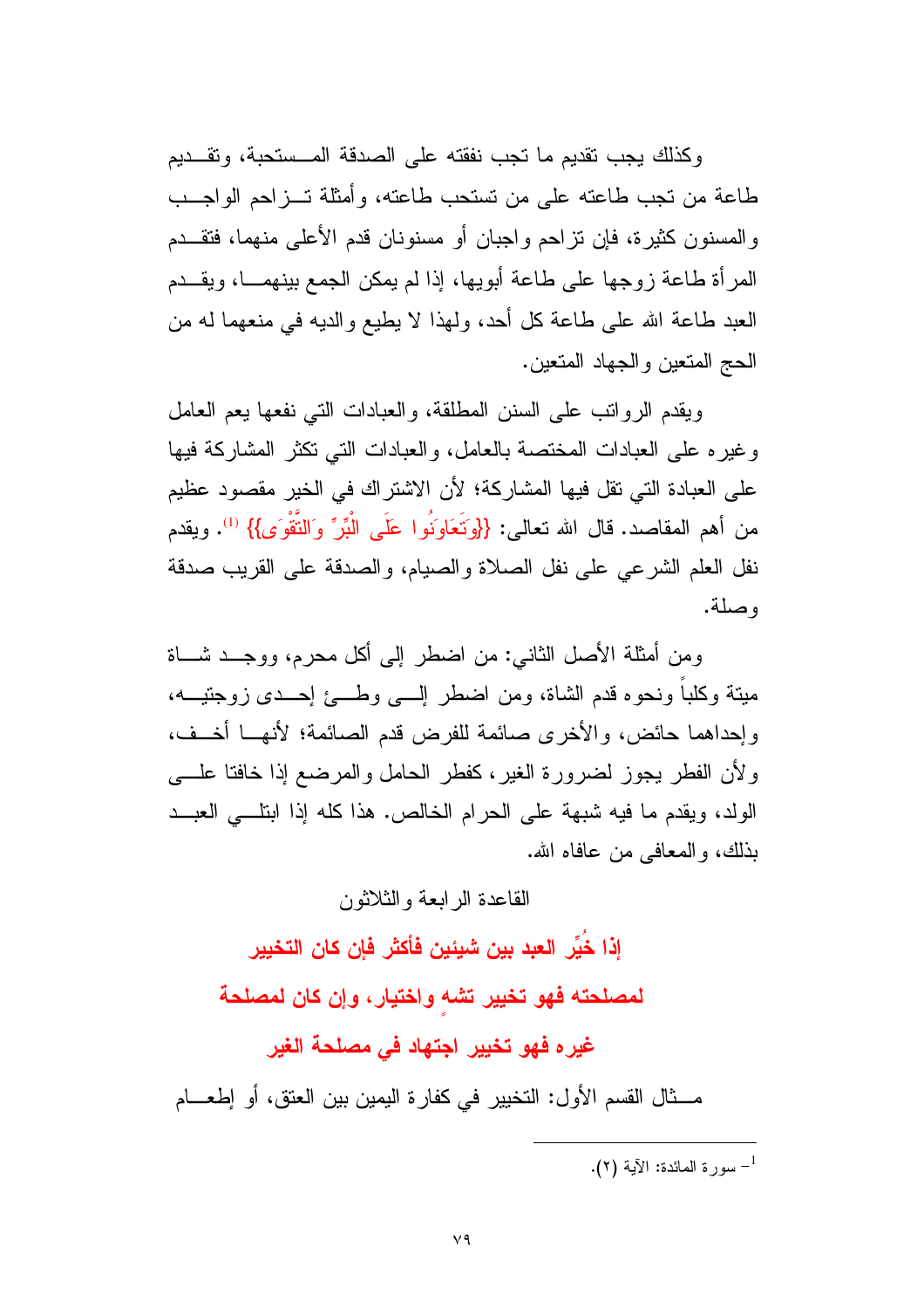وكذلك يجب تقديم ما تجب نفقته على الصدقة المستحبة، وتقديم طاعة من تجب طاعته على من تستحب طاعته، وأمثلة تزاحم الواجب والمسنون كثيرة، فإن تزاحم واجبان أو مسنونان قدم الأعلى منهما، فتقدم المرأة طاعة زوجها على طاعة أبويها، إذا لم يمكن الجمع بينهما، ويقدم العبد طاعة الله على طاعة كل أحد، ولهذا لا يطيع والديه في منعهما له من الحج المتعين والجهاد المتعين.

ويقدم الرواتب على السنن المطلقة، والعبادات التي نفعها يعم العامل وغيره على العبادات المختصة بالعامل، والعبادات التي تكثر المشاركة فيها على العبادة التي تقل فيها المشاركة؛ لأن الاشتراك في الخير مقصود عظيم من أهم المقاصد. قال الله تعالى: {{وَتَعَاوَنُوا عَلَى الْبِرِّ وَالتَّقْوَى}} [1]. ويقدم نفل العلم الشرعي على نفل الصلاة والصيام، والصدقة على القريب صدقة وصلة.

ومن أمثلة الأصل الثاني: من اضطر إلى أكل محرم، ووجد شاة ميتة وكلباً ونحوه قدم الشاة، ومن اضطر إلى وطئ إحدى زوجتيه، وإحداهما حائض، والأخرى صائمة للفرض قدم الصائمة؛ لأنها أخف، ولأن الفطر يجوز لضرورة الغير، كفطر الحامل والمرضع إذا خافتا على الولد، ويقدم ما فيه شبهة على الحرام الخالص. هذا كله إذا ابتلي العبد بذلك، والمعافى من عافاه الله.

## القاعدة الرابعة والثلاثون

### إذا خُيِّر العبد بين شيئين فأكثر فإن كان التخيير لمصلحته فهو تخيير تشهٍ واختيار، وإن كان لمصلحة غيره فهو تخيير اجتهاد في مصلحة الغير

مثال القسم الأول: التخيير في كفارة اليمين بين العتق، أو إطعام

---

[1] – سورة المائدة: الآية (٢).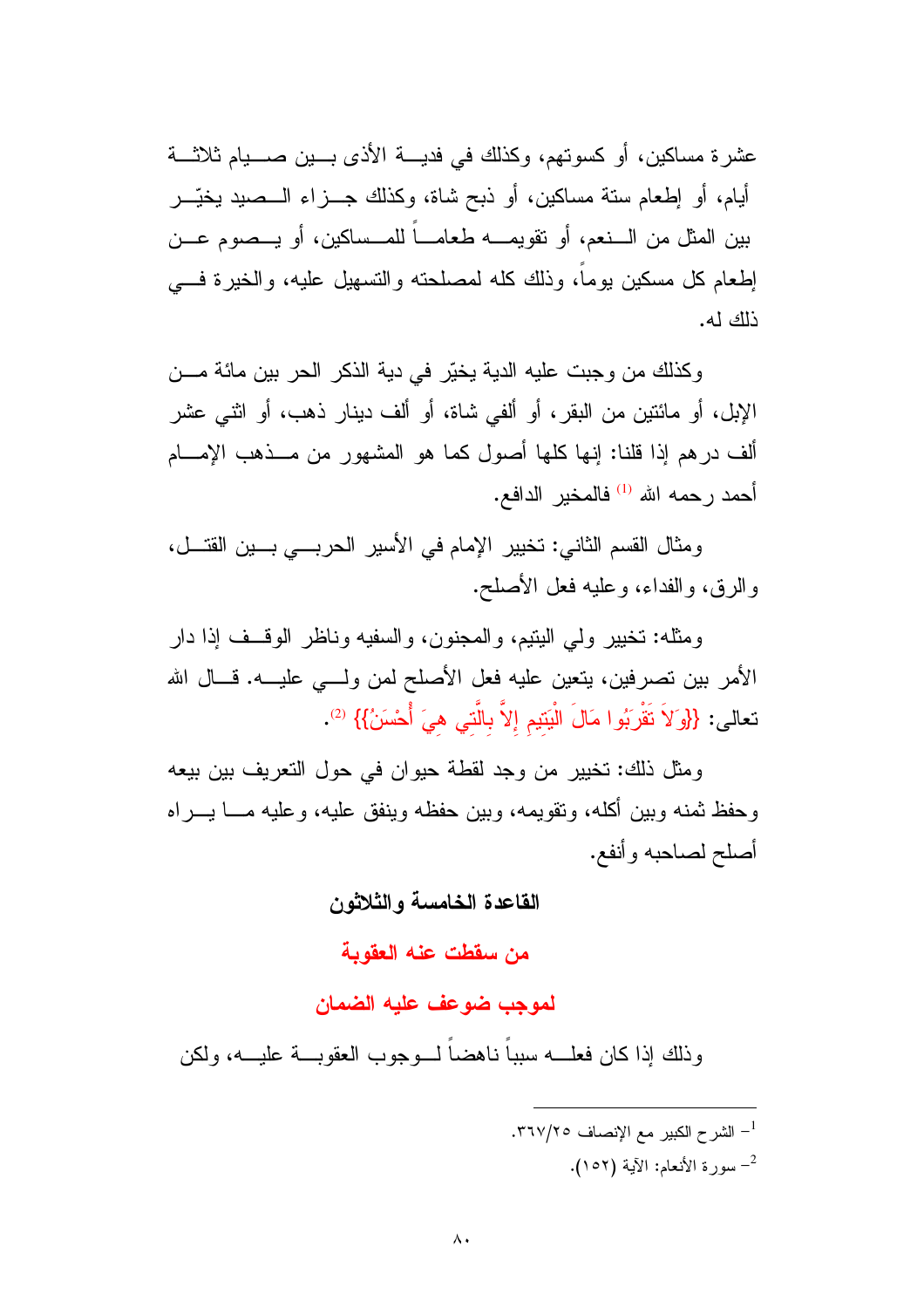عشرة مساكين، أو كسوتهم، وكذلك في فدية الأذى بين صيام ثلاثة أيام، أو إطعام ستة مساكين، أو ذبح شاة، وكذلك جزاء الصيد يخيّر بين المثل من النعم، أو تقويمه طعاماً للمساكين، أو يصوم عن إطعام كل مسكين يوماً، وذلك كله لمصلحته والتسهيل عليه، والخيرة في ذلك له.

وكذلك من وجبت عليه الدية يخيّر في دية الذكر الحر بين مائة من الإبل، أو مائتين من البقر، أو ألفي شاة، أو ألف دينار ذهب، أو اثني عشر ألف درهم إذا قلنا: إنها كلها أصول كما هو المشهور من مذهب الإمام أحمد رحمه الله [1] فالمخير الدافع.

ومثال القسم الثاني: تخيير الإمام في الأسير الحربي بين القتل، والرق، والفداء، وعليه فعل الأصلح.

ومثله: تخيير ولي اليتيم، والمجنون، والسفيه وناظر الوقف إذا دار الأمر بين تصرفين، يتعين عليه فعل الأصلح لمن ولي عليه. قال الله تعالى: {{وَلاَ تَقْرَبُوا مَالَ الْيَتِيمِ إِلاَّ بِالَّتِي هِيَ أَحْسَنُ}} [2].

ومثل ذلك: تخيير من وجد لقطة حيوان في حول التعريف بين بيعه وحفظ ثمنه وبين أكله، وتقويمه، وبين حفظه وينفق عليه، وعليه ما يراه أصلح لصاحبه وأنفع.

## القاعدة الخامسة والثلاثون

## من سقطت عنه العقوبة

## لموجب ضوعف عليه الضمان

وذلك إذا كان فعله سبباً ناهضاً لوجوب العقوبة عليه، ولكن

---

[1] - الشرح الكبير مع الإنصاف ٢٥/٣٦٧.

[2] - سورة الأنعام: الآية (١٥٢).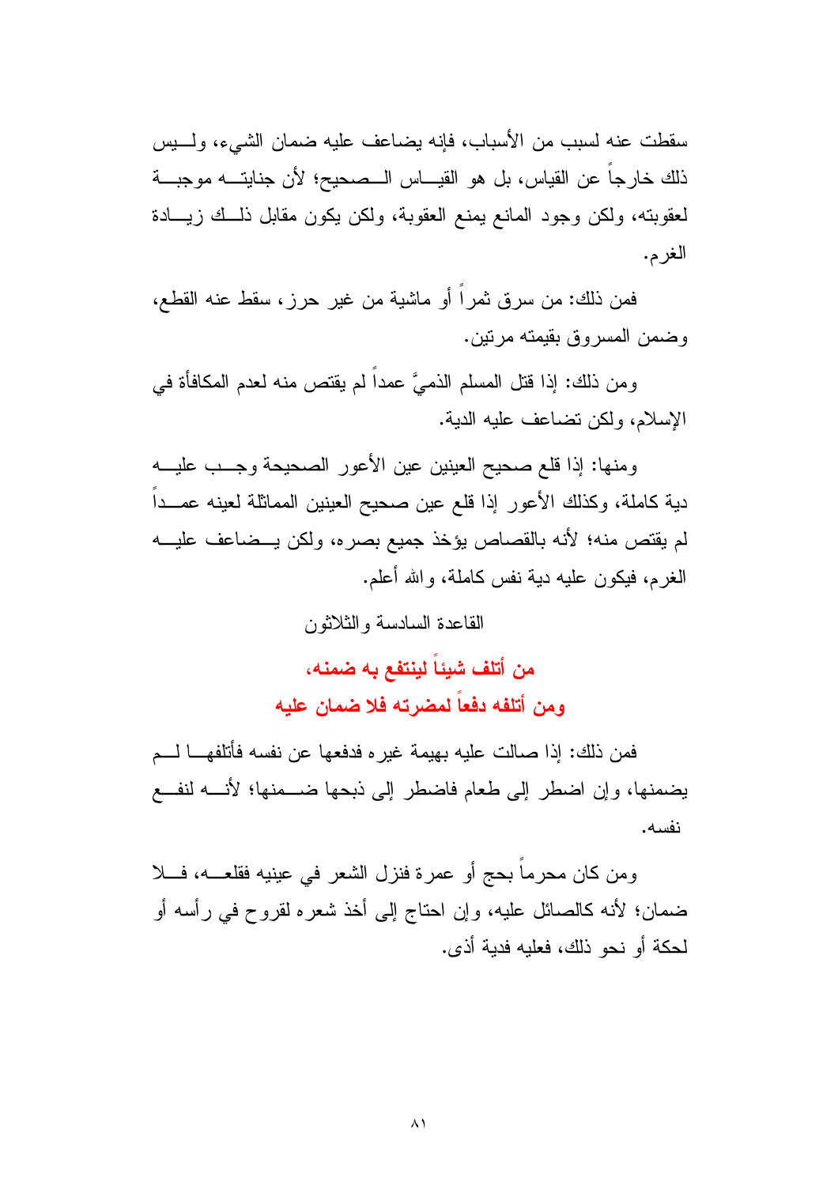سقطت عنه لسبب من الأسباب، فإنه يضاعف عليه ضمان الشيء، وليس ذلك خارجاً عن القياس، بل هو القياس الصحيح؛ لأن جنايته موجبة لعقوبته، ولكن وجود المانع يمنع العقوبة، ولكن يكون مقابل ذلك زيادة الغرم.

فمن ذلك: من سرق ثمراً أو ماشية من غير حرز، سقط عنه القطع، وضمن المسروق بقيمته مرتين.

ومن ذلك: إذا قتل المسلم الذميَّ عمداً لم يقتص منه لعدم المكافأة في الإسلام، ولكن تضاعف عليه الدية.

ومنها: إذا قلع صحيح العينين عين الأعور الصحيحة وجب عليه دية كاملة، وكذلك الأعور إذا قلع عين صحيح العينين المماثلة لعينه عمداً لم يقتص منه؛ لأنه بالقصاص يؤخذ جميع بصره، ولكن يضاعف عليه الغرم، فيكون عليه دية نفس كاملة، والله أعلم.

القاعدة السادسة والثلاثون

## من أتلف شيئاً لينتفع به ضمنه، ومن أتلفه دفعاً لمضرته فلا ضمان عليه

فمن ذلك: إذا صالت عليه بهيمة غيره فدفعها عن نفسه فأتلفها لم يضمنها، وإن اضطر إلى طعام فاضطر إلى ذبحها ضمنها؛ لأنه لنفع نفسه.

ومن كان محرماً بحج أو عمرة فنزل الشعر في عينيه فقلعه، فلا ضمان؛ لأنه كالصائل عليه، وإن احتاج إلى أخذ شعره لقروح في رأسه أو لحكة أو نحو ذلك، فعليه فدية أذى.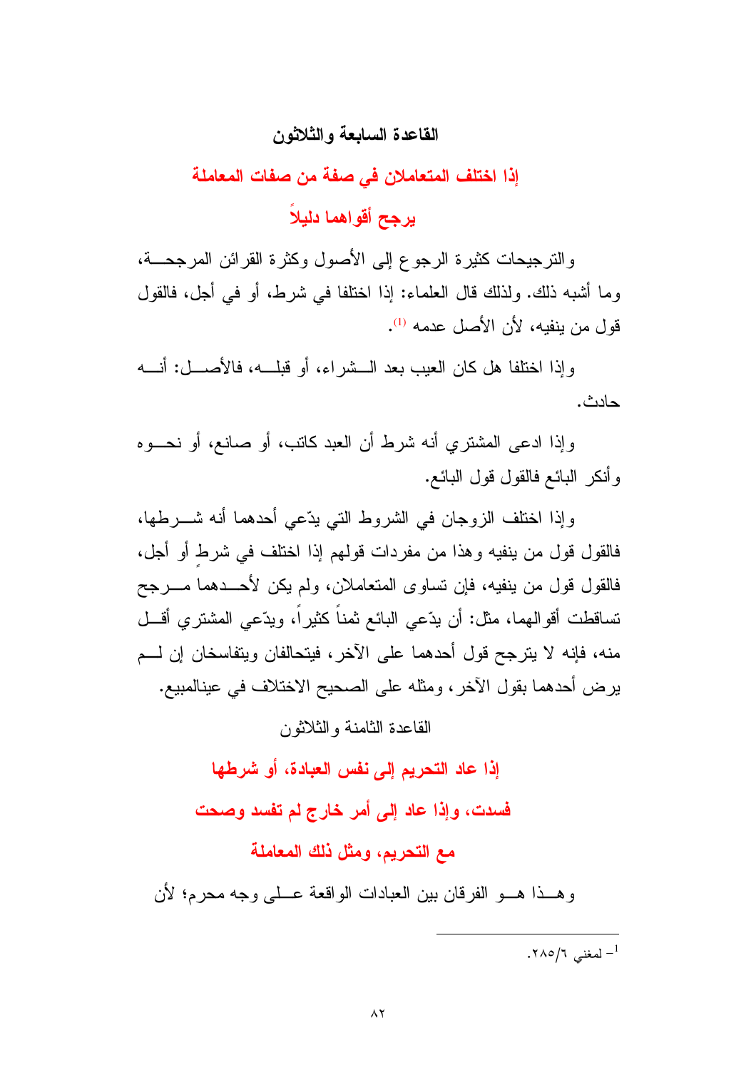## القاعدة السابعة والثلاثون

### إذا اختلف المتعاملان في صفة من صفات المعاملة

### يرجح أقواهما دليلاً

والترجيحات كثيرة الرجوع إلى الأصول وكثرة القرائن المرجحة، وما أشبه ذلك. ولذلك قال العلماء: إذا اختلفا في شرط، أو في أجل، فالقول قول من ينفيه، لأن الأصل عدمه [1].

وإذا اختلفا هل كان العيب بعد الشراء، أو قبله، فالأصل: أنه حادث.

وإذا ادعى المشتري أنه شرط أن العبد كاتب، أو صانع، أو نحوه وأنكر البائع فالقول قول البائع.

وإذا اختلف الزوجان في الشروط التي يدّعي أحدهما أنه شرطها، فالقول قول من ينفيه وهذا من مفردات قولهم إذا اختلف في شرطٍ أو أجل، فالقول قول من ينفيه، فإن تساوى المتعاملان، ولم يكن لأحدهما مرجح تساقطت أقوالهما، مثل: أن يدّعي البائع ثمناً كثيراً، ويدّعي المشتري أقل منه، فإنه لا يترجح قول أحدهما على الآخر، فيتحالفان ويتفاسخان إن لم يرض أحدهما بقول الآخر، ومثله على الصحيح الاختلاف في عينالمبيع.

## القاعدة الثامنة والثلاثون

### إذا عاد التحريم إلى نفس العبادة، أو شرطها

### فسدت، وإذا عاد إلى أمر خارج لم تفسد وصحت

### مع التحريم، ومثل ذلك المعاملة

وهذا هو الفرقان بين العبادات الواقعة على وجه محرم؛ لأن

---

[1]- لمغني ٦/٢٨٥.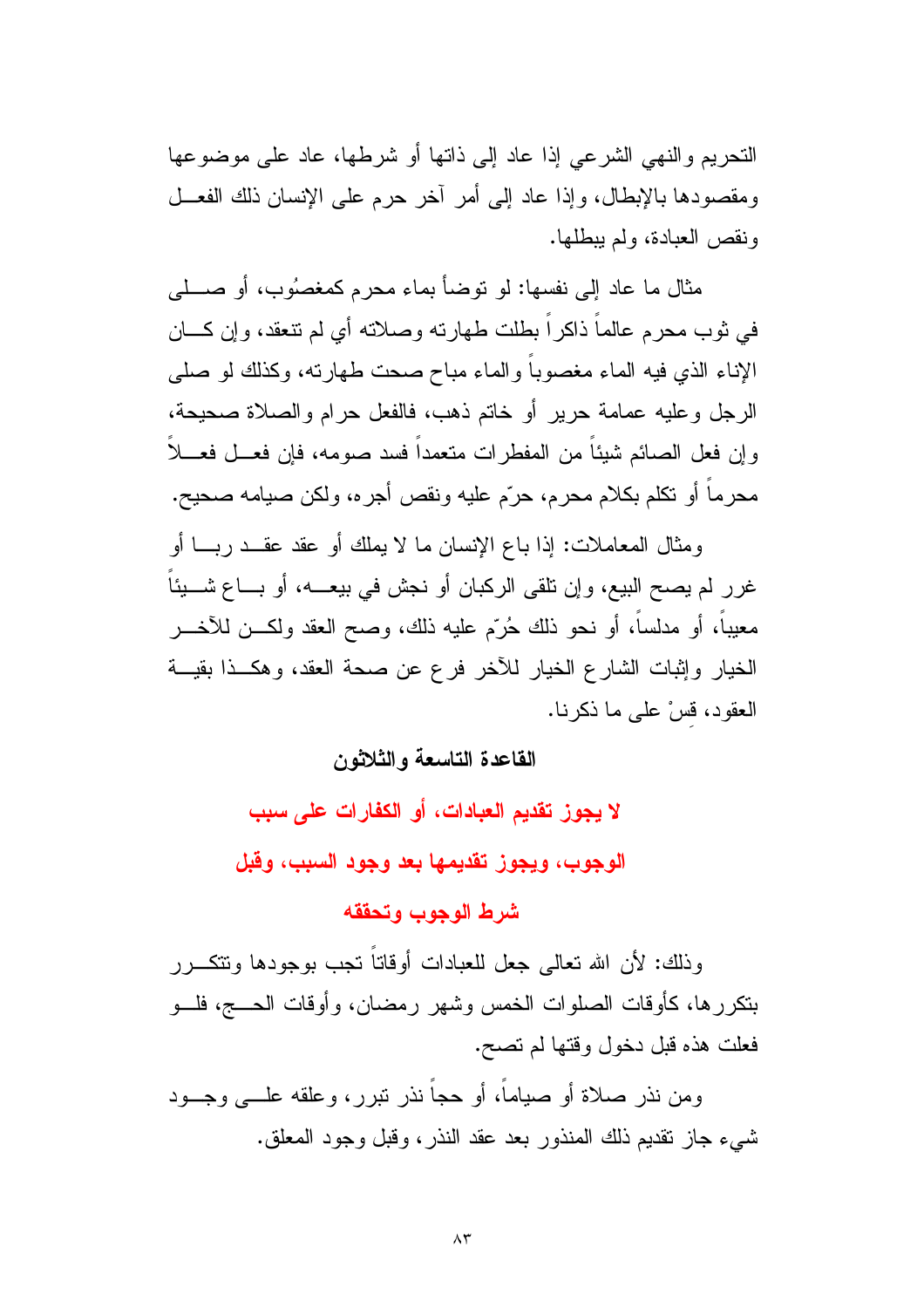التحريم والنهي الشرعي إذا عاد إلى ذاتها أو شرطها، عاد على موضوعها ومقصودها بالإبطال، وإذا عاد إلى أمر آخر حرم على الإنسان ذلك الفعل ونقص العبادة، ولم يبطلها.

مثال ما عاد إلى نفسها: لو توضأ بماء محرم كمغصُوب، أو صلى في ثوب محرم عالماً ذاكراً بطلت طهارته وصلاته أي لم تنعقد، وإن كان الإناء الذي فيه الماء مغصوباً والماء مباح صحت طهارته، وكذلك لو صلى الرجل وعليه عمامة حرير أو خاتم ذهب، فالفعل حرام والصلاة صحيحة، وإن فعل الصائم شيئاً من المفطرات متعمداً فسد صومه، فإن فعل فعلاً محرماً أو تكلم بكلام محرم، حرّم عليه ونقص أجره، ولكن صيامه صحيح.

ومثال المعاملات: إذا باع الإنسان ما لا يملك أو عقد عقد ربا أو غرر لم يصح البيع، وإن تلقى الركبان أو نجش في بيعه، أو باع شيئاً معيباً، أو مدلساً، أو نحو ذلك حُرّم عليه ذلك، وصح العقد ولكن للآخر الخيار وإثبات الشارع الخيار للآخر فرع عن صحة العقد، وهكذا بقية العقود، قِسْ على ما ذكرنا.

## القاعدة التاسعة والثلاثون

### لا يجوز تقديم العبادات، أو الكفارات على سبب الوجوب، ويجوز تقديمها بعد وجود السبب، وقبل شرط الوجوب وتحققه

وذلك: لأن الله تعالى جعل للعبادات أوقاتاً تجب بوجودها وتتكرر بتكررها، كأوقات الصلوات الخمس وشهر رمضان، وأوقات الحج، فلو فعلت هذه قبل دخول وقتها لم تصح.

ومن نذر صلاة أو صياماً، أو حجاً نذر تبرر، وعلقه على وجود شيء جاز تقديم ذلك المنذور بعد عقد النذر، وقبل وجود المعلق.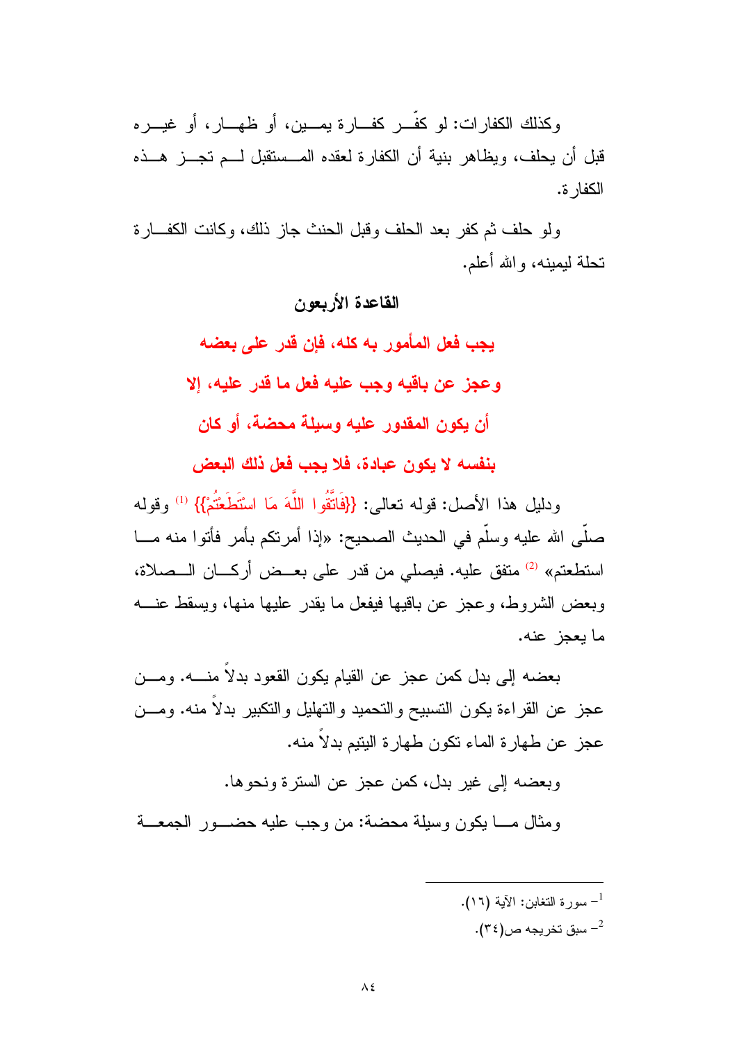وكذلك الكفارات: لو كفّر كفارة يمين، أو ظهار، أو غيره قبل أن يحلف، ويظاهر بنية أن الكفارة لعقده المستقبل لم تجز هذه الكفارة.

ولو حلف ثم كفر بعد الحلف وقبل الحنث جاز ذلك، وكانت الكفارة تحلة ليمينه، والله أعلم.

## القاعدة الأربعون

**يجب فعل المأمور به كله، فإن قدر على بعضه وعجز عن باقيه وجب عليه فعل ما قدر عليه، إلا أن يكون المقدور عليه وسيلة محضة، أو كان بنفسه لا يكون عبادة، فلا يجب فعل ذلك البعض**

ودليل هذا الأصل: قوله تعالى: {{فَاتَّقُوا اللَّهَ مَا اسْتَطَعْتُمْ}} [1] وقوله صلّى الله عليه وسلّم في الحديث الصحيح: «إذا أمرتكم بأمر فأتوا منه ما استطعتم» [2] متفق عليه. فيصلي من قدر على بعض أركان الصلاة، وبعض الشروط، وعجز عن باقيها فيفعل ما يقدر عليها منها، ويسقط عنه ما يعجز عنه.

بعضه إلى بدل كمن عجز عن القيام يكون القعود بدلاً منه. ومن عجز عن القراءة يكون التسبيح والتحميد والتهليل والتكبير بدلاً منه. ومن عجز عن طهارة الماء تكون طهارة التيمم بدلاً منه.

وبعضه إلى غير بدل، كمن عجز عن السترة ونحوها.

ومثال ما يكون وسيلة محضة: من وجب عليه حضور الجمعة

---

[1]- سورة التغابن: الآية (١٦).

[2]- سبق تخريجه ص(٣٤).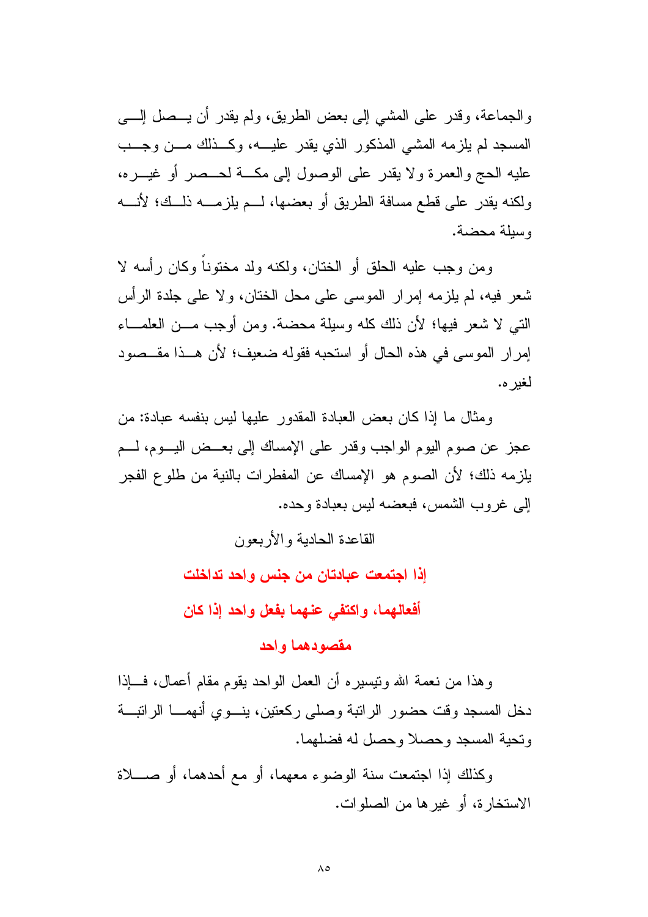والجماعة، وقدر على المشي إلى بعض الطريق، ولم يقدر أن يصل إلى المسجد لم يلزمه المشي المذكور الذي يقدر عليه، وكذلك من وجب عليه الحج والعمرة ولا يقدر على الوصول إلى مكة لحصر أو غيره، ولكنه يقدر على قطع مسافة الطريق أو بعضها، لم يلزمه ذلك؛ لأنه وسيلة محضة.

ومن وجب عليه الحلق أو الختان، ولكنه ولد مختوناً وكان رأسه لا شعر فيه، لم يلزمه إمرار الموسى على محل الختان، ولا على جلدة الرأس التي لا شعر فيها؛ لأن ذلك كله وسيلة محضة. ومن أوجب من العلماء إمرار الموسى في هذه الحال أو استحبه فقوله ضعيف؛ لأن هذا مقصود لغيره.

ومثال ما إذا كان بعض العبادة المقدور عليها ليس بنفسه عبادة: من عجز عن صوم اليوم الواجب وقدر على الإمساك إلى بعض اليوم، لم يلزمه ذلك؛ لأن الصوم هو الإمساك عن المفطرات بالنية من طلوع الفجر إلى غروب الشمس، فبعضه ليس بعبادة وحده.

## القاعدة الحادية والأربعون

### إذا اجتمعت عبادتان من جنس واحد تداخلت أفعالهما، واكتفي عنهما بفعل واحد إذا كان مقصودهما واحد

وهذا من نعمة الله وتيسيره أن العمل الواحد يقوم مقام أعمال، فإذا دخل المسجد وقت حضور الراتبة وصلى ركعتين، ينوي أنهما الراتبة وتحية المسجد وحصلا وحصل له فضلهما.

وكذلك إذا اجتمعت سنة الوضوء معهما، أو مع أحدهما، أو صلاة الاستخارة، أو غيرها من الصلوات.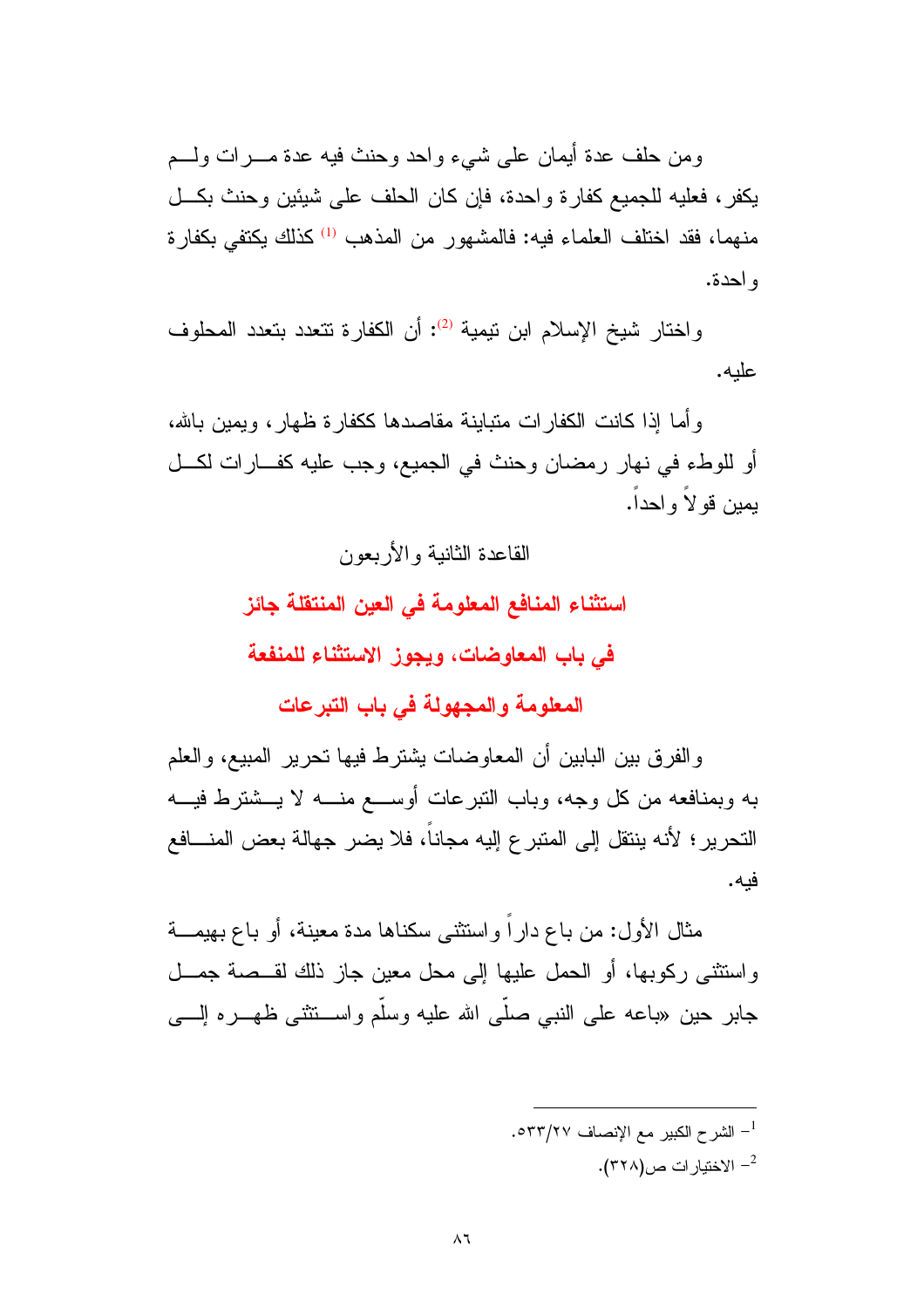ومن حلف عدة أيمان على شيء واحد وحنث فيه عدة مرات ولم يكفر، فعليه للجميع كفارة واحدة، فإن كان الحلف على شيئين وحنث بكل منهما، فقد اختلف العلماء فيه: فالمشهور من المذهب [1] كذلك يكتفي بكفارة واحدة.

واختار شيخ الإسلام ابن تيمية [2]: أن الكفارة تتعدد بتعدد المحلوف عليه.

وأما إذا كانت الكفارات متباينة مقاصدها ككفارة ظهار، ويمين بالله، أو للوطء في نهار رمضان وحنث في الجميع، وجب عليه كفارات لكل يمين قولاً واحداً.

القاعدة الثانية والأربعون

## استثناء المنافع المعلومة في العين المنتقلة جائز في باب المعاوضات، ويجوز الاستثناء للمنفعة المعلومة والمجهولة في باب التبرعات

والفرق بين البابين أن المعاوضات يشترط فيها تحرير المبيع، والعلم به وبمنافعه من كل وجه، وباب التبرعات أوسع منه لا يشترط فيه التحرير؛ لأنه ينتقل إلى المتبرع إليه مجاناً، فلا يضر جهالة بعض المنافع فيه.

مثال الأول: من باع داراً واستثنى سكناها مدة معينة، أو باع بهيمة واستثنى ركوبها، أو الحمل عليها إلى محل معين جاز ذلك لقصة جمل جابر حين «باعه على النبي صلّى الله عليه وسلّم واستثنى ظهره إلى

---

[1] الشرح الكبير مع الإنصاف ٢٧/٥٣٣.

[2] الاختيارات ص(٣٢٨).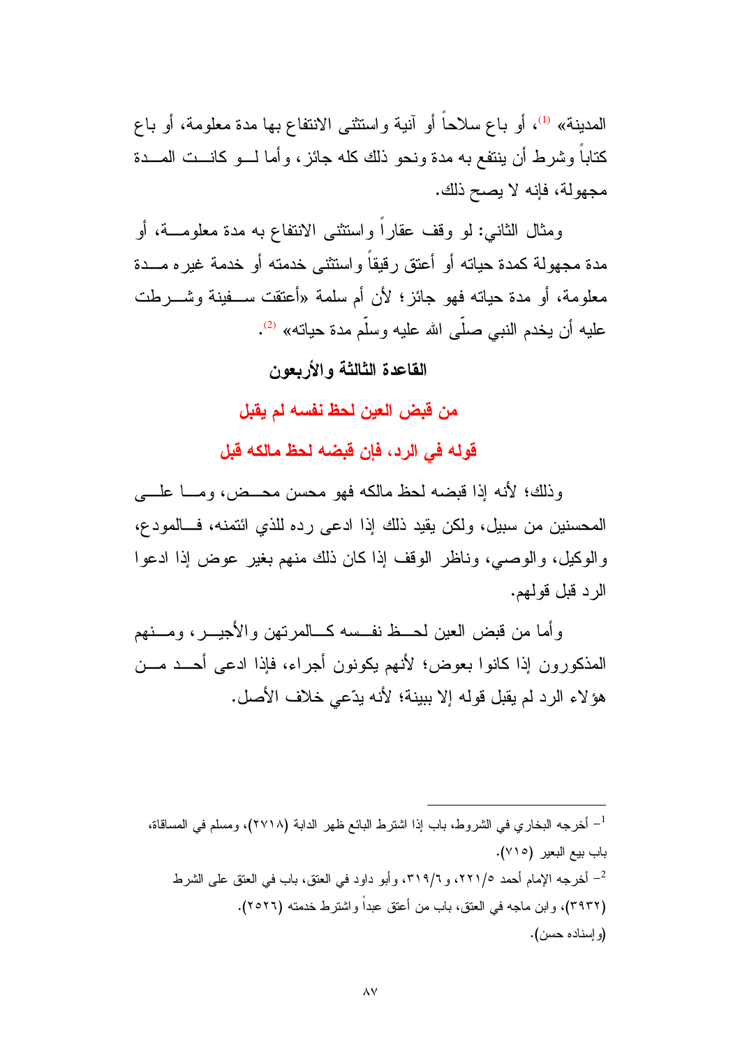المدينة» [1]، أو باع سلاحاً أو آنية واستثنى الانتفاع بها مدة معلومة، أو باع كتاباً وشرط أن ينتفع به مدة ونحو ذلك كله جائز، وأما لو كانت المدة مجهولة، فإنه لا يصح ذلك.

ومثال الثاني: لو وقف عقاراً واستثنى الانتفاع به مدة معلومة، أو مدة مجهولة كمدة حياته أو أعتق رقيقاً واستثنى خدمته أو خدمة غيره مدة معلومة، أو مدة حياته فهو جائز؛ لأن أم سلمة «أعتقت سفينة وشرطت عليه أن يخدم النبي صلّى الله عليه وسلّم مدة حياته» [2].

## القاعدة الثالثة والأربعون

## من قبض العين لحظ نفسه لم يقبل قوله في الرد، فإن قبضه لحظ مالكه قبل

وذلك؛ لأنه إذا قبضه لحظ مالكه فهو محسن محض، وما على المحسنين من سبيل، ولكن يقيد ذلك إذا ادعى رده للذي ائتمنه، فالمودع، والوكيل، والوصي، وناظر الوقف إذا كان ذلك منهم بغير عوض إذا ادعوا الرد قبل قولهم.

وأما من قبض العين لحظ نفسه كالمرتهن والأجير، ومنهم المذكورون إذا كانوا بعوض؛ لأنهم يكونون أجراء، فإذا ادعى أحد من هؤلاء الرد لم يقبل قوله إلا ببينة؛ لأنه يدّعي خلاف الأصل.

---

[1] أخرجه البخاري في الشروط، باب إذا اشترط البائع ظهر الدابة (٢٧١٨)، ومسلم في المساقاة، باب بيع البعير (٧١٥).

[2] أخرجه الإمام أحمد ٥/٢٢١، و٦/٣١٩، وأبو داود في العتق، باب في العتق على الشرط (٣٩٣٢)، وابن ماجه في العتق، باب من أعتق عبداً واشترط خدمته (٢٥٢٦). (وإسناده حسن).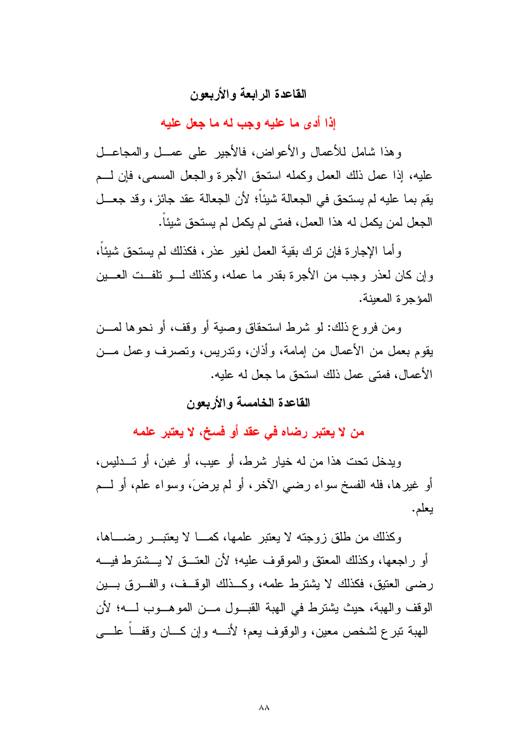## القاعدة الرابعة والأربعون

### إذا أدى ما عليه وجب له ما جعل عليه

وهذا شامل للأعمال والأعواض، فالأجير على عمل والمجاعل عليه، إذا عمل ذلك العمل وكمله استحق الأجرة والجعل المسمى، فإن لم يقم بما عليه لم يستحق في الجعالة شيئاً؛ لأن الجعالة عقد جائز، وقد جعل الجعل لمن يكمل له هذا العمل، فمتى لم يكمل لم يستحق شيئاً.

وأما الإجارة فإن ترك بقية العمل لغير عذر، فكذلك لم يستحق شيئاً، وإن كان لعذر وجب من الأجرة بقدر ما عمله، وكذلك لو تلفت العين المؤجرة المعينة.

ومن فروع ذلك: لو شرط استحقاق وصية أو وقف، أو نحوها لمن يقوم بعمل من الأعمال من إمامة، وأذان، وتدريس، وتصرف وعمل من الأعمال، فمتى عمل ذلك استحق ما جعل له عليه.

## القاعدة الخامسة والأربعون

### من لا يعتبر رضاه في عقد أو فسخ، لا يعتبر علمه

ويدخل تحت هذا من له خيار شرط، أو عيب، أو غبن، أو تدليس، أو غيرها، فله الفسخ سواء رضي الآخر، أو لم يرضَ، وسواء علم، أو لم يعلم.

وكذلك من طلق زوجته لا يعتبر علمها، كما لا يعتبر رضاها، أو راجعها، وكذلك المعتق والموقوف عليه؛ لأن العتق لا يشترط فيه رضى العتيق، فكذلك لا يشترط علمه، وكذلك الوقف، والفرق بين الوقف والهبة، حيث يشترط في الهبة القبول من الموهوب له؛ لأن الهبة تبرع لشخص معين، والوقوف يعم؛ لأنه وإن كان وقفاً على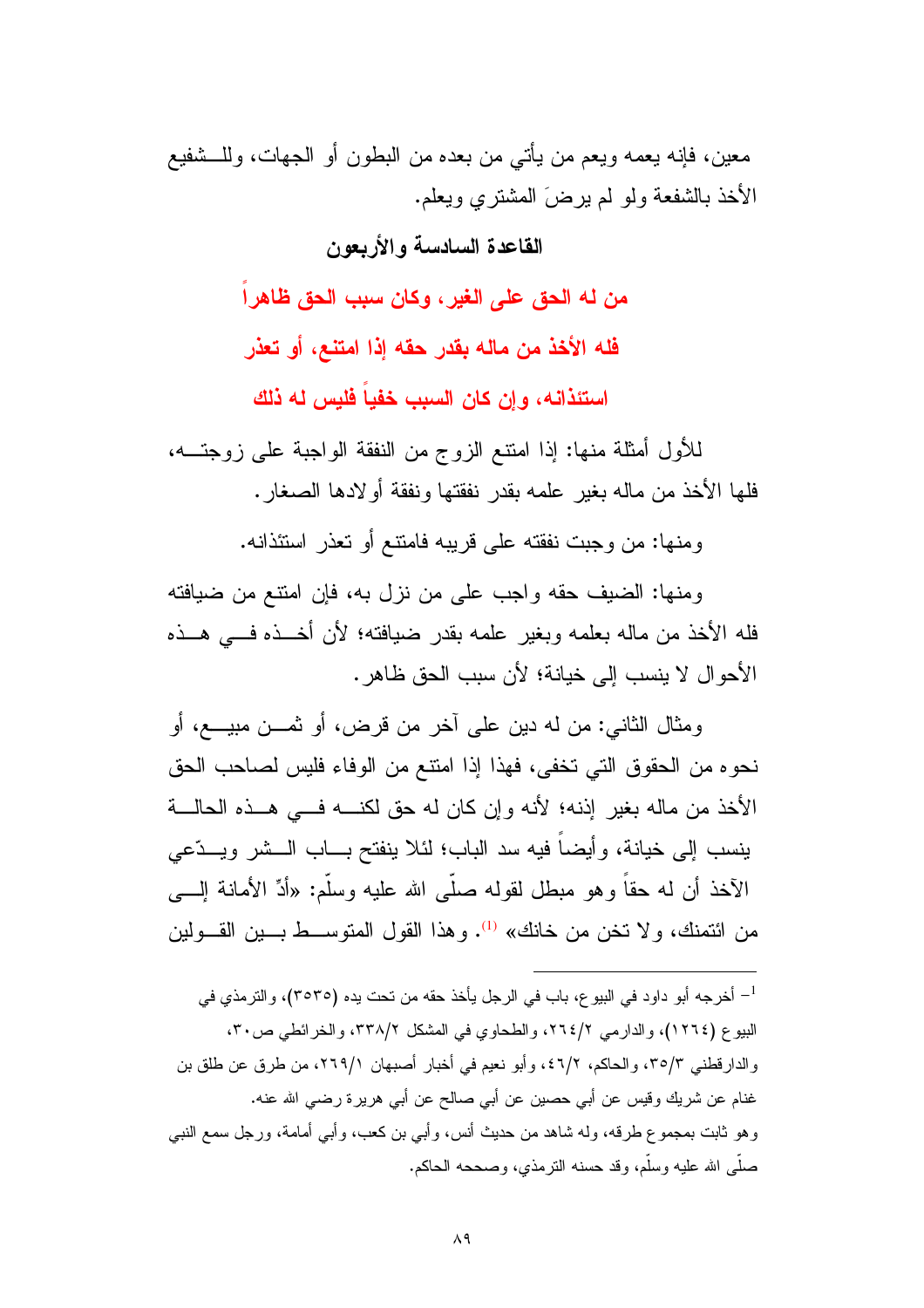معين، فإنه يعمه ويعم من يأتي من بعده من البطون أو الجهات، وللشفيع الأخذ بالشفعة ولو لم يرضَ المشتري ويعلم.

### القاعدة السادسة والأربعون

**من له الحق على الغير، وكان سبب الحق ظاهراً فله الأخذ من ماله بقدر حقه إذا امتنع، أو تعذر استئذانه، وإن كان السبب خفياً فليس له ذلك**

للأول أمثلة منها: إذا امتنع الزوج من النفقة الواجبة على زوجته، فلها الأخذ من ماله بغير علمه بقدر نفقتها ونفقة أولادها الصغار.

ومنها: من وجبت نفقته على قريبه فامتنع أو تعذر استئذانه.

ومنها: الضيف حقه واجب على من نزل به، فإن امتنع من ضيافته فله الأخذ من ماله بعلمه وبغير علمه بقدر ضيافته؛ لأن أخذه في هذه الأحوال لا ينسب إلى خيانة؛ لأن سبب الحق ظاهر.

ومثال الثاني: من له دين على آخر من قرض، أو ثمن مبيع، أو نحوه من الحقوق التي تخفى، فهذا إذا امتنع من الوفاء فليس لصاحب الحق الأخذ من ماله بغير إذنه؛ لأنه وإن كان له حق لكنه في هذه الحالة ينسب إلى خيانة، وأيضاً فيه سد الباب؛ لئلا ينفتح باب الشر ويدّعي الآخذ أن له حقاً وهو مبطل لقوله صلّى الله عليه وسلّم: «أدِّ الأمانة إلى من ائتمنك، ولا تخن من خانك» [1]. وهذا القول المتوسط بين القولين

---

[1] - أخرجه أبو داود في البيوع، باب في الرجل يأخذ حقه من تحت يده (٣٥٣٥)، والترمذي في البيوع (١٢٦٤)، والدارمي ٢/٢٦٤، والطحاوي في المشكل ٢/٣٣٨، والخرائطي ص٣٠، والدارقطني ٣/٣٥، والحاكم، ٢/٤٦، وأبو نعيم في أخبار أصبهان ١/٢٦٩، من طرق عن طلق بن غنام عن شريك وقيس عن أبي حصين عن أبي صالح عن أبي هريرة رضي الله عنه.
وهو ثابت بمجموع طرقه، وله شاهد من حديث أنس، وأبي بن كعب، وأبي أمامة، ورجل سمع النبي صلّى الله عليه وسلّم، وقد حسنه الترمذي، وصححه الحاكم.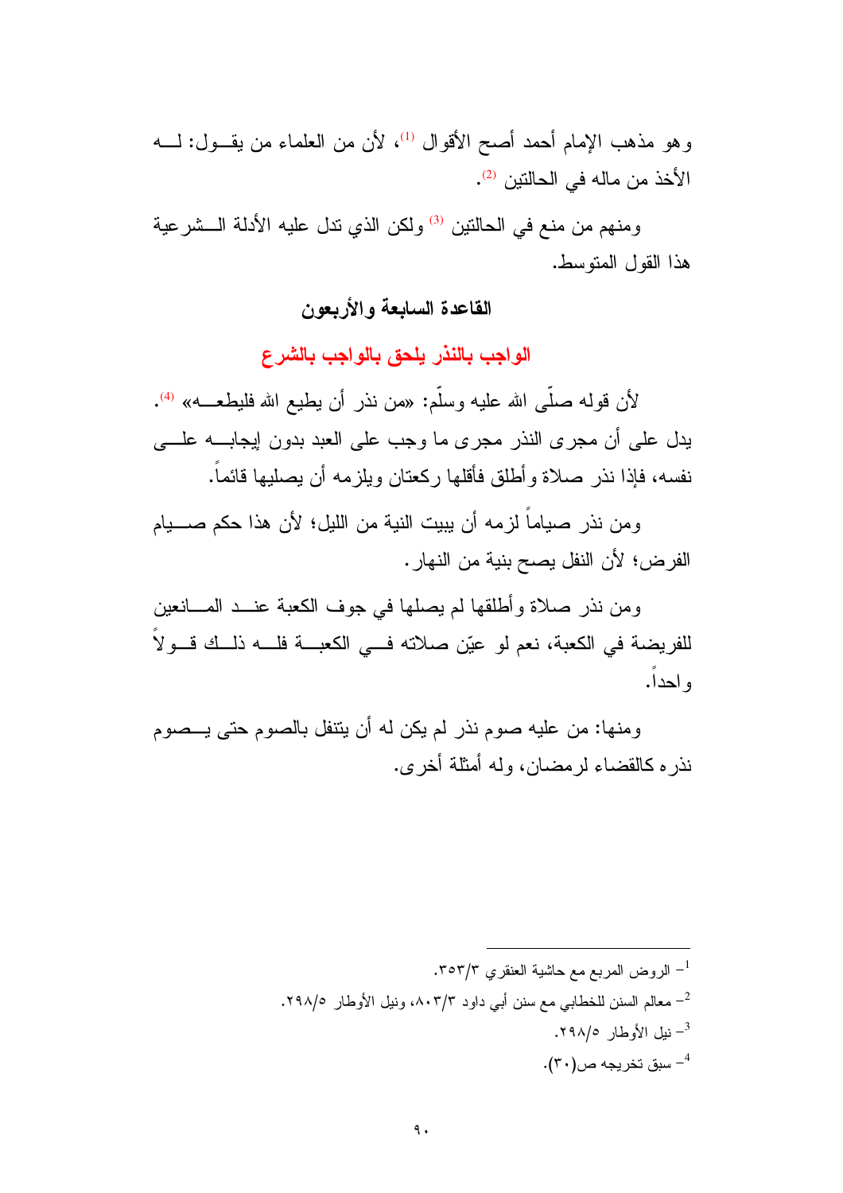وهو مذهب الإمام أحمد أصح الأقوال [1]، لأن من العلماء من يقول: له الأخذ من ماله في الحالتين [2].

ومنهم من منع في الحالتين [3] ولكن الذي تدل عليه الأدلة الشرعية هذا القول المتوسط.

## القاعدة السابعة والأربعون

## الواجب بالنذر يلحق بالواجب بالشرع

لأن قوله صلّى الله عليه وسلّم: «من نذر أن يطيع الله فليطعه» [4]. يدل على أن مجرى النذر مجرى ما وجب على العبد بدون إيجابه على نفسه، فإذا نذر صلاة وأطلق فأقلها ركعتان ويلزمه أن يصليها قائماً.

ومن نذر صياماً لزمه أن يبيت النية من الليل؛ لأن هذا حكم صيام الفرض؛ لأن النفل يصح بنية من النهار.

ومن نذر صلاة وأطلقها لم يصلها في جوف الكعبة عند المانعين للفريضة في الكعبة، نعم لو عيّن صلاته في الكعبة فله ذلك قولاً واحداً.

ومنها: من عليه صوم نذر لم يكن له أن يتنفل بالصوم حتى يصوم نذره كالقضاء لرمضان، وله أمثلة أخرى.

---

[1] - الروض المربع مع حاشية العنقري ٣/٣٥٣.

[2] - معالم السنن للخطابي مع سنن أبي داود ٣/٨٠٣، ونيل الأوطار ٥/٢٩٨.

[3] - نيل الأوطار ٥/٢٩٨.

[4] - سبق تخريجه ص(٣٠).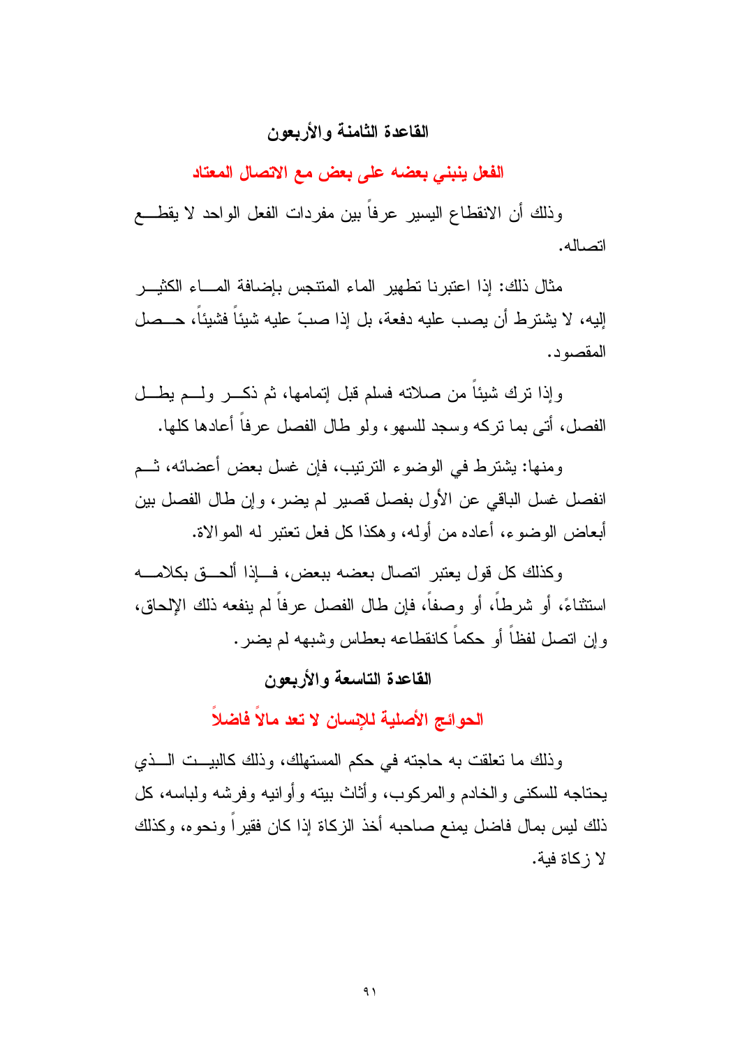## القاعدة الثامنة والأربعون

### الفعل ينبني بعضه على بعض مع الاتصال المعتاد

وذلك أن الانقطاع اليسير عرفاً بين مفردات الفعل الواحد لا يقطع اتصاله.

مثال ذلك: إذا اعتبرنا تطهير الماء المتنجس بإضافة الماء الكثير إليه، لا يشترط أن يصب عليه دفعة، بل إذا صبّ عليه شيئاً فشيئاً، حصل المقصود.

وإذا ترك شيئاً من صلاته فسلم قبل إتمامها، ثم ذكر ولم يطل الفصل، أتى بما تركه وسجد للسهو، ولو طال الفصل عرفاً أعادها كلها.

ومنها: يشترط في الوضوء الترتيب، فإن غسل بعض أعضائه، ثم انفصل غسل الباقي عن الأول بفصل قصير لم يضر، وإن طال الفصل بين أبعاض الوضوء، أعاده من أوله، وهكذا كل فعل تعتبر له الموالاة.

وكذلك كل قول يعتبر اتصال بعضه ببعض، فإذا ألحق بكلامه استثناءً، أو شرطاً، أو وصفاً، فإن طال الفصل عرفاً لم ينفعه ذلك الإلحاق، وإن اتصل لفظاً أو حكماً كانقطاعه بعطاس وشبهه لم يضر.

## القاعدة التاسعة والأربعون

### الحوائج الأصلية للإنسان لا تعد مالاً فاضلاً

وذلك ما تعلقت به حاجته في حكم المستهلك، وذلك كالبيت الذي يحتاجه للسكنى والخادم والمركوب، وأثاث بيته وأوانيه وفرشه ولباسه، كل ذلك ليس بمال فاضل يمنع صاحبه أخذ الزكاة إذا كان فقيراً ونحوه، وكذلك لا زكاة فية.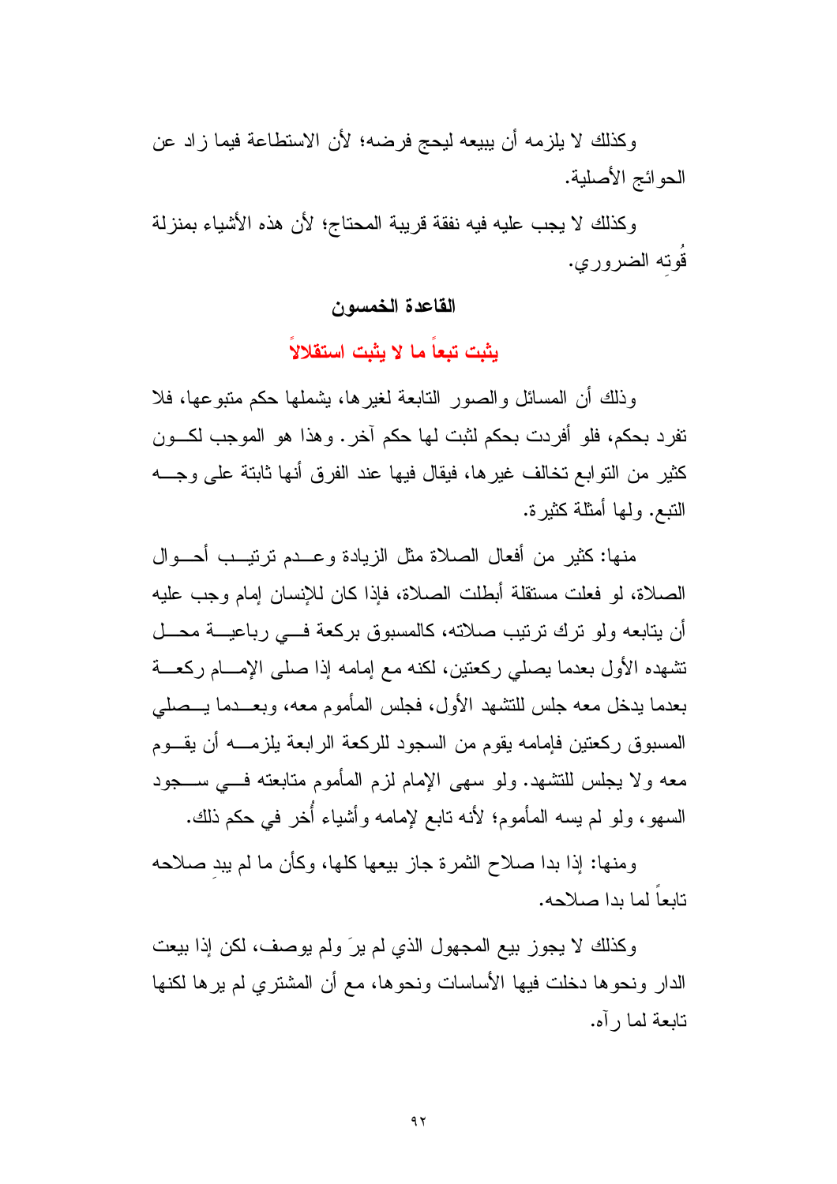وكذلك لا يلزمه أن يبيعه ليحج فرضه؛ لأن الاستطاعة فيما زاد عن الحوائج الأصلية.

وكذلك لا يجب عليه فيه نفقة قريبة المحتاج؛ لأن هذه الأشياء بمنزلة قُوتِه الضروري.

## القاعدة الخمسون

### يثبت تبعاً ما لا يثبت استقلالاً

وذلك أن المسائل والصور التابعة لغيرها، يشملها حكم متبوعها، فلا تفرد بحكم، فلو أفردت بحكم لثبت لها حكم آخر. وهذا هو الموجب لكون كثير من التوابع تخالف غيرها، فيقال فيها عند الفرق أنها ثابتة على وجه التبع. ولها أمثلة كثيرة.

منها: كثير من أفعال الصلاة مثل الزيادة وعدم ترتيب أحوال الصلاة، لو فعلت مستقلة أبطلت الصلاة، فإذا كان للإنسان إمام وجب عليه أن يتابعه ولو ترك ترتيب صلاته، كالمسبوق بركعة في رباعية محل تشهده الأول بعدما يصلي ركعتين، لكنه مع إمامه إذا صلى الإمام ركعة بعدما يدخل معه جلس للتشهد الأول، فجلس المأموم معه، وبعدما يصلي المسبوق ركعتين فإمامه يقوم من السجود للركعة الرابعة يلزمه أن يقوم معه ولا يجلس للتشهد. ولو سهى الإمام لزم المأموم متابعته في سجود السهو، ولو لم يسه المأموم؛ لأنه تابع لإمامه وأشياء أُخر في حكم ذلك.

ومنها: إذا بدا صلاح الثمرة جاز بيعها كلها، وكأن ما لم يبدِ صلاحه تابعاً لما بدا صلاحه.

وكذلك لا يجوز بيع المجهول الذي لم يرَ ولم يوصف، لكن إذا بيعت الدار ونحوها دخلت فيها الأساسات ونحوها، مع أن المشتري لم يرها لكنها تابعة لما رآه.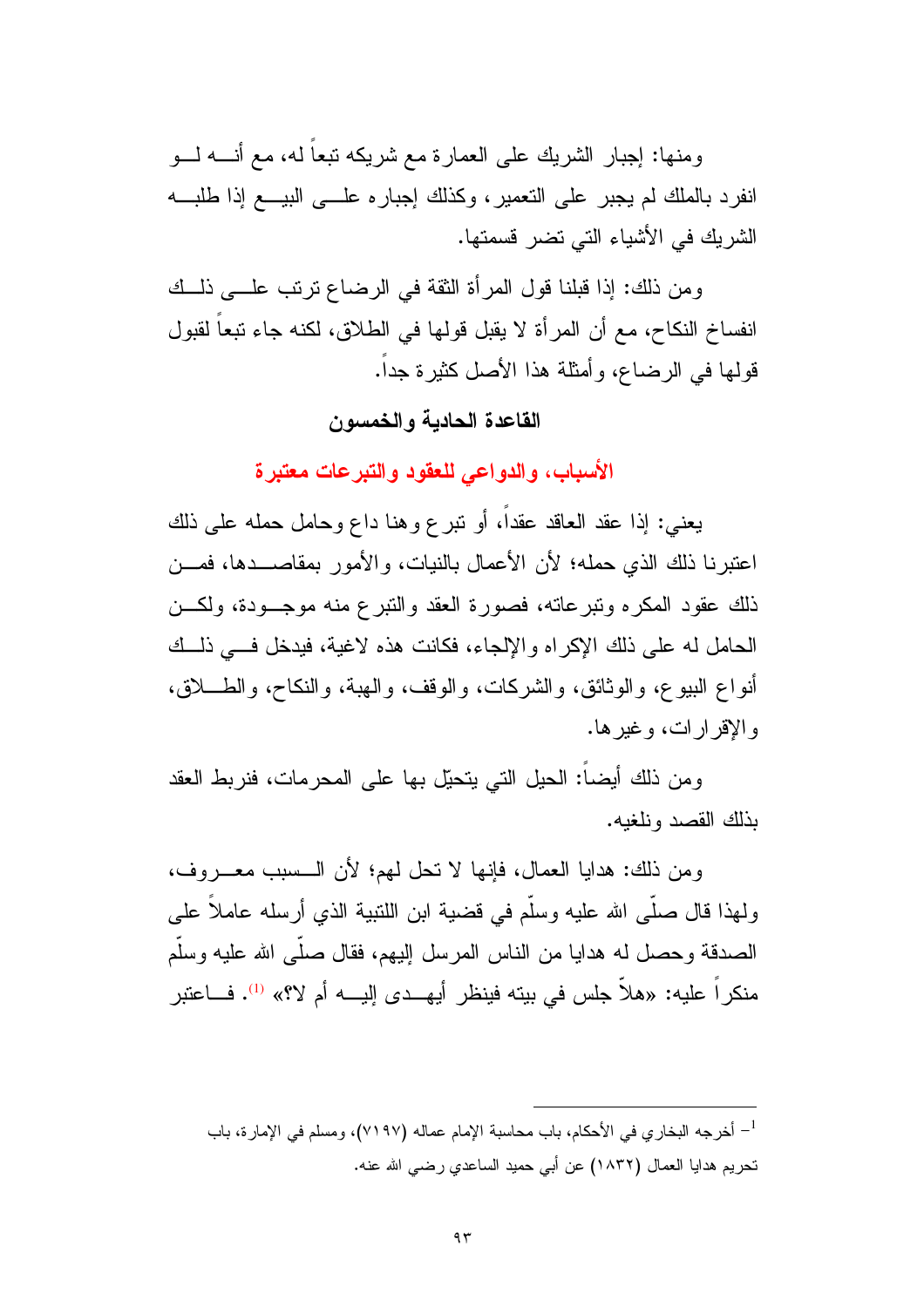ومنها: إجبار الشريك على العمارة مع شريكه تبعاً له، مع أنه لو انفرد بالملك لم يجبر على التعمير، وكذلك إجباره على البيع إذا طلبه الشريك في الأشياء التي تضر قسمتها.

ومن ذلك: إذا قبلنا قول المرأة الثقة في الرضاع ترتب على ذلك انفساخ النكاح، مع أن المرأة لا يقبل قولها في الطلاق، لكنه جاء تبعاً لقبول قولها في الرضاع، وأمثلة هذا الأصل كثيرة جداً.

## القاعدة الحادية والخمسون

### الأسباب، والدواعي للعقود والتبرعات معتبرة

يعني: إذا عقد العاقد عقداً، أو تبرع وهنا داع وحامل حمله على ذلك اعتبرنا ذلك الذي حمله؛ لأن الأعمال بالنيات، والأمور بمقاصدها، فمن ذلك عقود المكره وتبرعاته، فصورة العقد والتبرع منه موجودة، ولكن الحامل له على ذلك الإكراه والإلجاء، فكانت هذه لاغية، فيدخل في ذلك أنواع البيوع، والوثائق، والشركات، والوقف، والهبة، والنكاح، والطلاق، والإقرارات، وغيرها.

ومن ذلك أيضاً: الحيل التي يتحيّل بها على المحرمات، فنربط العقد بذلك القصد ونلغيه.

ومن ذلك: هدايا العمال، فإنها لا تحل لهم؛ لأن السبب معروف، ولهذا قال صلّى الله عليه وسلّم في قضية ابن اللتبية الذي أرسله عاملاً على الصدقة وحصل له هدايا من الناس المرسل إليهم، فقال صلّى الله عليه وسلّم منكراً عليه: «هلاّ جلس في بيته فينظر أيهدى إليه أم لا؟» [1]. فاعتبر

---

[1] - أخرجه البخاري في الأحكام، باب محاسبة الإمام عماله (٧١٩٧)، ومسلم في الإمارة، باب تحريم هدايا العمال (١٨٣٢) عن أبي حميد الساعدي رضي الله عنه.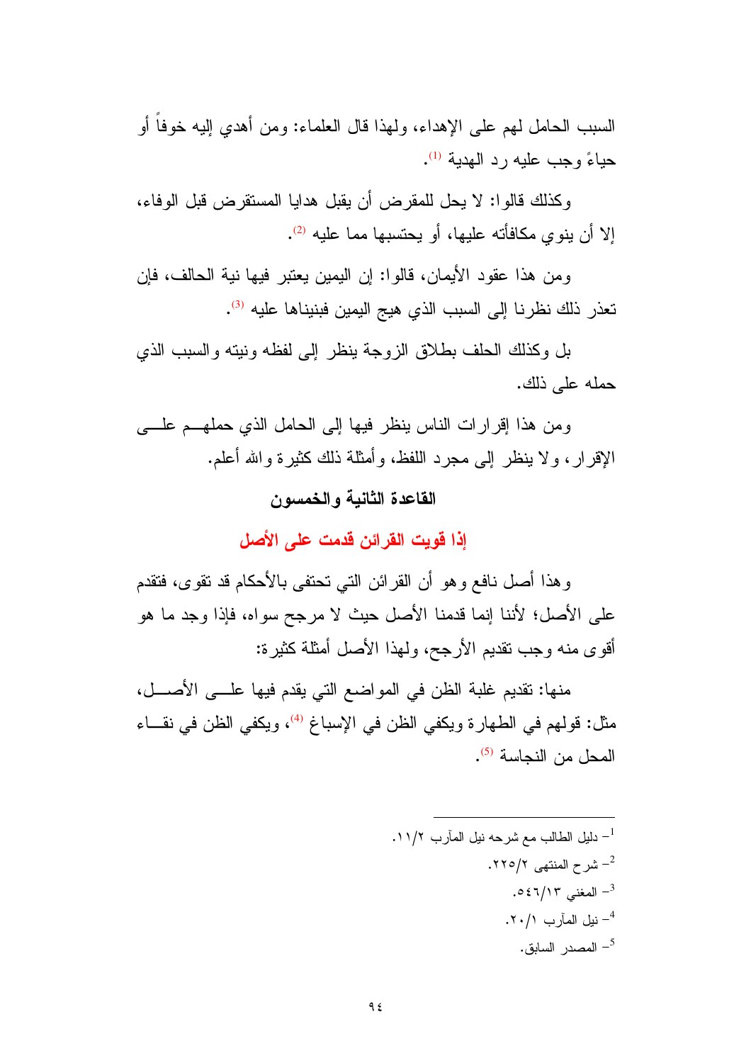السبب الحامل لهم على الإهداء، ولهذا قال العلماء: ومن أهدي إليه خوفاً أو حياءً وجب عليه رد الهدية [1].

وكذلك قالوا: لا يحل للمقرض أن يقبل هدايا المستقرض قبل الوفاء، إلا أن ينوي مكافأته عليها، أو يحتسبها مما عليه [2].

ومن هذا عقود الأيمان، قالوا: إن اليمين يعتبر فيها نية الحالف، فإن تعذر ذلك نظرنا إلى السبب الذي هيج اليمين فبنيناها عليه [3].

بل وكذلك الحلف بطلاق الزوجة ينظر إلى لفظه ونيته والسبب الذي حمله على ذلك.

ومن هذا إقرارات الناس ينظر فيها إلى الحامل الذي حملهم على الإقرار، ولا ينظر إلى مجرد اللفظ، وأمثلة ذلك كثيرة والله أعلم.

### القاعدة الثانية والخمسون

### إذا قويت القرائن قدمت على الأصل

وهذا أصل نافع وهو أن القرائن التي تحتفى بالأحكام قد تقوى، فتقدم على الأصل؛ لأننا إنما قدمنا الأصل حيث لا مرجح سواه، فإذا وجد ما هو أقوى منه وجب تقديم الأرجح، ولهذا الأصل أمثلة كثيرة:

منها: تقديم غلبة الظن في المواضع التي يقدم فيها على الأصل، مثل: قولهم في الطهارة ويكفي الظن في الإسباغ [4]، ويكفي الظن في نقاء المحل من النجاسة [5].

---

[1] دليل الطالب مع شرحه نيل المآرب ٢/١١.

[2] شرح المنتهى ٢/٢٢٥.

[3] المغني ١٣/٥٤٦.

[4] نيل المآرب ١/٢٠.

[5] المصدر السابق.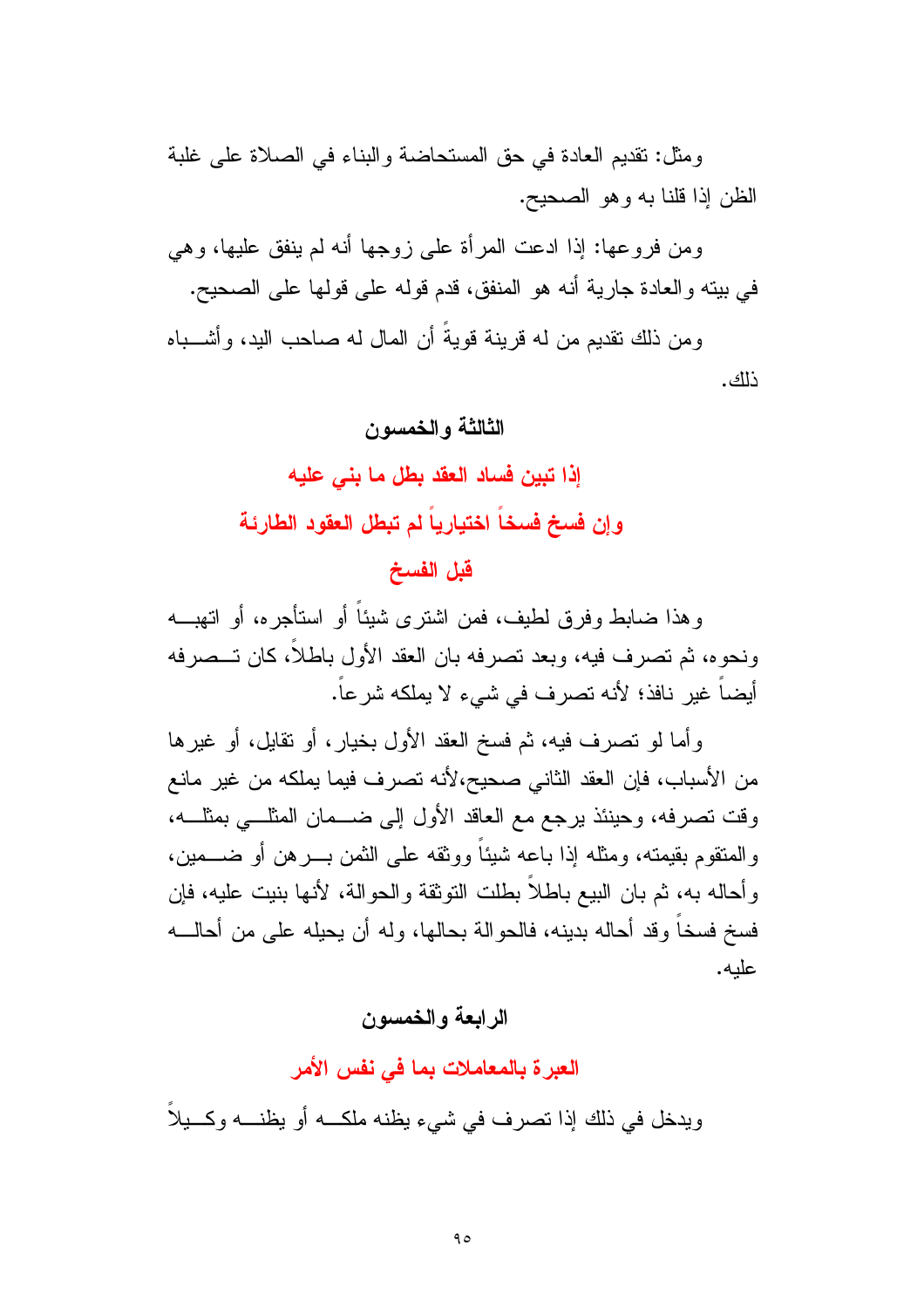ومثل: تقديم العادة في حق المستحاضة والبناء في الصلاة على غلبة الظن إذا قلنا به وهو الصحيح.

ومن فروعها: إذا ادعت المرأة على زوجها أنه لم ينفق عليها، وهي في بيته والعادة جارية أنه هو المنفق، قدم قوله على قولها على الصحيح.

ومن ذلك تقديم من له قرينة قويةً أن المال له صاحب اليد، وأشباه ذلك.

### الثالثة والخمسون

## إذا تبين فساد العقد بطل ما بني عليه

## وإن فسخ فسخاً اختيارياً لم تبطل العقود الطارئة قبل الفسخ

وهذا ضابط وفرق لطيف، فمن اشترى شيئاً أو استأجره، أو اتهبه ونحوه، ثم تصرف فيه، وبعد تصرفه بان العقد الأول باطلاً، كان تصرفه أيضاً غير نافذ؛ لأنه تصرف في شيء لا يملكه شرعاً.

وأما لو تصرف فيه، ثم فسخ العقد الأول بخيار، أو تقايل، أو غيرها من الأسباب، فإن العقد الثاني صحيح،لأنه تصرف فيما يملكه من غير مانع وقت تصرفه، وحينئذ يرجع مع العاقد الأول إلى ضمان المثلي بمثله، والمتقوم بقيمته، ومثله إذا باعه شيئاً ووثقه على الثمن برهن أو ضمين، وأحاله به، ثم بان البيع باطلاً بطلت التوثقة والحوالة، لأنها بنيت عليه، فإن فسخ فسخاً وقد أحاله بدينه، فالحوالة بحالها، وله أن يحيله على من أحاله عليه.

### الرابعة والخمسون

## العبرة بالمعاملات بما في نفس الأمر

ويدخل في ذلك إذا تصرف في شيء يظنه ملكه أو يظنه وكيلاً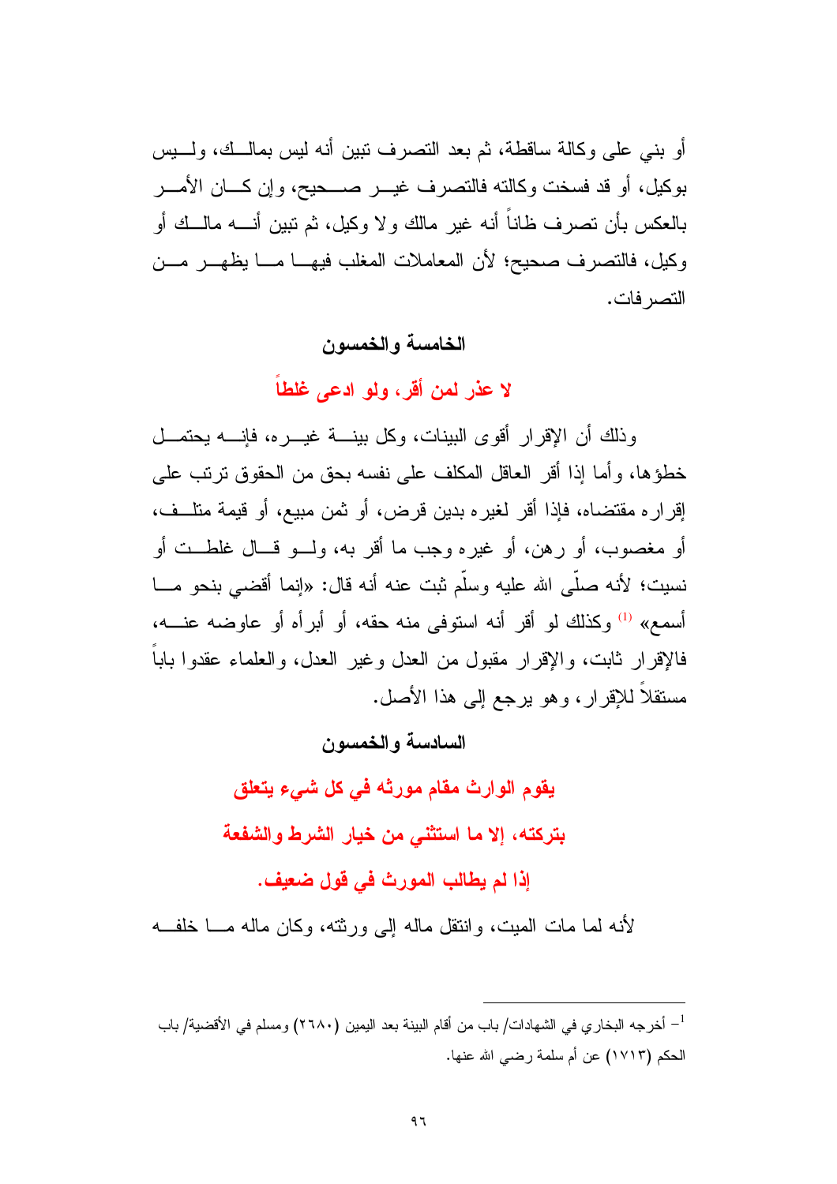أو بني على وكالة ساقطة، ثم بعد التصرف تبين أنه ليس بمالك، وليس بوكيل، أو قد فسخت وكالته فالتصرف غير صحيح، وإن كان الأمر بالعكس بأن تصرف ظاناً أنه غير مالك ولا وكيل، ثم تبين أنه مالك أو وكيل، فالتصرف صحيح؛ لأن المعاملات المغلب فيها ما يظهر من التصرفات.

## الخامسة والخمسون

### لا عذر لمن أقر، ولو ادعى غلطاً

وذلك أن الإقرار أقوى البينات، وكل بينة غيره، فإنه يحتمل خطؤها، وأما إذا أقر العاقل المكلف على نفسه بحق من الحقوق ترتب على إقراره مقتضاه، فإذا أقر لغيره بدين قرض، أو ثمن مبيع، أو قيمة متلف، أو مغصوب، أو رهن، أو غيره وجب ما أقر به، ولو قال غلطت أو نسيت؛ لأنه صلّى الله عليه وسلّم ثبت عنه أنه قال: «إنما أقضي بنحو ما أسمع» [1] وكذلك لو أقر أنه استوفى منه حقه، أو أبرأه أو عاوضه عنه، فالإقرار ثابت، والإقرار مقبول من العدل وغير العدل، والعلماء عقدوا باباً مستقلاً للإقرار، وهو يرجع إلى هذا الأصل.

## السادسة والخمسون

### يقوم الوارث مقام مورثه في كل شيء يتعلق بتركته، إلا ما استثني من خيار الشرط والشفعة إذا لم يطالب المورث في قول ضعيف.

لأنه لما مات الميت، وانتقل ماله إلى ورثته، وكان ماله ما خلفه

---

[1] - أخرجه البخاري في الشهادات/ باب من أقام البينة بعد اليمين (٢٦٨٠) ومسلم في الأقضية/ باب الحكم (١٧١٣) عن أم سلمة رضي الله عنها.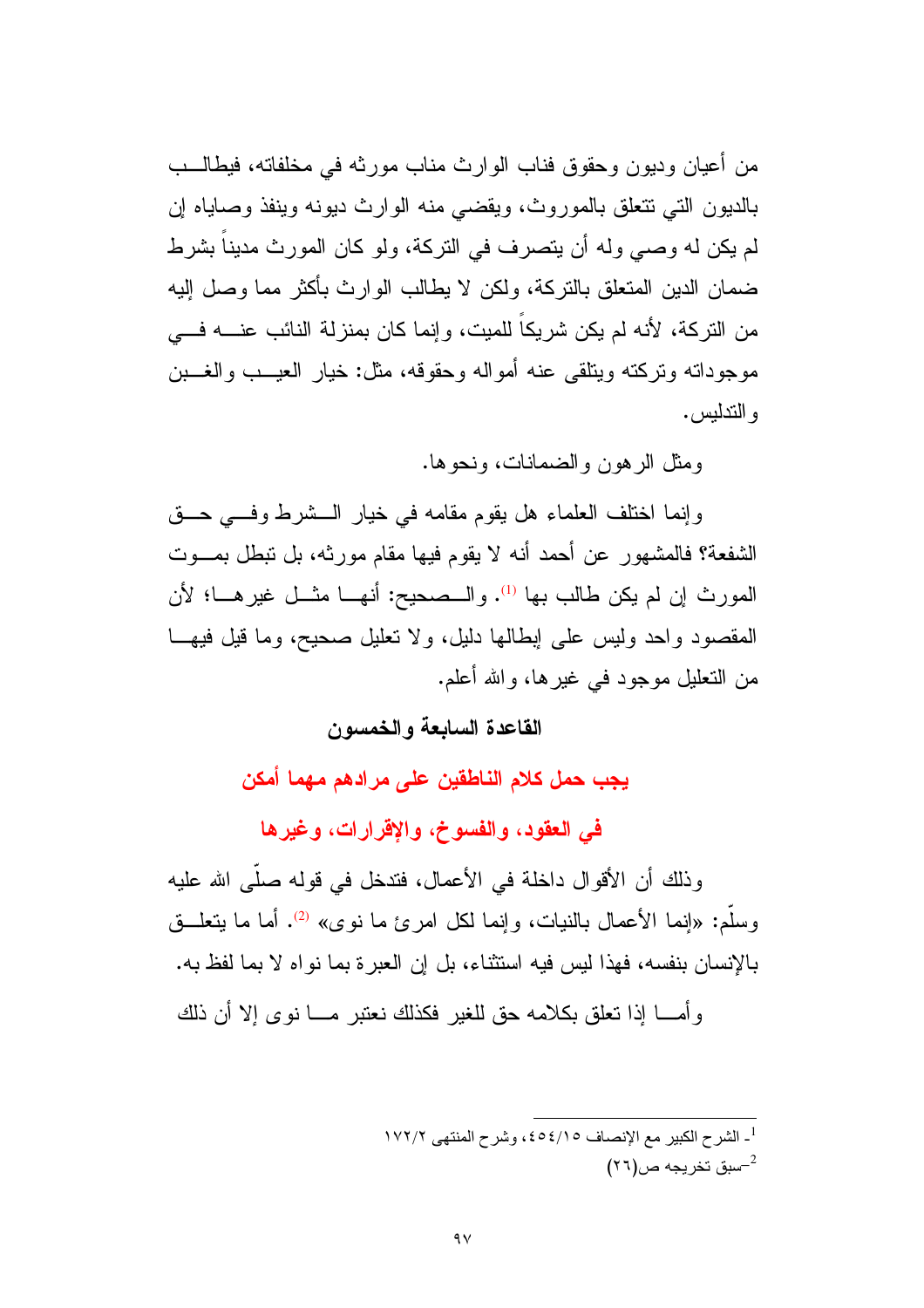من أعيان وديون وحقوق فناب الوارث مناب مورثه في مخلفاته، فيطالب بالديون التي تتعلق بالموروث، ويقضي منه الوارث ديونه وينفذ وصاياه إن لم يكن له وصي وله أن يتصرف في التركة، ولو كان المورث مديناً بشرط ضمان الدين المتعلق بالتركة، ولكن لا يطالب الوارث بأكثر مما وصل إليه من التركة، لأنه لم يكن شريكاً للميت، وإنما كان بمنزلة النائب عنه في موجوداته وتركته ويتلقى عنه أمواله وحقوقه، مثل: خيار العيب والغبن والتدليس.

ومثل الرهون والضمانات، ونحوها.

وإنما اختلف العلماء هل يقوم مقامه في خيار الشرط وفي حق الشفعة؟ فالمشهور عن أحمد أنه لا يقوم فيها مقام مورثه، بل تبطل بموت المورث إن لم يكن طالب بها [1]. والصحيح: أنها مثل غيرها؛ لأن المقصود واحد وليس على إبطالها دليل، ولا تعليل صحيح، وما قيل فيها من التعليل موجود في غيرها، والله أعلم.

## القاعدة السابعة والخمسون

### يجب حمل كلام الناطقين على مرادهم مهما أمكن في العقود، والفسوخ، والإقرارات، وغيرها

وذلك أن الأقوال داخلة في الأعمال، فتدخل في قوله صلّى الله عليه وسلّم: «إنما الأعمال بالنيات، وإنما لكل امرئ ما نوى» [2]. أما ما يتعلق بالإنسان بنفسه، فهذا ليس فيه استثناء، بل إن العبرة بما نواه لا بما لفظ به.

وأما إذا تعلق بكلامه حق للغير فكذلك نعتبر ما نوى إلا أن ذلك

---

[1] - الشرح الكبير مع الإنصاف ٤٥٤/١٥، وشرح المنتهى ١٧٢/٢

[2] -سبق تخريجه ص(٢٦)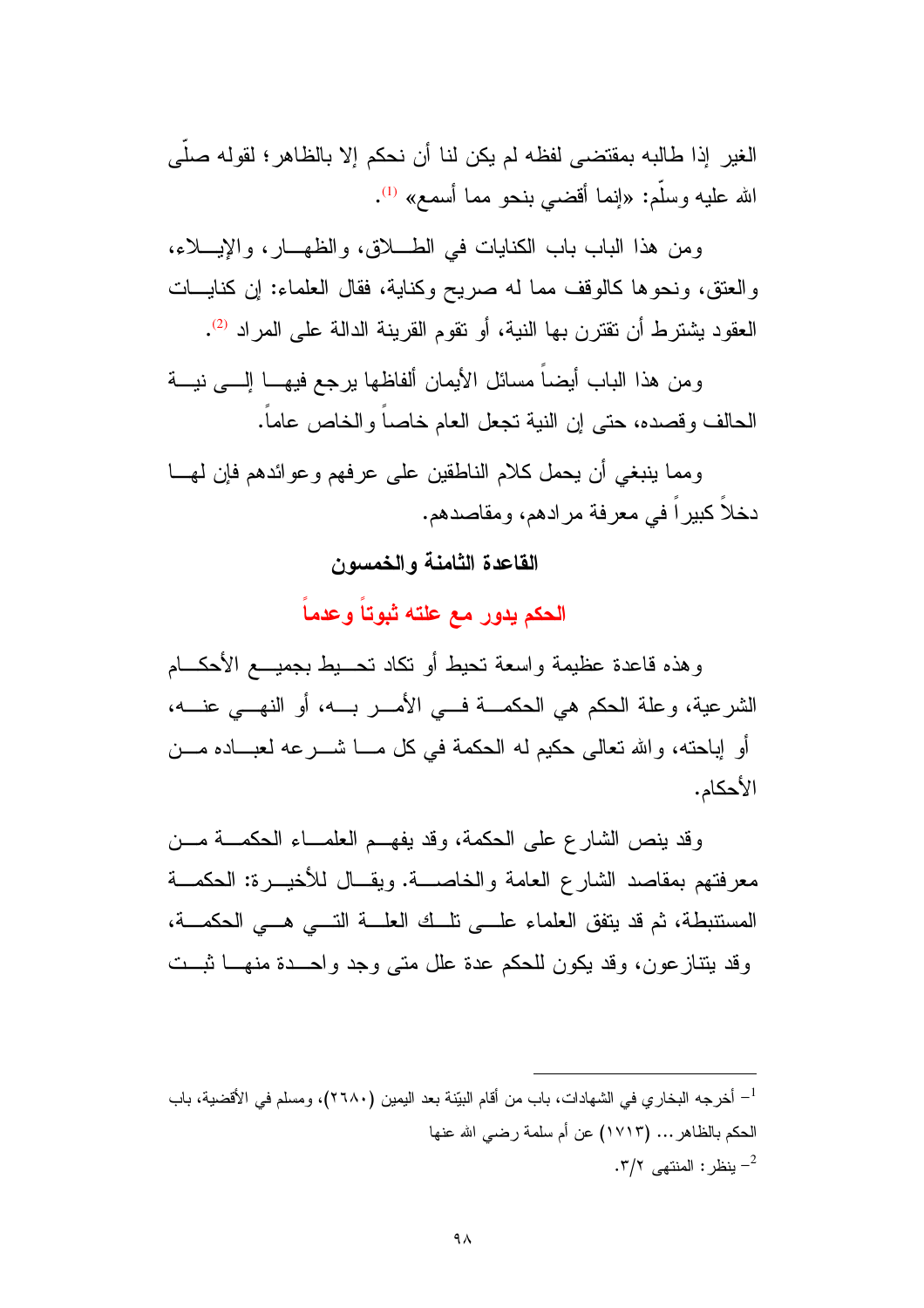الغير إذا طالبه بمقتضى لفظه لم يكن لنا أن نحكم إلا بالظاهر؛ لقوله صلّى الله عليه وسلّم: «إنما أقضي بنحو مما أسمع» [1].

ومن هذا الباب باب الكنايات في الطلاق، والظهار، والإيلاء، والعتق، ونحوها كالوقف مما له صريح وكناية، فقال العلماء: إن كنايات العقود يشترط أن تقترن بها النية، أو تقوم القرينة الدالة على المراد [2].

ومن هذا الباب أيضاً مسائل الأيمان ألفاظها يرجع فيها إلى نية الحالف وقصده، حتى إن النية تجعل العام خاصاً والخاص عاماً.

ومما ينبغي أن يحمل كلام الناطقين على عرفهم وعوائدهم فإن لها دخلاً كبيراً في معرفة مرادهم، ومقاصدهم.

## القاعدة الثامنة والخمسون

## الحكم يدور مع علته ثبوتاً وعدماً

وهذه قاعدة عظيمة واسعة تحيط أو تكاد تحيط بجميع الأحكام الشرعية، وعلة الحكم هي الحكمة في الأمر به، أو النهي عنه، أو إباحته، والله تعالى حكيم له الحكمة في كل ما شرعه لعباده من الأحكام.

وقد ينص الشارع على الحكمة، وقد يفهم العلماء الحكمة من معرفتهم بمقاصد الشارع العامة والخاصة. ويقال للأخيرة: الحكمة المستنبطة، ثم قد يتفق العلماء على تلك العلة التي هي الحكمة، وقد يتنازعون، وقد يكون للحكم عدة علل متى وجد واحدة منها ثبت

---

[1] - أخرجه البخاري في الشهادات، باب من أقام البيّنة بعد اليمين (٢٦٨٠)، ومسلم في الأقضية، باب الحكم بالظاهر... (١٧١٣) عن أم سلمة رضي الله عنها

[2] - ينظر: المنتهى ٣/٢.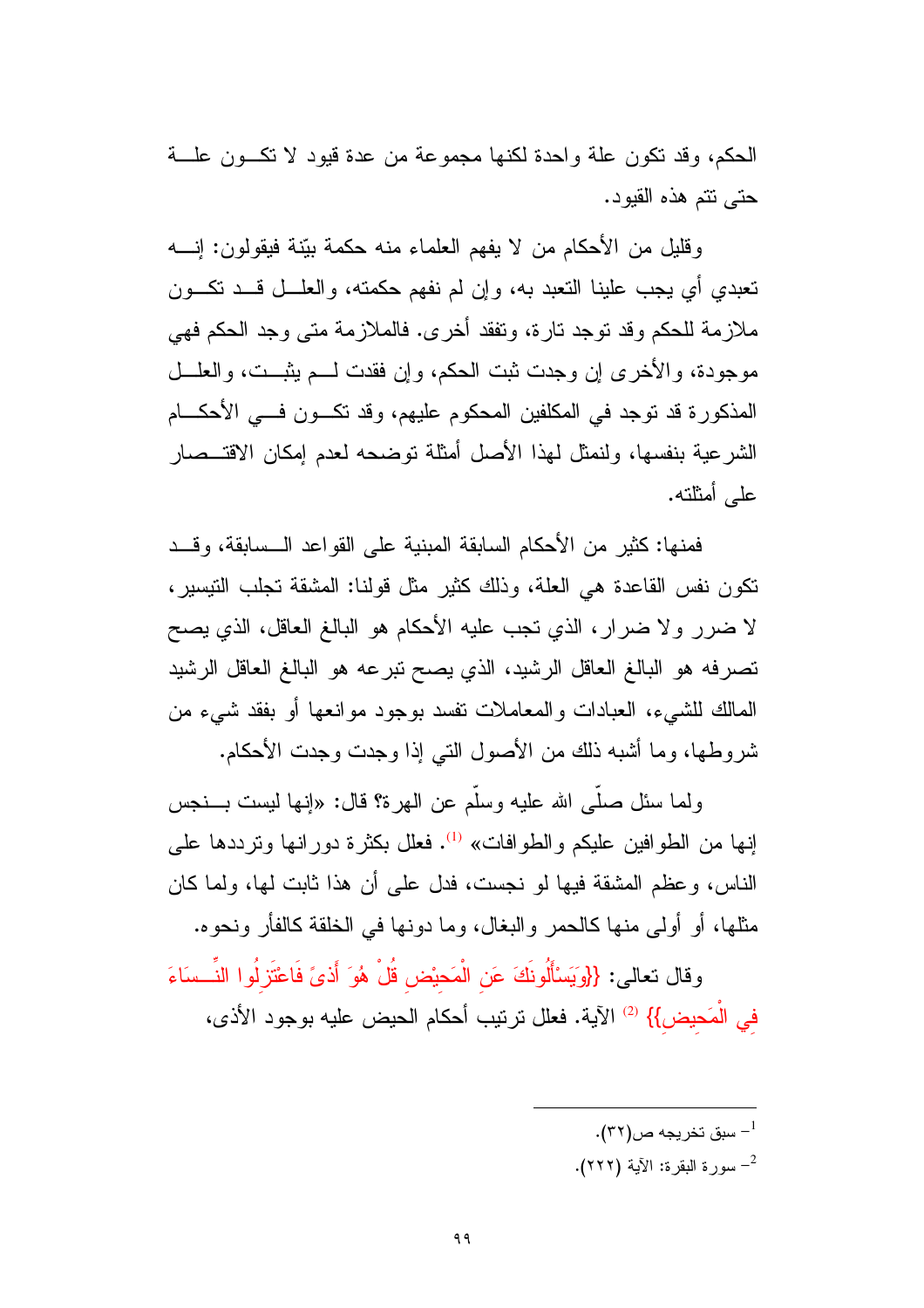الحكم، وقد تكون علة واحدة لكنها مجموعة من عدة قيود لا تكون علة حتى تتم هذه القيود.

وقليل من الأحكام من لا يفهم العلماء منه حكمة بيّنة فيقولون: إنه تعبدي أي يجب علينا التعبد به، وإن لم نفهم حكمته، والعلل قد تكون ملازمة للحكم وقد توجد تارة، وتفقد أخرى. فالملازمة متى وجد الحكم فهي موجودة، والأخرى إن وجدت ثبت الحكم، وإن فقدت لم يثبت، والعلل المذكورة قد توجد في المكلفين المحكوم عليهم، وقد تكون في الأحكام الشرعية بنفسها، ولنمثل لهذا الأصل أمثلة توضحه لعدم إمكان الاقتصار على أمثلته.

فمنها: كثير من الأحكام السابقة المبنية على القواعد السابقة، وقد تكون نفس القاعدة هي العلة، وذلك كثير مثل قولنا: المشقة تجلب التيسير، لا ضرر ولا ضرار، الذي تجب عليه الأحكام هو البالغ العاقل، الذي يصح تصرفه هو البالغ العاقل الرشيد، الذي يصح تبرعه هو البالغ العاقل الرشيد المالك للشيء، العبادات والمعاملات تفسد بوجود موانعها أو بفقد شيء من شروطها، وما أشبه ذلك من الأصول التي إذا وجدت وجدت الأحكام.

ولما سئل صلّى الله عليه وسلّم عن الهرة؟ قال: «إنها ليست بنجس إنها من الطوافين عليكم والطوافات» [1]. فعلل بكثرة دورانها وترددها على الناس، وعظم المشقة فيها لو نجست، فدل على أن هذا ثابت لها، ولما كان مثلها، أو أولى منها كالحمر والبغال، وما دونها في الخلقة كالفأر ونحوه.

وقال تعالى: {{وَيَسْأَلُونَكَ عَنِ الْمَحِيْضِ قُلْ هُوَ أَذىً فَاعْتَزِلُوا النِّسَاءَ فِي الْمَحِيضِ}} [2] الآية. فعلل ترتيب أحكام الحيض عليه بوجود الأذى،

---

[1] - سبق تخريجه ص(٣٢).

[2] - سورة البقرة: الآية (٢٢٢).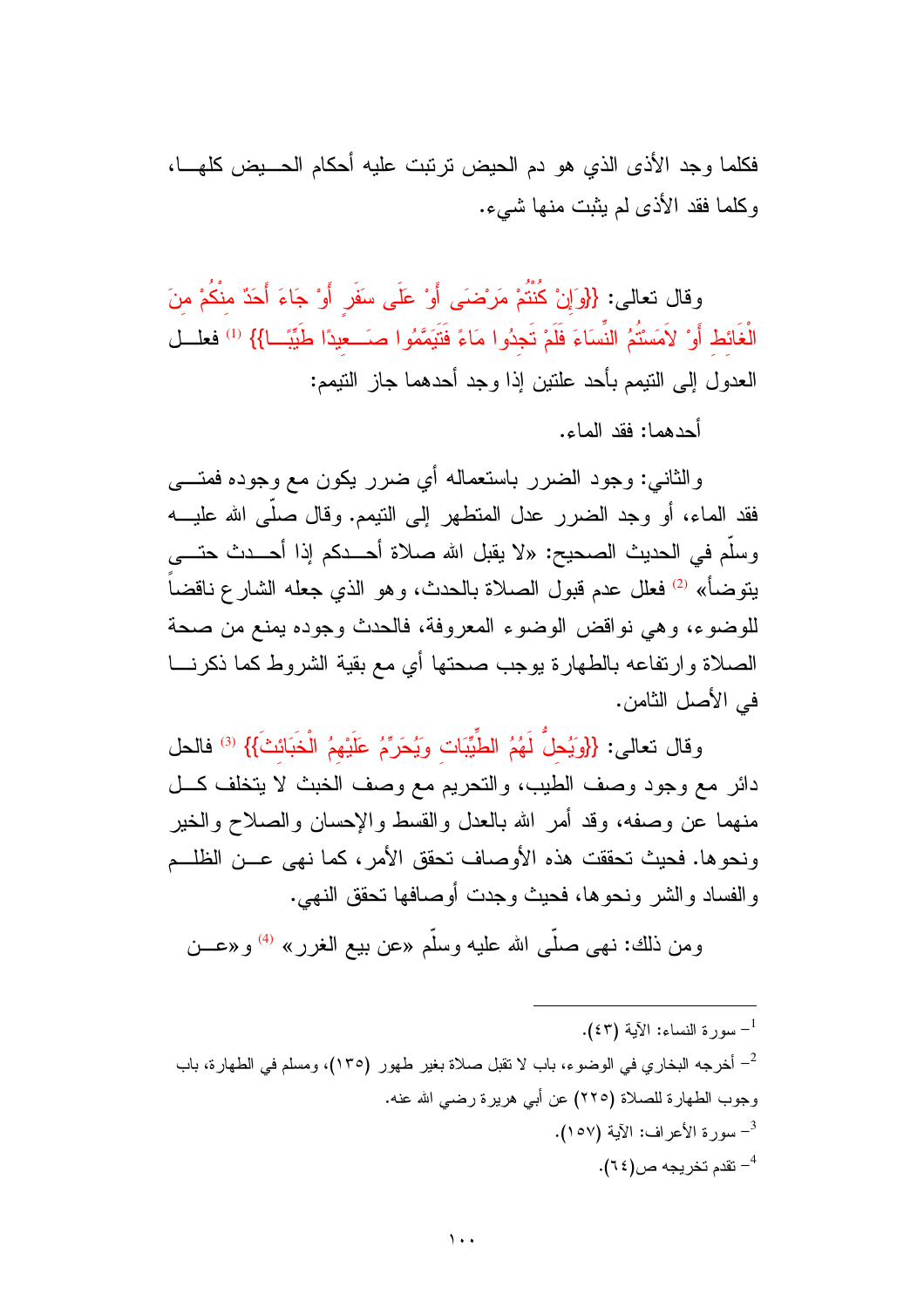فكلما وجد الأذى الذي هو دم الحيض ترتبت عليه أحكام الحيض كلها، وكلما فقد الأذى لم يثبت منها شيء.

وقال تعالى: {{وَإِنْ كُنْتُمْ مَرْضَى أَوْ عَلَى سَفَرٍ أَوْ جَاءَ أَحَدٌ مِنْكُمْ مِنَ الْغَائِطِ أَوْ لامَسْتُمُ النِّسَاءَ فَلَمْ تَجِدُوا مَاءً فَتَيَمَّمُوا صَعِيدًا طَيِّبًا}} [1] فعلل العدول إلى التيمم بأحد علتين إذا وجد أحدهما جاز التيمم:

أحدهما: فقد الماء.

والثاني: وجود الضرر باستعماله أي ضرر يكون مع وجوده فمتى فقد الماء، أو وجد الضرر عدل المتطهر إلى التيمم. وقال صلّى الله عليه وسلّم في الحديث الصحيح: «لا يقبل الله صلاة أحدكم إذا أحدث حتى يتوضأ» [2] فعلل عدم قبول الصلاة بالحدث، وهو الذي جعله الشارع ناقضاً للوضوء، وهي نواقض الوضوء المعروفة، فالحدث وجوده يمنع من صحة الصلاة وارتفاعه بالطهارة يوجب صحتها أي مع بقية الشروط كما ذكرنا في الأصل الثامن.

وقال تعالى: {{وَيُحِلُّ لَهُمُ الطَّيِّبَاتِ وَيُحَرِّمُ عَلَيْهِمُ الْخَبَائِثَ}} [3] فالحل دائر مع وجود وصف الطيب، والتحريم مع وصف الخبث لا يتخلف كل منهما عن وصفه، وقد أمر الله بالعدل والقسط والإحسان والصلاح والخير ونحوها. فحيث تحققت هذه الأوصاف تحقق الأمر، كما نهى عن الظلم والفساد والشر ونحوها، فحيث وجدت أوصافها تحقق النهي.

ومن ذلك: نهى صلّى الله عليه وسلّم «عن بيع الغرر» [4] و«عن

---

[1] سورة النساء: الآية (٤٣).

[2] أخرجه البخاري في الوضوء، باب لا تقبل صلاة بغير طهور (١٣٥)، ومسلم في الطهارة، باب وجوب الطهارة للصلاة (٢٢٥) عن أبي هريرة رضي الله عنه.

[3] سورة الأعراف: الآية (١٥٧).

[4] تقدم تخريجه ص(٦٤).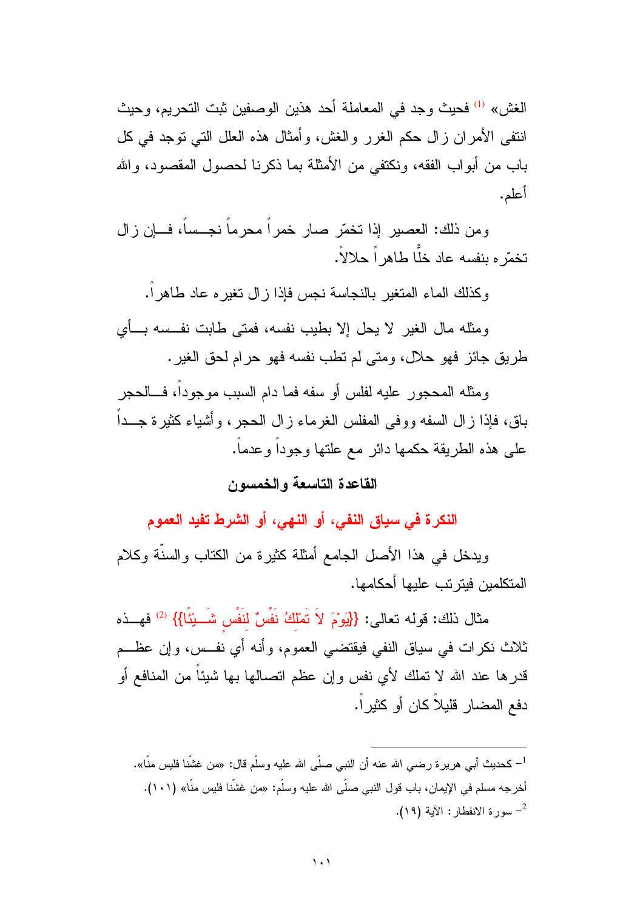الغش» [1] فحيث وجد في المعاملة أحد هذين الوصفين ثبت التحريم، وحيث انتفى الأمران زال حكم الغرر والغش، وأمثال هذه العلل التي توجد في كل باب من أبواب الفقه، ونكتفي من الأمثلة بما ذكرنا لحصول المقصود، والله أعلم.

ومن ذلك: العصير إذا تخمّر صار خمراً محرماً نجساً، فإن زال تخمّره بنفسه عاد خلًّا طاهراً حلالاً.

وكذلك الماء المتغير بالنجاسة نجس فإذا زال تغيره عاد طاهراً.

ومثله مال الغير لا يحل إلا بطيب نفسه، فمتى طابت نفسه بأي طريق جائز فهو حلال، ومتى لم تطب نفسه فهو حرام لحق الغير.

ومثله المحجور عليه لفلس أو سفه فما دام السبب موجوداً، فالحجر باق، فإذا زال السفه ووفى المفلس الغرماء زال الحجر، وأشياء كثيرة جداً على هذه الطريقة حكمها دائر مع علتها وجوداً وعدماً.

## القاعدة التاسعة والخمسون

### النكرة في سياق النفي، أو النهي، أو الشرط تفيد العموم

ويدخل في هذا الأصل الجامع أمثلة كثيرة من الكتاب والسنّة وكلام المتكلمين فيترتب عليها أحكامها.

مثال ذلك: قوله تعالى: {{يَوْمَ لَا تَمْلِكُ نَفْسٌ لِنَفْسٍ شَيْئًا}} [2] فهذه ثلاث نكرات في سياق النفي فيقتضي العموم، وأنه أي نفس، وإن عظم قدرها عند الله لا تملك لأي نفس وإن عظم اتصالها بها شيئاً من المنافع أو دفع المضار قليلاً كان أو كثيراً.

---

[1] – كحديث أبي هريرة رضي الله عنه أن النبي صلّى الله عليه وسلّم قال: «من غشّنا فليس منّا». أخرجه مسلم في الإيمان، باب قول النبي صلّى الله عليه وسلّم: «من غشّنا فليس منّا» (١٠١).

[2] – سورة الانفطار: الآية (١٩).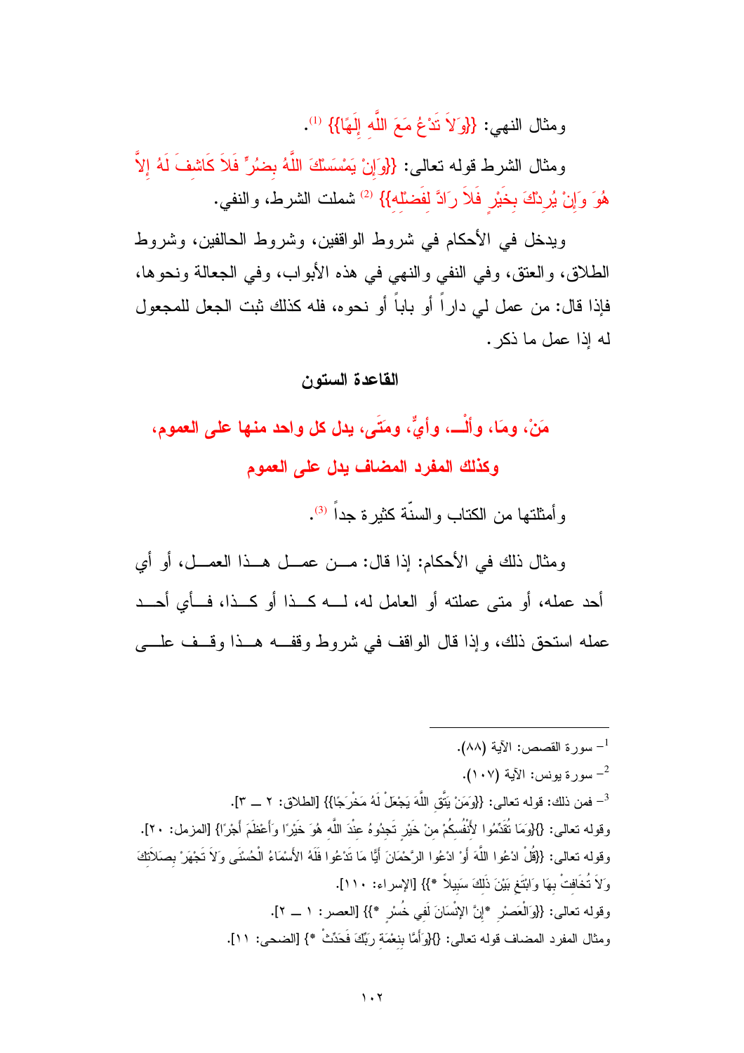ومثال النهي: {{وَلاَ تَدْعُ مَعَ اللَّهِ إِلَهًا}} [1].

ومثال الشرط قوله تعالى: {{وَإِنْ يَمْسَسْكَ اللَّهُ بِضُرٍّ فَلاَ كَاشِفَ لَهُ إِلاَّ هُوَ وَإِنْ يُرِدْكَ بِخَيْرٍ فَلاَ رَادَّ لِفَضْلِهِ}} [2] شملت الشرط، والنفي.

ويدخل في الأحكام في شروط الواقفين، وشروط الحالفين، وشروط الطلاق، والعتق، وفي النفي والنهي في هذه الأبواب، وفي الجعالة ونحوها، فإذا قال: من عمل لي داراً أو باباً أو نحوه، فله كذلك ثبت الجعل للمجعول له إذا عمل ما ذكر.

## القاعدة الستون

### مَنْ، ومَا، وألْــ، وأيٌّ، ومتَى، يدل كل واحد منها على العموم، وكذلك المفرد المضاف يدل على العموم

وأمثلتها من الكتاب والسنّة كثيرة جداً [3].

ومثال ذلك في الأحكام: إذا قال: مــن عمــل هــذا العمــل، أو أي أحد عمله، أو متى عملته أو العامل له، لــه كــذا أو كــذا، فــأي أحــد عمله استحق ذلك، وإذا قال الواقف في شروط وقفــه هــذا وقــف علــى

---

1- سورة القصص: الآية (٨٨).

2- سورة يونس: الآية (١٠٧).

3- فمن ذلك: قوله تعالى: {{وَمَنْ يَتَّقِ اللَّهَ يَجْعَلْ لَهُ مَخْرَجًا}} [الطلاق: ٢ ـــ ٣].

وقوله تعالى: {}{وَمَا تُقَدِّمُوا لأَنْفُسِكُمْ مِنْ خَيْرٍ تَجِدُوهُ عِنْدَ اللَّهِ هُوَ خَيْرًا وَأَعْظَمَ أَجْرًا} [المزمل: ٢٠].

وقوله تعالى: {{قُلْ ادْعُوا اللَّهَ أَوْ ادْعُوا الرَّحْمَانَ أَيًّا مَا تَدْعُوا فَلَهُ الأَسْمَاءُ الْحُسْنَى وَلاَ تَجْهَرْ بِصَلاَتِكَ وَلاَ تُخَافِتْ بِهَا وَابْتَغِ بَيْنَ ذَلِكَ سَبِيلاً *}} [الإسراء: ١١٠].

وقوله تعالى: {{وَالْعَصْرِ *إِنَّ الإِنْسَانَ لَفِي خُسْرٍ *}} [العصر: ١ ـــ ٢].

ومثال المفرد المضاف قوله تعالى: {}{وَأَمَّا بِنِعْمَةِ رَبِّكَ فَحَدِّثْ *} [الضحى: ١١].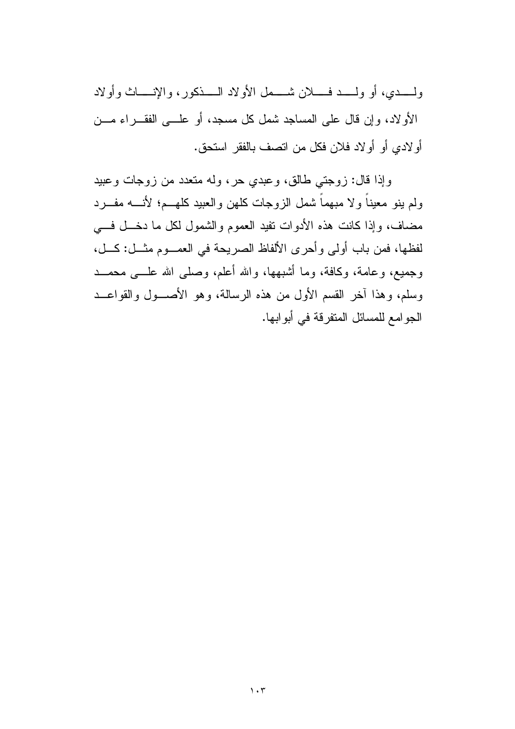ولدي، أو ولد فلان شمل الأولاد الذكور، والإناث وأولاد الأولاد، وإن قال على المساجد شمل كل مسجد، أو على الفقراء من أولادي أو أولاد فلان فكل من اتصف بالفقر استحق.

وإذا قال: زوجتي طالق، وعبدي حر، وله متعدد من زوجات وعبيد ولم ينو معيناً ولا مبهماً شمل الزوجات كلهن والعبيد كلهم؛ لأنه مفرد مضاف، وإذا كانت هذه الأدوات تفيد العموم والشمول لكل ما دخل في لفظها، فمن باب أولى وأحرى الألفاظ الصريحة في العموم مثل: كل، وجميع، وعامة، وكافة، وما أشبهها، والله أعلم، وصلى الله على محمد وسلم، وهذا آخر القسم الأول من هذه الرسالة، وهو الأصول والقواعد الجوامع للمسائل المتفرقة في أبوابها.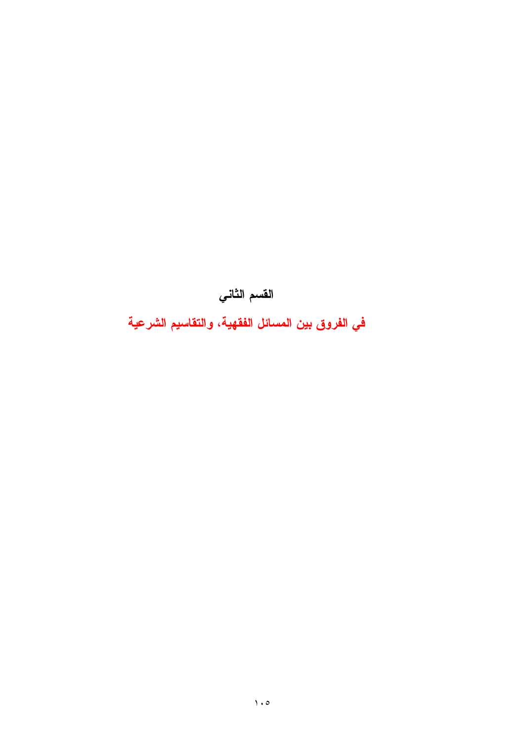# القسم الثاني

## في الفروق بين المسائل الفقهية، والتقاسيم الشرعية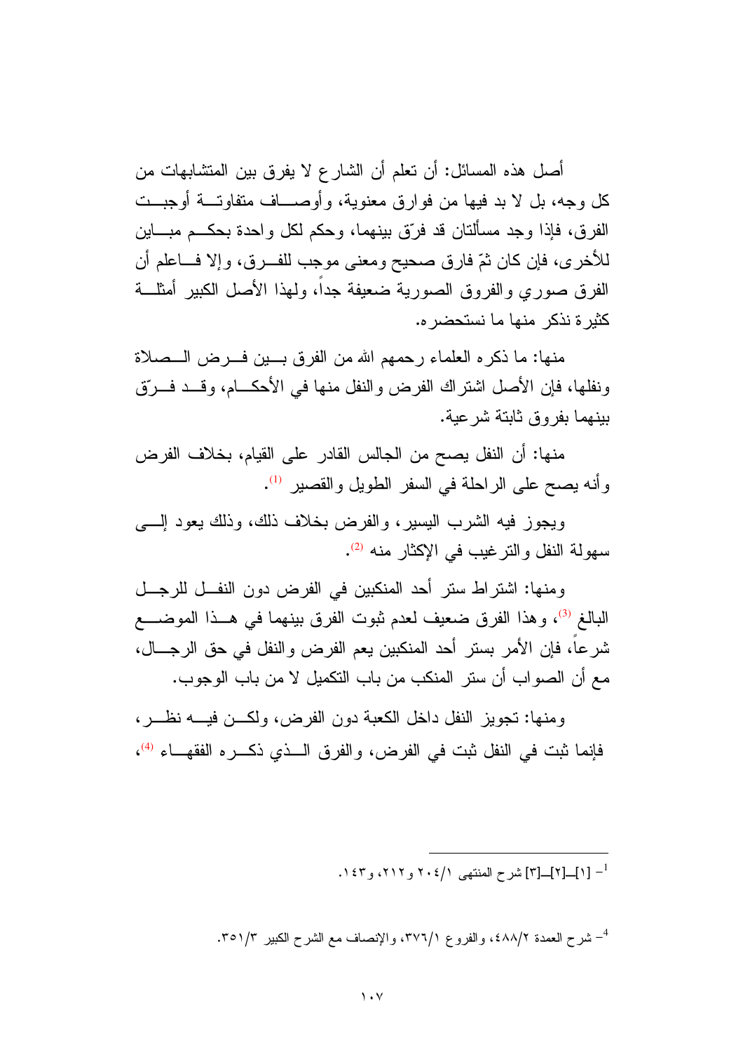أصل هذه المسائل: أن تعلم أن الشارع لا يفرق بين المتشابهات من كل وجه، بل لا بد فيها من فوارق معنوية، وأوصاف متفاوتة أوجبت الفرق، فإذا وجد مسألتان قد فرّق بينهما، وحكم لكل واحدة بحكم مباين للأخرى، فإن كان ثمّ فارق صحيح ومعنى موجب للفرق، وإلا فاعلم أن الفرق صوري والفروق الصورية ضعيفة جداً، ولهذا الأصل الكبير أمثلة كثيرة نذكر منها ما نستحضره.

منها: ما ذكره العلماء رحمهم الله من الفرق بين فرض الصلاة ونفلها، فإن الأصل اشتراك الفرض والنفل منها في الأحكام، وقد فرّق بينهما بفروق ثابتة شرعية.

منها: أن النفل يصح من الجالس القادر على القيام، بخلاف الفرض وأنه يصح على الراحلة في السفر الطويل والقصير [1].

ويجوز فيه الشرب اليسير، والفرض بخلاف ذلك، وذلك يعود إلى سهولة النفل والترغيب في الإكثار منه [2].

ومنها: اشتراط ستر أحد المنكبين في الفرض دون النفل للرجل البالغ [3]، وهذا الفرق ضعيف لعدم ثبوت الفرق بينهما في هذا الموضع شرعاً، فإن الأمر بستر أحد المنكبين يعم الفرض والنفل في حق الرجال، مع أن الصواب أن ستر المنكب من باب التكميل لا من باب الوجوب.

ومنها: تجويز النفل داخل الكعبة دون الفرض، ولكن فيه نظر، فإنما ثبت في النفل ثبت في الفرض، والفرق الذي ذكره الفقهاء [4]،

---

[1]–[1]_[2]_[3] شرح المنتهى ٢٠٤/١ و٢١٢، و١٤٣.

[4]– شرح العمدة ٤٨٨/٢، والفروع ٣٧٦/١، والإنصاف مع الشرح الكبير ٣٥١/٣.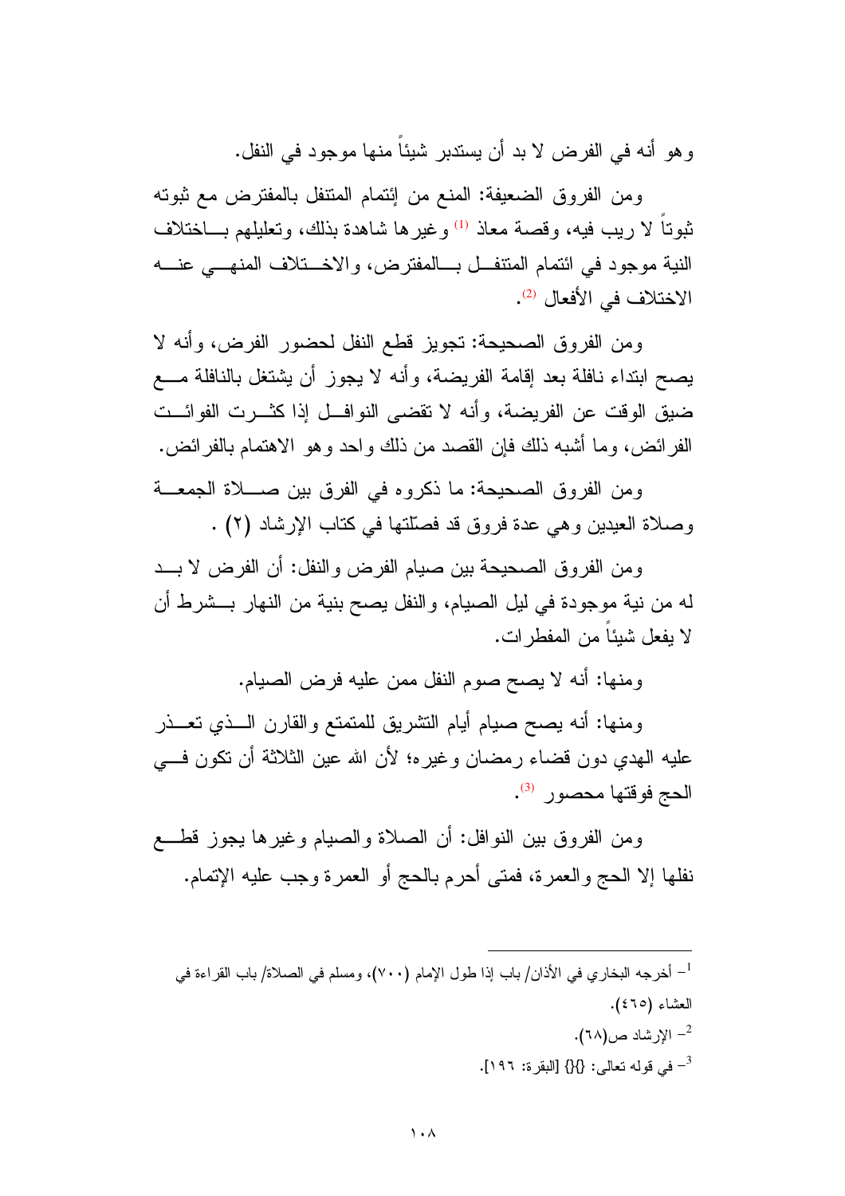وهو أنه في الفرض لا بد أن يستدبر شيئاً منها موجود في النفل.

ومن الفروق الضعيفة: المنع من إئتمام المتنفل بالمفترض مع ثبوته ثبوتاً لا ريب فيه، وقصة معاذ [1] وغيرها شاهدة بذلك، وتعليلهم باختلاف النية موجود في ائتمام المتنفل بالمفترض، والاختلاف المنهي عنه الاختلاف في الأفعال [2].

ومن الفروق الصحيحة: تجويز قطع النفل لحضور الفرض، وأنه لا يصح ابتداء نافلة بعد إقامة الفريضة، وأنه لا يجوز أن يشتغل بالنافلة مع ضيق الوقت عن الفريضة، وأنه لا تقضى النوافل إذا كثرت الفوائت الفرائض، وما أشبه ذلك فإن القصد من ذلك واحد وهو الاهتمام بالفرائض.

ومن الفروق الصحيحة: ما ذكروه في الفرق بين صلاة الجمعة وصلاة العيدين وهي عدة فروق قد فصّلتها في كتاب الإرشاد (٢) .

ومن الفروق الصحيحة بين صيام الفرض والنفل: أن الفرض لا بد له من نية موجودة في ليل الصيام، والنفل يصح بنية من النهار بشرط أن لا يفعل شيئاً من المفطرات.

ومنها: أنه لا يصح صوم النفل ممن عليه فرض الصيام.

ومنها: أنه يصح صيام أيام التشريق للمتمتع والقارن الذي تعذر عليه الهدي دون قضاء رمضان وغيره؛ لأن الله عين الثلاثة أن تكون في الحج فوقتها محصور [3].

ومن الفروق بين النوافل: أن الصلاة والصيام وغيرها يجوز قطع نفلها إلا الحج والعمرة، فمتى أحرم بالحج أو العمرة وجب عليه الإتمام.

---

[1] أخرجه البخاري في الأذان/ باب إذا طول الإمام (٧٠٠)، ومسلم في الصلاة/ باب القراءة في العشاء (٤٦٥).

[2] الإرشاد ص(٦٨).

[3] في قوله تعالى: {}{} [البقرة: ١٩٦].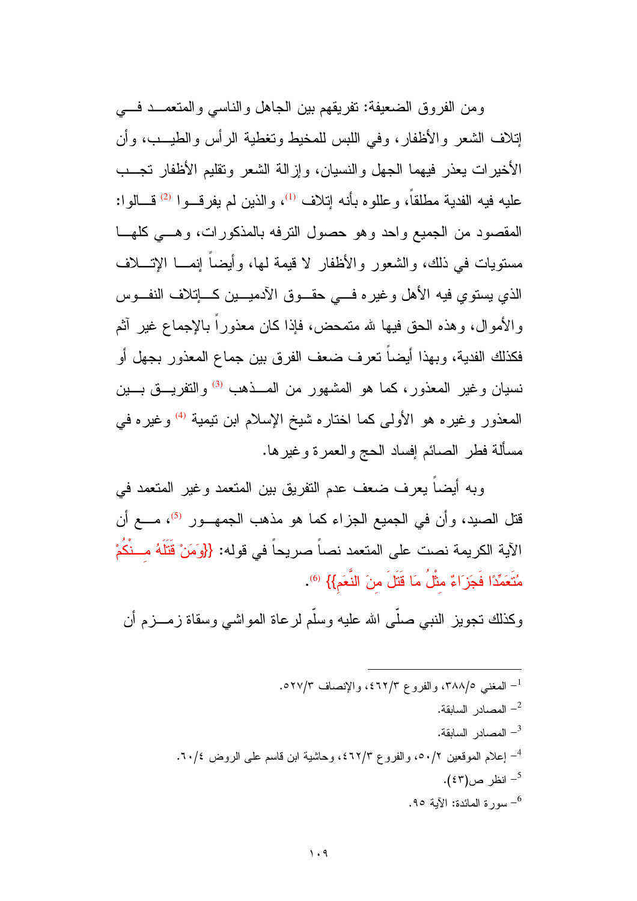ومن الفروق الضعيفة: تفريقهم بين الجاهل والناسي والمتعمد في إتلاف الشعر والأظفار، وفي اللبس للمخيط وتغطية الرأس والطيب، وأن الأخيرات يعذر فيهما الجهل والنسيان، وإزالة الشعر وتقليم الأظفار تجب عليه فيه الفدية مطلقاً، وعللوه بأنه إتلاف [1]، والذين لم يفرقوا [2] قالوا: المقصود من الجميع واحد وهو حصول الترفه بالمذكورات، وهي كلها مستويات في ذلك، والشعور والأظفار لا قيمة لها، وأيضاً إنما الإتلاف الذي يستوي فيه الأهل وغيره في حقوق الآدميين كإتلاف النفوس والأموال، وهذه الحق فيها لله متمحض، فإذا كان معذوراً بالإجماع غير آثم فكذلك الفدية، وبهذا أيضاً تعرف ضعف الفرق بين جماع المعذور بجهل أو نسيان وغير المعذور، كما هو المشهور من المذهب [3] والتفريق بين المعذور وغيره هو الأولى كما اختاره شيخ الإسلام ابن تيمية [4] وغيره في مسألة فطر الصائم إفساد الحج والعمرة وغيرها.

وبه أيضاً يعرف ضعف عدم التفريق بين المتعمد وغير المتعمد في قتل الصيد، وأن في الجميع الجزاء كما هو مذهب الجمهور [5]، مع أن الآية الكريمة نصت على المتعمد نصاً صريحاً في قوله: {{وَمَنْ قَتَلَهُ مِنْكُمْ مُتَعَمِّدًا فَجَزَاءٌ مِثْلُ مَا قَتَلَ مِنَ النَّعَمِ}} [6].

وكذلك تجويز النبي صلّى الله عليه وسلّم لرعاة المواشي وسقاة زمزم أن

---

[1] المغني ٣٨٨/٥، والفروع ٤٦٢/٣، والإنصاف ٥٢٧/٣.

[2] المصادر السابقة.

[3] المصادر السابقة.

[4] إعلام الموقعين ٥٠/٢، والفروع ٤٦٢/٣، وحاشية ابن قاسم على الروض ٦٠/٤.

[5] انظر ص(٤٣).

[6] سورة المائدة: الآية ٩٥.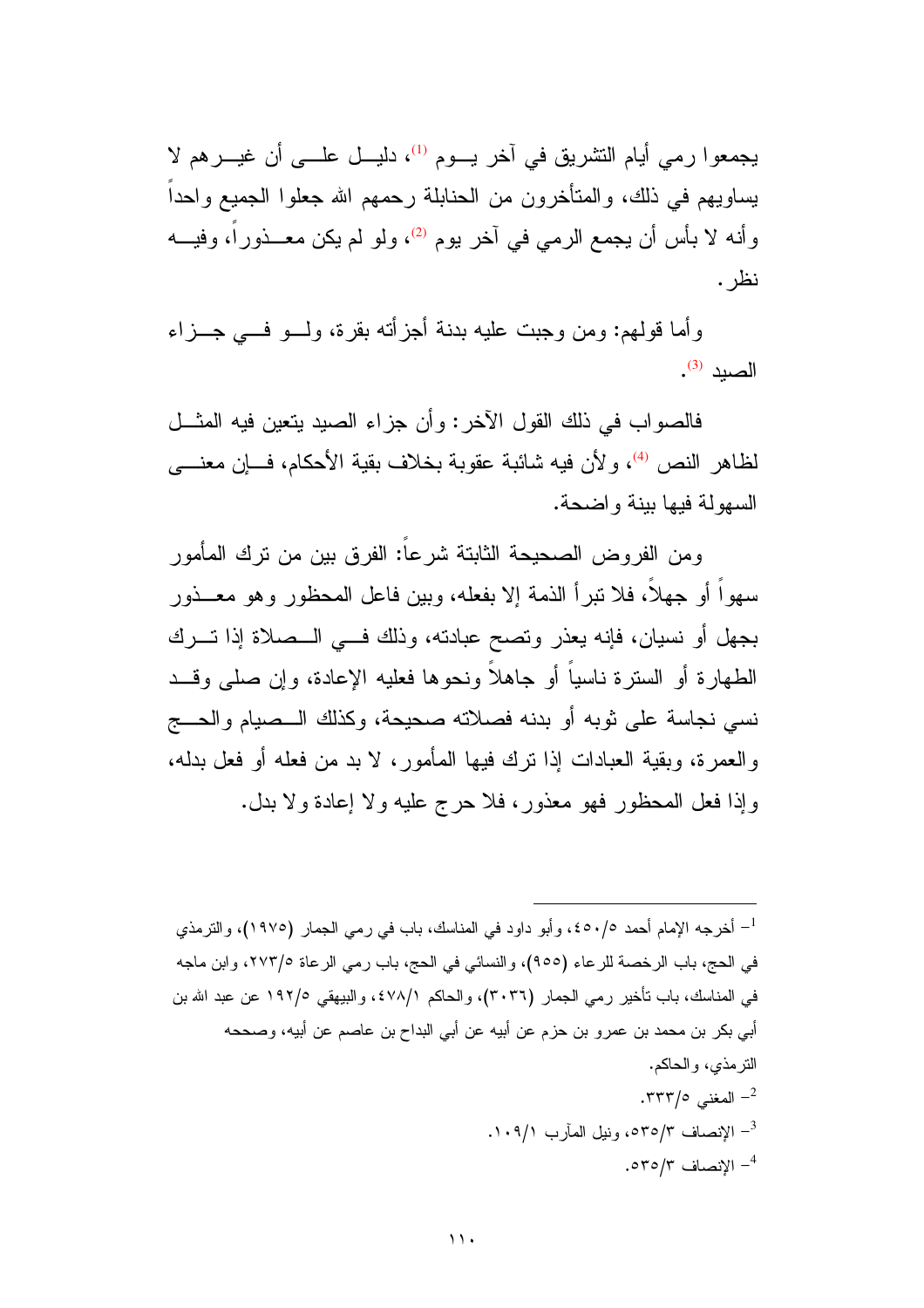يجمعوا رمي أيام التشريق في آخر يوم [1]، دليل على أن غيرهم لا يساويهم في ذلك، والمتأخرون من الحنابلة رحمهم الله جعلوا الجميع واحداً وأنه لا بأس أن يجمع الرمي في آخر يوم [2]، ولو لم يكن معذوراً، وفيه نظر.

وأما قولهم: ومن وجبت عليه بدنة أجزأته بقرة، ولو في جزاء الصيد [3].

فالصواب في ذلك القول الآخر: وأن جزاء الصيد يتعين فيه المثل لظاهر النص [4]، ولأن فيه شائبة عقوبة بخلاف بقية الأحكام، فإن معنى السهولة فيها بينة واضحة.

ومن الفروض الصحيحة الثابتة شرعاً: الفرق بين من ترك المأمور سهواً أو جهلاً، فلا تبرأ الذمة إلا بفعله، وبين فاعل المحظور وهو معذور بجهل أو نسيان، فإنه يعذر وتصح عبادته، وذلك في الصلاة إذا ترك الطهارة أو السترة ناسياً أو جاهلاً ونحوها فعليه الإعادة، وإن صلى وقد نسي نجاسة على ثوبه أو بدنه فصلاته صحيحة، وكذلك الصيام والحج والعمرة، وبقية العبادات إذا ترك فيها المأمور، لا بد من فعله أو فعل بدله، وإذا فعل المحظور فهو معذور، فلا حرج عليه ولا إعادة ولا بدل.

---

1- أخرجه الإمام أحمد ٤٥٠/٥، وأبو داود في المناسك، باب في رمي الجمار (١٩٧٥)، والترمذي في الحج، باب الرخصة للرعاء (٩٥٥)، والنسائي في الحج، باب رمي الرعاة ٢٧٣/٥، وابن ماجه في المناسك، باب تأخير رمي الجمار (٣٠٣٦)، والحاكم ٤٧٨/١، والبيهقي ١٩٢/٥ عن عبد الله بن أبي بكر بن محمد بن عمرو بن حزم عن أبيه عن أبي البداح بن عاصم عن أبيه، وصححه الترمذي، والحاكم.

2- المغني ٣٣٣/٥.

3- الإنصاف ٥٣٥/٣، ونيل المآرب ١٠٩/١.

4- الإنصاف ٥٣٥/٣.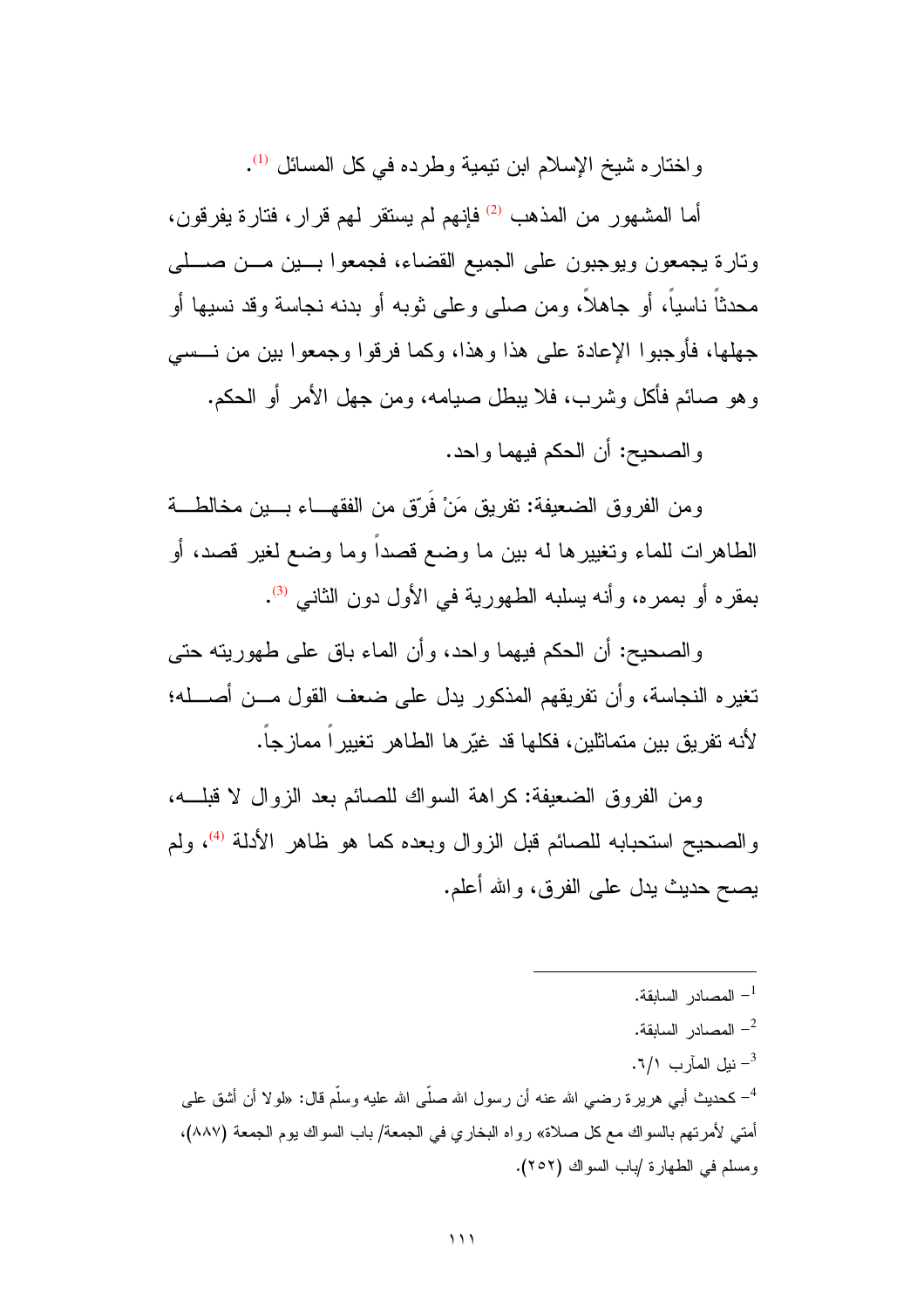واختاره شيخ الإسلام ابن تيمية وطرده في كل المسائل [1].

أما المشهور من المذهب [2] فإنهم لم يستقر لهم قرار، فتارة يفرقون، وتارة يجمعون ويوجبون على الجميع القضاء، فجمعوا بين من صلى محدثاً ناسياً، أو جاهلاً، ومن صلى وعلى ثوبه أو بدنه نجاسة وقد نسيها أو جهلها، فأوجبوا الإعادة على هذا وهذا، وكما فرقوا وجمعوا بين من نسي وهو صائم فأكل وشرب، فلا يبطل صيامه، ومن جهل الأمر أو الحكم.

والصحيح: أن الحكم فيهما واحد.

ومن الفروق الضعيفة: تفريق مَنْ فَرّق من الفقهاء بين مخالطة الطاهرات للماء وتغييرها له بين ما وضع قصداً وما وضع لغير قصد، أو بمقره أو بممره، وأنه يسلبه الطهورية في الأول دون الثاني [3].

والصحيح: أن الحكم فيهما واحد، وأن الماء باق على طهوريته حتى تغيره النجاسة، وأن تفريقهم المذكور يدل على ضعف القول من أصله؛ لأنه تفريق بين متماثلين، فكلها قد غيّرها الطاهر تغييراً ممازجاً.

ومن الفروق الضعيفة: كراهة السواك للصائم بعد الزوال لا قبله، والصحيح استحبابه للصائم قبل الزوال وبعده كما هو ظاهر الأدلة [4]، ولم يصح حديث يدل على الفرق، والله أعلم.

---

[1] - المصادر السابقة.

[2] - المصادر السابقة.

[3] - نيل المآرب ٦/١.

[4] - كحديث أبي هريرة رضي الله عنه أن رسول الله صلّى الله عليه وسلّم قال: «لولا أن أشق على أمتي لأمرتهم بالسواك مع كل صلاة» رواه البخاري في الجمعة/ باب السواك يوم الجمعة (٨٨٧)، ومسلم في الطهارة /باب السواك (٢٥٢).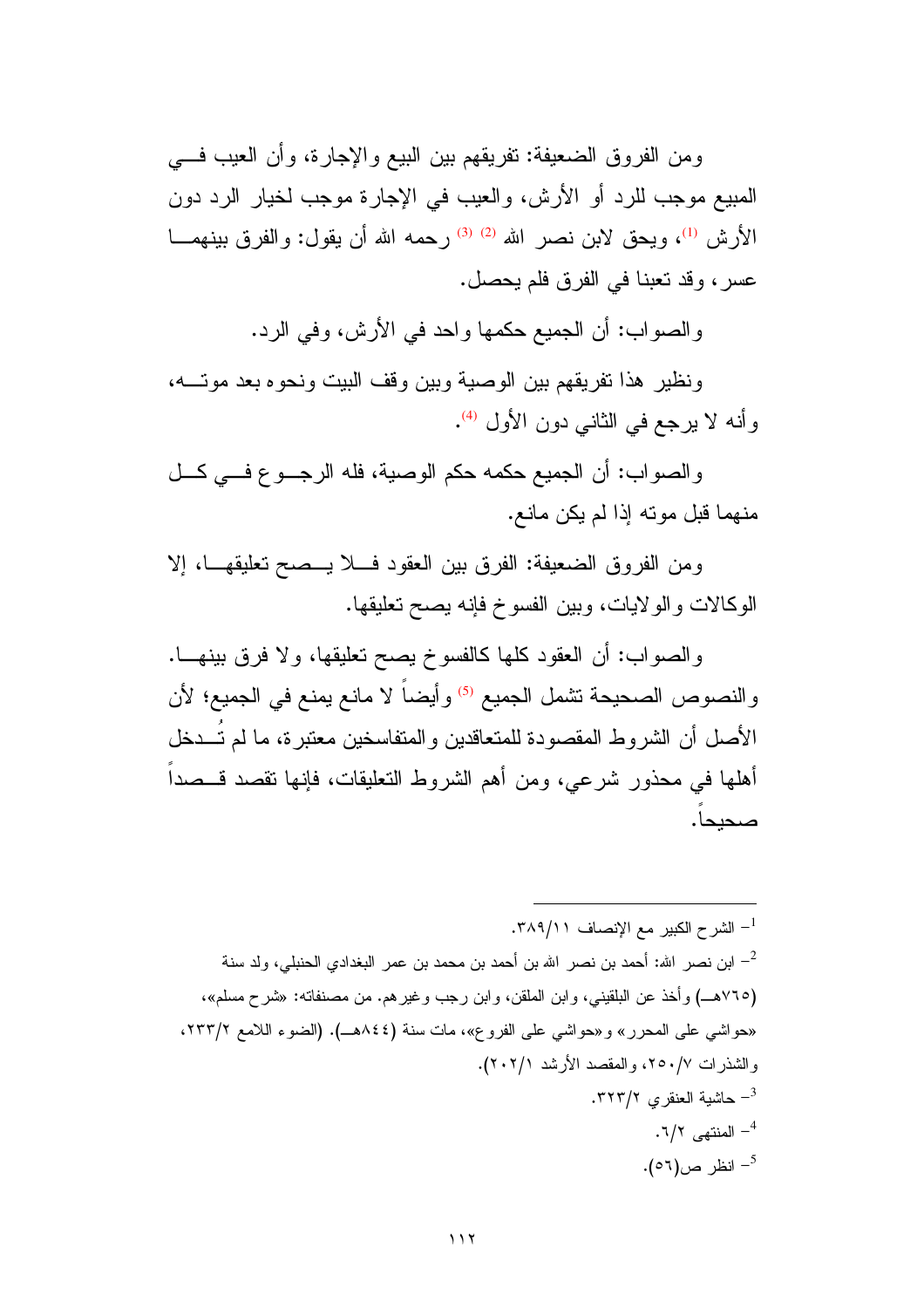ومن الفروق الضعيفة: تفريقهم بين البيع والإجارة، وأن العيب في المبيع موجب للرد أو الأرش، والعيب في الإجارة موجب لخيار الرد دون الأرش [1]، ويحق لابن نصر الله [2] [3] رحمه الله أن يقول: والفرق بينهما عسر، وقد تعبنا في الفرق فلم يحصل.

والصواب: أن الجميع حكمها واحد في الأرش، وفي الرد.

ونظير هذا تفريقهم بين الوصية وبين وقف البيت ونحوه بعد موته، وأنه لا يرجع في الثاني دون الأول [4].

والصواب: أن الجميع حكمه حكم الوصية، فله الرجوع في كل منهما قبل موته إذا لم يكن مانع.

ومن الفروق الضعيفة: الفرق بين العقود فلا يصح تعليقها، إلا الوكالات والولايات، وبين الفسوخ فإنه يصح تعليقها.

والصواب: أن العقود كلها كالفسوخ يصح تعليقها، ولا فرق بينها. والنصوص الصحيحة تشمل الجميع [5] وأيضاً لا مانع يمنع في الجميع؛ لأن الأصل أن الشروط المقصودة للمتعاقدين والمتفاسخين معتبرة، ما لم تُدخل أهلها في محذور شرعي، ومن أهم الشروط التعليقات، فإنها تقصد قصداً صحيحاً.

---

[1]- الشرح الكبير مع الإنصاف ٣٨٩/١١.

[2]- ابن نصر الله: أحمد بن نصر الله بن أحمد بن محمد بن عمر البغدادي الحنبلي، ولد سنة (٧٦٥هـ) وأخذ عن البلقيني، وابن الملقن، وابن رجب وغيرهم. من مصنفاته: «شرح مسلم»، «حواشي على المحرر» و«حواشي على الفروع»، مات سنة (٨٤٤هـ). (الضوء اللامع ٢٣٣/٢، والشذرات ٢٥٠/٧، والمقصد الأرشد ٢٠٢/١).

[3]- حاشية العنقري ٣٢٣/٢.

[4]- المنتهى ٦/٢.

[5]- انظر ص(٥٦).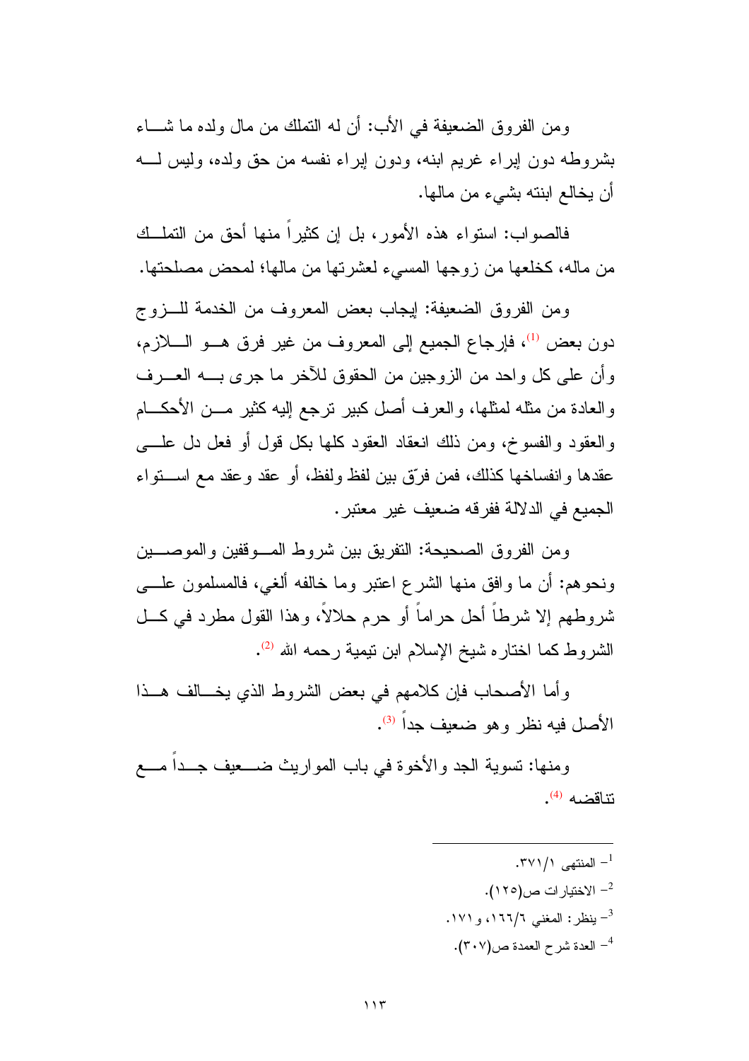ومن الفروق الضعيفة في الأب: أن له التملك من مال ولده ما شاء بشروطه دون إبراء غريم ابنه، ودون إبراء نفسه من حق ولده، وليس له أن يخالع ابنته بشيء من مالها.

فالصواب: استواء هذه الأمور، بل إن كثيراً منها أحق من التملك من ماله، كخلعها من زوجها المسيء لعشرتها من مالها؛ لمحض مصلحتها.

ومن الفروق الضعيفة: إيجاب بعض المعروف من الخدمة للزوج دون بعض [1]، فإرجاع الجميع إلى المعروف من غير فرق هو اللازم، وأن على كل واحد من الزوجين من الحقوق للآخر ما جرى به العرف والعادة من مثله لمثلها، والعرف أصل كبير ترجع إليه كثير من الأحكام والعقود والفسوخ، ومن ذلك انعقاد العقود كلها بكل قول أو فعل دل على عقدها وانفساخها كذلك، فمن فرّق بين لفظ ولفظ، أو عقد وعقد مع استواء الجميع في الدلالة ففرقه ضعيف غير معتبر.

ومن الفروق الصحيحة: التفريق بين شروط الموقفين والموصين ونحوهم: أن ما وافق منها الشرع اعتبر وما خالفه ألغي، فالمسلمون على شروطهم إلا شرطاً أحل حراماً أو حرم حلالاً، وهذا القول مطرد في كل الشروط كما اختاره شيخ الإسلام ابن تيمية رحمه الله [2].

وأما الأصحاب فإن كلامهم في بعض الشروط الذي يخالف هذا الأصل فيه نظر وهو ضعيف جداً [3].

ومنها: تسوية الجد والأخوة في باب المواريث ضعيف جداً مع تناقضه [4].

---

[1] - المنتهى ٣٧١/١.

[2] - الاختيارات ص(١٢٥).

[3] - ينظر: المغني ١٦٦/٦، و ١٧١.

[4] - العدة شرح العمدة ص(٣٠٧).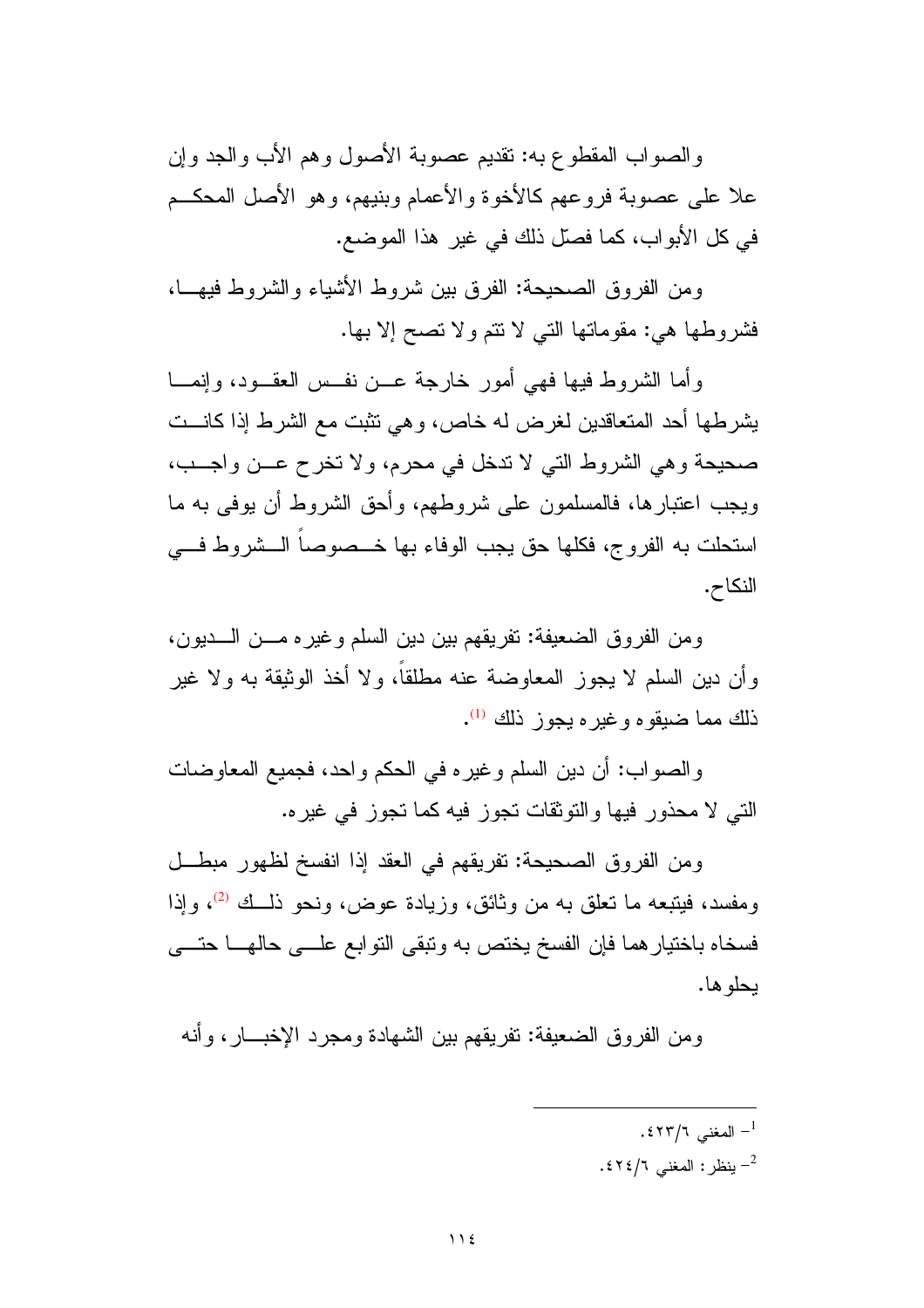والصواب المقطوع به: تقديم عصوبة الأصول وهم الأب والجد وإن علا على عصوبة فروعهم كالأخوة والأعمام وبنيهم، وهو الأصل المحكم في كل الأبواب، كما فصّل ذلك في غير هذا الموضع.

ومن الفروق الصحيحة: الفرق بين شروط الأشياء والشروط فيها، فشروطها هي: مقوماتها التي لا تتم ولا تصح إلا بها.

وأما الشروط فيها فهي أمور خارجة عن نفس العقود، وإنما يشرطها أحد المتعاقدين لغرض له خاص، وهي تثبت مع الشرط إذا كانت صحيحة وهي الشروط التي لا تدخل في محرم، ولا تخرج عن واجب، ويجب اعتبارها، فالمسلمون على شروطهم، وأحق الشروط أن يوفى به ما استحلت به الفروج، فكلها حق يجب الوفاء بها خصوصاً الشروط في النكاح.

ومن الفروق الضعيفة: تفريقهم بين دين السلم وغيره من الديون، وأن دين السلم لا يجوز المعاوضة عنه مطلقاً، ولا أخذ الوثيقة به ولا غير ذلك مما ضيقوه وغيره يجوز ذلك [1].

والصواب: أن دين السلم وغيره في الحكم واحد، فجميع المعاوضات التي لا محذور فيها والتوثقات تجوز فيه كما تجوز في غيره.

ومن الفروق الصحيحة: تفريقهم في العقد إذا انفسخ لظهور مبطل ومفسد، فيتبعه ما تعلق به من وثائق، وزيادة عوض، ونحو ذلك [2]، وإذا فسخاه باختيارهما فإن الفسخ يختص به وتبقى التوابع على حالها حتى يحلوها.

ومن الفروق الضعيفة: تفريقهم بين الشهادة ومجرد الإخبار، وأنه

---

[1] - المغني ٦/٤٢٣.

[2] - ينظر: المغني ٦/٤٢٤.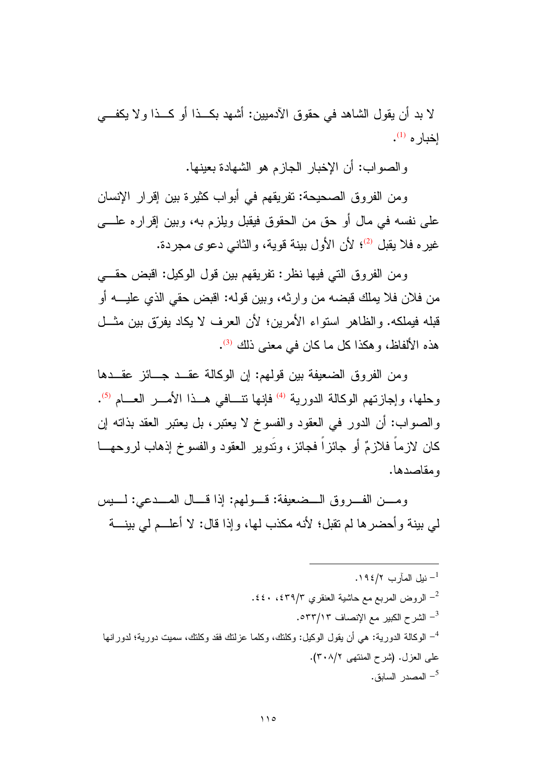لا بد أن يقول الشاهد في حقوق الآدميين: أشهد بكذا أو كذا ولا يكفي إخباره [1].

والصواب: أن الإخبار الجازم هو الشهادة بعينها.

ومن الفروق الصحيحة: تفريقهم في أبواب كثيرة بين إقرار الإنسان على نفسه في مال أو حق من الحقوق فيقبل ويلزم به، وبين إقراره على غيره فلا يقبل [2]؛ لأن الأول بينة قوية، والثاني دعوى مجردة.

ومن الفروق التي فيها نظر: تفريقهم بين قول الوكيل: اقبض حقي من فلان فلا يملك قبضه من وارثه، وبين قوله: اقبض حقي الذي عليه أو قبله فيملكه. والظاهر استواء الأمرين؛ لأن العرف لا يكاد يفرّق بين مثل هذه الألفاظ، وهكذا كل ما كان في معنى ذلك [3].

ومن الفروق الضعيفة بين قولهم: إن الوكالة عقد جائز عقدها وحلها، وإجازتهم الوكالة الدورية [4] فإنها تنافي هذا الأمر العام [5]. والصواب: أن الدور في العقود والفسوخ لا يعتبر، بل يعتبر العقد بذاته إن كان لازماً فلازمٌ أو جائزاً فجائز، وتَدوير العقود والفسوخ إذهاب لروحها ومقاصدها.

ومن الفروق الضعيفة: قولهم: إذا قال المدعي: ليس لي بينة وأحضرها لم تقبل؛ لأنه مكذب لها، وإذا قال: لا أعلم لي بينة

---

1- نيل المآرب ٢/١٩٤.

2- الروض المربع مع حاشية العنقري ٣/٤٣٩، ٤٤٠.

3- الشرح الكبير مع الإنصاف ١٣/٥٣٣.

4- الوكالة الدورية: هي أن يقول الوكيل: وكلتك، وكلما عزلتك فقد وكلتك، سميت دورية؛ لدورانها على العزل. (شرح المنتهى ٢/٣٠٨).

5- المصدر السابق.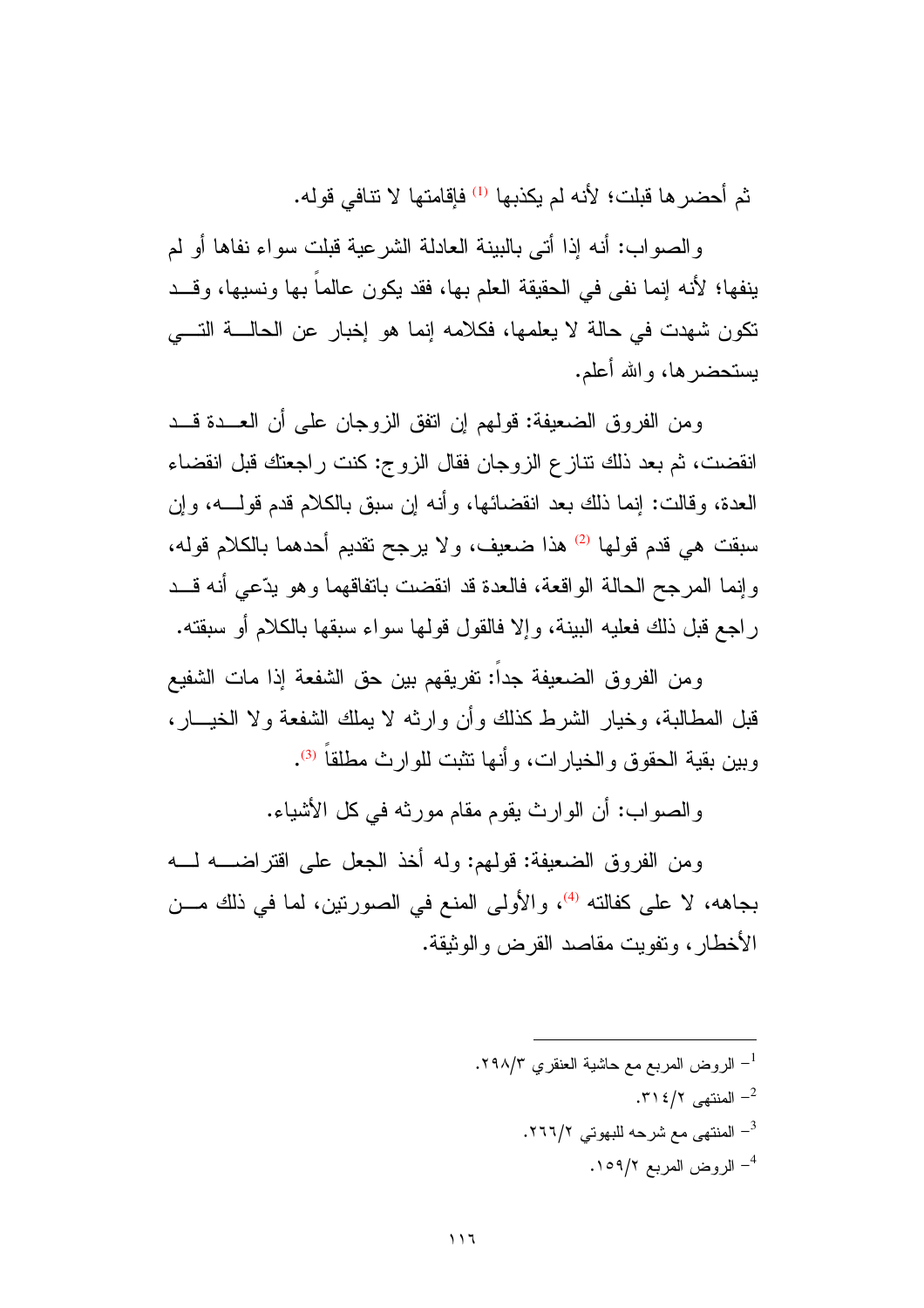ثم أحضرها قبلت؛ لأنه لم يكذبها [1] فإقامتها لا تنافي قوله.

والصواب: أنه إذا أتى بالبينة العادلة الشرعية قبلت سواء نفاها أو لم ينفها؛ لأنه إنما نفى في الحقيقة العلم بها، فقد يكون عالماً بها ونسيها، وقد تكون شهدت في حالة لا يعلمها، فكلامه إنما هو إخبار عن الحالة التي يستحضرها، والله أعلم.

ومن الفروق الضعيفة: قولهم إن اتفق الزوجان على أن العدة قد انقضت، ثم بعد ذلك تنازع الزوجان فقال الزوج: كنت راجعتك قبل انقضاء العدة، وقالت: إنما ذلك بعد انقضائها، وأنه إن سبق بالكلام قدم قوله، وإن سبقت هي قدم قولها [2] هذا ضعيف، ولا يرجح تقديم أحدهما بالكلام قوله، وإنما المرجح الحالة الواقعة، فالعدة قد انقضت باتفاقهما وهو يدّعي أنه قد راجع قبل ذلك فعليه البينة، وإلا فالقول قولها سواء سبقها بالكلام أو سبقته.

ومن الفروق الضعيفة جداً: تفريقهم بين حق الشفعة إذا مات الشفيع قبل المطالبة، وخيار الشرط كذلك وأن وارثه لا يملك الشفعة ولا الخيار، وبين بقية الحقوق والخيارات، وأنها تثبت للوارث مطلقاً [3].

والصواب: أن الوارث يقوم مقام مورثه في كل الأشياء.

ومن الفروق الضعيفة: قولهم: وله أخذ الجعل على اقتراضه له بجاهه، لا على كفالته [4]، والأولى المنع في الصورتين، لما في ذلك من الأخطار، وتفويت مقاصد القرض والوثيقة.

---

1- الروض المربع مع حاشية العنقري ٢٩٨/٣.

2- المنتهى ٣١٤/٢.

3- المنتهى مع شرحه للبهوتي ٢٦٦/٢.

4- الروض المربع ١٥٩/٢.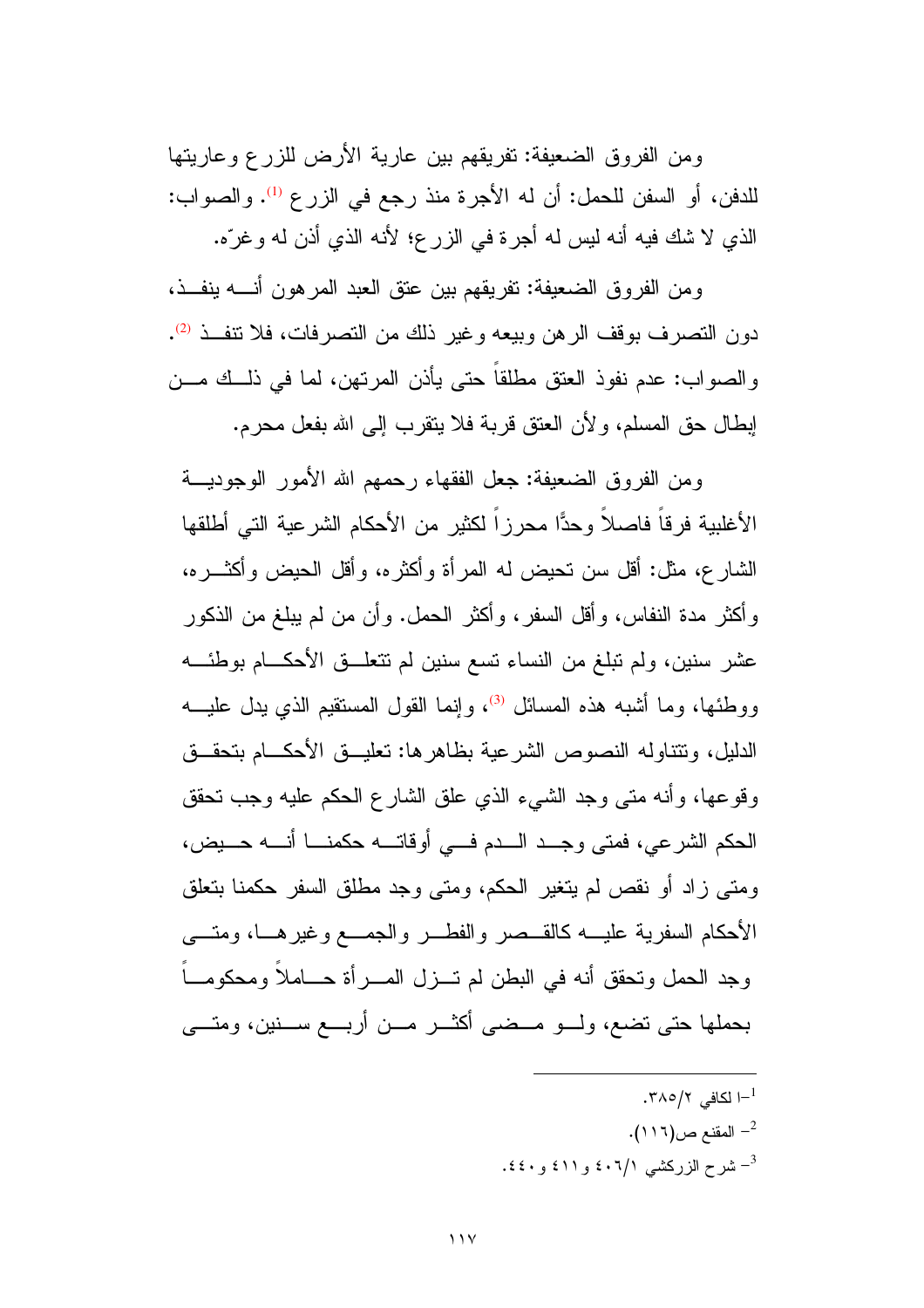ومن الفروق الضعيفة: تفريقهم بين عارية الأرض للزرع وعاريتها للدفن، أو السفن للحمل: أن له الأجرة منذ رجع في الزرع [1]. والصواب: الذي لا شك فيه أنه ليس له أجرة في الزرع؛ لأنه الذي أذن له وغرّه.

ومن الفروق الضعيفة: تفريقهم بين عتق العبد المرهون أنه ينفذ، دون التصرف بوقف الرهن وبيعه وغير ذلك من التصرفات، فلا تنفذ [2]. والصواب: عدم نفوذ العتق مطلقاً حتى يأذن المرتهن، لما في ذلك من إبطال حق المسلم، ولأن العتق قربة فلا يتقرب إلى الله بفعل محرم.

ومن الفروق الضعيفة: جعل الفقهاء رحمهم الله الأمور الوجودية الأغلبية فرقاً فاصلاً وحدًّا محرزاً لكثير من الأحكام الشرعية التي أطلقها الشارع، مثل: أقل سن تحيض له المرأة وأكثره، وأقل الحيض وأكثره، وأكثر مدة النفاس، وأقل السفر، وأكثر الحمل. وأن من لم يبلغ من الذكور عشر سنين، ولم تبلغ من النساء تسع سنين لم تتعلق الأحكام بوطئه ووطئها، وما أشبه هذه المسائل [3]، وإنما القول المستقيم الذي يدل عليه الدليل، وتتناوله النصوص الشرعية بظاهرها: تعليق الأحكام بتحقق وقوعها، وأنه متى وجد الشيء الذي علق الشارع الحكم عليه وجب تحقق الحكم الشرعي، فمتى وجد الدم في أوقاته حكمنا أنه حيض، ومتى زاد أو نقص لم يتغير الحكم، ومتى وجد مطلق السفر حكمنا بتعلق الأحكام السفرية عليه كالقصر والفطر والجمع وغيرها، ومتى وجد الحمل وتحقق أنه في البطن لم تزل المرأة حاملاً ومحكوماً بحملها حتى تضع، ولو مضى أكثر من أربع سنين، ومتى

---

[1]- الكافي ٢/٣٨٥.

[2]- المقنع ص(١١٦).

[3]- شرح الزركشي ١/٤٠٦ و٤١١ و٤٤٠.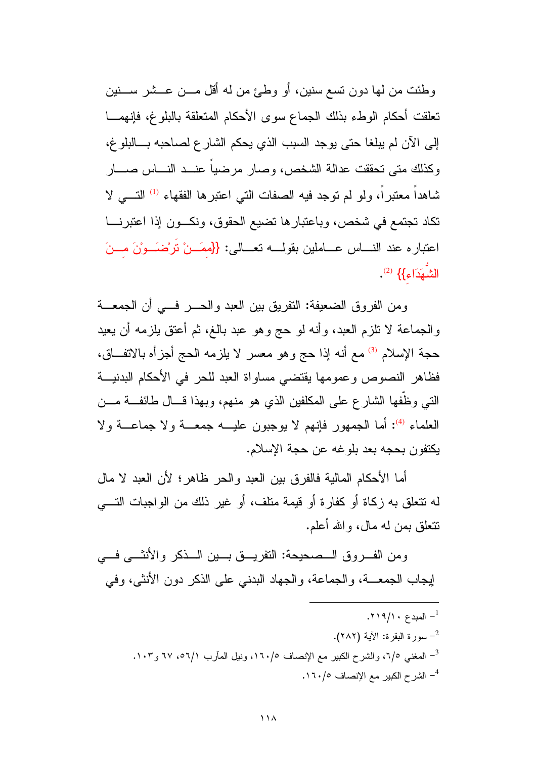وطئت من لها دون تسع سنين، أو وطئ من له أقل من عشر سنين تعلقت أحكام الوطء بذلك الجماع سوى الأحكام المتعلقة بالبلوغ، فإنهما إلى الآن لم يبلغا حتى يوجد السبب الذي يحكم الشارع لصاحبه بالبلوغ، وكذلك متى تحققت عدالة الشخص، وصار مرضياً عند الناس صار شاهداً معتبراً، ولو لم توجد فيه الصفات التي اعتبرها الفقهاء [1] التي لا تكاد تجتمع في شخص، وباعتبارها تضيع الحقوق، ونكون إذا اعتبرنا اعتباره عند الناس عاملين بقوله تعالى: {{مِمَّنْ تَرْضَوْنَ مِنَ الشُّهَدَاءِ}} [2].

ومن الفروق الضعيفة: التفريق بين العبد والحر في أن الجمعة والجماعة لا تلزم العبد، وأنه لو حج وهو عبد بالغ، ثم أعتق يلزمه أن يعيد حجة الإسلام [3] مع أنه إذا حج وهو معسر لا يلزمه الحج أجزأه بالاتفاق، فظاهر النصوص وعمومها يقتضي مساواة العبد للحر في الأحكام البدنية التي وظّفها الشارع على المكلفين الذي هو منهم، وبهذا قال طائفة من العلماء [4]: أما الجمهور فإنهم لا يوجبون عليه جمعة ولا جماعة ولا يكتفون بحجه بعد بلوغه عن حجة الإسلام.

أما الأحكام المالية فالفرق بين العبد والحر ظاهر؛ لأن العبد لا مال له تتعلق به زكاة أو كفارة أو قيمة متلف، أو غير ذلك من الواجبات التي تتعلق بمن له مال، والله أعلم.

ومن الفروق الصحيحة: التفريق بين الذكر والأنثى في إيجاب الجمعة، والجماعة، والجهاد البدني على الذكر دون الأنثى، وفي

---

1- المبدع ٢١٩/١٠.

2- سورة البقرة: الآية (٢٨٢).

3- المغني ٦/٥، والشرح الكبير مع الإنصاف ١٦٠/٥، ونيل المآرب ٥٦/١، ٦٧ و١٠٣.

4- الشرح الكبير مع الإنصاف ١٦٠/٥.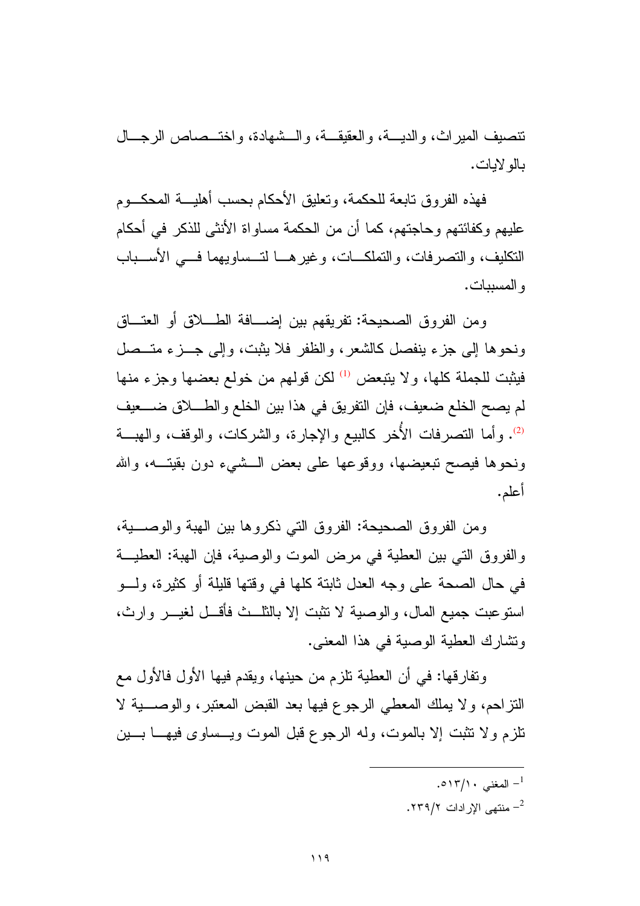تنصيف الميراث، والدية، والعقيقة، والشهادة، واختصاص الرجال بالولايات.

فهذه الفروق تابعة للحكمة، وتعليق الأحكام بحسب أهلية المحكوم عليهم وكفائتهم وحاجتهم، كما أن من الحكمة مساواة الأنثى للذكر في أحكام التكليف، والتصرفات، والتملكات، وغيرها لتساويهما في الأسباب والمسببات.

ومن الفروق الصحيحة: تفريقهم بين إضافة الطلاق أو العتاق ونحوها إلى جزء ينفصل كالشعر، والظفر فلا يثبت، وإلى جزء متصل فيثبت للجملة كلها، ولا يتبعض [1] لكن قولهم من خولع بعضها وجزء منها لم يصح الخلع ضعيف، فإن التفريق في هذا بين الخلع والطلاق ضعيف [2]. وأما التصرفات الأُخر كالبيع والإجارة، والشركات، والوقف، والهبة ونحوها فيصح تبعيضها، ووقوعها على بعض الشيء دون بقيته، والله أعلم.

ومن الفروق الصحيحة: الفروق التي ذكروها بين الهبة والوصية، والفروق التي بين العطية في مرض الموت والوصية، فإن الهبة: العطية في حال الصحة على وجه العدل ثابتة كلها في وقتها قليلة أو كثيرة، ولو استوعبت جميع المال، والوصية لا تثبت إلا بالثلث فأقل لغير وارث، وتشارك العطية الوصية في هذا المعنى.

وتفارقها: في أن العطية تلزم من حينها، ويقدم فيها الأول فالأول مع التزاحم، ولا يملك المعطي الرجوع فيها بعد القبض المعتبر، والوصية لا تلزم ولا تثبت إلا بالموت، وله الرجوع قبل الموت ويساوى فيها بين

---

[1] - المغني ١٠/٥١٣.

[2] - منتهى الإرادات ٢/٢٣٩.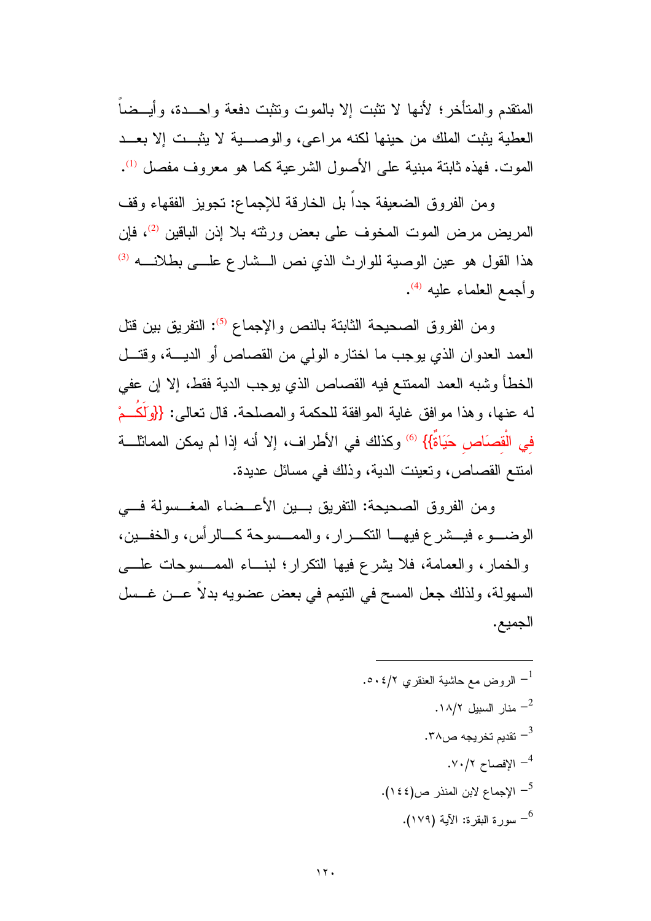المتقدم والمتأخر؛ لأنها لا تثبت إلا بالموت وتثبت دفعة واحدة، وأيضاً العطية يثبت الملك من حينها لكنه مراعى، والوصية لا يثبت إلا بعد الموت. فهذه ثابتة مبنية على الأصول الشرعية كما هو معروف مفصل [1].

ومن الفروق الضعيفة جداً بل الخارقة للإجماع: تجويز الفقهاء وقف المريض مرض الموت المخوف على بعض ورثته بلا إذن الباقين [2]، فإن هذا القول هو عين الوصية للوارث الذي نص الشارع على بطلانه [3] وأجمع العلماء عليه [4].

ومن الفروق الصحيحة الثابتة بالنص والإجماع [5]: التفريق بين قتل العمد العدوان الذي يوجب ما اختاره الولي من القصاص أو الدية، وقتل الخطأ وشبه العمد الممتنع فيه القصاص الذي يوجب الدية فقط، إلا إن عفي له عنها، وهذا موافق غاية الموافقة للحكمة والمصلحة. قال تعالى: {{وَلَكُمْ فِي الْقِصَاصِ حَيَاةٌ}} [6] وكذلك في الأطراف، إلا أنه إذا لم يمكن المماثلة امتنع القصاص، وتعينت الدية، وذلك في مسائل عديدة.

ومن الفروق الصحيحة: التفريق بين الأعضاء المغسولة في الوضوء فيشرع فيها التكرار، والممسوحة كالرأس، والخفين، والخمار، والعمامة، فلا يشرع فيها التكرار؛ لبناء الممسوحات على السهولة، ولذلك جعل المسح في التيمم في بعض عضويه بدلاً عن غسل الجميع.

---

1- الروض مع حاشية العنقري ٢/٥٠٤.

2- منار السبيل ٢/١٨.

3- تقديم تخريجه ص٣٨.

4- الإفصاح ٢/٧٠.

5- الإجماع لابن المنذر ص(١٤٤).

6- سورة البقرة: الآية (١٧٩).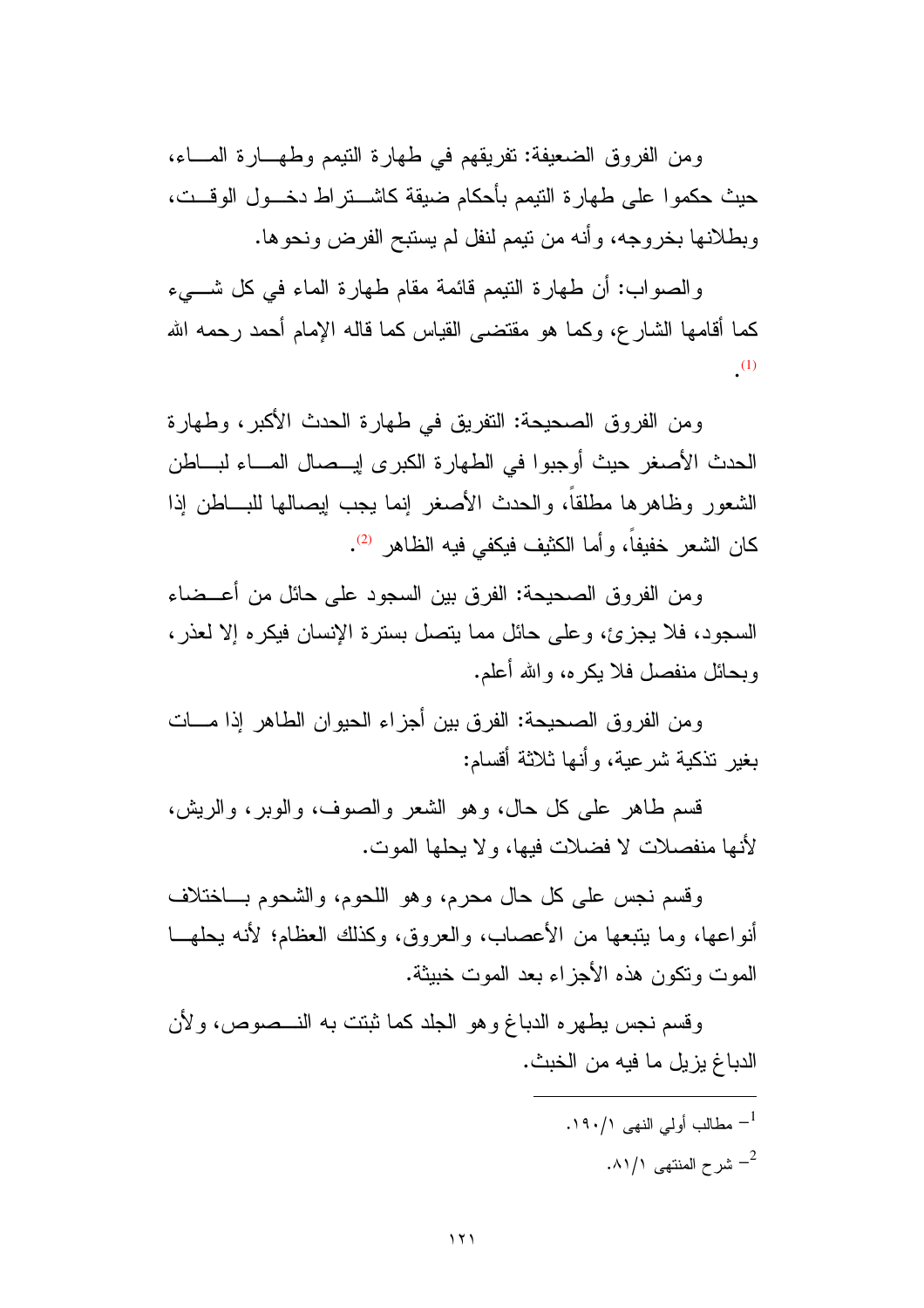ومن الفروق الضعيفة: تفريقهم في طهارة التيمم وطهارة الماء، حيث حكموا على طهارة التيمم بأحكام ضيقة كاشتراط دخول الوقت، وبطلانها بخروجه، وأنه من تيمم لنفل لم يستبح الفرض ونحوها.

والصواب: أن طهارة التيمم قائمة مقام طهارة الماء في كل شيء كما أقامها الشارع، وكما هو مقتضى القياس كما قاله الإمام أحمد رحمه الله [1].

ومن الفروق الصحيحة: التفريق في طهارة الحدث الأكبر، وطهارة الحدث الأصغر حيث أوجبوا في الطهارة الكبرى إيصال الماء لباطن الشعور وظاهرها مطلقاً، والحدث الأصغر إنما يجب إيصالها للباطن إذا كان الشعر خفيفاً، وأما الكثيف فيكفي فيه الظاهر [2].

ومن الفروق الصحيحة: الفرق بين السجود على حائل من أعضاء السجود، فلا يجزئ، وعلى حائل مما يتصل بسترة الإنسان فيكره إلا لعذر، وبحائل منفصل فلا يكره، والله أعلم.

ومن الفروق الصحيحة: الفرق بين أجزاء الحيوان الطاهر إذا مات بغير تذكية شرعية، وأنها ثلاثة أقسام:

قسم طاهر على كل حال، وهو الشعر والصوف، والوبر، والريش، لأنها منفصلات لا فضلات فيها، ولا يحلها الموت.

وقسم نجس على كل حال محرم، وهو اللحوم، والشحوم باختلاف أنواعها، وما يتبعها من الأعصاب، والعروق، وكذلك العظام؛ لأنه يحلها الموت وتكون هذه الأجزاء بعد الموت خبيثة.

وقسم نجس يطهره الدباغ وهو الجلد كما ثبتت به النصوص، ولأن الدباغ يزيل ما فيه من الخبث.

---

[1] - مطالب أولي النهى ١/١٩٠.

[2] - شرح المنتهى ١/٨١.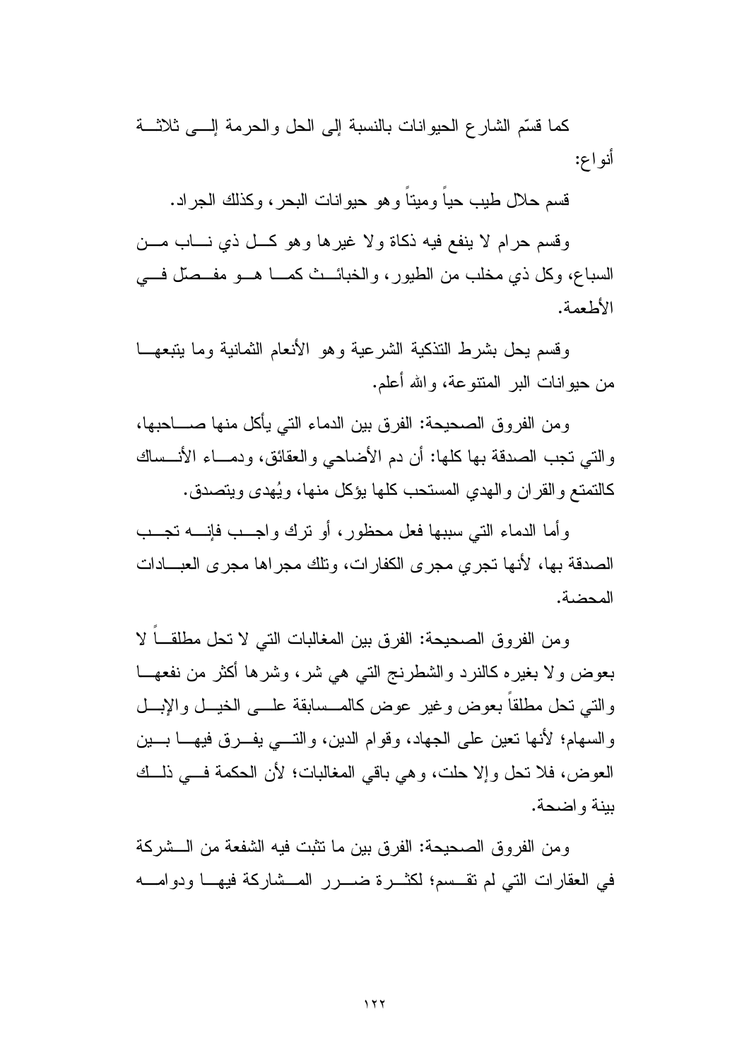كما قسّم الشارع الحيوانات بالنسبة إلى الحل والحرمة إلى ثلاثة أنواع:

قسم حلال طيب حياً وميتاً وهو حيوانات البحر، وكذلك الجراد.

وقسم حرام لا ينفع فيه ذكاة ولا غيرها وهو كل ذي ناب من السباع، وكل ذي مخلب من الطيور، والخبائث كما هو مفصّل في الأطعمة.

وقسم يحل بشرط التذكية الشرعية وهو الأنعام الثمانية وما يتبعها من حيوانات البر المتنوعة، والله أعلم.

ومن الفروق الصحيحة: الفرق بين الدماء التي يأكل منها صاحبها، والتي تجب الصدقة بها كلها: أن دم الأضاحي والعقائق، ودماء الأنساك كالتمتع والقران والهدي المستحب كلها يؤكل منها، ويُهدى ويتصدق.

وأما الدماء التي سببها فعل محظور، أو ترك واجب فإنه تجب الصدقة بها، لأنها تجري مجرى الكفارات، وتلك مجراها مجرى العبادات المحضة.

ومن الفروق الصحيحة: الفرق بين المغالبات التي لا تحل مطلقاً لا بعوض ولا بغيره كالنرد والشطرنج التي هي شر، وشرها أكثر من نفعها والتي تحل مطلقاً بعوض وغير عوض كالمسابقة على الخيل والإبل والسهام؛ لأنها تعين على الجهاد، وقوام الدين، والتي يفرق فيها بين العوض، فلا تحل وإلا حلت، وهي باقي المغالبات؛ لأن الحكمة في ذلك بينة واضحة.

ومن الفروق الصحيحة: الفرق بين ما تثبت فيه الشفعة من الشركة في العقارات التي لم تقسم؛ لكثرة ضرر المشاركة فيها ودوامه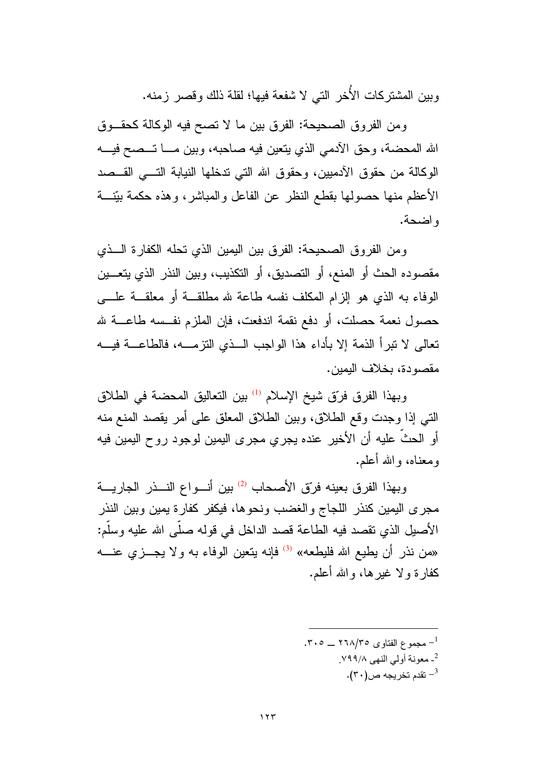وبين المشتركات الأُخر التي لا شفعة فيها؛ لقلة ذلك وقصر زمنه.

ومن الفروق الصحيحة: الفرق بين ما لا تصح فيه الوكالة كحقوق الله المحضة، وحق الآدمي الذي يتعين فيه صاحبه، وبين ما تصح فيه الوكالة من حقوق الآدميين، وحقوق الله التي تدخلها النيابة التي القصد الأعظم منها حصولها بقطع النظر عن الفاعل والمباشر، وهذه حكمة بيّنة واضحة.

ومن الفروق الصحيحة: الفرق بين اليمين الذي تحله الكفارة الذي مقصوده الحث أو المنع، أو التصديق، أو التكذيب، وبين النذر الذي يتعين الوفاء به الذي هو إلزام المكلف نفسه طاعة لله مطلقة أو معلقة على حصول نعمة حصلت، أو دفع نقمة اندفعت، فإن الملزم نفسه طاعة لله تعالى لا تبرأ الذمة إلا بأداء هذا الواجب الذي التزمه، فالطاعة فيه مقصودة، بخلاف اليمين.

وبهذا الفرق فرّق شيخ الإسلام [1] بين التعاليق المحضة في الطلاق التي إذا وجدت وقع الطلاق، وبين الطلاق المعلق على أمر يقصد المنع منه أو الحثّ عليه أن الأخير عنده يجري مجرى اليمين لوجود روح اليمين فيه ومعناه، والله أعلم.

وبهذا الفرق بعينه فرّق الأصحاب [2] بين أنواع النذر الجارية مجرى اليمين كنذر اللجاج والغضب ونحوها، فيكفر كفارة يمين وبين النذر الأصيل الذي تقصد فيه الطاعة قصد الداخل في قوله صلّى الله عليه وسلّم: «من نذر أن يطيع الله فليطعه» [3] فإنه يتعين الوفاء به ولا يجزي عنه كفارة ولا غيرها، والله أعلم.

---

[1] - مجموع الفتاوى ٣٥/٢٦٨ ــ ٣٠٥.

[2] - معونة أولي النهى ٨/٧٩٩.

[3] - تقدم تخريجه ص(٣٠).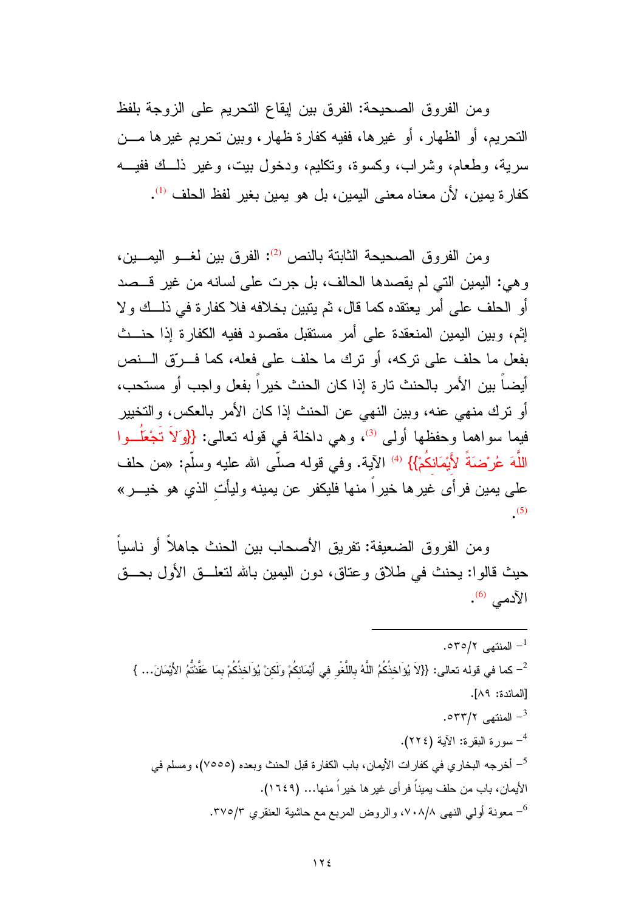ومن الفروق الصحيحة: الفرق بين إيقاع التحريم على الزوجة بلفظ التحريم، أو الظهار، أو غيرها، ففيه كفارة ظهار، وبين تحريم غيرها من سرية، وطعام، وشراب، وكسوة، وتكليم، ودخول بيت، وغير ذلك ففيه كفارة يمين، لأن معناه معنى اليمين، بل هو يمين بغير لفظ الحلف [1].

ومن الفروق الصحيحة الثابتة بالنص [2]: الفرق بين لغو اليمين، وهي: اليمين التي لم يقصدها الحالف، بل جرت على لسانه من غير قصد أو الحلف على أمر يعتقده كما قال، ثم يتبين بخلافه فلا كفارة في ذلك ولا إثم، وبين اليمين المنعقدة على أمر مستقبل مقصود ففيه الكفارة إذا حنث بفعل ما حلف على تركه، أو ترك ما حلف على فعله، كما فرّق النص أيضاً بين الأمر بالحنث تارة إذا كان الحنث خيراً بفعل واجب أو مستحب، أو ترك منهي عنه، وبين النهي عن الحنث إذا كان الأمر بالعكس، والتخيير فيما سواهما وحفظها أولى [3]، وهي داخلة في قوله تعالى: {{وَلاَ تَجْعَلُوا اللَّهَ عُرْضَةً لِّأَيْمَانِكُمْ}} [4] الآية. وفي قوله صلّى الله عليه وسلّم: «من حلف على يمين فرأى غيرها خيراً منها فليكفر عن يمينه وليأتِ الذي هو خير» [5].

ومن الفروق الضعيفة: تفريق الأصحاب بين الحنث جاهلاً أو ناسياً حيث قالوا: يحنث في طلاق وعتاق، دون اليمين بالله لتعلق الأول بحق الآدمي [6].

---

[1] المنتهى ٢/٥٣٥.

[2] كما في قوله تعالى: {{لاَ يُؤَاخِذُكُمُ اللَّهُ بِاللَّغْوِ فِي أَيْمَانِكُمْ وَلَكِنْ يُؤَاخِذُكُمْ بِمَا عَقَّدْتُمُ الأَيْمَانَ... } [المائدة: ٨٩].

[3] المنتهى ٢/٥٣٣.

[4] سورة البقرة: الآية (٢٢٤).

[5] أخرجه البخاري في كفارات الأيمان، باب الكفارة قبل الحنث وبعده (٧٥٥٥)، ومسلم في الأيمان، باب من حلف يميناً فرأى غيرها خيراً منها... (١٦٤٩).

[6] معونة أولي النهى ٨/٧٠٨، والروض المربع مع حاشية العنقري ٣/٣٧٥.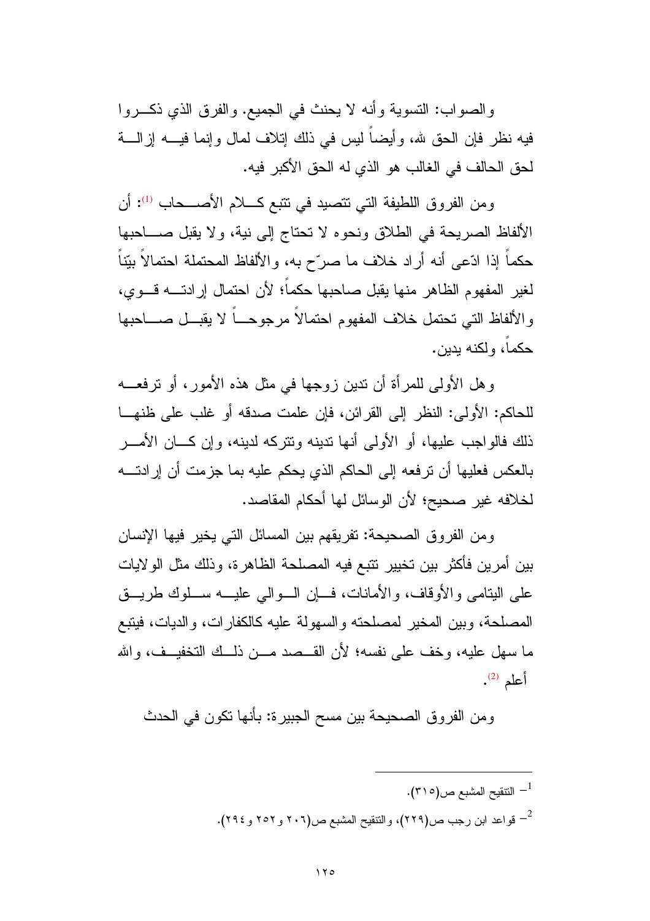والصواب: التسوية وأنه لا يحنث في الجميع. والفرق الذي ذكروا فيه نظر فإن الحق لله، وأيضاً ليس في ذلك إتلاف لمال وإنما فيه إزالة لحق الحالف في الغالب هو الذي له الحق الأكبر فيه.

ومن الفروق اللطيفة التي تتصيد في تتبع كلام الأصحاب [1]: أن الألفاظ الصريحة في الطلاق ونحوه لا تحتاج إلى نية، ولا يقبل صاحبها حكماً إذا ادّعى أنه أراد خلاف ما صرّح به، والألفاظ المحتملة احتمالاً بيّناً لغير المفهوم الظاهر منها يقبل صاحبها حكماً؛ لأن احتمال إرادته قوي، والألفاظ التي تحتمل خلاف المفهوم احتمالاً مرجوحاً لا يقبل صاحبها حكماً، ولكنه يدين.

وهل الأولى للمرأة أن تدين زوجها في مثل هذه الأمور، أو ترفعه للحاكم: الأولى: النظر إلى القرائن، فإن علمت صدقه أو غلب على ظنها ذلك فالواجب عليها، أو الأولى أنها تدينه وتتركه لدينه، وإن كان الأمر بالعكس فعليها أن ترفعه إلى الحاكم الذي يحكم عليه بما جزمت أن إرادته لخلافه غير صحيح؛ لأن الوسائل لها أحكام المقاصد.

ومن الفروق الصحيحة: تفريقهم بين المسائل التي يخير فيها الإنسان بين أمرين فأكثر بين تخيير تتبع فيه المصلحة الظاهرة، وذلك مثل الولايات على اليتامى والأوقاف، والأمانات، فإن الوالي عليه سلوك طريق المصلحة، وبين المخير لمصلحته والسهولة عليه كالكفارات، والديات، فيتبع ما سهل عليه، وخف على نفسه؛ لأن القصد من ذلك التخفيف، والله أعلم [2].

ومن الفروق الصحيحة بين مسح الجبيرة: بأنها تكون في الحدث

---

[1] التنقيح المشبع ص(٣١٥).

[2] قواعد ابن رجب ص(٢٢٩)، والتنقيح المشبع ص(٢٠٦ و٢٥٢ و٢٩٤).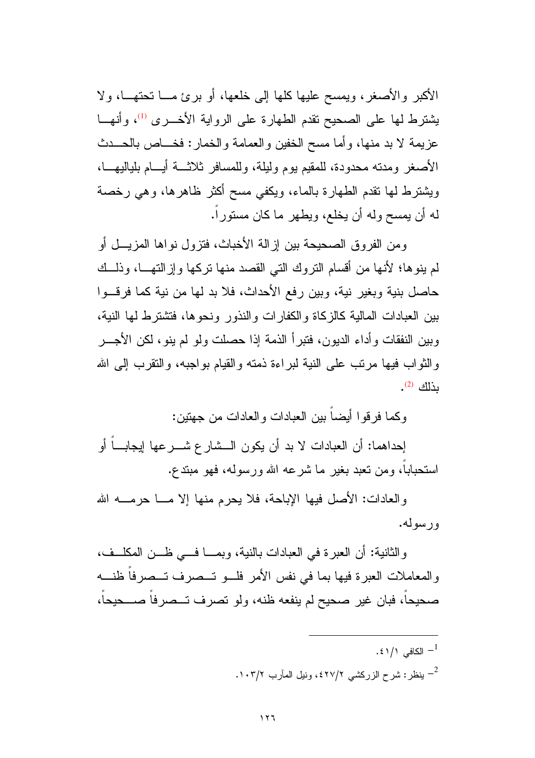الأكبر والأصغر، ويمسح عليها كلها إلى خلعها، أو برئ ما تحتها، ولا يشترط لها على الصحيح تقدم الطهارة على الرواية الأخرى [1]، وأنها عزيمة لا بد منها، وأما مسح الخفين والعمامة والخمار: فخاص بالحدث الأصغر ومدته محدودة، للمقيم يوم وليلة، وللمسافر ثلاثة أيام بلياليها، ويشترط لها تقدم الطهارة بالماء، ويكفي مسح أكثر ظاهرها، وهي رخصة له أن يمسح وله أن يخلع، ويطهر ما كان مستوراً.

ومن الفروق الصحيحة بين إزالة الأخباث، فتزول نواها المزيل أو لم ينوها؛ لأنها من أقسام التروك التي القصد منها تركها وإزالتها، وذلك حاصل بنية وبغير نية، وبين رفع الأحداث، فلا بد لها من نية كما فرقوا بين العبادات المالية كالزكاة والكفارات والنذور ونحوها، فتشترط لها النية، وبين النفقات وأداء الديون، فتبرأ الذمة إذا حصلت ولو لم ينو، لكن الأجر والثواب فيها مرتب على النية لبراءة ذمته والقيام بواجبه، والتقرب إلى الله بذلك [2].

وكما فرقوا أيضاً بين العبادات والعادات من جهتين:

إحداهما: أن العبادات لا بد أن يكون الشارع شرعها إيجاباً أو استحباباً، ومن تعبد بغير ما شرعه الله ورسوله، فهو مبتدع.

والعادات: الأصل فيها الإباحة، فلا يحرم منها إلا ما حرمه الله ورسوله.

والثانية: أن العبرة في العبادات بالنية، وبما في ظن المكلف، والمعاملات العبرة فيها بما في نفس الأمر فلو تصرف تصرفاً ظنه صحيحاً، فبان غير صحيح لم ينفعه ظنه، ولو تصرف تصرفاً صحيحاً،

---

[1] الكافي ١/٤١.

[2] ينظر: شرح الزركشي ٢/٤٢٧، ونيل المآرب ٢/١٠٣.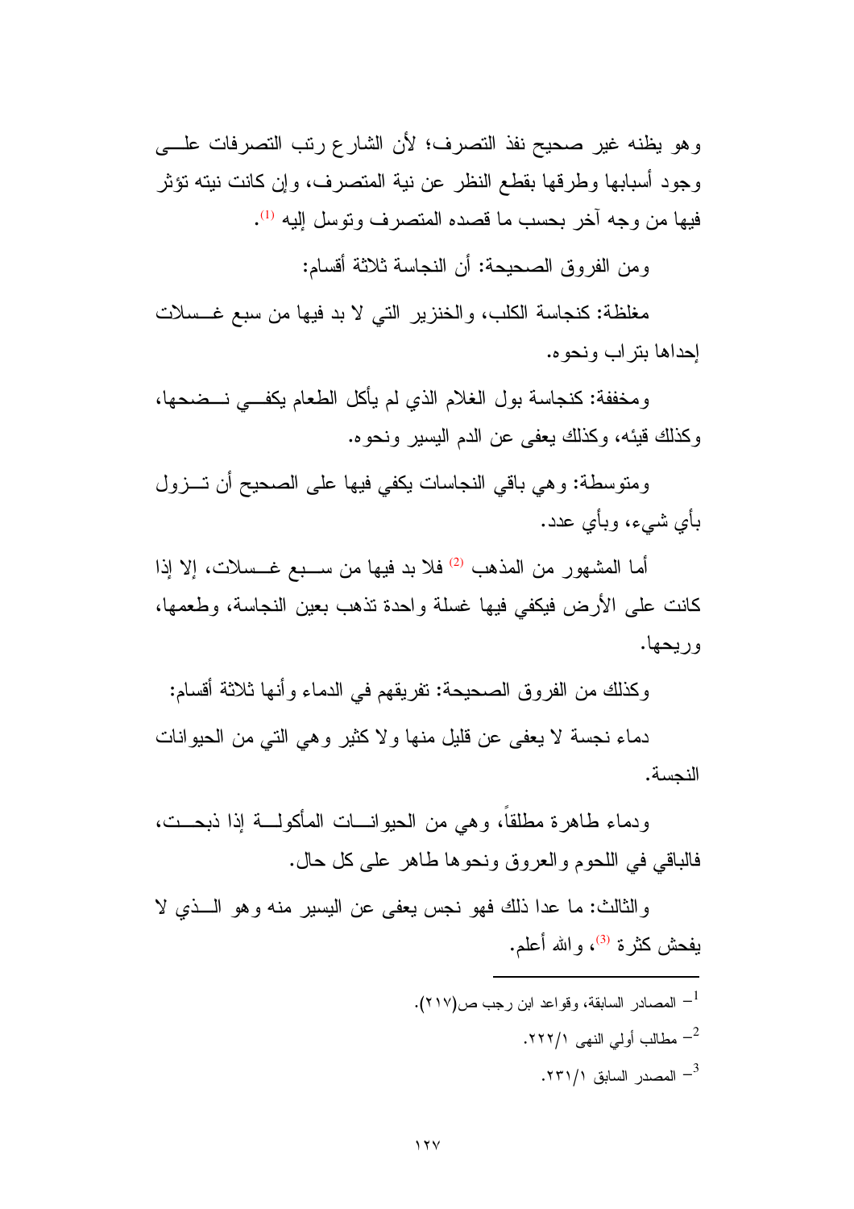وهو يظنه غير صحيح نفذ التصرف؛ لأن الشارع رتب التصرفات على وجود أسبابها وطرقها بقطع النظر عن نية المتصرف، وإن كانت نيته تؤثر فيها من وجه آخر بحسب ما قصده المتصرف وتوسل إليه [1].

ومن الفروق الصحيحة: أن النجاسة ثلاثة أقسام:

مغلظة: كنجاسة الكلب، والخنزير التي لا بد فيها من سبع غسلات إحداها بتراب ونحوه.

ومخففة: كنجاسة بول الغلام الذي لم يأكل الطعام يكفي نضحها، وكذلك قيئه، وكذلك يعفى عن الدم اليسير ونحوه.

ومتوسطة: وهي باقي النجاسات يكفي فيها على الصحيح أن تزول بأي شيء، وبأي عدد.

أما المشهور من المذهب [2] فلا بد فيها من سبع غسلات، إلا إذا كانت على الأرض فيكفي فيها غسلة واحدة تذهب بعين النجاسة، وطعمها، وريحها.

وكذلك من الفروق الصحيحة: تفريقهم في الدماء وأنها ثلاثة أقسام:

دماء نجسة لا يعفى عن قليل منها ولا كثير وهي التي من الحيوانات النجسة.

ودماء طاهرة مطلقاً، وهي من الحيوانات المأكولة إذا ذبحت، فالباقي في اللحوم والعروق ونحوها طاهر على كل حال.

والثالث: ما عدا ذلك فهو نجس يعفى عن اليسير منه وهو الذي لا يفحش كثرة [3]، والله أعلم.

---

[1] - المصادر السابقة، وقواعد ابن رجب ص(٢١٧).

[2] - مطالب أولي النهى ١/٢٢٢.

[3] - المصدر السابق ١/٢٣١.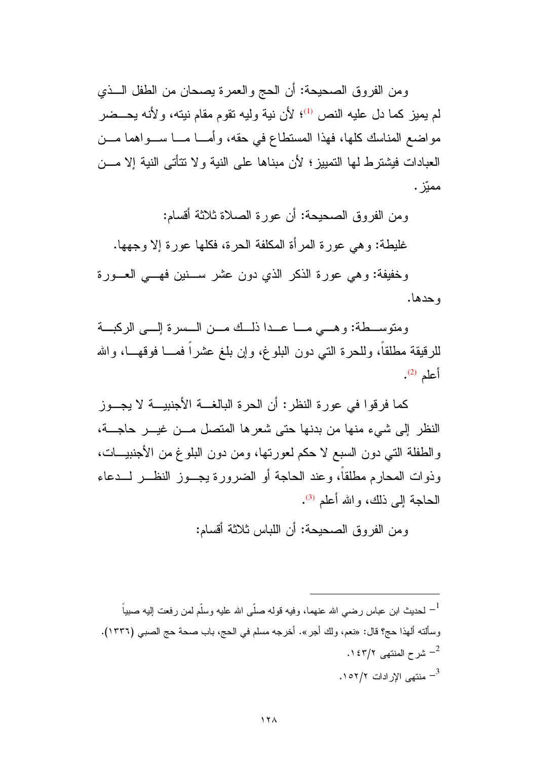ومن الفروق الصحيحة: أن الحج والعمرة يصحان من الطفل الذي لم يميز كما دل عليه النص [1]؛ لأن نية وليه تقوم مقام نيته، ولأنه يحضر مواضع المناسك كلها، فهذا المستطاع في حقه، وأما ما سواهما من العبادات فيشترط لها التمييز؛ لأن مبناها على النية ولا تتأتى النية إلا من مميّز.

ومن الفروق الصحيحة: أن عورة الصلاة ثلاثة أقسام:

غليظة: وهي عورة المرأة المكلفة الحرة، فكلها عورة إلا وجهها.

وخفيفة: وهي عورة الذكر الذي دون عشر سنين فهي العورة وحدها.

ومتوسطة: وهي ما عدا ذلك من السرة إلى الركبة للرقيقة مطلقاً، وللحرة التي دون البلوغ، وإن بلغ عشراً فما فوقها، والله أعلم [2].

كما فرقوا في عورة النظر: أن الحرة البالغة الأجنبية لا يجوز النظر إلى شيء منها من بدنها حتى شعرها المتصل من غير حاجة، والطفلة التي دون السبع لا حكم لعورتها، ومن دون البلوغ من الأجنبيات، وذوات المحارم مطلقاً، وعند الحاجة أو الضرورة يجوز النظر لدعاء الحاجة إلى ذلك، والله أعلم [3].

ومن الفروق الصحيحة: أن اللباس ثلاثة أقسام:

---

[1] - لحديث ابن عباس رضي الله عنهما، وفيه قوله صلّى الله عليه وسلّم لمن رفعت إليه صبياً وسألته ألهذا حج؟ قال: «نعم، ولك أجر». أخرجه مسلم في الحج، باب صحة حج الصبي (١٣٣٦).

[2] - شرح المنتهى ٢/١٤٣.

[3] - منتهى الإرادات ٢/١٥٢.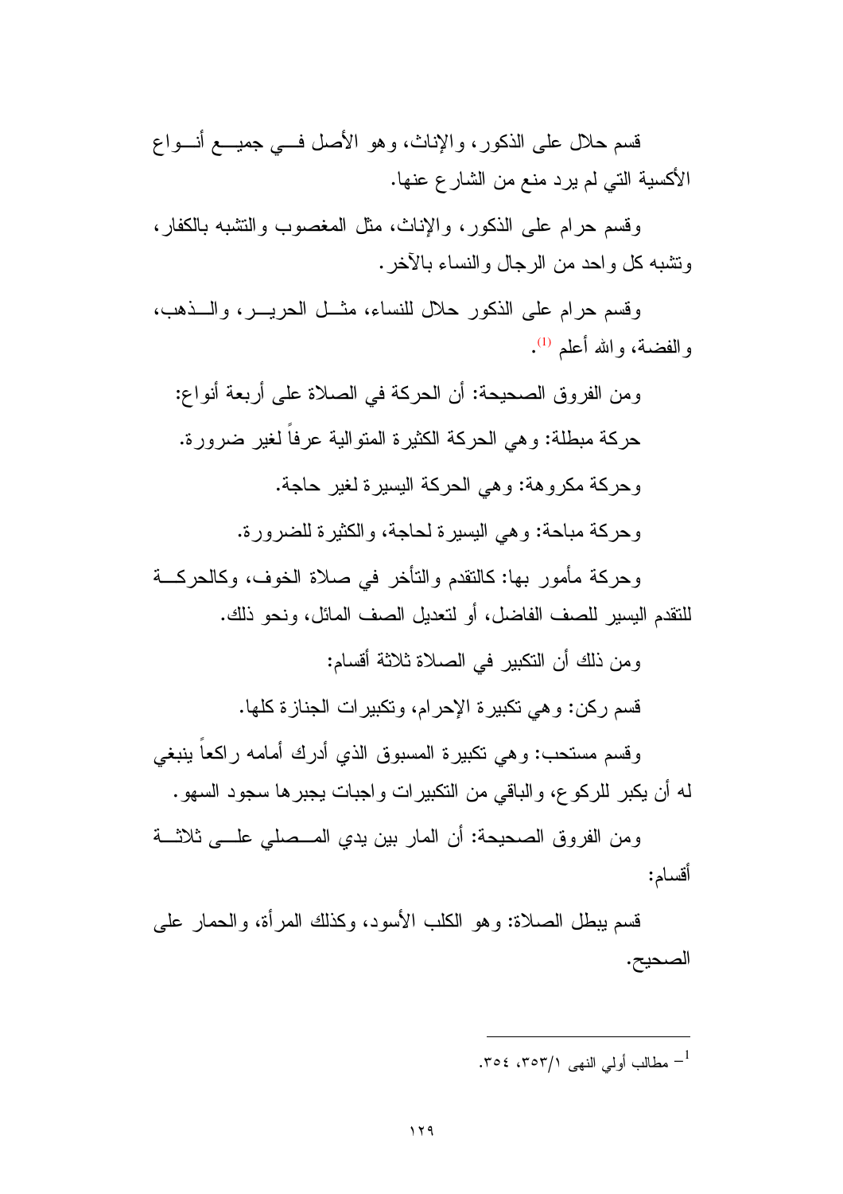قسم حلال على الذكور، والإناث، وهو الأصل في جميع أنواع الأكسية التي لم يرد منع من الشارع عنها.

وقسم حرام على الذكور، والإناث، مثل المغصوب والتشبه بالكفار، وتشبه كل واحد من الرجال والنساء بالآخر.

وقسم حرام على الذكور حلال للنساء، مثل الحرير، والذهب، والفضة، والله أعلم [1].

ومن الفروق الصحيحة: أن الحركة في الصلاة على أربعة أنواع:

حركة مبطلة: وهي الحركة الكثيرة المتوالية عرفاً لغير ضرورة.

وحركة مكروهة: وهي الحركة اليسيرة لغير حاجة.

وحركة مباحة: وهي اليسيرة لحاجة، والكثيرة للضرورة.

وحركة مأمور بها: كالتقدم والتأخر في صلاة الخوف، وكالحركة للتقدم اليسير للصف الفاضل، أو لتعديل الصف المائل، ونحو ذلك.

ومن ذلك أن التكبير في الصلاة ثلاثة أقسام:

قسم ركن: وهي تكبيرة الإحرام، وتكبيرات الجنازة كلها.

وقسم مستحب: وهي تكبيرة المسبوق الذي أدرك أمامه راكعاً ينبغي له أن يكبر للركوع، والباقي من التكبيرات واجبات يجبرها سجود السهو.

ومن الفروق الصحيحة: أن المار بين يدي المصلي على ثلاثة أقسام:

قسم يبطل الصلاة: وهو الكلب الأسود، وكذلك المرأة، والحمار على الصحيح.

---

[1] - مطالب أولي النهى ١/٣٥٣، ٣٥٤.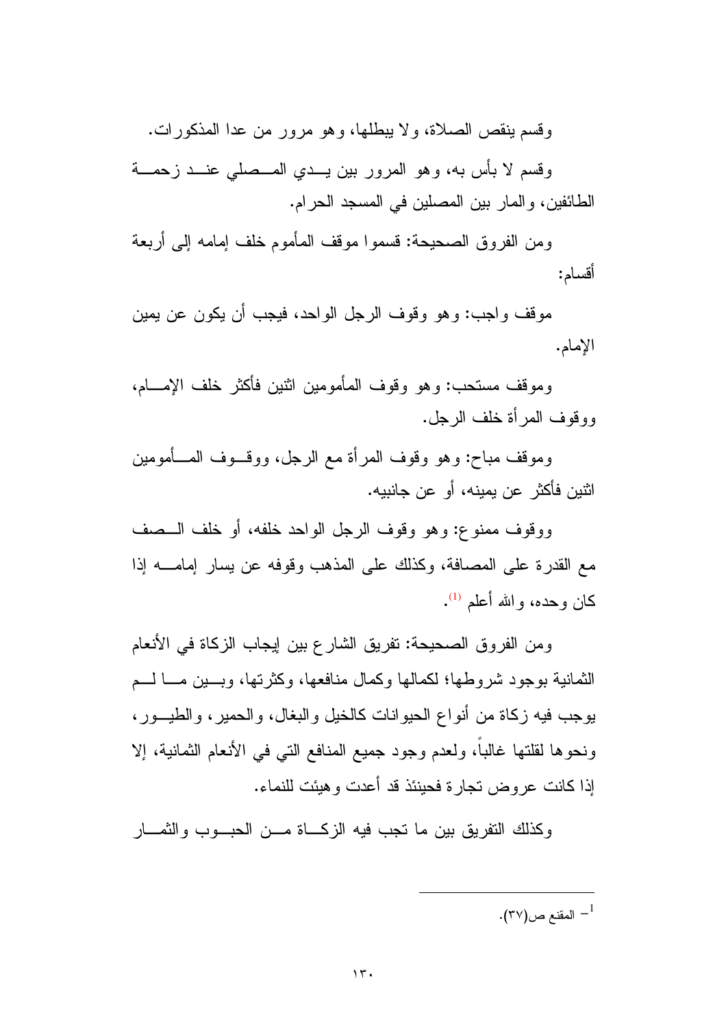وقسم ينقص الصلاة، ولا يبطلها، وهو مرور من عدا المذكورات.

وقسم لا بأس به، وهو المرور بين يدي المصلي عند زحمة الطائفين، والمار بين المصلين في المسجد الحرام.

ومن الفروق الصحيحة: قسموا موقف المأموم خلف إمامه إلى أربعة أقسام:

موقف واجب: وهو وقوف الرجل الواحد، فيجب أن يكون عن يمين الإمام.

وموقف مستحب: وهو وقوف المأمومين اثنين فأكثر خلف الإمام، ووقوف المرأة خلف الرجل.

وموقف مباح: وهو وقوف المرأة مع الرجل، ووقوف المأمومين اثنين فأكثر عن يمينه، أو عن جانبيه.

ووقوف ممنوع: وهو وقوف الرجل الواحد خلفه، أو خلف الصف مع القدرة على المصافة، وكذلك على المذهب وقوفه عن يسار إمامه إذا كان وحده، والله أعلم [1].

ومن الفروق الصحيحة: تفريق الشارع بين إيجاب الزكاة في الأنعام الثمانية بوجود شروطها؛ لكمالها وكمال منافعها، وكثرتها، وبين ما لم يوجب فيه زكاة من أنواع الحيوانات كالخيل والبغال، والحمير، والطيور، ونحوها لقلتها غالباً، ولعدم وجود جميع المنافع التي في الأنعام الثمانية، إلا إذا كانت عروض تجارة فحينئذ قد أعدت وهيئت للنماء.

وكذلك التفريق بين ما تجب فيه الزكاة من الحبوب والثمار

---

[1] المقنع ص(٣٧).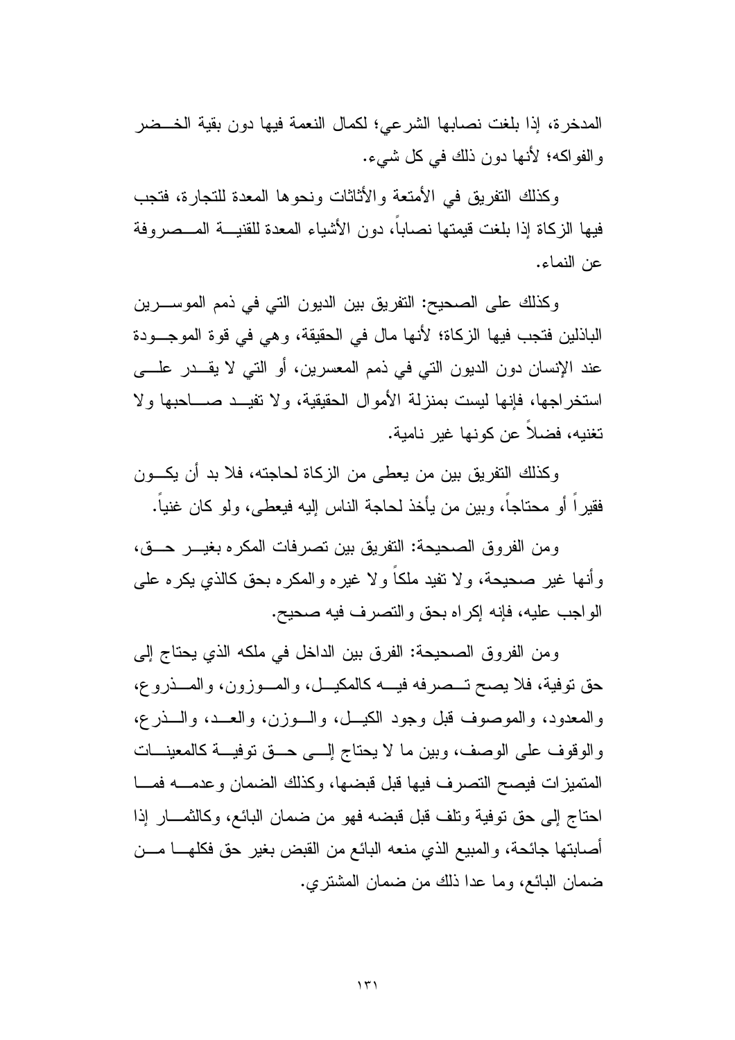المدخرة، إذا بلغت نصابها الشرعي؛ لكمال النعمة فيها دون بقية الخضر والفواكه؛ لأنها دون ذلك في كل شيء.

وكذلك التفريق في الأمتعة والأثاثات ونحوها المعدة للتجارة، فتجب فيها الزكاة إذا بلغت قيمتها نصاباً، دون الأشياء المعدة للقنية المصروفة عن النماء.

وكذلك على الصحيح: التفريق بين الديون التي في ذمم الموسرين الباذلين فتجب فيها الزكاة؛ لأنها مال في الحقيقة، وهي في قوة الموجودة عند الإنسان دون الديون التي في ذمم المعسرين، أو التي لا يقدر على استخراجها، فإنها ليست بمنزلة الأموال الحقيقية، ولا تفيد صاحبها ولا تغنيه، فضلاً عن كونها غير نامية.

وكذلك التفريق بين من يعطى من الزكاة لحاجته، فلا بد أن يكون فقيراً أو محتاجاً، وبين من يأخذ لحاجة الناس إليه فيعطى، ولو كان غنياً.

ومن الفروق الصحيحة: التفريق بين تصرفات المكره بغير حق، وأنها غير صحيحة، ولا تفيد ملكاً ولا غيره والمكره بحق كالذي يكره على الواجب عليه، فإنه إكراه بحق والتصرف فيه صحيح.

ومن الفروق الصحيحة: الفرق بين الداخل في ملكه الذي يحتاج إلى حق توفية، فلا يصح تصرفه فيه كالمكيل، والموزون، والمذروع، والمعدود، والموصوف قبل وجود الكيل، والوزن، والعد، والذرع، والوقوف على الوصف، وبين ما لا يحتاج إلى حق توفية كالمعينات المتميزات فيصح التصرف فيها قبل قبضها، وكذلك الضمان وعدمه فما احتاج إلى حق توفية وتلف قبل قبضه فهو من ضمان البائع، وكالثمار إذا أصابتها جائحة، والمبيع الذي منعه البائع من القبض بغير حق فكلها من ضمان البائع، وما عدا ذلك من ضمان المشتري.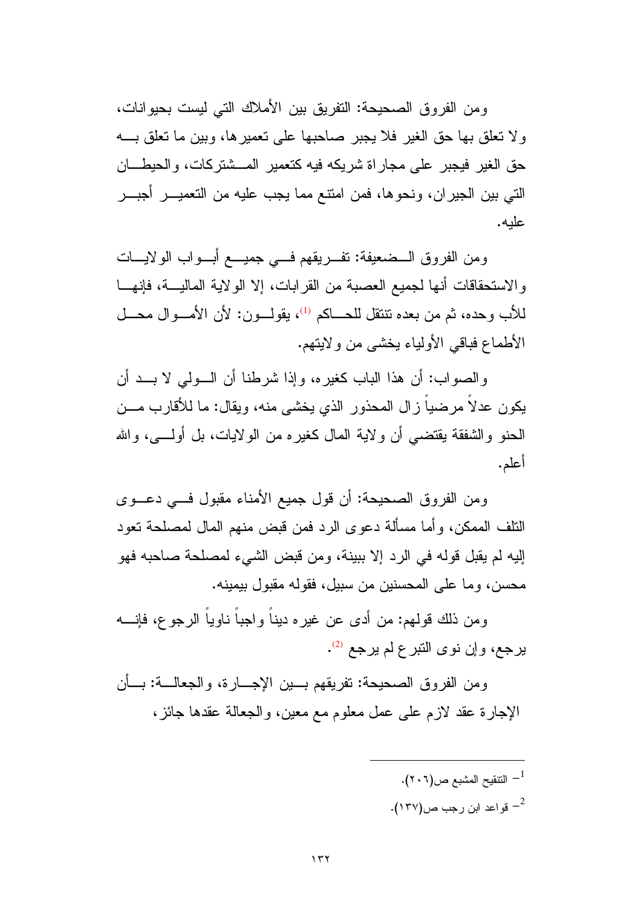ومن الفروق الصحيحة: التفريق بين الأملاك التي ليست بحيوانات، ولا تعلق بها حق الغير فلا يجبر صاحبها على تعميرها، وبين ما تعلق به حق الغير فيجبر على مجاراة شريكه فيه كتعمير المشتركات، والحيطان التي بين الجيران، ونحوها، فمن امتنع مما يجب عليه من التعمير أجبر عليه.

ومن الفروق الضعيفة: تفريقهم في جميع أبواب الولايات والاستحقاقات أنها لجميع العصبة من القرابات، إلا الولاية المالية، فإنها للأب وحده، ثم من بعده تنتقل للحاكم [1]، يقولون: لأن الأموال محل الأطماع فباقي الأولياء يخشى من ولايتهم.

والصواب: أن هذا الباب كغيره، وإذا شرطنا أن الولي لا بد أن يكون عدلاً مرضياً زال المحذور الذي يخشى منه، ويقال: ما للأقارب من الحنو والشفقة يقتضي أن ولاية المال كغيره من الولايات، بل أولى، والله أعلم.

ومن الفروق الصحيحة: أن قول جميع الأمناء مقبول في دعوى التلف الممكن، وأما مسألة دعوى الرد فمن قبض منهم المال لمصلحة تعود إليه لم يقبل قوله في الرد إلا ببينة، ومن قبض الشيء لمصلحة صاحبه فهو محسن، وما على المحسنين من سبيل، فقوله مقبول بيمينه.

ومن ذلك قولهم: من أدى عن غيره ديناً واجباً ناوياً الرجوع، فإنه يرجع، وإن نوى التبرع لم يرجع [2].

ومن الفروق الصحيحة: تفريقهم بين الإجارة، والجعالة: بأن الإجارة عقد لازم على عمل معلوم مع معين، والجعالة عقدها جائز،

---

[1] - التنقيح المشبع ص(٢٠٦).

[2] - قواعد ابن رجب ص(١٣٧).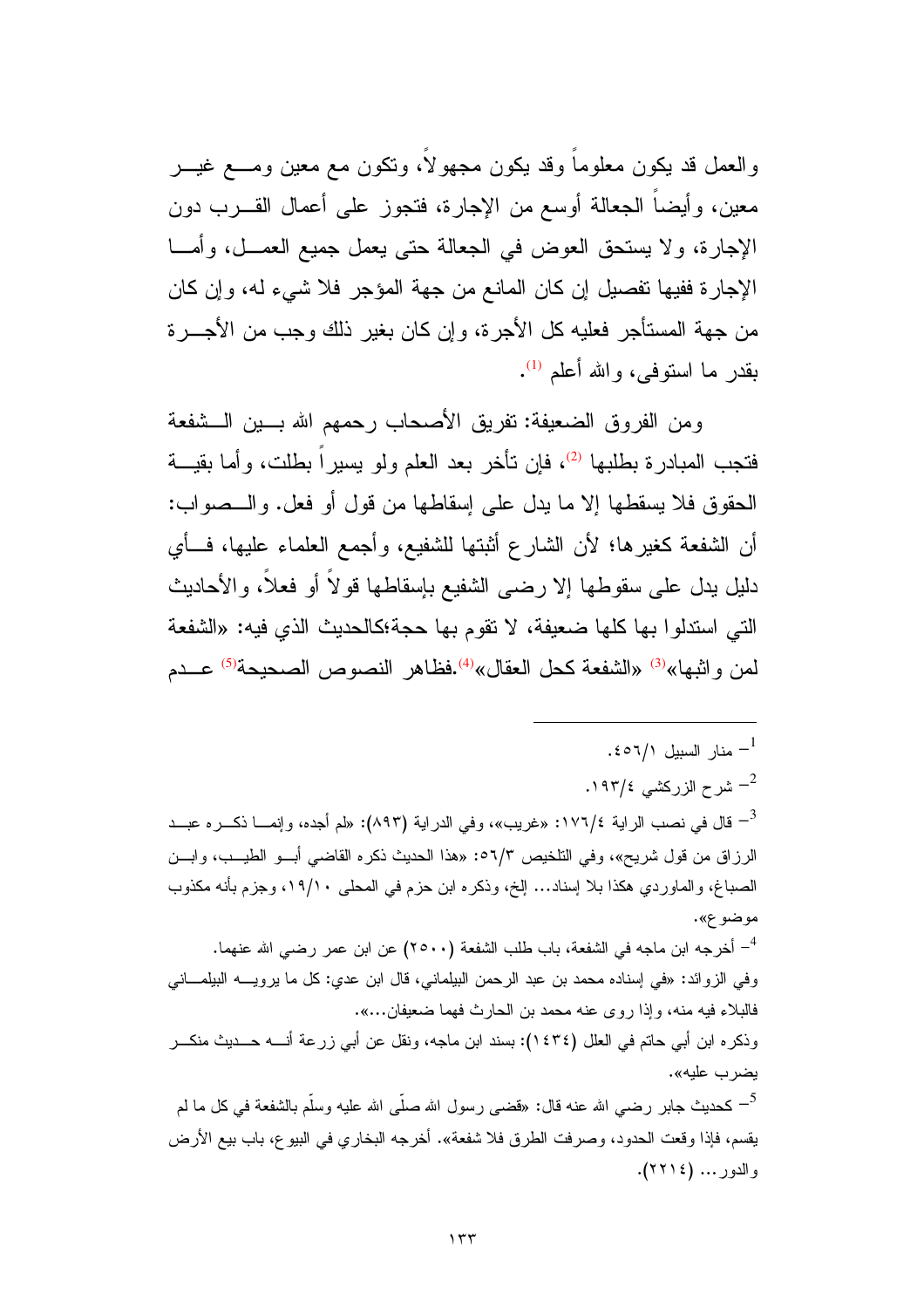والعمل قد يكون معلوماً وقد يكون مجهولاً، وتكون مع معين ومع غير معين، وأيضاً الجعالة أوسع من الإجارة، فتجوز على أعمال القرب دون الإجارة، ولا يستحق العوض في الجعالة حتى يعمل جميع العمل، وأما الإجارة ففيها تفصيل إن كان المانع من جهة المؤجر فلا شيء له، وإن كان من جهة المستأجر فعليه كل الأجرة، وإن كان بغير ذلك وجب من الأجرة بقدر ما استوفى، والله أعلم [1].

ومن الفروق الضعيفة: تفريق الأصحاب رحمهم الله بين الشفعة فتجب المبادرة بطلبها [2]، فإن تأخر بعد العلم ولو يسيراً بطلت، وأما بقية الحقوق فلا يسقطها إلا ما يدل على إسقاطها من قول أو فعل. والصواب: أن الشفعة كغيرها؛ لأن الشارع أثبتها للشفيع، وأجمع العلماء عليها، فأي دليل يدل على سقوطها إلا رضى الشفيع بإسقاطها قولاً أو فعلاً، والأحاديث التي استدلوا بها كلها ضعيفة، لا تقوم بها حجة؛كالحديث الذي فيه: «الشفعة لمن واثبها»[3] «الشفعة كحل العقال»[4].فظاهر النصوص الصحيحة[5] عدم

---

1- منار السبيل ٤٥٦/١.

2- شرح الزركشي ١٩٣/٤.

3- قال في نصب الراية ١٧٦/٤: «غريب»، وفي الدراية (٨٩٣): «لم أجده، وإنما ذكره عبد الرزاق من قول شريح»، وفي التلخيص ٥٦/٣: «هذا الحديث ذكره القاضي أبو الطيب، وابن الصباغ، والماوردي هكذا بلا إسناد... إلخ، وذكره ابن حزم في المحلى ١٩/١٠، وجزم بأنه مكذوب موضوع».

4- أخرجه ابن ماجه في الشفعة، باب طلب الشفعة (٢٥٠٠) عن ابن عمر رضي الله عنهما.
وفي الزوائد: «في إسناده محمد بن عبد الرحمن البيلماني، قال ابن عدي: كل ما يرويه البيلماني فالبلاء فيه منه، وإذا روى عنه محمد بن الحارث فهما ضعيفان...».
وذكره ابن أبي حاتم في العلل (١٤٣٤): بسند ابن ماجه، ونقل عن أبي زرعة أنه حديث منكر يضرب عليه».

5- كحديث جابر رضي الله عنه قال: «قضى رسول الله صلّى الله عليه وسلّم بالشفعة في كل ما لم يقسم، فإذا وقعت الحدود، وصرفت الطرق فلا شفعة». أخرجه البخاري في البيوع، باب بيع الأرض والدور... (٢٢١٤).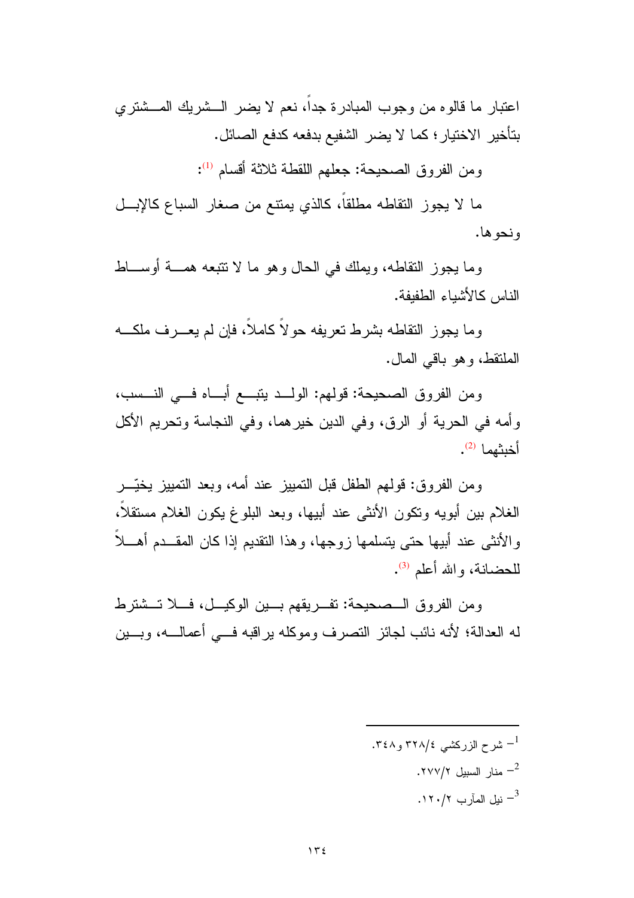اعتبار ما قالوه من وجوب المبادرة جداً، نعم لا يضر الشريك المشتري بتأخير الاختيار؛ كما لا يضر الشفيع بدفعه كدفع الصائل.

ومن الفروق الصحيحة: جعلهم اللقطة ثلاثة أقسام [1]:

ما لا يجوز التقاطه مطلقاً، كالذي يمتنع من صغار السباع كالإبل ونحوها.

وما يجوز التقاطه، ويملك في الحال وهو ما لا تتبعه همة أوساط الناس كالأشياء الطفيفة.

وما يجوز التقاطه بشرط تعريفه حولاً كاملاً، فإن لم يعرف ملكه الملتقط، وهو باقي المال.

ومن الفروق الصحيحة: قولهم: الولد يتبع أباه في النسب، وأمه في الحرية أو الرق، وفي الدين خيرهما، وفي النجاسة وتحريم الأكل أخبثهما [2].

ومن الفروق: قولهم الطفل قبل التمييز عند أمه، وبعد التمييز يخيّر الغلام بين أبويه وتكون الأنثى عند أبيها، وبعد البلوغ يكون الغلام مستقلاً، والأنثى عند أبيها حتى يتسلمها زوجها، وهذا التقديم إذا كان المقدم أهلاً للحضانة، والله أعلم [3].

ومن الفروق الصحيحة: تفريقهم بين الوكيل، فلا تشترط له العدالة؛ لأنه نائب لجائز التصرف وموكله يراقبه في أعماله، وبين

---

[1] شرح الزركشي ٤/٣٢٨ و٣٤٨.

[2] منار السبيل ٢/٢٧٧.

[3] نيل المآرب ٢/١٢٠.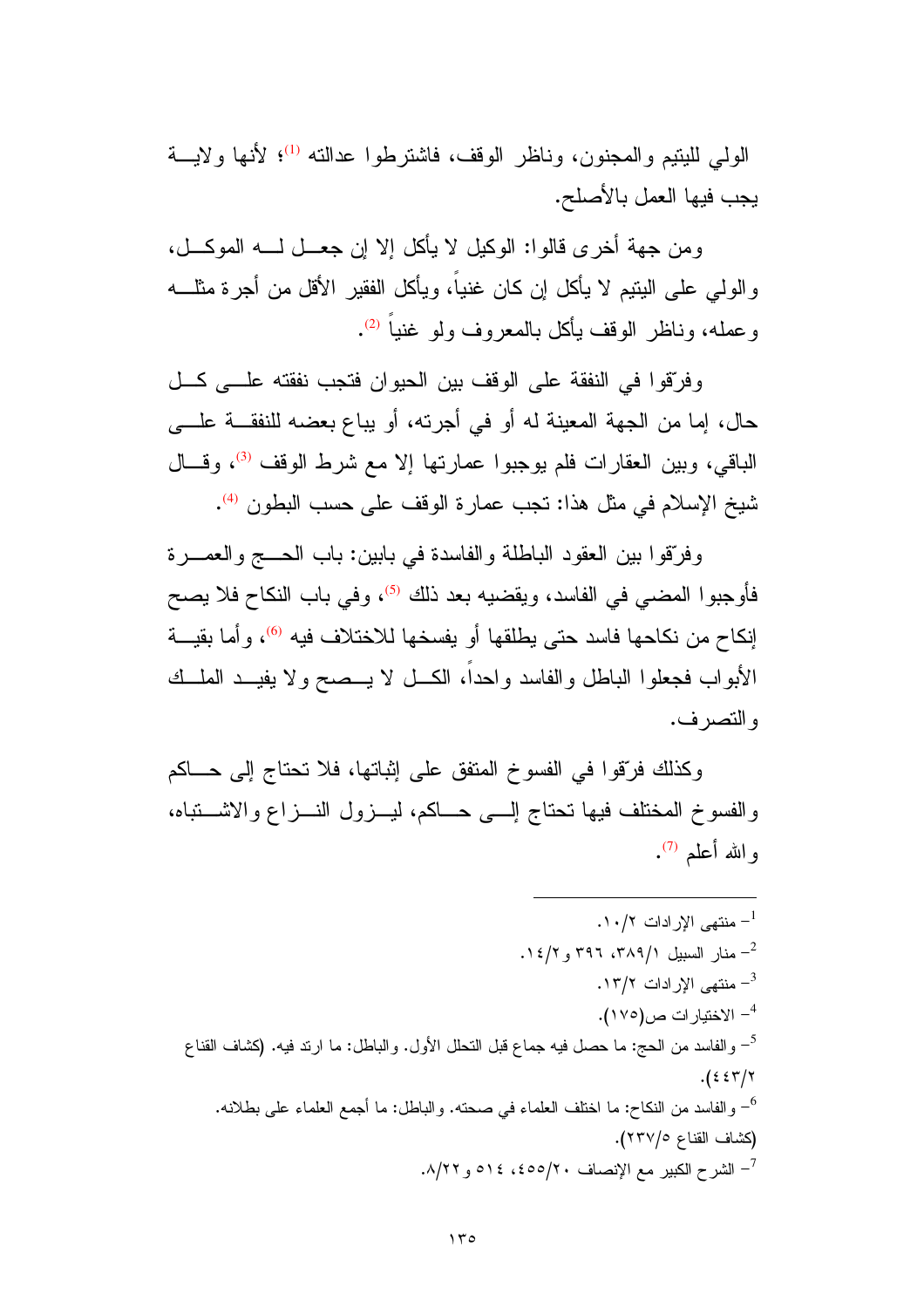الولي لليتيم والمجنون، وناظر الوقف، فاشترطوا عدالته [1]؛ لأنها ولاية يجب فيها العمل بالأصلح.

ومن جهة أخرى قالوا: الوكيل لا يأكل إلا إن جعل له الموكل، والولي على اليتيم لا يأكل إن كان غنياً، ويأكل الفقير الأقل من أجرة مثله وعمله، وناظر الوقف يأكل بالمعروف ولو غنياً [2].

وفرّقوا في النفقة على الوقف بين الحيوان فتجب نفقته على كل حال، إما من الجهة المعينة له أو في أجرته، أو يباع بعضه للنفقة على الباقي، وبين العقارات فلم يوجبوا عمارتها إلا مع شرط الوقف [3]، وقال شيخ الإسلام في مثل هذا: تجب عمارة الوقف على حسب البطون [4].

وفرّقوا بين العقود الباطلة والفاسدة في بابين: باب الحج والعمرة فأوجبوا المضي في الفاسد، ويقضيه بعد ذلك [5]، وفي باب النكاح فلا يصح إنكاح من نكاحها فاسد حتى يطلقها أو يفسخها للاختلاف فيه [6]، وأما بقية الأبواب فجعلوا الباطل والفاسد واحداً، الكل لا يصح ولا يفيد الملك والتصرف.

وكذلك فرّقوا في الفسوخ المتفق على إثباتها، فلا تحتاج إلى حاكم والفسوخ المختلف فيها تحتاج إلى حاكم، ليزول النزاع والاشتباه، والله أعلم [7].

---

1- منتهى الإرادات ٢/١٠.

2- منار السبيل ١/٣٨٩، ٣٩٦ و٢/١٤.

3- منتهى الإرادات ٢/١٣.

4- الاختيارات ص(١٧٥).

5- والفاسد من الحج: ما حصل فيه جماع قبل التحلل الأول. والباطل: ما ارتد فيه. (كشاف القناع ٢/٤٤٣).

6- والفاسد من النكاح: ما اختلف العلماء في صحته. والباطل: ما أجمع العلماء على بطلانه. (كشاف القناع ٥/٢٣٧).

7- الشرح الكبير مع الإنصاف ٢٠/٤٥٥، ٥١٤ و٢٢/٨.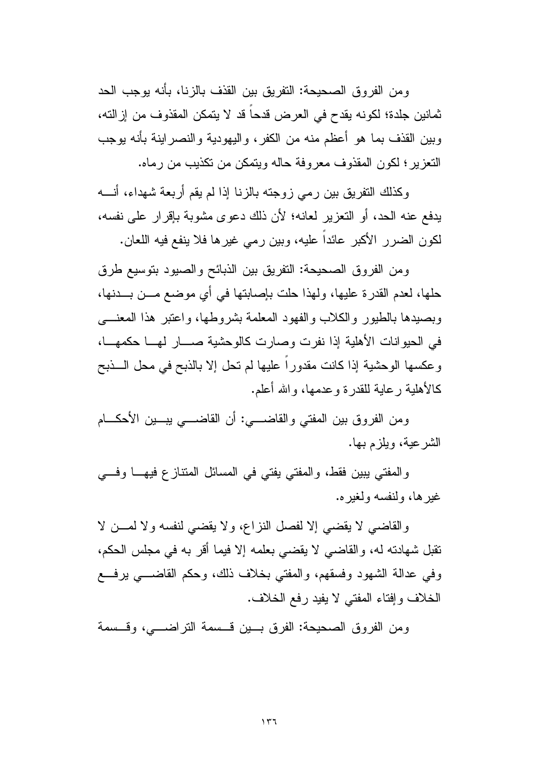ومن الفروق الصحيحة: التفريق بين القذف بالزنا، بأنه يوجب الحد ثمانين جلدة؛ لكونه يقدح في العرض قدحاً قد لا يتمكن المقذوف من إزالته، وبين القذف بما هو أعظم منه من الكفر، واليهودية والنصرانية بأنه يوجب التعزير؛ لكون المقذوف معروفة حاله ويتمكن من تكذيب من رماه.

وكذلك التفريق بين رمي زوجته بالزنا إذا لم يقم أربعة شهداء، أنه يدفع عنه الحد، أو التعزير لعانه؛ لأن ذلك دعوى مشوبة بإقرار على نفسه، لكون الضرر الأكبر عائداً عليه، وبين رمي غيرها فلا ينفع فيه اللعان.

ومن الفروق الصحيحة: التفريق بين الذبائح والصيود بتوسيع طرق حلها، لعدم القدرة عليها، ولهذا حلت بإصابتها في أي موضع من بدنها، وبصيدها بالطيور والكلاب والفهود المعلمة بشروطها، واعتبر هذا المعنى في الحيوانات الأهلية إذا نفرت وصارت كالوحشية صار لها حكمها، وعكسها الوحشية إذا كانت مقدوراً عليها لم تحل إلا بالذبح في محل الذبح كالأهلية رعاية للقدرة وعدمها، والله أعلم.

ومن الفروق بين المفتي والقاضي: أن القاضي يبين الأحكام الشرعية، ويلزم بها.

والمفتي يبين فقط، والمفتي يفتي في المسائل المتنازع فيها وفي غيرها، ولنفسه ولغيره.

والقاضي لا يقضي إلا لفصل النزاع، ولا يقضي لنفسه ولا لمن لا تقبل شهادته له، والقاضي لا يقضي بعلمه إلا فيما أقر به في مجلس الحكم، وفي عدالة الشهود وفسقهم، والمفتي بخلاف ذلك، وحكم القاضي يرفع الخلاف وإفتاء المفتي لا يفيد رفع الخلاف.

ومن الفروق الصحيحة: الفرق بين قسمة التراضي، وقسمة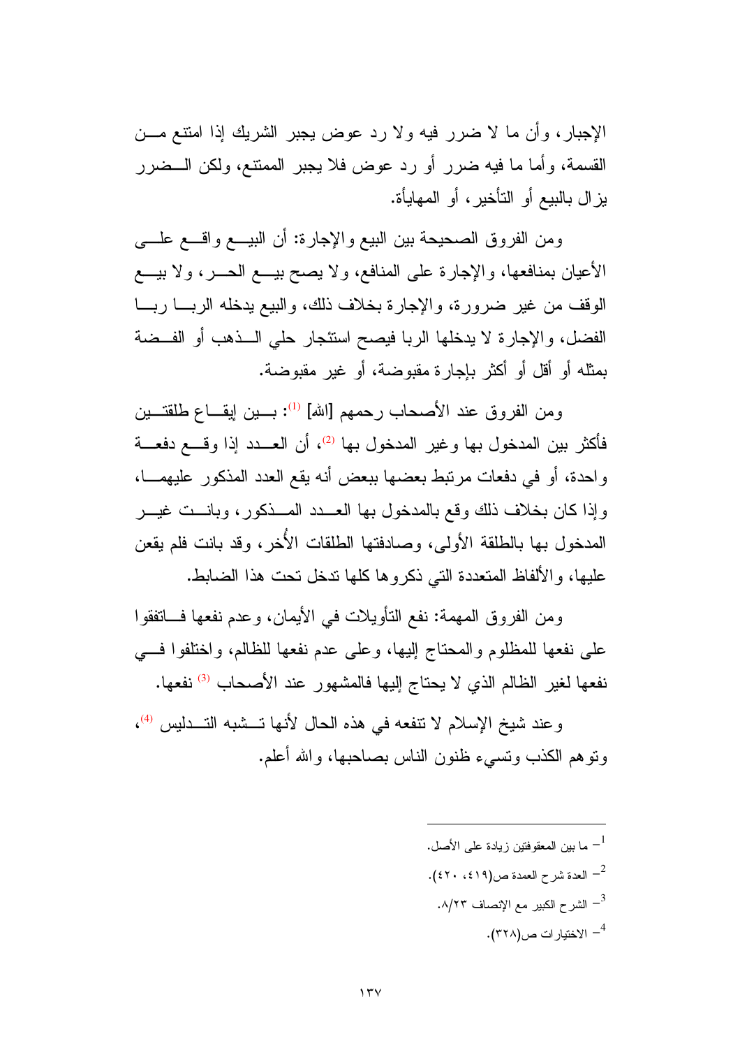الإجبار، وأن ما لا ضرر فيه ولا رد عوض يجبر الشريك إذا امتنع من القسمة، وأما ما فيه ضرر أو رد عوض فلا يجبر الممتنع، ولكن الضرر يزال بالبيع أو التأخير، أو المهايأة.

ومن الفروق الصحيحة بين البيع والإجارة: أن البيع واقع على الأعيان بمنافعها، والإجارة على المنافع، ولا يصح بيع الحر، ولا بيع الوقف من غير ضرورة، والإجارة بخلاف ذلك، والبيع يدخله الربا ربا الفضل، والإجارة لا يدخلها الربا فيصح استئجار حلي الذهب أو الفضة بمثله أو أقل أو أكثر بإجارة مقبوضة، أو غير مقبوضة.

ومن الفروق عند الأصحاب رحمهم [الله] [1]: بين إيقاع طلقتين فأكثر بين المدخول بها وغير المدخول بها [2]، أن العدد إذا وقع دفعة واحدة، أو في دفعات مرتبط بعضها ببعض أنه يقع العدد المذكور عليهما، وإذا كان بخلاف ذلك وقع بالمدخول بها العدد المذكور، وبانت غير المدخول بها بالطلقة الأولى، وصادفتها الطلقات الأُخر، وقد بانت فلم يقعن عليها، والألفاظ المتعددة التي ذكروها كلها تدخل تحت هذا الضابط.

ومن الفروق المهمة: نفع التأويلات في الأيمان، وعدم نفعها فاتفقوا على نفعها للمظلوم والمحتاج إليها، وعلى عدم نفعها للظالم، واختلفوا في نفعها لغير الظالم الذي لا يحتاج إليها فالمشهور عند الأصحاب [3] نفعها.

وعند شيخ الإسلام لا تنفعه في هذه الحال لأنها تشبه التدليس [4]، وتوهم الكذب وتسيء ظنون الناس بصاحبها، والله أعلم.

---

[1]- ما بين المعقوفتين زيادة على الأصل.

[2]- العدة شرح العمدة ص(٤١٩، ٤٢٠).

[3]- الشرح الكبير مع الإنصاف ٨/٢٣.

[4]- الاختيارات ص(٣٢٨).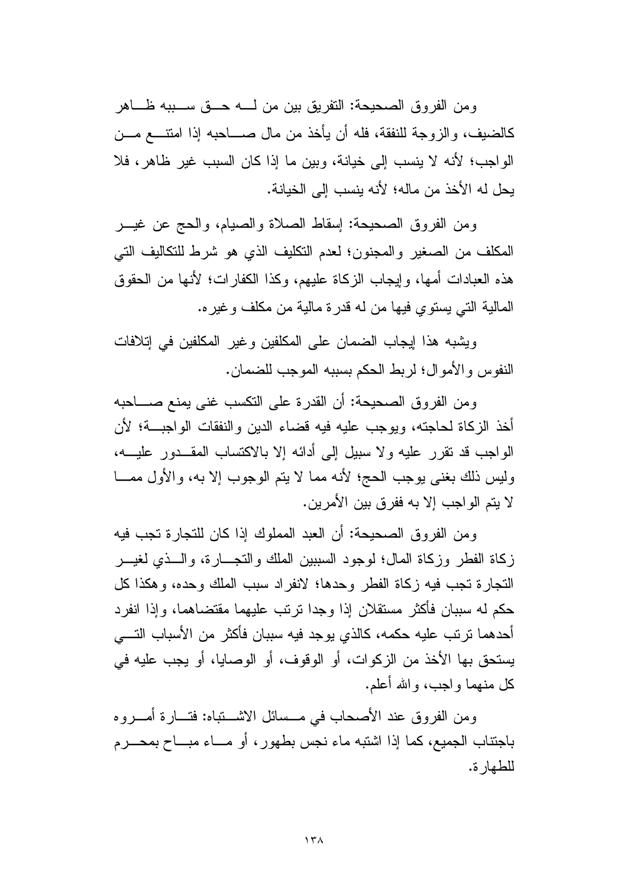ومن الفروق الصحيحة: التفريق بين من لـه حـق سـببه ظـاهر كالضيف، والزوجة للنفقة، فله أن يأخذ من مال صـاحبه إذا امتنـع مـن الواجب؛ لأنه لا ينسب إلى خيانة، وبين ما إذا كان السبب غير ظاهر، فلا يحل له الأخذ من ماله؛ لأنه ينسب إلى الخيانة.

ومن الفروق الصحيحة: إسقاط الصلاة والصيام، والحج عن غيـر المكلف من الصغير والمجنون؛ لعدم التكليف الذي هو شرط للتكاليف التي هذه العبادات أمها، وإيجاب الزكاة عليهم، وكذا الكفارات؛ لأنها من الحقوق المالية التي يستوي فيها من له قدرة مالية من مكلف وغيره.

ويشبه هذا إيجاب الضمان على المكلفين وغير المكلفين في إتلافات النفوس والأموال؛ لربط الحكم بسببه الموجب للضمان.

ومن الفروق الصحيحة: أن القدرة على التكسب غنى يمنع صـاحبه أخذ الزكاة لحاجته، ويوجب عليه فيه قضاء الدين والنفقات الواجبـة؛ لأن الواجب قد تقرر عليه ولا سبيل إلى أدائه إلا بالاكتساب المقـدور عليـه، وليس ذلك بغنى يوجب الحج؛ لأنه مما لا يتم الوجوب إلا به، والأول ممـا لا يتم الواجب إلا به ففرق بين الأمرين.

ومن الفروق الصحيحة: أن العبد المملوك إذا كان للتجارة تجب فيه زكاة الفطر وزكاة المال؛ لوجود السببين الملك والتجـارة، والـذي لغيـر التجارة تجب فيه زكاة الفطر وحدها؛ لانفراد سبب الملك وحده، وهكذا كل حكم له سببان فأكثر مستقلان إذا وجدا ترتب عليهما مقتضاهما، وإذا انفرد أحدهما ترتب عليه حكمه، كالذي يوجد فيه سببان فأكثر من الأسباب التـي يستحق بها الأخذ من الزكوات، أو الوقوف، أو الوصايا، أو يجب عليه في كل منهما واجب، والله أعلم.

ومن الفروق عند الأصحاب في مـسائل الاشـتباه: فتـارة أمـروه باجتناب الجميع، كما إذا اشتبه ماء نجس بطهور، أو مـاء مبـاح بمحـرم للطهارة.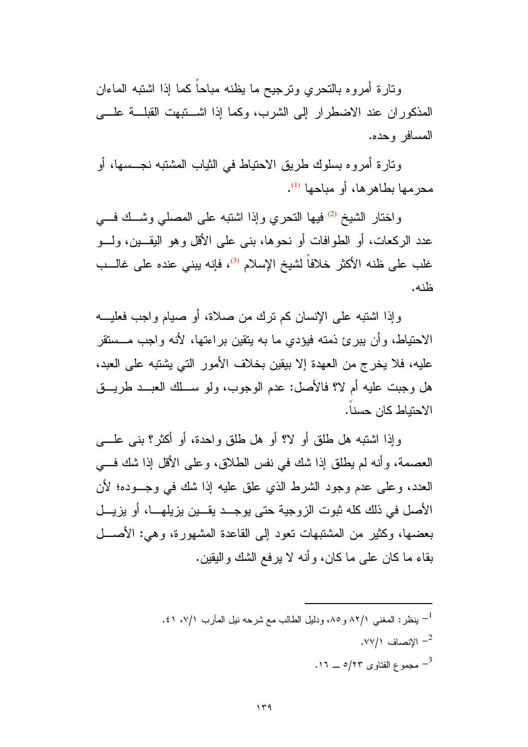وتارة أمروه بالتحري وترجيح ما يظنه مباحاً كما إذا اشتبه الماءان المذكوران عند الاضطرار إلى الشرب، وكما إذا اشتبهت القبلة على المسافر وحده.

وتارة أمروه بسلوك طريق الاحتياط في الثياب المشتبه نجسها، أو محرمها بطاهرها، أو مباحها [1].

واختار الشيخ [2] فيها التحري وإذا اشتبه على المصلي وشك في عدد الركعات، أو الطوافات أو نحوها، بنى على الأقل وهو اليقين، ولو غلب على ظنه الأكثر خلافاً لشيخ الإسلام [3]، فإنه يبني عنده على غالب ظنه.

وإذا اشتبه على الإنسان كم ترك من صلاة، أو صيام واجب فعليه الاحتياط، وأن يبرئ ذمته فيؤدي ما به يتقين براءتها، لأنه واجب مستقر عليه، فلا يخرج من العهدة إلا بيقين بخلاف الأمور التي يشتبه على العبد، هل وجبت عليه أم لا؟ فالأصل: عدم الوجوب، ولو سلك العبد طريق الاحتياط كان حسناً.

وإذا اشتبه هل طلق أو لا؟ أو هل طلق واحدة، أو أكثر؟ بنى على العصمة، وأنه لم يطلق إذا شك في نفس الطلاق، وعلى الأقل إذا شك في العدد، وعلى عدم وجود الشرط الذي علق عليه إذا شك في وجوده؛ لأن الأصل في ذلك كله ثبوت الزوجية حتى يوجد يقين يزيلها، أو يزيل بعضها، وكثير من المشتبهات تعود إلى القاعدة المشهورة، وهي: الأصل بقاء ما كان على ما كان، وأنه لا يرفع الشك واليقين.

---

[1] ينظر: المغني ١/٨٢ و٨٥، ودليل الطالب مع شرحه نيل المآرب ١/٧، ٤١.

[2] الإنصاف ١/٧٧.

[3] مجموع الفتاوى ٢٣/٥ ــ ١٦.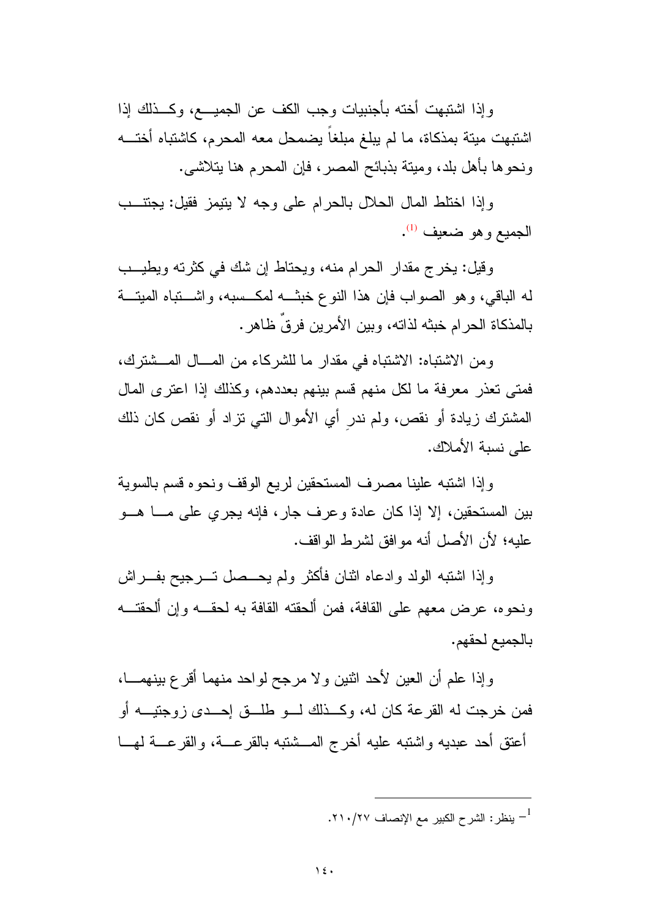وإذا اشتبهت أخته بأجنبيات وجب الكف عن الجميع، وكذلك إذا اشتبهت ميتة بمذكاة، ما لم يبلغ مبلغاً يضمحل معه المحرم، كاشتباه أخته ونحوها بأهل بلد، وميتة بذبائح المصر، فإن المحرم هنا يتلاشى.

وإذا اختلط المال الحلال بالحرام على وجه لا يتيمز فقيل: يجتنب الجميع وهو ضعيف [1].

وقيل: يخرج مقدار الحرام منه، ويحتاط إن شك في كثرته ويطيب له الباقي، وهو الصواب فإن هذا النوع خبثه لمكسبه، واشتباه الميتة بالمذكاة الحرام خبثه لذاته، وبين الأمرين فرقٌ ظاهر.

ومن الاشتباه: الاشتباه في مقدار ما للشركاء من المال المشترك، فمتى تعذر معرفة ما لكل منهم قسم بينهم بعددهم، وكذلك إذا اعترى المال المشترك زيادة أو نقص، ولم ندرِ أي الأموال التي تزاد أو نقص كان ذلك على نسبة الأملاك.

وإذا اشتبه علينا مصرف المستحقين لريع الوقف ونحوه قسم بالسوية بين المستحقين، إلا إذا كان عادة وعرف جار، فإنه يجري على ما هو عليه؛ لأن الأصل أنه موافق لشرط الواقف.

وإذا اشتبه الولد وادعاه اثنان فأكثر ولم يحصل ترجيح بفراش ونحوه، عرض معهم على القافة، فمن ألحقته القافة به لحقه وإن ألحقته بالجميع لحقهم.

وإذا علم أن العين لأحد اثنين ولا مرجح لواحد منهما أقرع بينهما، فمن خرجت له القرعة كان له، وكذلك لو طلق إحدى زوجتيه أو أعتق أحد عبديه واشتبه عليه أخرج المشتبه بالقرعة، والقرعة لها

---

[1] - ينظر: الشرح الكبير مع الإنصاف ٢٧/٢١٠.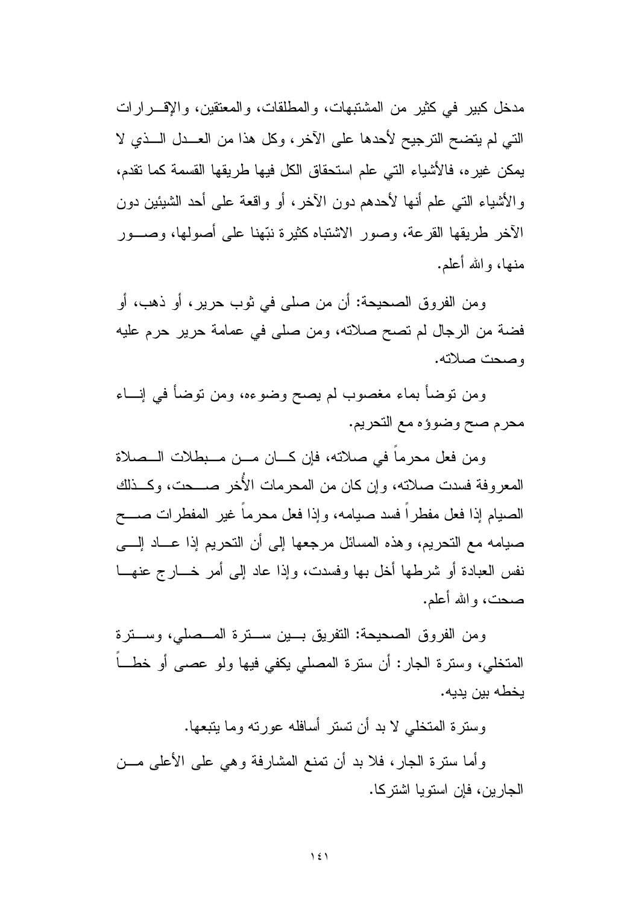مدخل كبير في كثير من المشتبهات، والمطلقات، والمعتقين، والإقـرارات التي لم يتضح الترجيح لأحدها على الآخر، وكل هذا من العـدل الـذي لا يمكن غيره، فالأشياء التي علم استحقاق الكل فيها طريقها القسمة كما تقدم، والأشياء التي علم أنها لأحدهم دون الآخر، أو واقعة على أحد الشيئين دون الآخر طريقها القرعة، وصور الاشتباه كثيرة نبّهنا على أصولها، وصـور منها، والله أعلم.

ومن الفروق الصحيحة: أن من صلى في ثوب حرير، أو ذهب، أو فضة من الرجال لم تصح صلاته، ومن صلى في عمامة حرير حرم عليه وصحت صلاته.

ومن توضأ بماء مغصوب لم يصح وضوءه، ومن توضأ في إنـاء محرم صح وضوؤه مع التحريم.

ومن فعل محرماً في صلاته، فإن كـان مـن مـبطلات الـصلاة المعروفة فسدت صلاته، وإن كان من المحرمات الأُخر صـحت، وكـذلك الصيام إذا فعل مفطراً فسد صيامه، وإذا فعل محرماً غير المفطرات صـح صيامه مع التحريم، وهذه المسائل مرجعها إلى أن التحريم إذا عـاد إلـى نفس العبادة أو شرطها أخل بها وفسدت، وإذا عاد إلى أمر خـارج عنهـا صحت، والله أعلم.

ومن الفروق الصحيحة: التفريق بـين سـترة المـصلي، وسـترة المتخلي، وسترة الجار: أن سترة المصلي يكفي فيها ولو عصى أو خطـاً يخطه بين يديه.

وسترة المتخلي لا بد أن تستر أسافله عورته وما يتبعها.

وأما سترة الجار، فلا بد أن تمنع المشارفة وهي على الأعلى مـن الجارين، فإن استويا اشتركا.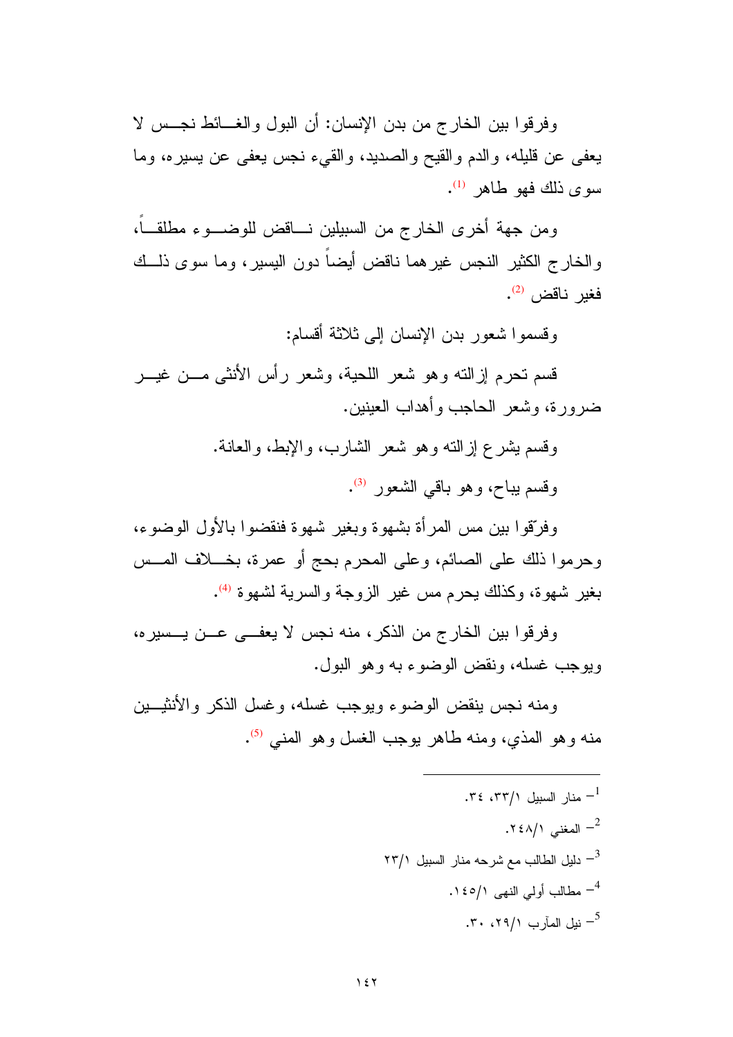وفرقوا بين الخارج من بدن الإنسان: أن البول والغائط نجس لا يعفى عن قليله، والدم والقيح والصديد، والقيء نجس يعفى عن يسيره، وما سوى ذلك فهو طاهر [1].

ومن جهة أخرى الخارج من السبيلين ناقض للوضوء مطلقاً، والخارج الكثير النجس غيرهما ناقض أيضاً دون اليسير، وما سوى ذلك فغير ناقض [2].

وقسموا شعور بدن الإنسان إلى ثلاثة أقسام:

قسم تحرم إزالته وهو شعر اللحية، وشعر رأس الأنثى من غير ضرورة، وشعر الحاجب وأهداب العينين.

وقسم يشرع إزالته وهو شعر الشارب، والإبط، والعانة.

وقسم يباح، وهو باقي الشعور [3].

وفرّقوا بين مس المرأة بشهوة وبغير شهوة فنقضوا بالأول الوضوء، وحرموا ذلك على الصائم، وعلى المحرم بحج أو عمرة، بخلاف المس بغير شهوة، وكذلك يحرم مس غير الزوجة والسرية لشهوة [4].

وفرقوا بين الخارج من الذكر، منه نجس لا يعفى عن يسيره، ويوجب غسله، ونقض الوضوء به وهو البول.

ومنه نجس ينقض الوضوء ويوجب غسله، وغسل الذكر والأنثيين منه وهو المذي، ومنه طاهر يوجب الغسل وهو المني [5].

---

1- منار السبيل ١/٣٣، ٣٤.

2- المغني ١/٢٤٨.

3- دليل الطالب مع شرحه منار السبيل ١/٢٣

4- مطالب أولي النهى ١/١٤٥.

5- نيل المآرب ١/٢٩، ٣٠.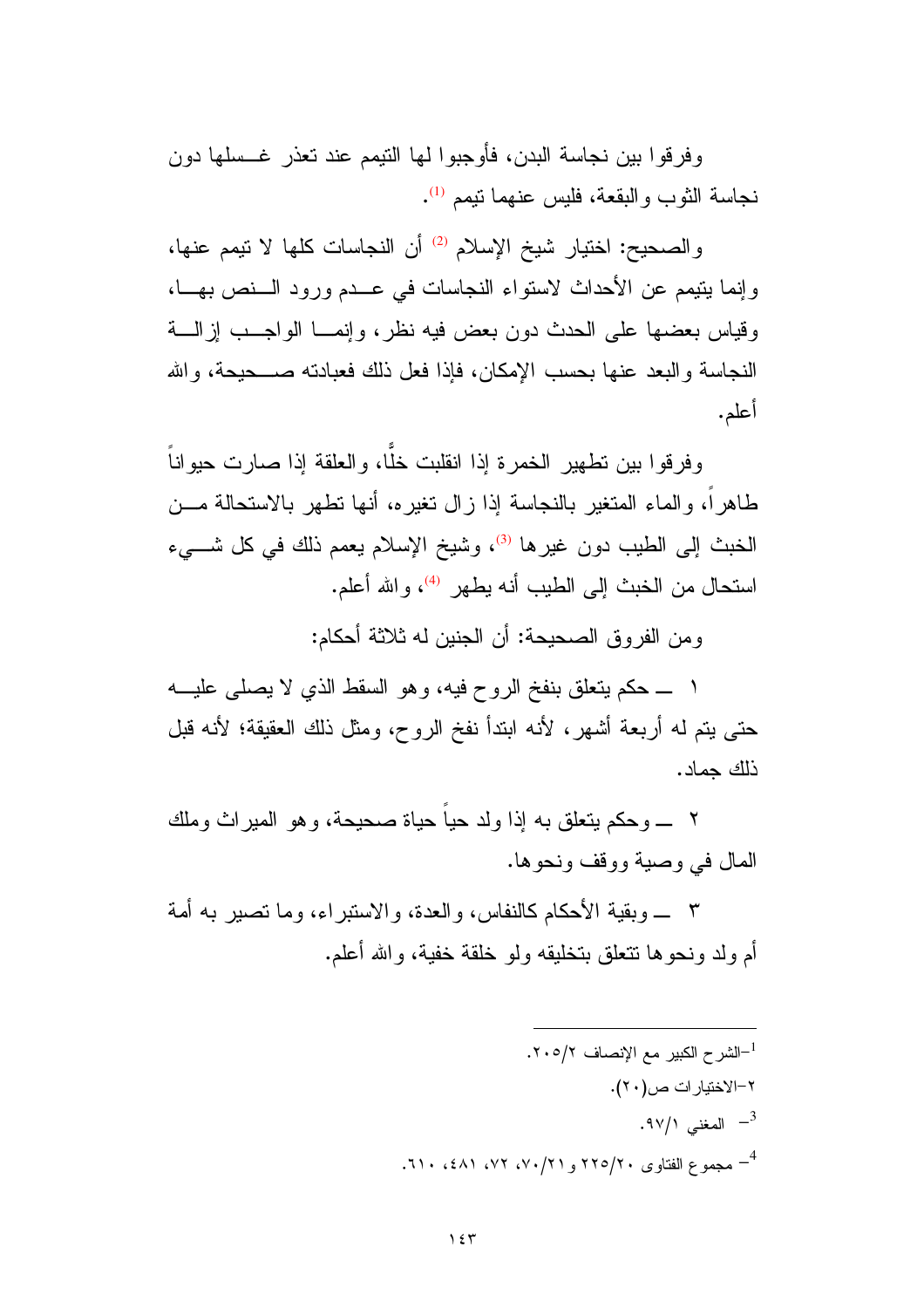وفرقوا بين نجاسة البدن، فأوجبوا لها التيمم عند تعذر غسلها دون نجاسة الثوب والبقعة، فليس عنهما تيمم [1].

والصحيح: اختيار شيخ الإسلام [2] أن النجاسات كلها لا تيمم عنها، وإنما يتيمم عن الأحداث لاستواء النجاسات في عدم ورود النص بها، وقياس بعضها على الحدث دون بعض فيه نظر، وإنما الواجب إزالة النجاسة والبعد عنها بحسب الإمكان، فإذا فعل ذلك فعبادته صحيحة، والله أعلم.

وفرقوا بين تطهير الخمرة إذا انقلبت خلًّا، والعلقة إذا صارت حيواناً طاهراً، والماء المتغير بالنجاسة إذا زال تغيره، أنها تطهر بالاستحالة من الخبث إلى الطيب دون غيرها [3]، وشيخ الإسلام يعمم ذلك في كل شيء استحال من الخبث إلى الطيب أنه يطهر [4]، والله أعلم.

ومن الفروق الصحيحة: أن الجنين له ثلاثة أحكام:

١ ــ حكم يتعلق بنفخ الروح فيه، وهو السقط الذي لا يصلى عليه حتى يتم له أربعة أشهر، لأنه ابتدأ نفخ الروح، ومثل ذلك العقيقة؛ لأنه قبل ذلك جماد.

٢ ــ وحكم يتعلق به إذا ولد حياً حياة صحيحة، وهو الميراث وملك المال في وصية ووقف ونحوها.

٣ ــ وبقية الأحكام كالنفاس، والعدة، والاستبراء، وما تصير به أمة أم ولد ونحوها تتعلق بتخليقه ولو خلقة خفية، والله أعلم.

---

[1] الشرح الكبير مع الإنصاف ٢/٢٠٥.

[2] الاختيارات ص(٢٠).

[3] المغني ١/٩٧.

[4] مجموع الفتاوى ٢٠/٢٢٥ و٢١/٧٠، ٧٢، ٤٨١، ٦١٠.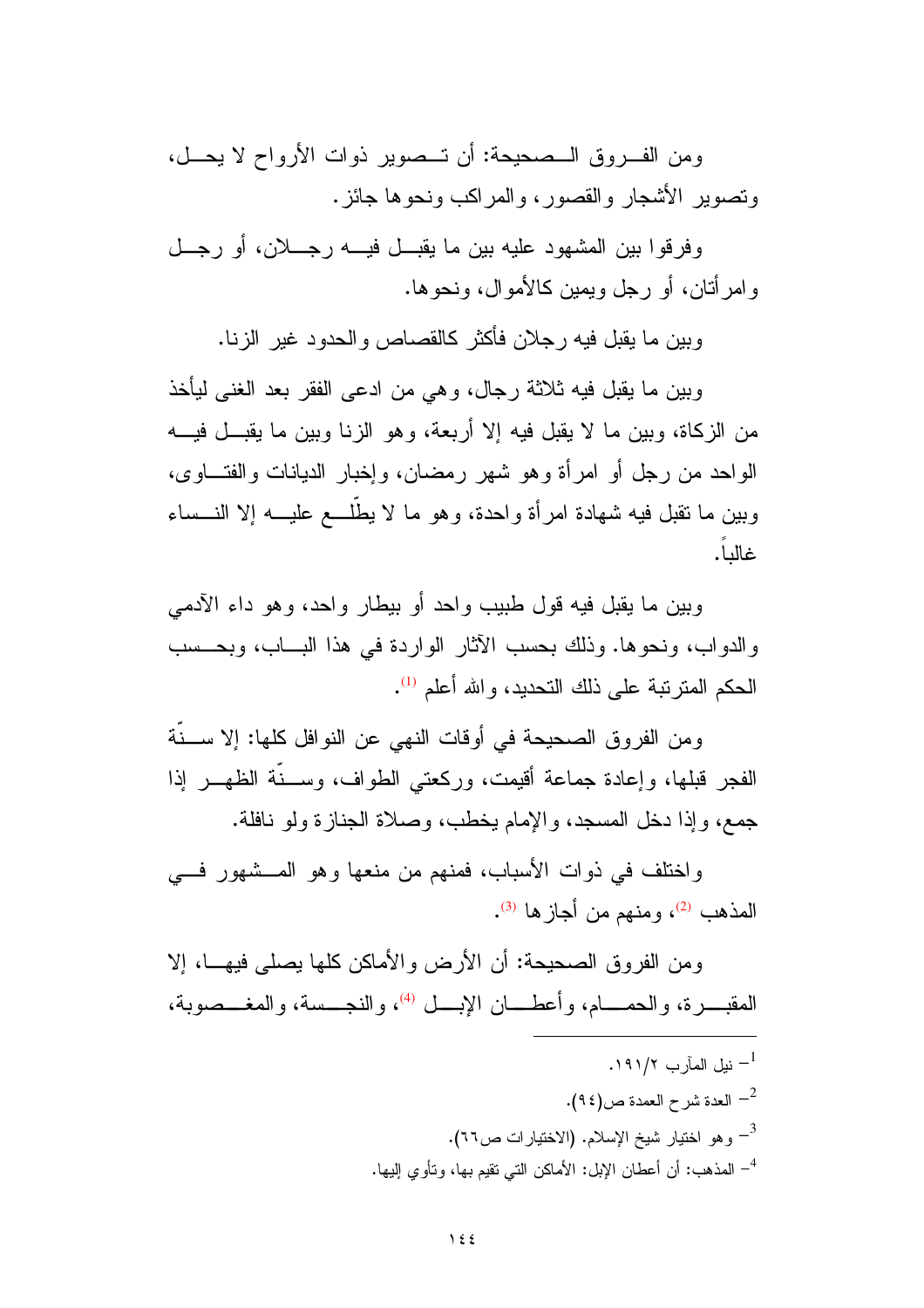ومن الفروق الصحيحة: أن تصوير ذوات الأرواح لا يحل، وتصوير الأشجار والقصور، والمراكب ونحوها جائز.

وفرقوا بين المشهود عليه بين ما يقبل فيه رجلان، أو رجل وامرأتان، أو رجل ويمين كالأموال، ونحوها.

وبين ما يقبل فيه رجلان فأكثر كالقصاص والحدود غير الزنا.

وبين ما يقبل فيه ثلاثة رجال، وهي من ادعى الفقر بعد الغنى ليأخذ من الزكاة، وبين ما لا يقبل فيه إلا أربعة، وهو الزنا وبين ما يقبل فيه الواحد من رجل أو امرأة وهو شهر رمضان، وإخبار الديانات والفتاوى، وبين ما تقبل فيه شهادة امرأة واحدة، وهو ما لا يطّلع عليه إلا النساء غالباً.

وبين ما يقبل فيه قول طبيب واحد أو بيطار واحد، وهو داء الآدمي والدواب، ونحوها. وذلك بحسب الآثار الواردة في هذا الباب، وبحسب الحكم المترتبة على ذلك التحديد، والله أعلم [1].

ومن الفروق الصحيحة في أوقات النهي عن النوافل كلها: إلا سنّة الفجر قبلها، وإعادة جماعة أقيمت، وركعتي الطواف، وسنّة الظهر إذا جمع، وإذا دخل المسجد، والإمام يخطب، وصلاة الجنازة ولو نافلة.

واختلف في ذوات الأسباب، فمنهم من منعها وهو المشهور في المذهب [2]، ومنهم من أجازها [3].

ومن الفروق الصحيحة: أن الأرض والأماكن كلها يصلى فيها، إلا المقبرة، والحمام، وأعطان الإبل [4]، والنجسة، والمغصوبة،

---

[1] - نيل المآرب ١٩١/٢.

[2] - العدة شرح العمدة ص(٩٤).

[3] - وهو اختيار شيخ الإسلام. (الاختيارات ص٦٦).

[4] - المذهب: أن أعطان الإبل: الأماكن التي تقيم بها، وتأوي إليها.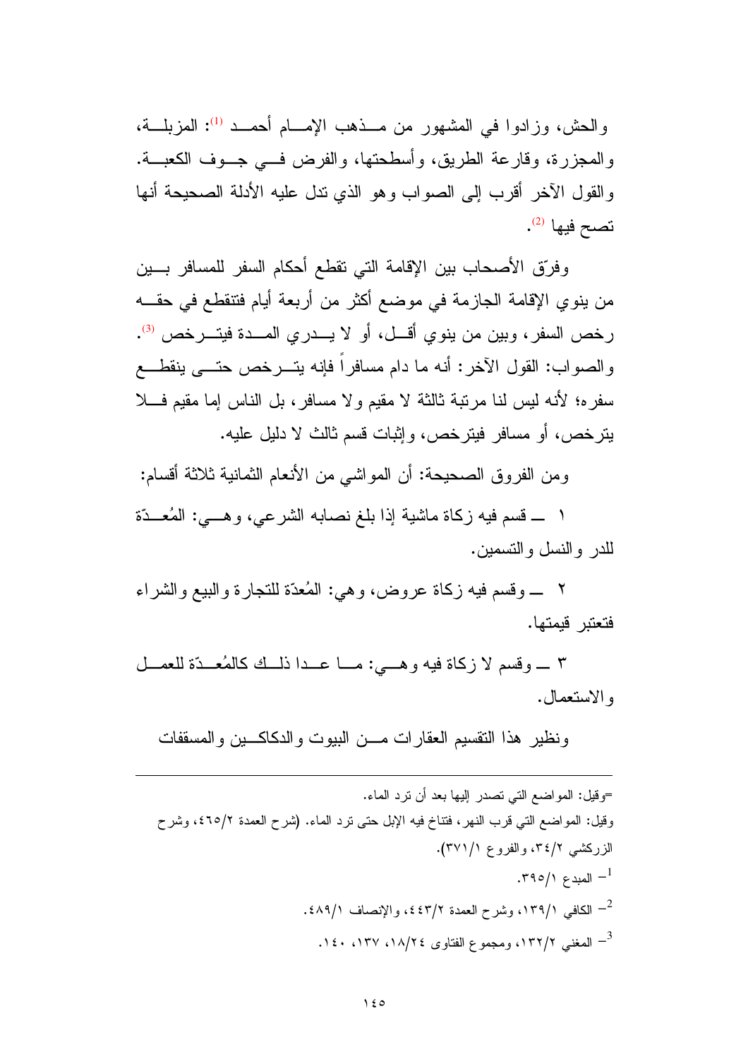والحش، وزادوا في المشهور من مذهب الإمام أحمد [1]: المزبلة، والمجزرة، وقارعة الطريق، وأسطحتها، والفرض في جوف الكعبة. والقول الآخر أقرب إلى الصواب وهو الذي تدل عليه الأدلة الصحيحة أنها تصح فيها [2].

وفرّق الأصحاب بين الإقامة التي تقطع أحكام السفر للمسافر بين من ينوي الإقامة الجازمة في موضع أكثر من أربعة أيام فتنقطع في حقه رخص السفر، وبين من ينوي أقل، أو لا يدري المدة فيترخص [3]. والصواب: القول الآخر: أنه ما دام مسافراً فإنه يترخص حتى ينقطع سفره؛ لأنه ليس لنا مرتبة ثالثة لا مقيم ولا مسافر، بل الناس إما مقيم فلا يترخص، أو مسافر فيترخص، وإثبات قسم ثالث لا دليل عليه.

ومن الفروق الصحيحة: أن المواشي من الأنعام الثمانية ثلاثة أقسام:

١ ـ قسم فيه زكاة ماشية إذا بلغ نصابه الشرعي، وهي: المُعدّة للدر والنسل والتسمين.

٢ ـ وقسم فيه زكاة عروض، وهي: المُعدّة للتجارة والبيع والشراء فتعتبر قيمتها.

٣ ـ وقسم لا زكاة فيه وهي: ما عدا ذلك كالمُعدّة للعمل والاستعمال.

ونظير هذا التقسيم العقارات من البيوت والدكاكين والمسقفات

---

=وقيل: المواضع التي تصدر إليها بعد أن ترد الماء.

وقيل: المواضع التي قرب النهر، فتناخ فيه الإبل حتى ترد الماء. (شرح العمدة ٢/٤٦٥، وشرح الزركشي ٢/٣٤، والفروع ١/٣٧١).

[1] المبدع ١/٣٩٥.

[2] الكافي ١/١٣٩، وشرح العمدة ٢/٤٤٣، والإنصاف ١/٤٨٩.

[3] المغني ٢/١٣٢، ومجموع الفتاوى ٢٤/١٨، ١٣٧، ١٤٠.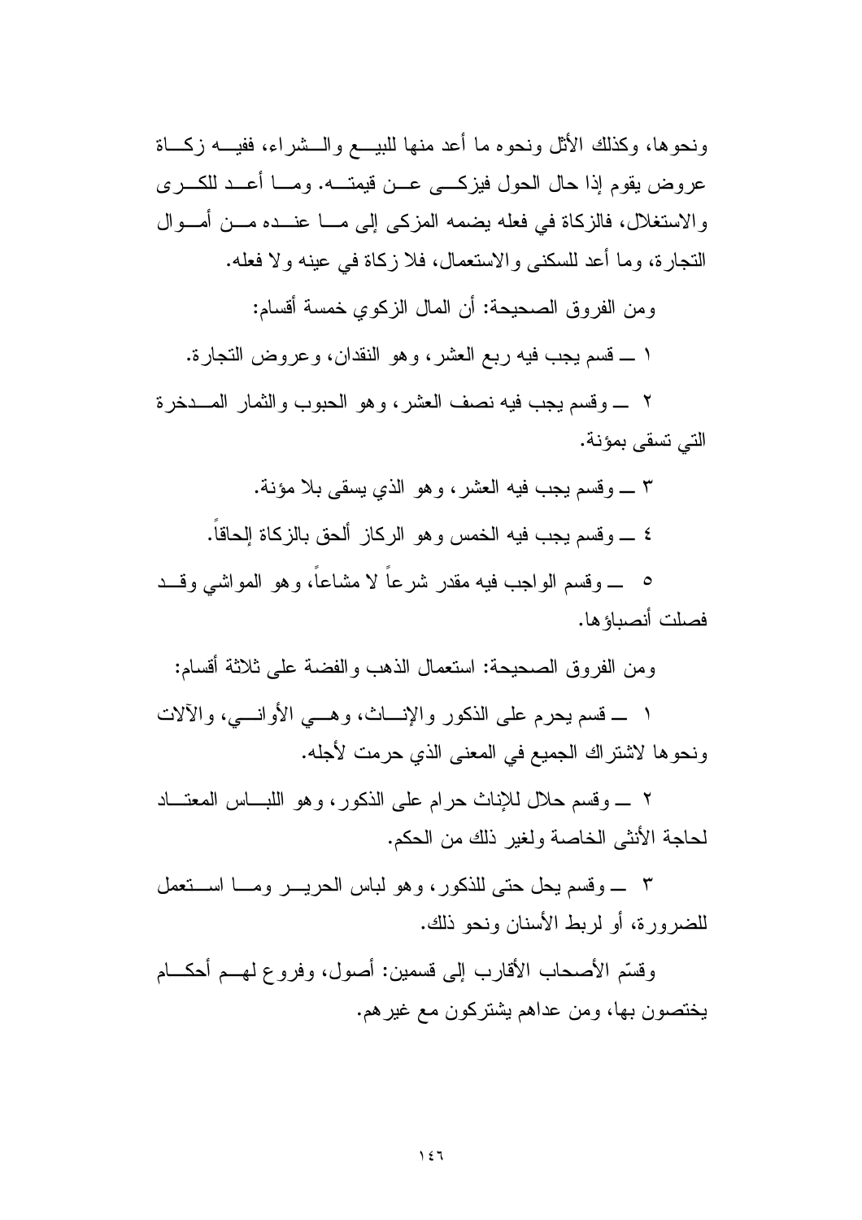ونحوها، وكذلك الأثل ونحوه ما أعد منها للبيع والشراء، ففيه زكاة عروض يقوم إذا حال الحول فيزكى عن قيمته. وما أعد للكرى والاستغلال، فالزكاة في فعله يضمه المزكى إلى ما عنده من أموال التجارة، وما أعد للسكنى والاستعمال، فلا زكاة في عينه ولا فعله.

ومن الفروق الصحيحة: أن المال الزكوي خمسة أقسام:

١ ــ قسم يجب فيه ربع العشر، وهو النقدان، وعروض التجارة.

٢ ــ وقسم يجب فيه نصف العشر، وهو الحبوب والثمار المدخرة التي تسقى بمؤنة.

٣ ــ وقسم يجب فيه العشر، وهو الذي يسقى بلا مؤنة.

٤ ــ وقسم يجب فيه الخمس وهو الركاز ألحق بالزكاة إلحاقاً.

٥ ــ وقسم الواجب فيه مقدر شرعاً لا مشاعاً، وهو المواشي وقد فصلت أنصباؤها.

ومن الفروق الصحيحة: استعمال الذهب والفضة على ثلاثة أقسام:

١ ــ قسم يحرم على الذكور والإناث، وهي الأواني، والآلات ونحوها لاشتراك الجميع في المعنى الذي حرمت لأجله.

٢ ــ وقسم حلال للإناث حرام على الذكور، وهو اللباس المعتاد لحاجة الأنثى الخاصة ولغير ذلك من الحكم.

٣ ــ وقسم يحل حتى للذكور، وهو لباس الحرير وما استعمل للضرورة، أو لربط الأسنان ونحو ذلك.

وقسّم الأصحاب الأقارب إلى قسمين: أصول، وفروع لهم أحكام يختصون بها، ومن عداهم يشتركون مع غيرهم.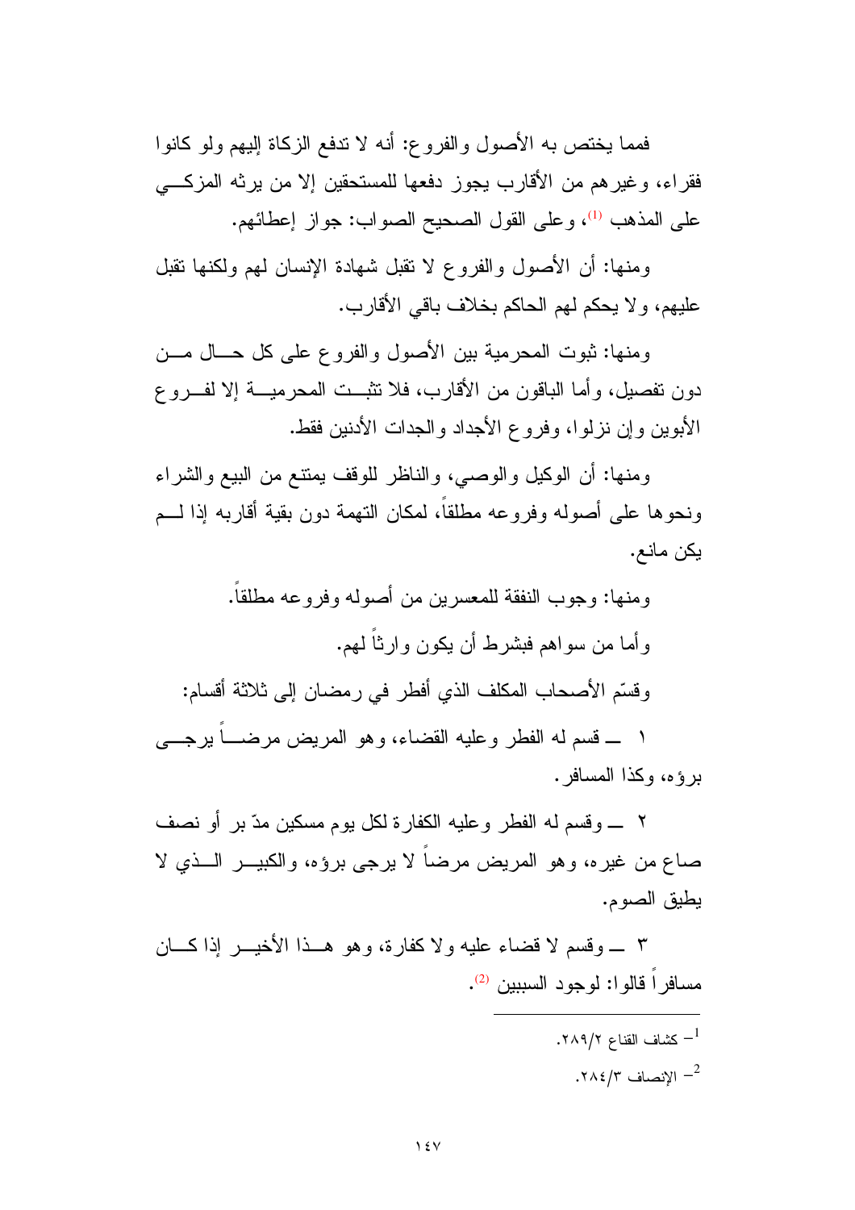فمما يختص به الأصول والفروع: أنه لا تدفع الزكاة إليهم ولو كانوا فقراء، وغيرهم من الأقارب يجوز دفعها للمستحقين إلا من يرثه المزكي على المذهب [1]، وعلى القول الصحيح الصواب: جواز إعطائهم.

ومنها: أن الأصول والفروع لا تقبل شهادة الإنسان لهم ولكنها تقبل عليهم، ولا يحكم لهم الحاكم بخلاف باقي الأقارب.

ومنها: ثبوت المحرمية بين الأصول والفروع على كل حال من دون تفصيل، وأما الباقون من الأقارب، فلا تثبت المحرمية إلا لفروع الأبوين وإن نزلوا، وفروع الأجداد والجدات الأدنين فقط.

ومنها: أن الوكيل والوصي، والناظر للوقف يمتنع من البيع والشراء ونحوها على أصوله وفروعه مطلقاً، لمكان التهمة دون بقية أقاربه إذا لم يكن مانع.

ومنها: وجوب النفقة للمعسرين من أصوله وفروعه مطلقاً.

وأما من سواهم فبشرط أن يكون وارثاً لهم.

وقسّم الأصحاب المكلف الذي أفطر في رمضان إلى ثلاثة أقسام:

١ ـ قسم له الفطر وعليه القضاء، وهو المريض مرضاً يرجى برؤه، وكذا المسافر.

٢ ـ وقسم له الفطر وعليه الكفارة لكل يوم مسكين مدّ بر أو نصف صاع من غيره، وهو المريض مرضاً لا يرجى برؤه، والكبير الذي لا يطيق الصوم.

٣ ـ وقسم لا قضاء عليه ولا كفارة، وهو هذا الأخير إذا كان مسافراً قالوا: لوجود السببين [2].

---

[1] كشاف القناع ٢/٢٨٩.

[2] الإنصاف ٣/٢٨٤.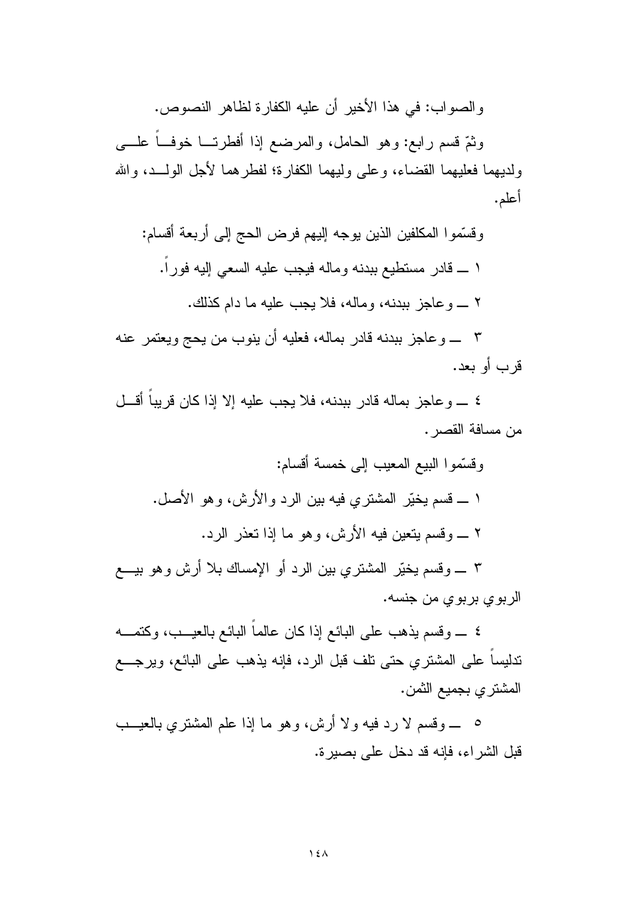والصواب: في هذا الأخير أن عليه الكفارة لظاهر النصوص.

وثمّ قسم رابع: وهو الحامل، والمرضع إذا أفطرتا خوفاً على ولديهما فعليهما القضاء، وعلى وليهما الكفارة؛ لفطرهما لأجل الولد، والله أعلم.

وقسّموا المكلفين الذين يوجه إليهم فرض الحج إلى أربعة أقسام:

١ ــ قادر مستطيع ببدنه وماله فيجب عليه السعي إليه فوراً.

٢ ــ وعاجز ببدنه، وماله، فلا يجب عليه ما دام كذلك.

٣ ــ وعاجز ببدنه قادر بماله، فعليه أن ينوب من يحج ويعتمر عنه قرب أو بعد.

٤ ــ وعاجز بماله قادر ببدنه، فلا يجب عليه إلا إذا كان قريباً أقل من مسافة القصر.

وقسّموا البيع المعيب إلى خمسة أقسام:

١ ــ قسم يخيّر المشتري فيه بين الرد والأرش، وهو الأصل.

٢ ــ وقسم يتعين فيه الأرش، وهو ما إذا تعذر الرد.

٣ ــ وقسم يخيّر المشتري بين الرد أو الإمساك بلا أرش وهو بيع الربوي بربوي من جنسه.

٤ ــ وقسم يذهب على البائع إذا كان عالماً البائع بالعيب، وكتمه تدليساً على المشتري حتى تلف قبل الرد، فإنه يذهب على البائع، ويرجع المشتري بجميع الثمن.

٥ ــ وقسم لا رد فيه ولا أرش، وهو ما إذا علم المشتري بالعيب قبل الشراء، فإنه قد دخل على بصيرة.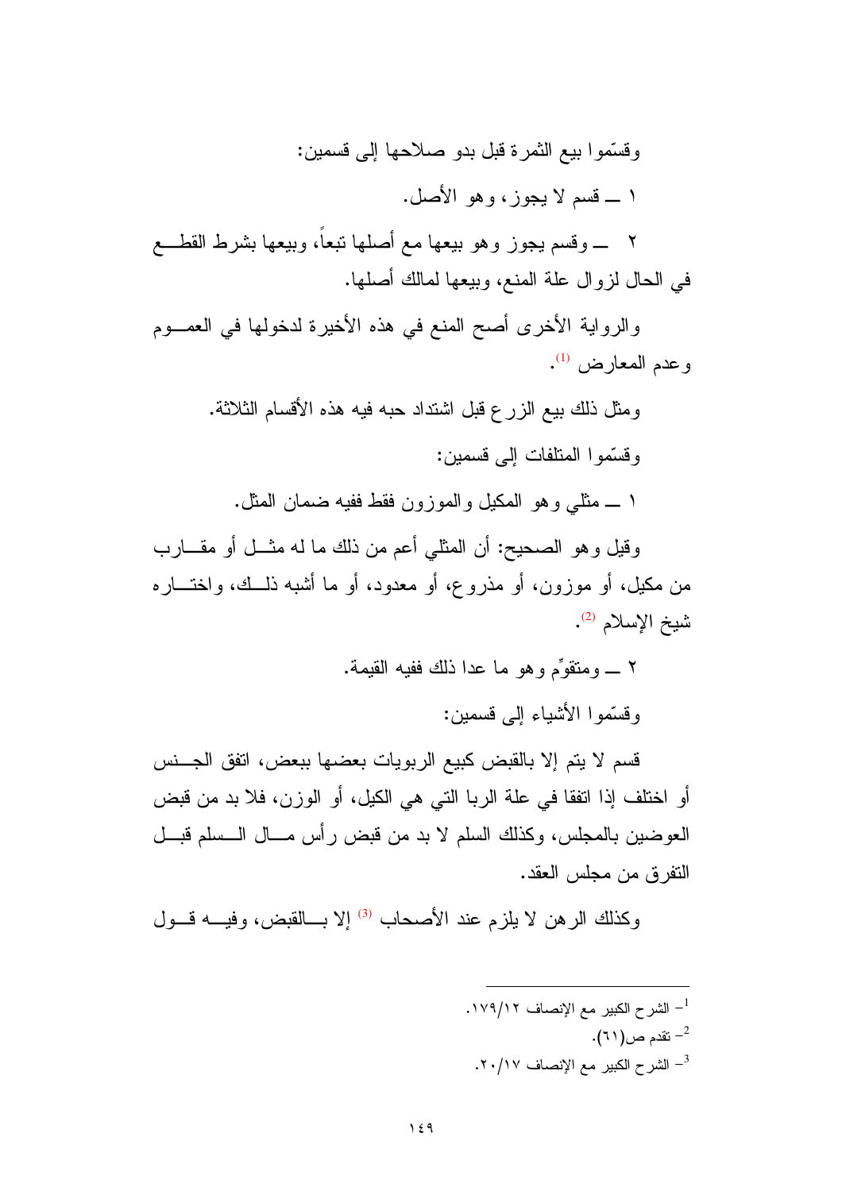وقسّموا بيع الثمرة قبل بدو صلاحها إلى قسمين:

١ ــ قسم لا يجوز، وهو الأصل.

٢ ــ وقسم يجوز وهو بيعها مع أصلها تبعاً، وبيعها بشرط القطع في الحال لزوال علة المنع، وبيعها لمالك أصلها.

والرواية الأخرى أصح المنع في هذه الأخيرة لدخولها في العموم وعدم المعارض [1].

ومثل ذلك بيع الزرع قبل اشتداد حبه فيه هذه الأقسام الثلاثة.

وقسّموا المتلفات إلى قسمين:

١ ــ مثلي وهو المكيل والموزون فقط ففيه ضمان المثل.

وقيل وهو الصحيح: أن المثلي أعم من ذلك ما له مثل أو مقارب من مكيل، أو موزون، أو مذروع، أو معدود، أو ما أشبه ذلك، واختاره شيخ الإسلام [2].

٢ ــ ومتقوِّم وهو ما عدا ذلك ففيه القيمة.

وقسّموا الأشياء إلى قسمين:

قسم لا يتم إلا بالقبض كبيع الربويات بعضها ببعض، اتفق الجنس أو اختلف إذا اتفقا في علة الربا التي هي الكيل، أو الوزن، فلا بد من قبض العوضين بالمجلس، وكذلك السلم لا بد من قبض رأس مال السلم قبل التفرق من مجلس العقد.

وكذلك الرهن لا يلزم عند الأصحاب [3] إلا بالقبض، وفيه قول

---

[1] الشرح الكبير مع الإنصاف ١٢/١٧٩.

[2] تقدم ص(٦١).

[3] الشرح الكبير مع الإنصاف ١٧/٢٠.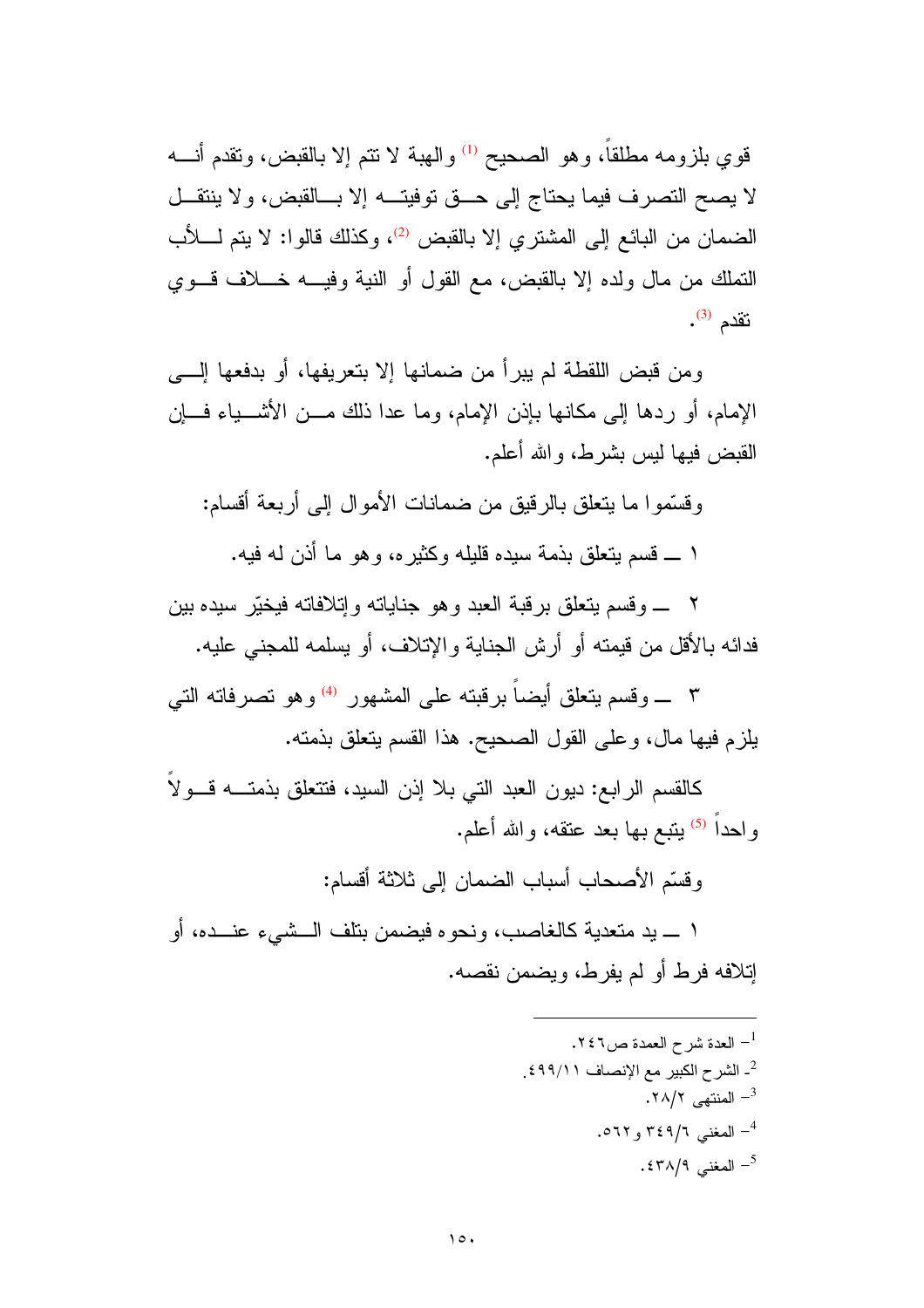قوي بلزومه مطلقاً، وهو الصحيح [1] والهبة لا تتم إلا بالقبض، وتقدم أنــه لا يصح التصرف فيما يحتاج إلى حــق توفيتــه إلا بــالقبض، ولا ينتقــل الضمان من البائع إلى المشتري إلا بالقبض [2]، وكذلك قالوا: لا يتم لــلأب التملك من مال ولده إلا بالقبض، مع القول أو النية وفيــه خــلاف قــوي تقدم [3].

ومن قبض اللقطة لم يبرأ من ضمانها إلا بتعريفها، أو بدفعها إلــى الإمام، أو ردها إلى مكانها بإذن الإمام، وما عدا ذلك مــن الأشــياء فــإن القبض فيها ليس بشرط، والله أعلم.

وقسّموا ما يتعلق بالرقيق من ضمانات الأموال إلى أربعة أقسام:

١ ــ قسم يتعلق بذمة سيده قليله وكثيره، وهو ما أذن له فيه.

٢ ــ وقسم يتعلق برقبة العبد وهو جناياته وإتلافاته فيخيّر سيده بين فدائه بالأقل من قيمته أو أرش الجناية والإتلاف، أو يسلمه للمجني عليه.

٣ ــ وقسم يتعلق أيضاً برقبته على المشهور [4] وهو تصرفاته التي يلزم فيها مال، وعلى القول الصحيح. هذا القسم يتعلق بذمته.

كالقسم الرابع: ديون العبد التي بلا إذن السيد، فتتعلق بذمتــه قــولاً واحداً [5] يتبع بها بعد عتقه، والله أعلم.

وقسّم الأصحاب أسباب الضمان إلى ثلاثة أقسام:

١ ــ يد متعدية كالغاصب، ونحوه فيضمن بتلف الــشيء عنــده، أو إتلافه فرط أو لم يفرط، ويضمن نقصه.

---

[1] العدة شرح العمدة ص٢٤٦.
[2] الشرح الكبير مع الإنصاف ١١/٤٩٩.
[3] المنتهى ٢/٢٨.
[4] المغني ٦/٣٤٩ و٥٦٢.
[5] المغني ٩/٤٣٨.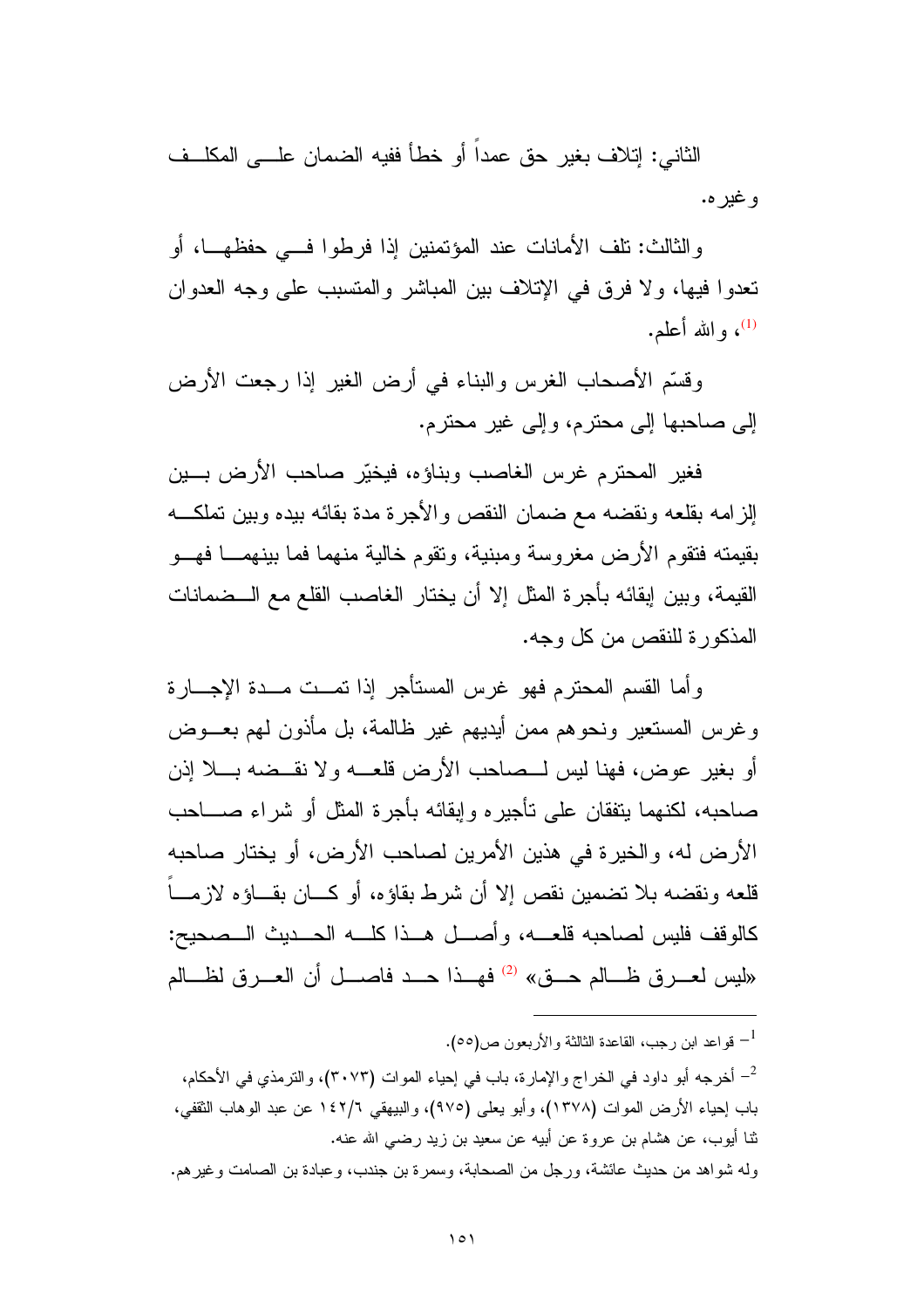الثاني: إتلاف بغير حق عمداً أو خطأ ففيه الضمان على المكلف وغيره.

والثالث: تلف الأمانات عند المؤتمنين إذا فرطوا في حفظها، أو تعدوا فيها، ولا فرق في الإتلاف بين المباشر والمتسبب على وجه العدوان [1]، والله أعلم.

وقسّم الأصحاب الغرس والبناء في أرض الغير إذا رجعت الأرض إلى صاحبها إلى محترم، وإلى غير محترم.

فغير المحترم غرس الغاصب وبناؤه، فيخيّر صاحب الأرض بين إلزامه بقلعه ونقضه مع ضمان النقص والأجرة مدة بقائه بيده وبين تملكه بقيمته فتقوم الأرض مغروسة ومبنية، وتقوم خالية منهما فما بينهما فهو القيمة، وبين إبقائه بأجرة المثل إلا أن يختار الغاصب القلع مع الضمانات المذكورة للنقص من كل وجه.

وأما القسم المحترم فهو غرس المستأجر إذا تمت مدة الإجارة وغرس المستعير ونحوهم ممن أيديهم غير ظالمة، بل مأذون لهم بعوض أو بغير عوض، فهنا ليس لصاحب الأرض قلعه ولا نقضه بلا إذن صاحبه، لكنهما يتفقان على تأجيره وإبقائه بأجرة المثل أو شراء صاحب الأرض له، والخيرة في هذين الأمرين لصاحب الأرض، أو يختار صاحبه قلعه ونقضه بلا تضمين نقص إلا أن شرط بقاؤه، أو كان بقاؤه لازماً كالوقف فليس لصاحبه قلعه، وأصل هذا كله الحديث الصحيح: «ليس لعرق ظالم حق» [2] فهذا حد فاصل أن العرق لظالم

---

[1] – قواعد ابن رجب، القاعدة الثالثة والأربعون ص(٥٥).

[2] – أخرجه أبو داود في الخراج والإمارة، باب في إحياء الموات (٣٠٧٣)، والترمذي في الأحكام، باب إحياء الأرض الموات (١٣٧٨)، وأبو يعلى (٩٧٥)، والبيهقي ١٤٢/٦ عن عبد الوهاب الثقفي، ثنا أيوب، عن هشام بن عروة عن أبيه عن سعيد بن زيد رضي الله عنه.

وله شواهد من حديث عائشة، ورجل من الصحابة، وسمرة بن جندب، وعبادة بن الصامت وغيرهم.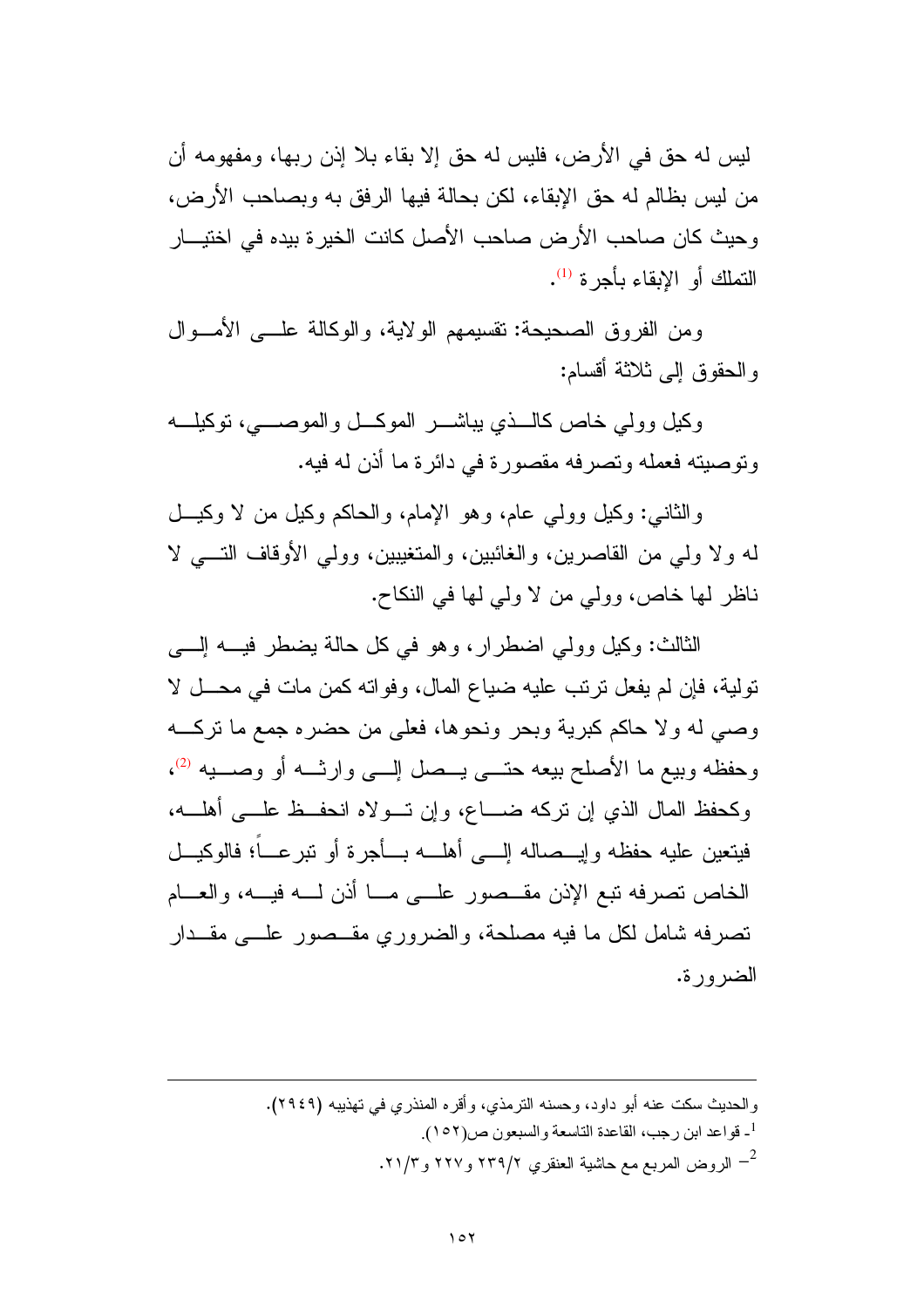ليس له حق في الأرض، فليس له حق إلا بقاء بلا إذن ربها، ومفهومه أن من ليس بظالم له حق الإبقاء، لكن بحالة فيها الرفق به وبصاحب الأرض، وحيث كان صاحب الأرض صاحب الأصل كانت الخيرة بيده في اختيار التملك أو الإبقاء بأجرة [1].

ومن الفروق الصحيحة: تقسيمهم الولاية، والوكالة على الأموال والحقوق إلى ثلاثة أقسام:

وكيل وولي خاص كالذي يباشر الموكل والموصي، توكيله وتوصيته فعمله وتصرفه مقصورة في دائرة ما أذن له فيه.

والثاني: وكيل وولي عام، وهو الإمام، والحاكم وكيل من لا وكيل له ولا ولي من القاصرين، والغائبين، والمتغيبين، وولي الأوقاف التي لا ناظر لها خاص، وولي من لا ولي لها في النكاح.

الثالث: وكيل وولي اضطرار، وهو في كل حالة يضطر فيه إلى تولية، فإن لم يفعل ترتب عليه ضياع المال، وفواته كمن مات في محل لا وصي له ولا حاكم كبرية وبحر ونحوها، فعلى من حضره جمع ما تركه وحفظه وبيع ما الأصلح بيعه حتى يصل إلى وارثه أو وصيه [2]، وكحفظ المال الذي إن تركه ضاع، وإن تولاه انحفظ على أهله، فيتعين عليه حفظه وإيصاله إلى أهله بأجرة أو تبرعاً؛ فالوكيل الخاص تصرفه تبع الإذن مقصور على ما أذن له فيه، والعام تصرفه شامل لكل ما فيه مصلحة، والضروري مقصور على مقدار الضرورة.

---

والحديث سكت عنه أبو داود، وحسنه الترمذي، وأقره المنذري في تهذيبه (٢٩٤٩).

[1]- قواعد ابن رجب، القاعدة التاسعة والسبعون ص(١٥٢).

[2]- الروض المربع مع حاشية العنقري ٢/٢٣٩ و٢٢٧ و٣/٢١.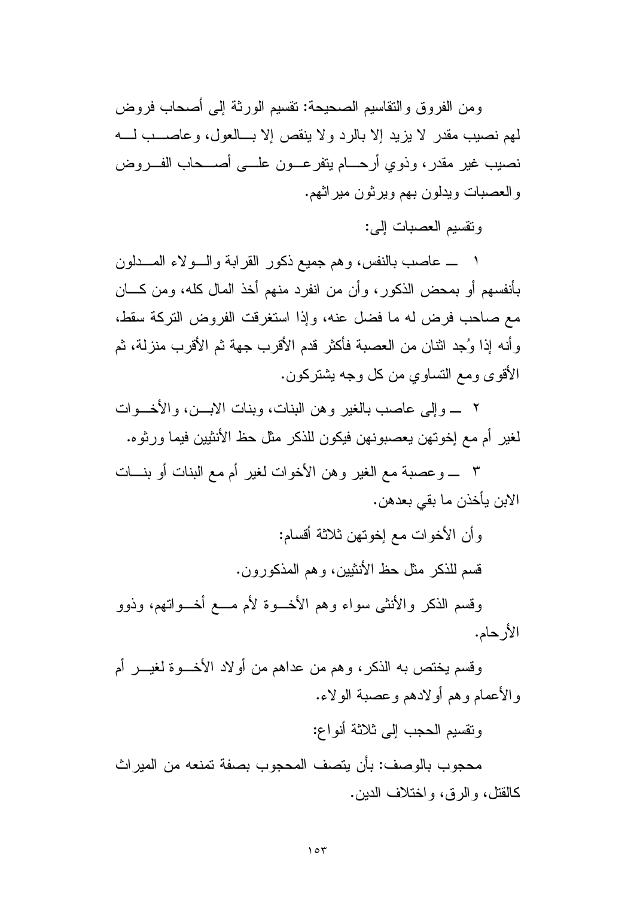ومن الفروق والتقاسيم الصحيحة: تقسيم الورثة إلى أصحاب فروض لهم نصيب مقدر لا يزيد إلا بالرد ولا ينقص إلا بالعول، وعاصب له نصيب غير مقدر، وذوي أرحام يتفرعون على أصحاب الفروض والعصبات ويدلون بهم ويرثون ميراثهم.

وتقسيم العصبات إلى:

١ ـ عاصب بالنفس، وهم جميع ذكور القرابة والولاء المدلون بأنفسهم أو بمحض الذكور، وأن من انفرد منهم أخذ المال كله، ومن كان مع صاحب فرض له ما فضل عنه، وإذا استغرقت الفروض التركة سقط، وأنه إذا وُجد اثنان من العصبة فأكثر قدم الأقرب جهة ثم الأقرب منزلة، ثم الأقوى ومع التساوي من كل وجه يشتركون.

٢ ـ وإلى عاصب بالغير وهن البنات، وبنات الابن، والأخوات لغير أم مع إخوتهن يعصبونهن فيكون للذكر مثل حظ الأنثيين فيما ورثوه.

٣ ـ وعصبة مع الغير وهن الأخوات لغير أم مع البنات أو بنات الابن يأخذن ما بقي بعدهن.

وأن الأخوات مع إخوتهن ثلاثة أقسام:

قسم للذكر مثل حظ الأنثيين، وهم المذكورون.

وقسم الذكر والأنثى سواء وهم الأخوة لأم مع أخواتهم، وذوو الأرحام.

وقسم يختص به الذكر، وهم من عداهم من أولاد الأخوة لغير أم والأعمام وهم أولادهم وعصبة الولاء.

وتقسيم الحجب إلى ثلاثة أنواع:

محجوب بالوصف: بأن يتصف المحجوب بصفة تمنعه من الميراث كالقتل، والرق، واختلاف الدين.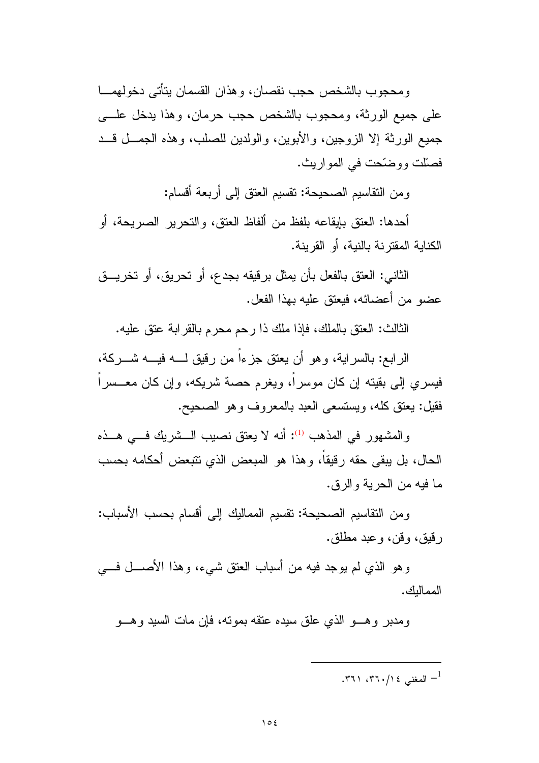ومحجوب بالشخص حجب نقصان، وهذان القسمان يتأتى دخولهما على جميع الورثة، ومحجوب بالشخص حجب حرمان، وهذا يدخل على جميع الورثة إلا الزوجين، والأبوين، والولدين للصلب، وهذه الجمل قد فصّلت ووضّحت في المواريث.

ومن التقاسيم الصحيحة: تقسيم العتق إلى أربعة أقسام:

أحدها: العتق بإيقاعه بلفظ من ألفاظ العتق، والتحرير الصريحة، أو الكناية المقترنة بالنية، أو القرينة.

الثاني: العتق بالفعل بأن يمثل برقيقه بجدع، أو تحريق، أو تخريق عضو من أعضائه، فيعتق عليه بهذا الفعل.

الثالث: العتق بالملك، فإذا ملك ذا رحم محرم بالقرابة عتق عليه.

الرابع: بالسراية، وهو أن يعتق جزءاً من رقيق له فيه شركة، فيسري إلى بقيته إن كان موسراً، ويغرم حصة شريكه، وإن كان معسراً فقيل: يعتق كله، ويستسعى العبد بالمعروف وهو الصحيح.

والمشهور في المذهب [1]: أنه لا يعتق نصيب الشريك في هذه الحال، بل يبقى حقه رقيقاً، وهذا هو المبعض الذي تتبعض أحكامه بحسب ما فيه من الحرية والرق.

ومن التقاسيم الصحيحة: تقسيم المماليك إلى أقسام بحسب الأسباب: رقيق، وقن، وعبد مطلق.

وهو الذي لم يوجد فيه من أسباب العتق شيء، وهذا الأصل في المماليك.

ومدبر وهو الذي علق سيده عتقه بموته، فإن مات السيد وهو

---

[1] - المغني ١٤/٣٦٠، ٣٦١.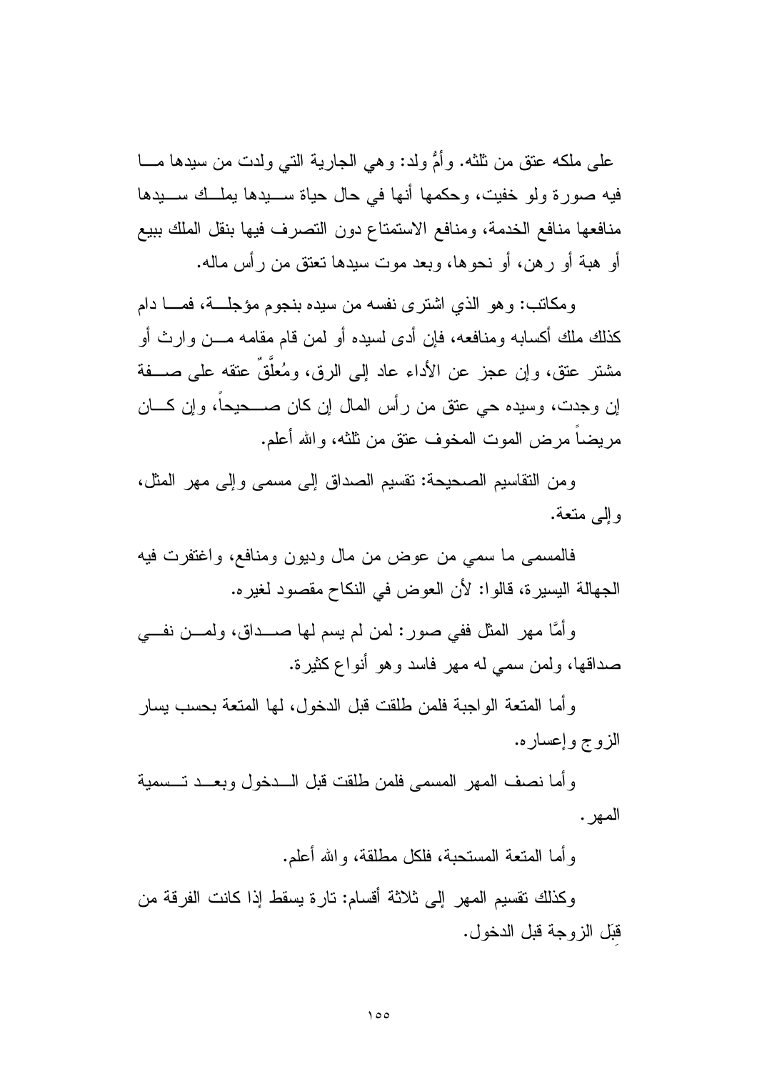على ملكه عتق من ثلثه. وأمُّ ولد: وهي الجارية التي ولدت من سيدها ما فيه صورة ولو خفيت، وحكمها أنها في حال حياة سيدها يملك سيدها منافعها منافع الخدمة، ومنافع الاستمتاع دون التصرف فيها بنقل الملك ببيع أو هبة أو رهن، أو نحوها، وبعد موت سيدها تعتق من رأس ماله.

ومكاتب: وهو الذي اشترى نفسه من سيده بنجوم مؤجلة، فما دام كذلك ملك أكسابه ومنافعه، فإن أدى لسيده أو لمن قام مقامه من وارث أو مشتر عتق، وإن عجز عن الأداء عاد إلى الرق، ومُعلَّقٌ عتقه على صفة إن وجدت، وسيده حي عتق من رأس المال إن كان صحيحاً، وإن كان مريضاً مرض الموت المخوف عتق من ثلثه، والله أعلم.

ومن التقاسيم الصحيحة: تقسيم الصداق إلى مسمى وإلى مهر المثل، وإلى متعة.

فالمسمى ما سمي من عوض من مال وديون ومنافع، واغتفرت فيه الجهالة اليسيرة، قالوا: لأن العوض في النكاح مقصود لغيره.

وأمَّا مهر المثل ففي صور: لمن لم يسم لها صداق، ولمن نفي صداقها، ولمن سمي له مهر فاسد وهو أنواع كثيرة.

وأما المتعة الواجبة فلمن طلقت قبل الدخول، لها المتعة بحسب يسار الزوج وإعساره.

وأما نصف المهر المسمى فلمن طلقت قبل الدخول وبعد تسمية المهر.

وأما المتعة المستحبة، فلكل مطلقة، والله أعلم.

وكذلك تقسيم المهر إلى ثلاثة أقسام: تارة يسقط إذا كانت الفرقة من قِبَل الزوجة قبل الدخول.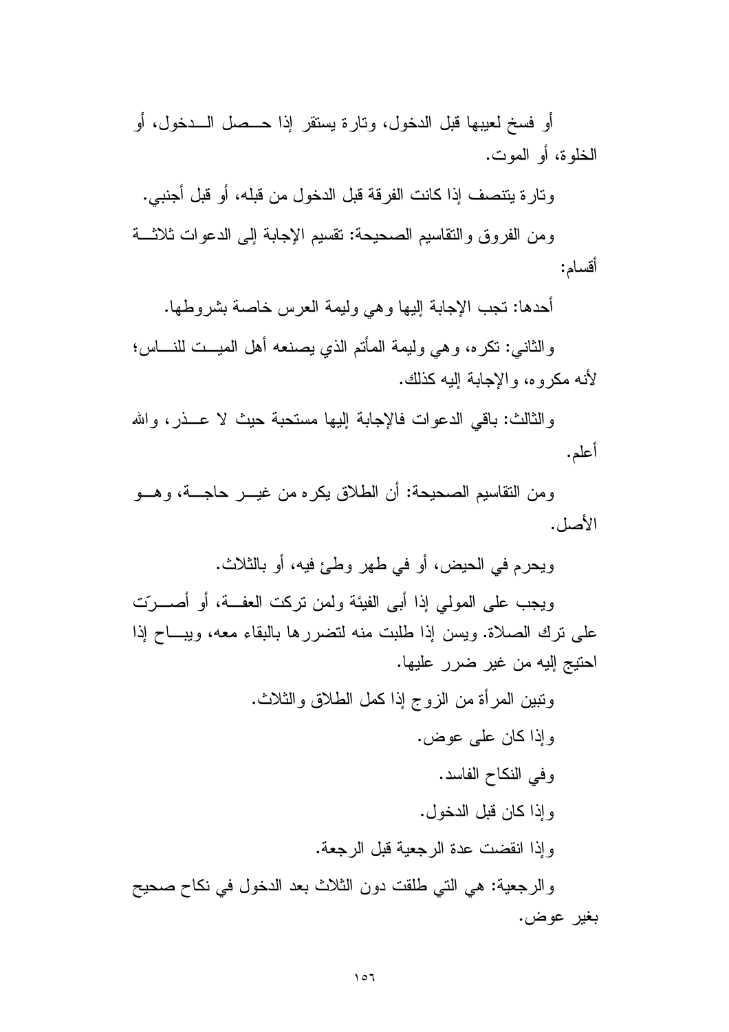أو فسخ لعيبها قبل الدخول، وتارة يستقر إذا حصل الدخول، أو الخلوة، أو الموت.

وتارة يتنصف إذا كانت الفرقة قبل الدخول من قبله، أو قبل أجنبي.

ومن الفروق والتقاسيم الصحيحة: تقسيم الإجابة إلى الدعوات ثلاثة أقسام:

أحدها: تجب الإجابة إليها وهي وليمة العرس خاصة بشروطها.

والثاني: تكره، وهي وليمة المأتم الذي يصنعه أهل الميت للناس؛ لأنه مكروه، والإجابة إليه كذلك.

والثالث: باقي الدعوات فالإجابة إليها مستحبة حيث لا عذر، والله أعلم.

ومن التقاسيم الصحيحة: أن الطلاق يكره من غير حاجة، وهو الأصل.

ويحرم في الحيض، أو في طهر وطئ فيه، أو بالثلاث.

ويجب على المولي إذا أبى الفيئة ولمن تركت العفة، أو أصرّت على ترك الصلاة. ويسن إذا طلبت منه لتضررها بالبقاء معه، ويباح إذا احتيج إليه من غير ضرر عليها.

وتبين المرأة من الزوج إذا كمل الطلاق والثلاث.

وإذا كان على عوض.

وفي النكاح الفاسد.

وإذا كان قبل الدخول.

وإذا انقضت عدة الرجعية قبل الرجعة.

والرجعية: هي التي طلقت دون الثلاث بعد الدخول في نكاح صحيح بغير عوض.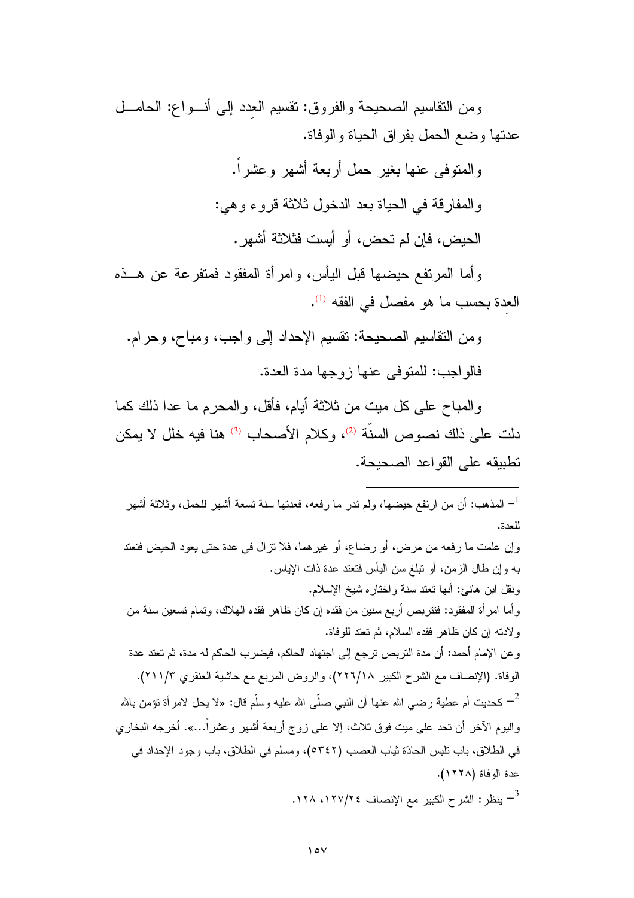ومن التقاسيم الصحيحة والفروق: تقسيم العِدد إلى أنـــواع: الحامــل عدتها وضع الحمل بفراق الحياة والوفاة.

والمتوفى عنها بغير حمل أربعة أشهر وعشراً.

والمفارقة في الحياة بعد الدخول ثلاثة قروء وهي:

الحيض، فإن لم تحض، أو أيست فثلاثة أشهر.

وأما المرتفع حيضها قبل اليأس، وامرأة المفقود فمتفرعة عن هــذه العِدة بحسب ما هو مفصل في الفقه [1].

ومن التقاسيم الصحيحة: تقسيم الإحداد إلى واجب، ومباح، وحرام.

فالواجب: للمتوفى عنها زوجها مدة العدة.

والمباح على كل ميت من ثلاثة أيام، فأقل، والمحرم ما عدا ذلك كما دلت على ذلك نصوص السنّة [2]، وكلام الأصحاب [3] هنا فيه خلل لا يمكن تطبيقه على القواعد الصحيحة.

---

[1] - المذهب: أن من ارتفع حيضها، ولم تدر ما رفعه، فعدتها سنة تسعة أشهر للحمل، وثلاثة أشهر للعدة.

وإن علمت ما رفعه من مرض، أو رضاع، أو غيرهما، فلا تزال في عدة حتى يعود الحيض فتعتد به وإن طال الزمن، أو تبلغ سن اليأس فتعتد عدة ذات الإياس.

ونقل ابن هانئ: أنها تعتد سنة واختاره شيخ الإسلام.

وأما امرأة المفقود: فتتربص أربع سنين من فقده إن كان ظاهر فقده الهلاك، وتمام تسعين سنة من ولادته إن كان ظاهر فقده السلام، ثم تعتد للوفاة.

وعن الإمام أحمد: أن مدة التربص ترجع إلى اجتهاد الحاكم، فيضرب الحاكم له مدة، ثم تعتد عدة الوفاة. (الإنصاف مع الشرح الكبير ٢٢٦/١٨)، والروض المربع مع حاشية العنقري ٢١١/٣).

[2] - كحديث أم عطية رضي الله عنها أن النبي صلّى الله عليه وسلّم قال: «لا يحل لامرأة تؤمن بالله واليوم الآخر أن تحد على ميت فوق ثلاث، إلا على زوج أربعة أشهر وعشراً...». أخرجه البخاري في الطلاق، باب تلبس الحادّة ثياب العصب (٥٣٤٢)، ومسلم في الطلاق، باب وجود الإحداد في عدة الوفاة (١٢٢٨).

[3] - ينظر: الشرح الكبير مع الإنصاف ١٢٧/٢٤، ١٢٨.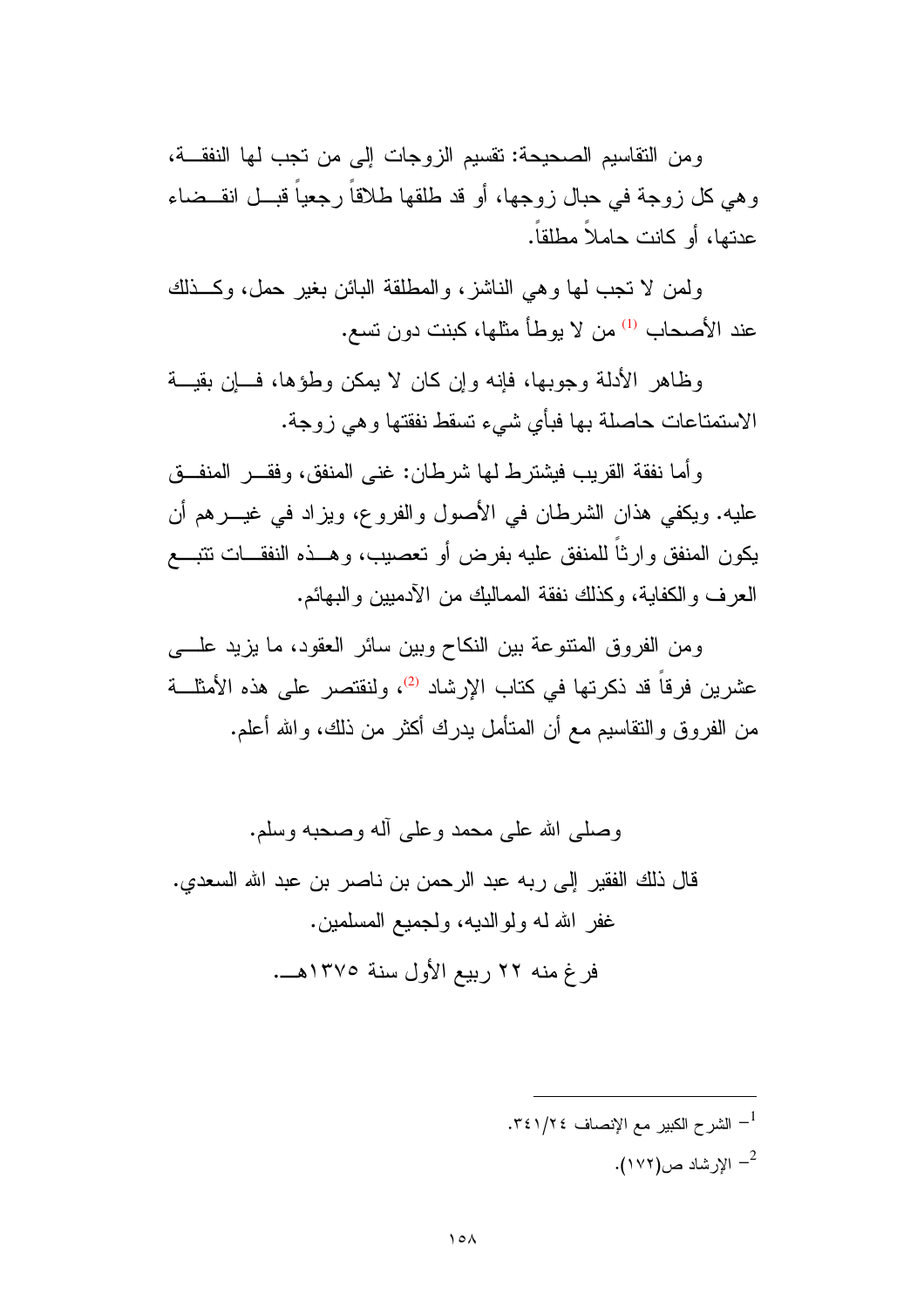ومن التقاسيم الصحيحة: تقسيم الزوجات إلى من تجب لها النفقة، وهي كل زوجة في حبال زوجها، أو قد طلقها طلاقاً رجعياً قبل انقضاء عدتها، أو كانت حاملاً مطلقاً.

ولمن لا تجب لها وهي الناشز، والمطلقة البائن بغير حمل، وكذلك عند الأصحاب [1] من لا يوطأ مثلها، كبنت دون تسع.

وظاهر الأدلة وجوبها، فإنه وإن كان لا يمكن وطؤها، فإن بقية الاستمتاعات حاصلة بها فبأي شيء تسقط نفقتها وهي زوجة.

وأما نفقة القريب فيشترط لها شرطان: غنى المنفق، وفقر المنفق عليه. ويكفي هذان الشرطان في الأصول والفروع، ويزاد في غيرهم أن يكون المنفق وارثاً للمنفق عليه بفرض أو تعصيب، وهذه النفقات تتبع العرف والكفاية، وكذلك نفقة المماليك من الآدميين والبهائم.

ومن الفروق المتنوعة بين النكاح وبين سائر العقود، ما يزيد على عشرين فرقاً قد ذكرتها في كتاب الإرشاد [2]، ولنقتصر على هذه الأمثلة من الفروق والتقاسيم مع أن المتأمل يدرك أكثر من ذلك، والله أعلم.

وصلى الله على محمد وعلى آله وصحبه وسلم.

قال ذلك الفقير إلى ربه عبد الرحمن بن ناصر بن عبد الله السعدي.

غفر الله له ولوالديه، ولجميع المسلمين.

فرغ منه ٢٢ ربيع الأول سنة ١٣٧٥هـ.

---

[1] الشرح الكبير مع الإنصاف ٣٤١/٢٤.

[2] الإرشاد ص(١٧٢).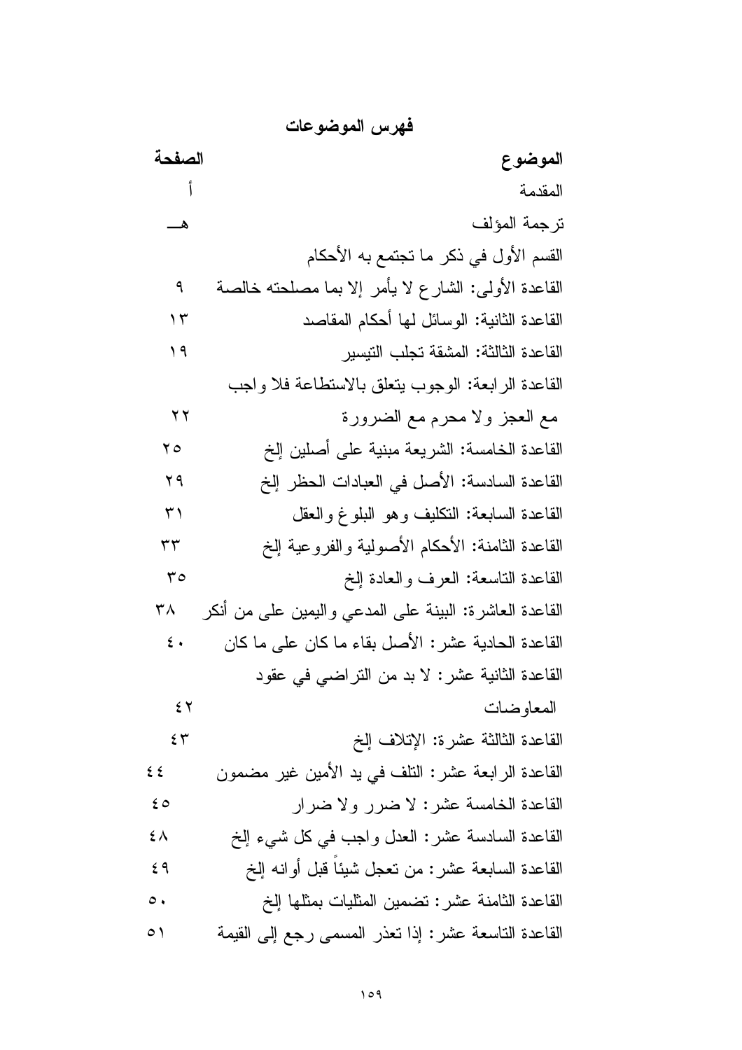## فهرس الموضوعات

| الموضوع | الصفحة |
| --- | --- |
| المقدمة | أ |
| ترجمة المؤلف | هـ |
| القسم الأول في ذكر ما تجتمع به الأحكام | |
| القاعدة الأولى: الشارع لا يأمر إلا بما مصلحته خالصة | ٩ |
| القاعدة الثانية: الوسائل لها أحكام المقاصد | ١٣ |
| القاعدة الثالثة: المشقة تجلب التيسير | ١٩ |
| القاعدة الرابعة: الوجوب يتعلق بالاستطاعة فلا واجب مع العجز ولا محرم مع الضرورة | ٢٢ |
| القاعدة الخامسة: الشريعة مبنية على أصلين إلخ | ٢٥ |
| القاعدة السادسة: الأصل في العبادات الحظر إلخ | ٢٩ |
| القاعدة السابعة: التكليف وهو البلوغ والعقل | ٣١ |
| القاعدة الثامنة: الأحكام الأصولية والفروعية إلخ | ٣٣ |
| القاعدة التاسعة: العرف والعادة إلخ | ٣٥ |
| القاعدة العاشرة: البينة على المدعي واليمين على من أنكر | ٣٨ |
| القاعدة الحادية عشر: الأصل بقاء ما كان على ما كان | ٤٠ |
| القاعدة الثانية عشر: لا بد من التراضي في عقود المعاوضات | ٤٢ |
| القاعدة الثالثة عشرة: الإتلاف إلخ | ٤٣ |
| القاعدة الرابعة عشر: التلف في يد الأمين غير مضمون | ٤٤ |
| القاعدة الخامسة عشر: لا ضرر ولا ضرار | ٤٥ |
| القاعدة السادسة عشر: العدل واجب في كل شيء إلخ | ٤٨ |
| القاعدة السابعة عشر: من تعجل شيئاً قبل أوانه إلخ | ٤٩ |
| القاعدة الثامنة عشر: تضمين المثليات بمثلها إلخ | ٥٠ |
| القاعدة التاسعة عشر: إذا تعذر المسمى رجع إلى القيمة | ٥١ |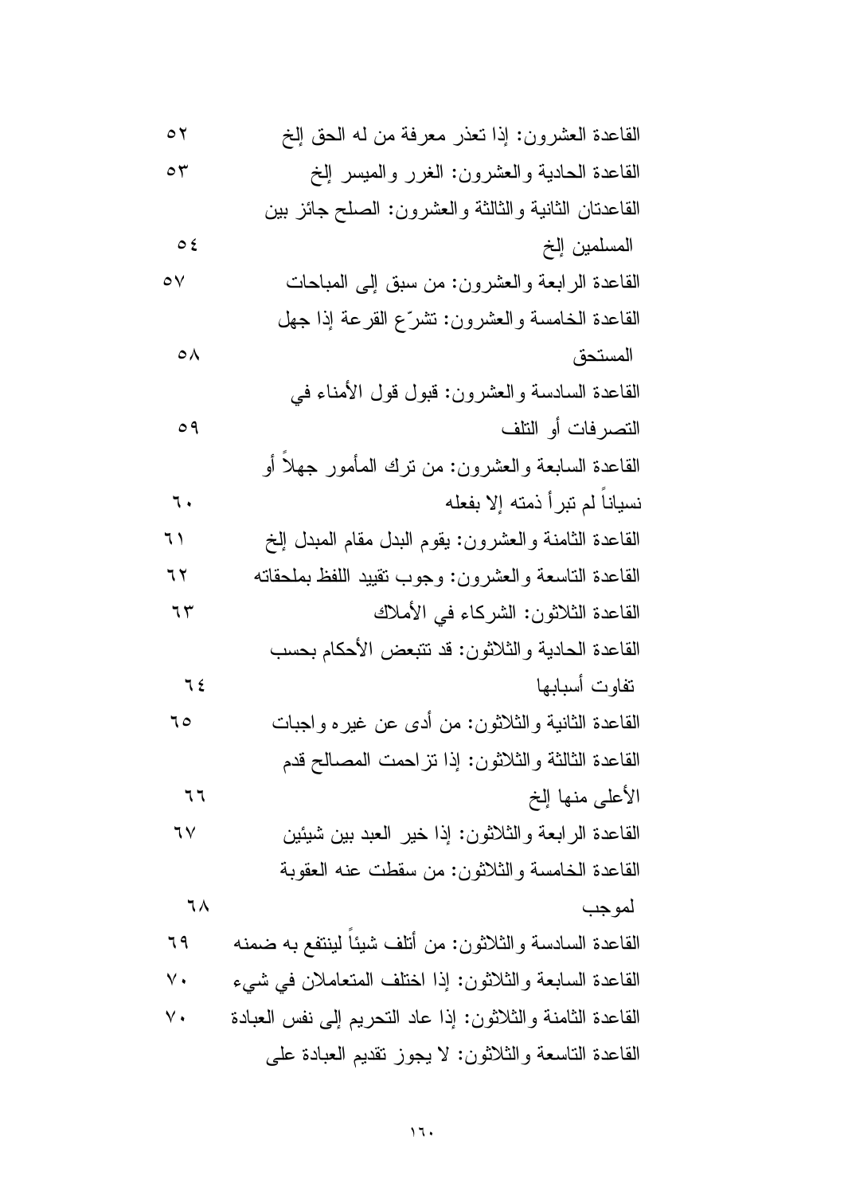القاعدة العشرون: إذا تعذر معرفة من له الحق إلخ ٥٢

القاعدة الحادية والعشرون: الغرر والميسر إلخ ٥٣

القاعدتان الثانية والثالثة والعشرون: الصلح جائز بين المسلمين إلخ ٥٤

القاعدة الرابعة والعشرون: من سبق إلى المباحات ٥٧

القاعدة الخامسة والعشرون: تشرّع القرعة إذا جهل المستحق ٥٨

القاعدة السادسة والعشرون: قبول قول الأمناء في التصرفات أو التلف ٥٩

القاعدة السابعة والعشرون: من ترك المأمور جهلاً أو نسياناً لم تبرأ ذمته إلا بفعله ٦٠

القاعدة الثامنة والعشرون: يقوم البدل مقام المبدل إلخ ٦١

القاعدة التاسعة والعشرون: وجوب تقييد اللفظ بملحقاته ٦٢

القاعدة الثلاثون: الشركاء في الأملاك ٦٣

القاعدة الحادية والثلاثون: قد تتبعض الأحكام بحسب تفاوت أسبابها ٦٤

القاعدة الثانية والثلاثون: من أدى عن غيره واجبات ٦٥

القاعدة الثالثة والثلاثون: إذا تزاحمت المصالح قدم الأعلى منها إلخ ٦٦

القاعدة الرابعة والثلاثون: إذا خير العبد بين شيئين ٦٧

القاعدة الخامسة والثلاثون: من سقطت عنه العقوبة لموجب ٦٨

القاعدة السادسة والثلاثون: من أتلف شيئاً لينتفع به ضمنه ٦٩

القاعدة السابعة والثلاثون: إذا اختلف المتعاملان في شيء ٧٠

القاعدة الثامنة والثلاثون: إذا عاد التحريم إلى نفس العبادة ٧٠

القاعدة التاسعة والثلاثون: لا يجوز تقديم العبادة على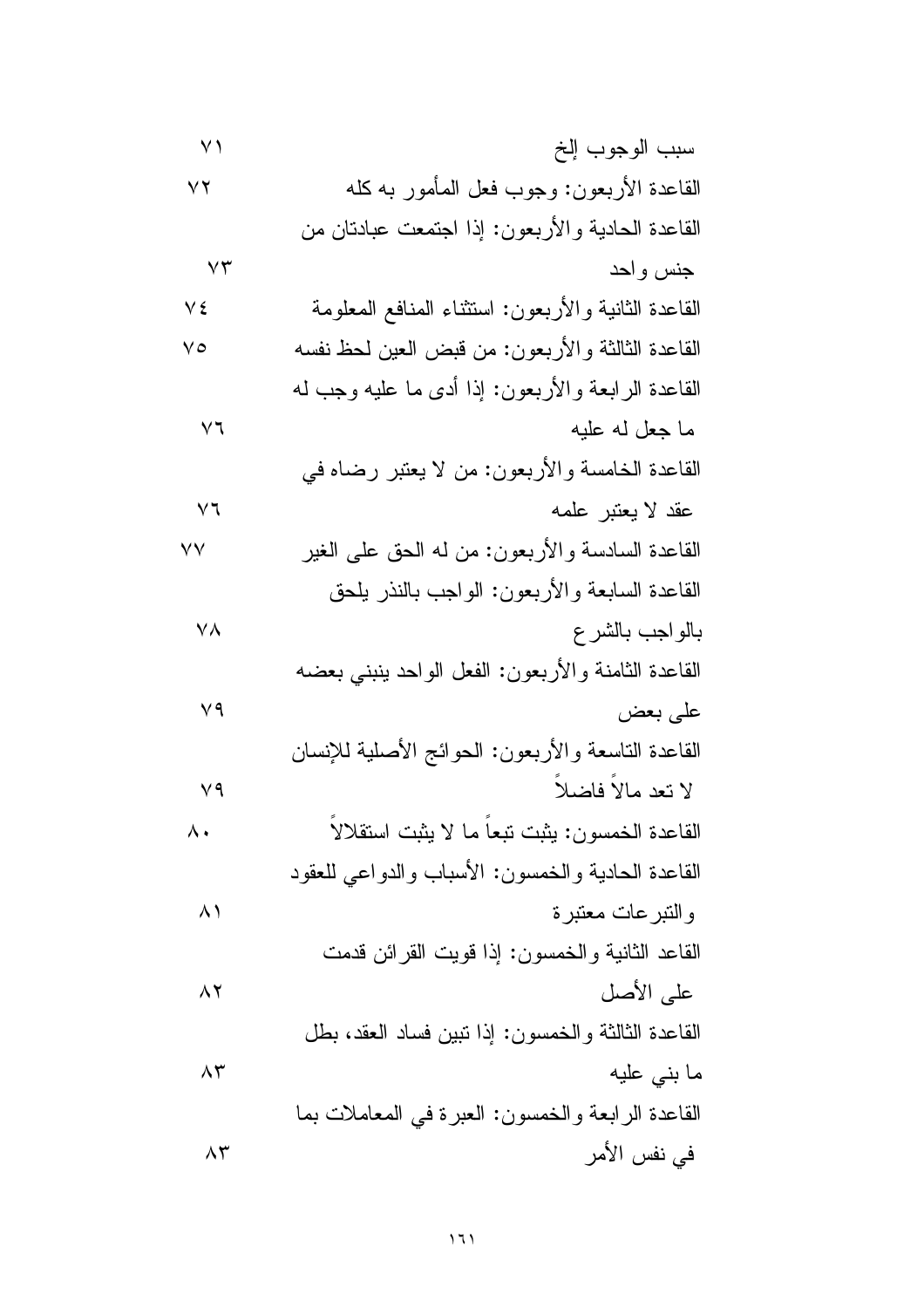| | |
|---|---|
| سبب الوجوب إلخ | ٧١ |
| القاعدة الأربعون: وجوب فعل المأمور به كله | ٧٢ |
| القاعدة الحادية والأربعون: إذا اجتمعت عبادتان من جنس واحد | ٧٣ |
| القاعدة الثانية والأربعون: استثناء المنافع المعلومة | ٧٤ |
| القاعدة الثالثة والأربعون: من قبض العين لحظ نفسه | ٧٥ |
| القاعدة الرابعة والأربعون: إذا أدى ما عليه وجب له ما جعل له عليه | ٧٦ |
| القاعدة الخامسة والأربعون: من لا يعتبر رضاه في عقد لا يعتبر علمه | ٧٦ |
| القاعدة السادسة والأربعون: من له الحق على الغير | ٧٧ |
| القاعدة السابعة والأربعون: الواجب بالنذر يلحق بالواجب بالشرع | ٧٨ |
| القاعدة الثامنة والأربعون: الفعل الواحد ينبني بعضه على بعض | ٧٩ |
| القاعدة التاسعة والأربعون: الحوائج الأصلية للإنسان لا تعد مالاً فاضلاً | ٧٩ |
| القاعدة الخمسون: يثبت تبعاً ما لا يثبت استقلالاً | ٨٠ |
| القاعدة الحادية والخمسون: الأسباب والدواعي للعقود والتبرعات معتبرة | ٨١ |
| القاعد الثانية والخمسون: إذا قويت القرائن قدمت على الأصل | ٨٢ |
| القاعدة الثالثة والخمسون: إذا تبين فساد العقد، بطل ما بني عليه | ٨٣ |
| القاعدة الرابعة والخمسون: العبرة في المعاملات بما في نفس الأمر | ٨٣ |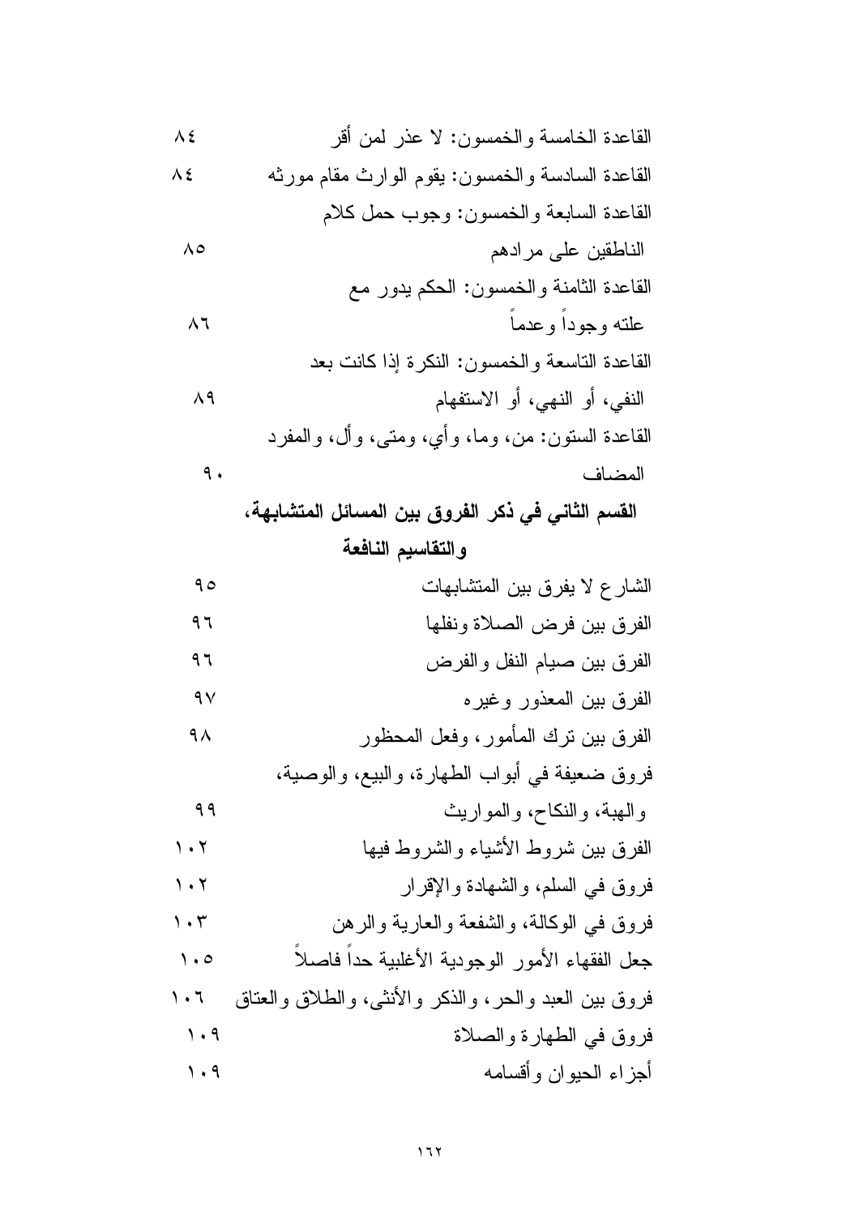| | |
|---|---|
| القاعدة الخامسة والخمسون: لا عذر لمن أقر | ٨٤ |
| القاعدة السادسة والخمسون: يقوم الوارث مقام مورثه | ٨٤ |
| القاعدة السابعة والخمسون: وجوب حمل كلام الناطقين على مرادهم | ٨٥ |
| القاعدة الثامنة والخمسون: الحكم يدور مع علته وجوداً وعدماً | ٨٦ |
| القاعدة التاسعة والخمسون: النكرة إذا كانت بعد النفي، أو النهي، أو الاستفهام | ٨٩ |
| القاعدة الستون: من، وما، وأي، ومتى، وأل، والمفرد المضاف | ٩٠ |

**القسم الثاني في ذكر الفروق بين المسائل المتشابهة، والتقاسيم النافعة**

| | |
|---|---|
| الشارع لا يفرق بين المتشابهات | ٩٥ |
| الفرق بين فرض الصلاة ونفلها | ٩٦ |
| الفرق بين صيام النفل والفرض | ٩٦ |
| الفرق بين المعذور وغيره | ٩٧ |
| الفرق بين ترك المأمور، وفعل المحظور | ٩٨ |
| فروق ضعيفة في أبواب الطهارة، والبيع، والوصية، والهبة، والنكاح، والمواريث | ٩٩ |
| الفرق بين شروط الأشياء والشروط فيها | ١٠٢ |
| فروق في السلم، والشهادة والإقرار | ١٠٢ |
| فروق في الوكالة، والشفعة والعارية والرهن | ١٠٣ |
| جعل الفقهاء الأمور الوجودية الأغلبية حداً فاصلاً | ١٠٥ |
| فروق بين العبد والحر، والذكر والأنثى، والطلاق والعتاق | ١٠٦ |
| فروق في الطهارة والصلاة | ١٠٩ |
| أجزاء الحيوان وأقسامه | ١٠٩ |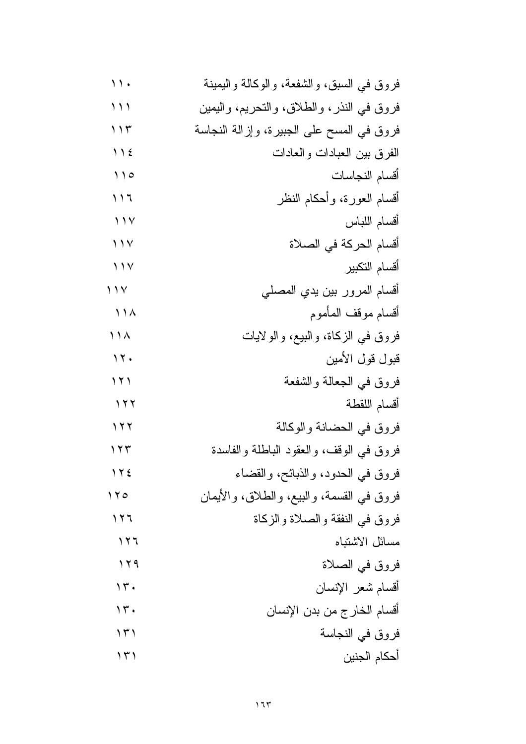| | |
|---|---|
| فروق في السبق، والشفعة، والوكالة واليمينة | ١١٠ |
| فروق في النذر، والطلاق، والتحريم، واليمين | ١١١ |
| فروق في المسح على الجبيرة، وإزالة النجاسة | ١١٣ |
| الفرق بين العبادات والعادات | ١١٤ |
| أقسام النجاسات | ١١٥ |
| أقسام العورة، وأحكام النظر | ١١٦ |
| أقسام اللباس | ١١٧ |
| أقسام الحركة في الصلاة | ١١٧ |
| أقسام التكبير | ١١٧ |
| أقسام المرور بين يدي المصلي | ١١٧ |
| أقسام موقف المأموم | ١١٨ |
| فروق في الزكاة، والبيع، والولايات | ١١٨ |
| قبول قول الأمين | ١٢٠ |
| فروق في الجعالة والشفعة | ١٢١ |
| أقسام اللقطة | ١٢٢ |
| فروق في الحضانة والوكالة | ١٢٢ |
| فروق في الوقف، والعقود الباطلة والفاسدة | ١٢٣ |
| فروق في الحدود، والذبائح، والقضاء | ١٢٤ |
| فروق في القسمة، والبيع، والطلاق، والأيمان | ١٢٥ |
| فروق في النفقة والصلاة والزكاة | ١٢٦ |
| مسائل الاشتباه | ١٢٦ |
| فروق في الصلاة | ١٢٩ |
| أقسام شعر الإنسان | ١٣٠ |
| أقسام الخارج من بدن الإنسان | ١٣٠ |
| فروق في النجاسة | ١٣١ |
| أحكام الجنين | ١٣١ |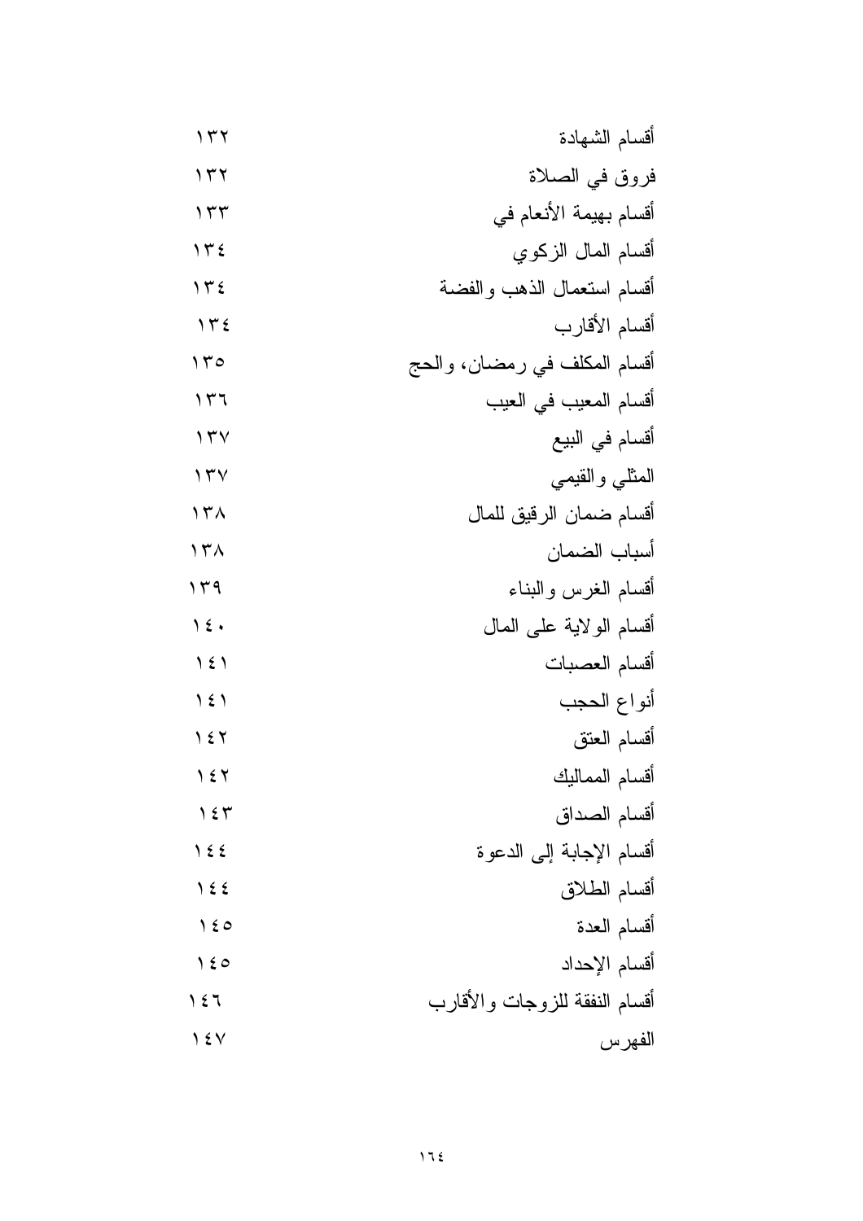| | |
|---|---|
| أقسام الشهادة | ١٣٢ |
| فروق في الصلاة | ١٣٢ |
| أقسام بهيمة الأنعام في | ١٣٣ |
| أقسام المال الزكوي | ١٣٤ |
| أقسام استعمال الذهب والفضة | ١٣٤ |
| أقسام الأقارب | ١٣٤ |
| أقسام المكلف في رمضان، والحج | ١٣٥ |
| أقسام المعيب في العيب | ١٣٦ |
| أقسام في البيع | ١٣٧ |
| المثلي والقيمي | ١٣٧ |
| أقسام ضمان الرقيق للمال | ١٣٨ |
| أسباب الضمان | ١٣٨ |
| أقسام الغرس والبناء | ١٣٩ |
| أقسام الولاية على المال | ١٤٠ |
| أقسام العصبات | ١٤١ |
| أنواع الحجب | ١٤١ |
| أقسام العتق | ١٤٢ |
| أقسام المماليك | ١٤٢ |
| أقسام الصداق | ١٤٣ |
| أقسام الإجابة إلى الدعوة | ١٤٤ |
| أقسام الطلاق | ١٤٤ |
| أقسام العدة | ١٤٥ |
| أقسام الإحداد | ١٤٥ |
| أقسام النفقة للزوجات والأقارب | ١٤٦ |
| الفهرس | ١٤٧ |